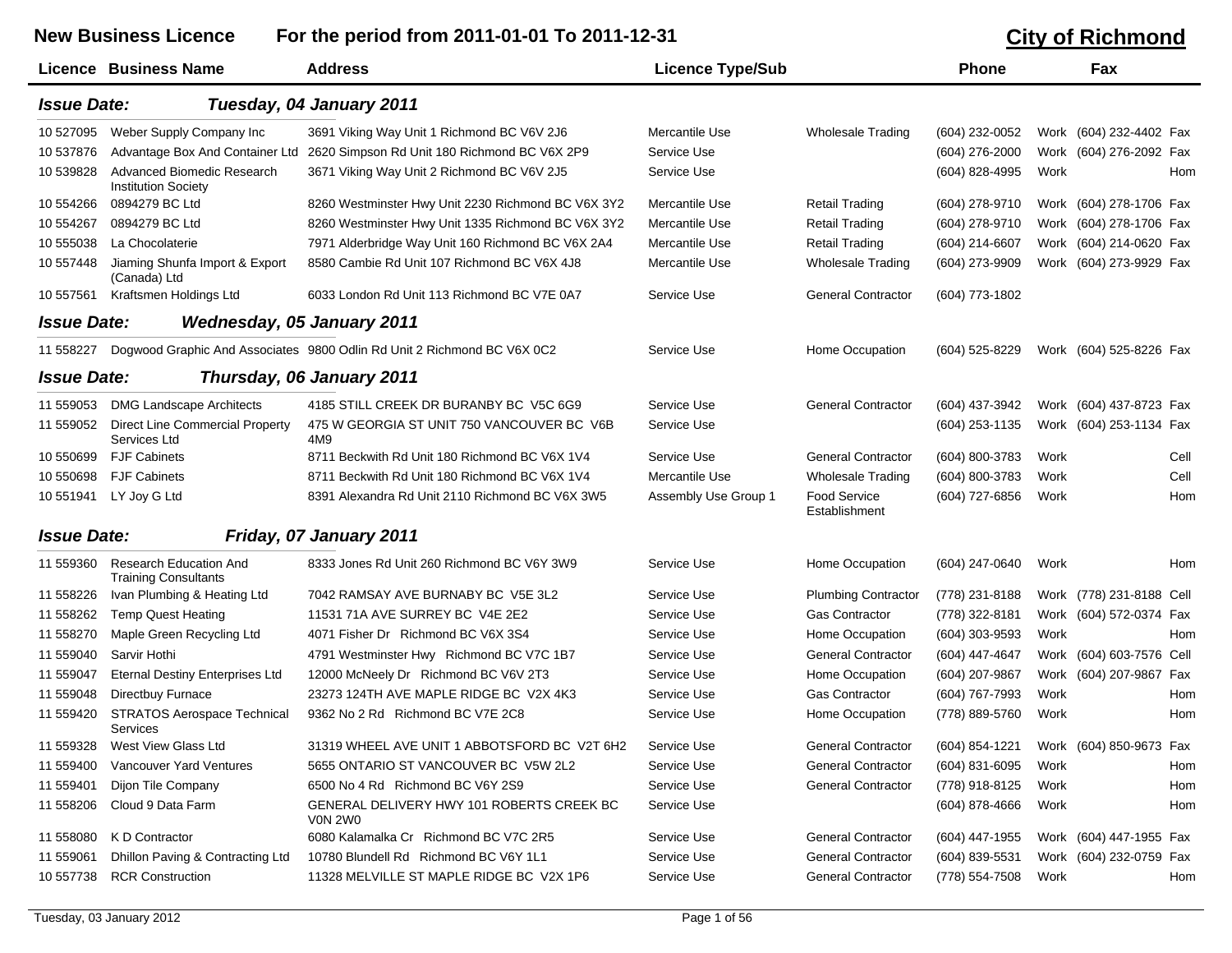# New Business Licence — For the period from 2011-01-01 To 2011-12-31

## City of Richmond

### Issue Date: Tuesday, 04 January 2011

| Licence | Business Name | Address | Licence Type/Sub | | Phone | | Fax | |
|---|---|---|---|---|---|---|---|---|
| 10 527095 | Weber Supply Company Inc | 3691 Viking Way Unit 1 Richmond BC V6V 2J6 | Mercantile Use | Wholesale Trading | (604) 232-0052 | Work | (604) 232-4402 | Fax |
| 10 537876 | Advantage Box And Container Ltd | 2620 Simpson Rd Unit 180 Richmond BC V6X 2P9 | Service Use | | (604) 276-2000 | Work | (604) 276-2092 | Fax |
| 10 539828 | Advanced Biomedic Research Institution Society | 3671 Viking Way Unit 2 Richmond BC V6V 2J5 | Service Use | | (604) 828-4995 | Work | | Hom |
| 10 554266 | 0894279 BC Ltd | 8260 Westminster Hwy Unit 2230 Richmond BC V6X 3Y2 | Mercantile Use | Retail Trading | (604) 278-9710 | Work | (604) 278-1706 | Fax |
| 10 554267 | 0894279 BC Ltd | 8260 Westminster Hwy Unit 1335 Richmond BC V6X 3Y2 | Mercantile Use | Retail Trading | (604) 278-9710 | Work | (604) 278-1706 | Fax |
| 10 555038 | La Chocolaterie | 7971 Alderbridge Way Unit 160 Richmond BC V6X 2A4 | Mercantile Use | Retail Trading | (604) 214-6607 | Work | (604) 214-0620 | Fax |
| 10 557448 | Jiaming Shunfa Import & Export (Canada) Ltd | 8580 Cambie Rd Unit 107 Richmond BC V6X 4J8 | Mercantile Use | Wholesale Trading | (604) 273-9909 | Work | (604) 273-9929 | Fax |
| 10 557561 | Kraftsmen Holdings Ltd | 6033 London Rd Unit 113 Richmond BC V7E 0A7 | Service Use | General Contractor | (604) 773-1802 | | | |

### Issue Date: Wednesday, 05 January 2011

| Licence | Business Name | Address | Licence Type/Sub | | Phone | | Fax | |
|---|---|---|---|---|---|---|---|---|
| 11 558227 | Dogwood Graphic And Associates | 9800 Odlin Rd Unit 2 Richmond BC V6X 0C2 | Service Use | Home Occupation | (604) 525-8229 | Work | (604) 525-8226 | Fax |

### Issue Date: Thursday, 06 January 2011

| Licence | Business Name | Address | Licence Type/Sub | | Phone | | Fax | |
|---|---|---|---|---|---|---|---|---|
| 11 559053 | DMG Landscape Architects | 4185 STILL CREEK DR BURANBY BC V5C 6G9 | Service Use | General Contractor | (604) 437-3942 | Work | (604) 437-8723 | Fax |
| 11 559052 | Direct Line Commercial Property Services Ltd | 475 W GEORGIA ST UNIT 750 VANCOUVER BC V6B 4M9 | Service Use | | (604) 253-1135 | Work | (604) 253-1134 | Fax |
| 10 550699 | FJF Cabinets | 8711 Beckwith Rd Unit 180 Richmond BC V6X 1V4 | Service Use | General Contractor | (604) 800-3783 | Work | | Cell |
| 10 550698 | FJF Cabinets | 8711 Beckwith Rd Unit 180 Richmond BC V6X 1V4 | Mercantile Use | Wholesale Trading | (604) 800-3783 | Work | | Cell |
| 10 551941 | LY Joy G Ltd | 8391 Alexandra Rd Unit 2110 Richmond BC V6X 3W5 | Assembly Use Group 1 | Food Service Establishment | (604) 727-6856 | Work | | Hom |

### Issue Date: Friday, 07 January 2011

| Licence | Business Name | Address | Licence Type/Sub | | Phone | | Fax | |
|---|---|---|---|---|---|---|---|---|
| 11 559360 | Research Education And Training Consultants | 8333 Jones Rd Unit 260 Richmond BC V6Y 3W9 | Service Use | Home Occupation | (604) 247-0640 | Work | | Hom |
| 11 558226 | Ivan Plumbing & Heating Ltd | 7042 RAMSAY AVE BURNABY BC V5E 3L2 | Service Use | Plumbing Contractor | (778) 231-8188 | Work | (778) 231-8188 | Cell |
| 11 558262 | Temp Quest Heating | 11531 71A AVE SURREY BC V4E 2E2 | Service Use | Gas Contractor | (778) 322-8181 | Work | (604) 572-0374 | Fax |
| 11 558270 | Maple Green Recycling Ltd | 4071 Fisher Dr Richmond BC V6X 3S4 | Service Use | Home Occupation | (604) 303-9593 | Work | | Hom |
| 11 559040 | Sarvir Hothi | 4791 Westminster Hwy Richmond BC V7C 1B7 | Service Use | General Contractor | (604) 447-4647 | Work | (604) 603-7576 | Cell |
| 11 559047 | Eternal Destiny Enterprises Ltd | 12000 McNeely Dr Richmond BC V6V 2T3 | Service Use | Home Occupation | (604) 207-9867 | Work | (604) 207-9867 | Fax |
| 11 559048 | Directbuy Furnace | 23273 124TH AVE MAPLE RIDGE BC V2X 4K3 | Service Use | Gas Contractor | (604) 767-7993 | Work | | Hom |
| 11 559420 | STRATOS Aerospace Technical Services | 9362 No 2 Rd Richmond BC V7E 2C8 | Service Use | Home Occupation | (778) 889-5760 | Work | | Hom |
| 11 559328 | West View Glass Ltd | 31319 WHEEL AVE UNIT 1 ABBOTSFORD BC V2T 6H2 | Service Use | General Contractor | (604) 854-1221 | Work | (604) 850-9673 | Fax |
| 11 559400 | Vancouver Yard Ventures | 5655 ONTARIO ST VANCOUVER BC V5W 2L2 | Service Use | General Contractor | (604) 831-6095 | Work | | Hom |
| 11 559401 | Dijon Tile Company | 6500 No 4 Rd Richmond BC V6Y 2S9 | Service Use | General Contractor | (778) 918-8125 | Work | | Hom |
| 11 558206 | Cloud 9 Data Farm | GENERAL DELIVERY HWY 101 ROBERTS CREEK BC V0N 2W0 | Service Use | | (604) 878-4666 | Work | | Hom |
| 11 558080 | K D Contractor | 6080 Kalamalka Cr Richmond BC V7C 2R5 | Service Use | General Contractor | (604) 447-1955 | Work | (604) 447-1955 | Fax |
| 11 559061 | Dhillon Paving & Contracting Ltd | 10780 Blundell Rd Richmond BC V6Y 1L1 | Service Use | General Contractor | (604) 839-5531 | Work | (604) 232-0759 | Fax |
| 10 557738 | RCR Construction | 11328 MELVILLE ST MAPLE RIDGE BC V2X 1P6 | Service Use | General Contractor | (778) 554-7508 | Work | | Hom |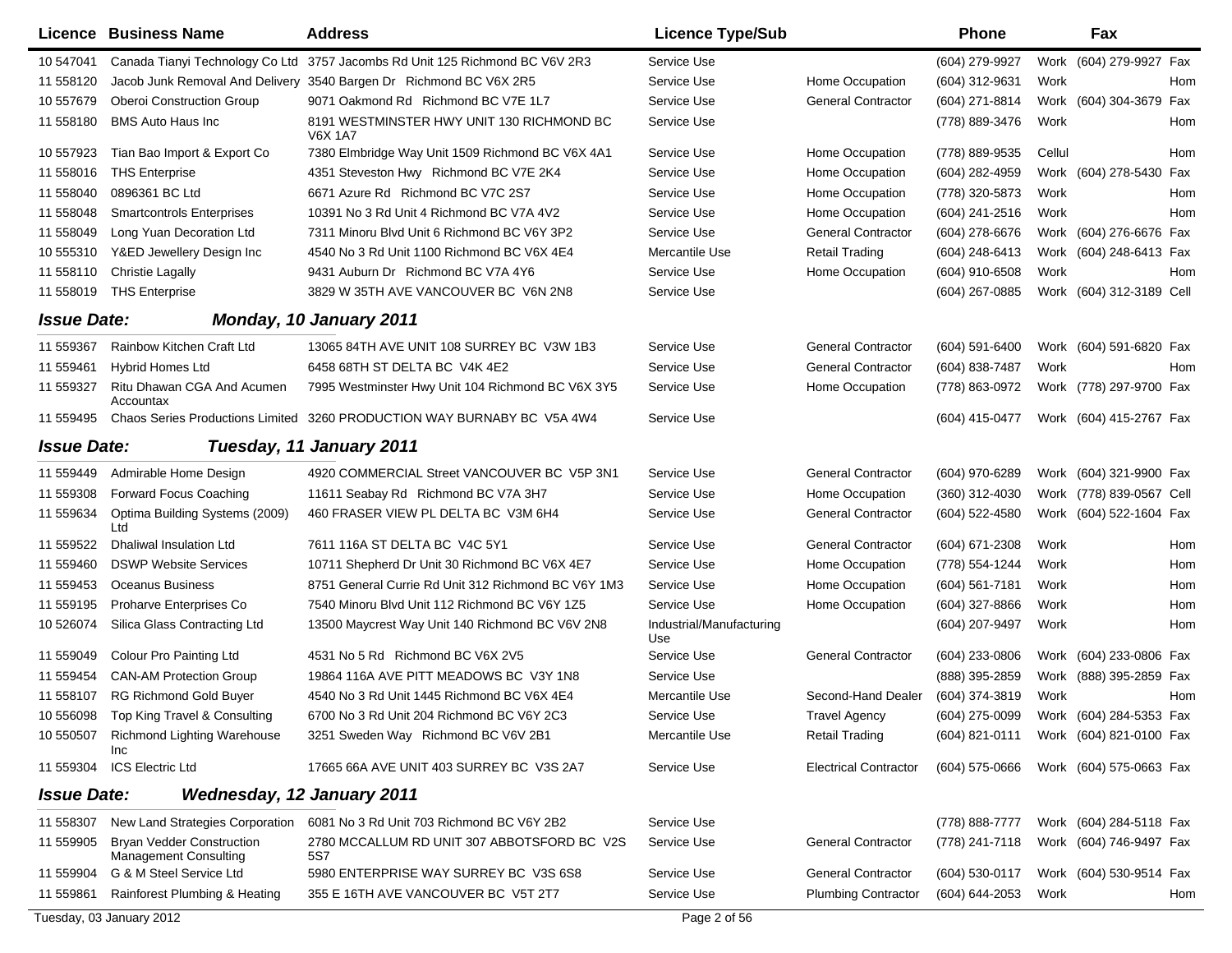| Licence | Business Name | Address | Licence Type/Sub | | Phone | | Fax | |
|---|---|---|---|---|---|---|---|---|
| 10 547041 | Canada Tianyi Technology Co Ltd | 3757 Jacombs Rd Unit 125 Richmond BC V6V 2R3 | Service Use | | (604) 279-9927 | Work | (604) 279-9927 | Fax |
| 11 558120 | Jacob Junk Removal And Delivery | 3540 Bargen Dr Richmond BC V6X 2R5 | Service Use | Home Occupation | (604) 312-9631 | Work | | Hom |
| 10 557679 | Oberoi Construction Group | 9071 Oakmond Rd Richmond BC V7E 1L7 | Service Use | General Contractor | (604) 271-8814 | Work | (604) 304-3679 | Fax |
| 11 558180 | BMS Auto Haus Inc | 8191 WESTMINSTER HWY UNIT 130 RICHMOND BC V6X 1A7 | Service Use | | (778) 889-3476 | Work | | Hom |
| 10 557923 | Tian Bao Import & Export Co | 7380 Elmbridge Way Unit 1509 Richmond BC V6X 4A1 | Service Use | Home Occupation | (778) 889-9535 | Cellul | | Hom |
| 11 558016 | THS Enterprise | 4351 Steveston Hwy Richmond BC V7E 2K4 | Service Use | Home Occupation | (604) 282-4959 | Work | (604) 278-5430 | Fax |
| 11 558040 | 0896361 BC Ltd | 6671 Azure Rd Richmond BC V7C 2S7 | Service Use | Home Occupation | (778) 320-5873 | Work | | Hom |
| 11 558048 | Smartcontrols Enterprises | 10391 No 3 Rd Unit 4 Richmond BC V7A 4V2 | Service Use | Home Occupation | (604) 241-2516 | Work | | Hom |
| 11 558049 | Long Yuan Decoration Ltd | 7311 Minoru Blvd Unit 6 Richmond BC V6Y 3P2 | Service Use | General Contractor | (604) 278-6676 | Work | (604) 276-6676 | Fax |
| 10 555310 | Y&ED Jewellery Design Inc | 4540 No 3 Rd Unit 1100 Richmond BC V6X 4E4 | Mercantile Use | Retail Trading | (604) 248-6413 | Work | (604) 248-6413 | Fax |
| 11 558110 | Christie Lagally | 9431 Auburn Dr Richmond BC V7A 4Y6 | Service Use | Home Occupation | (604) 910-6508 | Work | | Hom |
| 11 558019 | THS Enterprise | 3829 W 35TH AVE VANCOUVER BC V6N 2N8 | Service Use | | (604) 267-0885 | Work | (604) 312-3189 | Cell |

### *Issue Date: Monday, 10 January 2011*

| Licence | Business Name | Address | Licence Type/Sub | | Phone | | Fax | |
|---|---|---|---|---|---|---|---|---|
| 11 559367 | Rainbow Kitchen Craft Ltd | 13065 84TH AVE UNIT 108 SURREY BC V3W 1B3 | Service Use | General Contractor | (604) 591-6400 | Work | (604) 591-6820 | Fax |
| 11 559461 | Hybrid Homes Ltd | 6458 68TH ST DELTA BC V4K 4E2 | Service Use | General Contractor | (604) 838-7487 | Work | | Hom |
| 11 559327 | Ritu Dhawan CGA And Acumen Accountax | 7995 Westminster Hwy Unit 104 Richmond BC V6X 3Y5 | Service Use | Home Occupation | (778) 863-0972 | Work | (778) 297-9700 | Fax |
| 11 559495 | Chaos Series Productions Limited | 3260 PRODUCTION WAY BURNABY BC V5A 4W4 | Service Use | | (604) 415-0477 | Work | (604) 415-2767 | Fax |

### *Issue Date: Tuesday, 11 January 2011*

| Licence | Business Name | Address | Licence Type/Sub | | Phone | | Fax | |
|---|---|---|---|---|---|---|---|---|
| 11 559449 | Admirable Home Design | 4920 COMMERCIAL Street VANCOUVER BC V5P 3N1 | Service Use | General Contractor | (604) 970-6289 | Work | (604) 321-9900 | Fax |
| 11 559308 | Forward Focus Coaching | 11611 Seabay Rd Richmond BC V7A 3H7 | Service Use | Home Occupation | (360) 312-4030 | Work | (778) 839-0567 | Cell |
| 11 559634 | Optima Building Systems (2009) Ltd | 460 FRASER VIEW PL DELTA BC V3M 6H4 | Service Use | General Contractor | (604) 522-4580 | Work | (604) 522-1604 | Fax |
| 11 559522 | Dhaliwal Insulation Ltd | 7611 116A ST DELTA BC V4C 5Y1 | Service Use | General Contractor | (604) 671-2308 | Work | | Hom |
| 11 559460 | DSWP Website Services | 10711 Shepherd Dr Unit 30 Richmond BC V6X 4E7 | Service Use | Home Occupation | (778) 554-1244 | Work | | Hom |
| 11 559453 | Oceanus Business | 8751 General Currie Rd Unit 312 Richmond BC V6Y 1M3 | Service Use | Home Occupation | (604) 561-7181 | Work | | Hom |
| 11 559195 | Proharve Enterprises Co | 7540 Minoru Blvd Unit 112 Richmond BC V6Y 1Z5 | Service Use | Home Occupation | (604) 327-8866 | Work | | Hom |
| 10 526074 | Silica Glass Contracting Ltd | 13500 Maycrest Way Unit 140 Richmond BC V6V 2N8 | Industrial/Manufacturing Use | | (604) 207-9497 | Work | | Hom |
| 11 559049 | Colour Pro Painting Ltd | 4531 No 5 Rd Richmond BC V6X 2V5 | Service Use | General Contractor | (604) 233-0806 | Work | (604) 233-0806 | Fax |
| 11 559454 | CAN-AM Protection Group | 19864 116A AVE PITT MEADOWS BC V3Y 1N8 | Service Use | | (888) 395-2859 | Work | (888) 395-2859 | Fax |
| 11 558107 | RG Richmond Gold Buyer | 4540 No 3 Rd Unit 1445 Richmond BC V6X 4E4 | Mercantile Use | Second-Hand Dealer | (604) 374-3819 | Work | | Hom |
| 10 556098 | Top King Travel & Consulting | 6700 No 3 Rd Unit 204 Richmond BC V6Y 2C3 | Service Use | Travel Agency | (604) 275-0099 | Work | (604) 284-5353 | Fax |
| 10 550507 | Richmond Lighting Warehouse Inc | 3251 Sweden Way Richmond BC V6V 2B1 | Mercantile Use | Retail Trading | (604) 821-0111 | Work | (604) 821-0100 | Fax |
| 11 559304 | ICS Electric Ltd | 17665 66A AVE UNIT 403 SURREY BC V3S 2A7 | Service Use | Electrical Contractor | (604) 575-0666 | Work | (604) 575-0663 | Fax |

### *Issue Date: Wednesday, 12 January 2011*

| Licence | Business Name | Address | Licence Type/Sub | | Phone | | Fax | |
|---|---|---|---|---|---|---|---|---|
| 11 558307 | New Land Strategies Corporation | 6081 No 3 Rd Unit 703 Richmond BC V6Y 2B2 | Service Use | | (778) 888-7777 | Work | (604) 284-5118 | Fax |
| 11 559905 | Bryan Vedder Construction Management Consulting | 2780 MCCALLUM RD UNIT 307 ABBOTSFORD BC V2S 5S7 | Service Use | General Contractor | (778) 241-7118 | Work | (604) 746-9497 | Fax |
| 11 559904 | G & M Steel Service Ltd | 5980 ENTERPRISE WAY SURREY BC V3S 6S8 | Service Use | General Contractor | (604) 530-0117 | Work | (604) 530-9514 | Fax |
| 11 559861 | Rainforest Plumbing & Heating | 355 E 16TH AVE VANCOUVER BC V5T 2T7 | Service Use | Plumbing Contractor | (604) 644-2053 | Work | | Hom |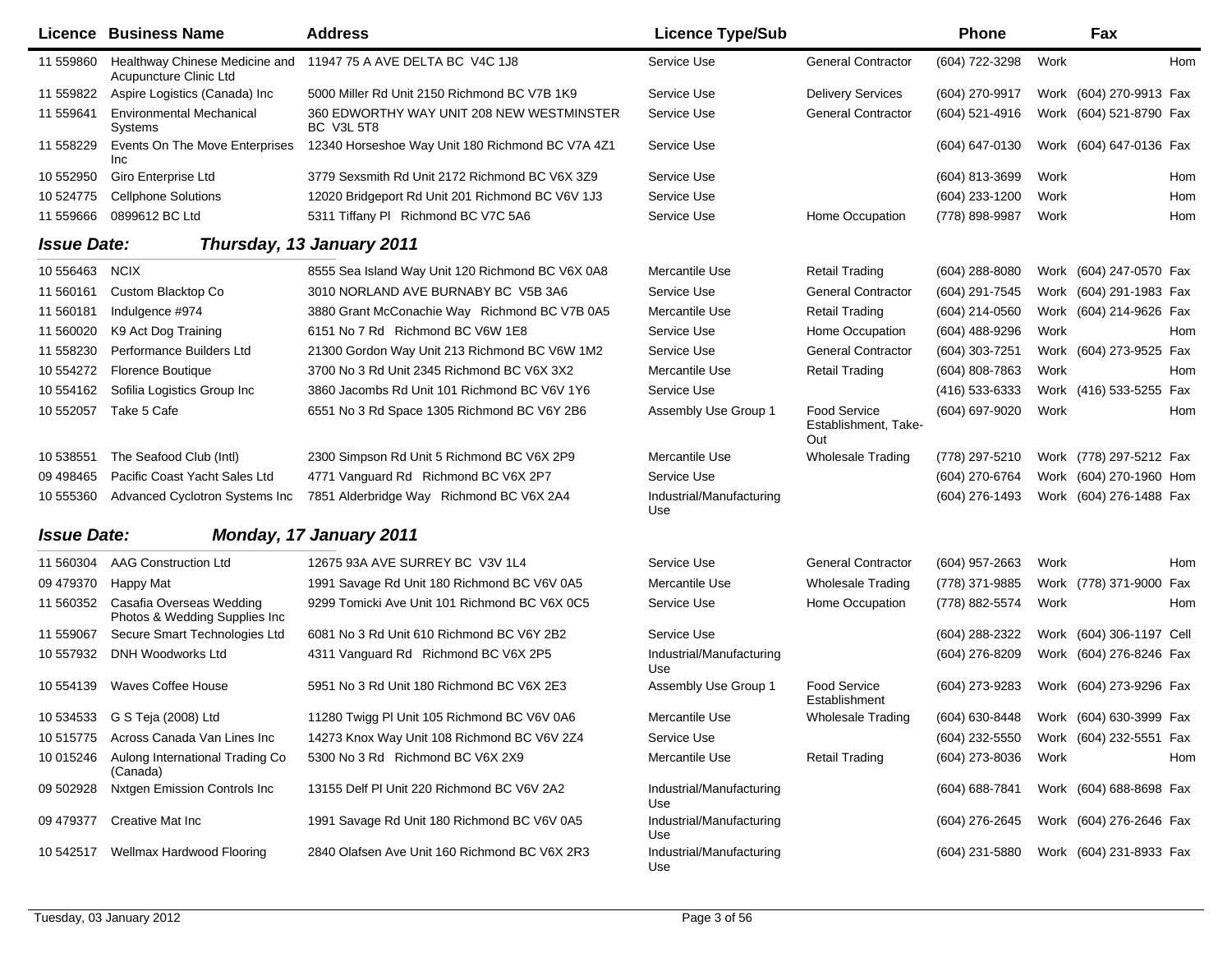| Licence | Business Name | Address | Licence Type/Sub | | Phone | | Fax | |
|---|---|---|---|---|---|---|---|---|
| 11 559860 | Healthway Chinese Medicine and Acupuncture Clinic Ltd | 11947 75 A AVE DELTA BC V4C 1J8 | Service Use | General Contractor | (604) 722-3298 | Work | | Hom |
| 11 559822 | Aspire Logistics (Canada) Inc | 5000 Miller Rd Unit 2150 Richmond BC V7B 1K9 | Service Use | Delivery Services | (604) 270-9917 | Work | (604) 270-9913 | Fax |
| 11 559641 | Environmental Mechanical Systems | 360 EDWORTHY WAY UNIT 208 NEW WESTMINSTER BC V3L 5T8 | Service Use | General Contractor | (604) 521-4916 | Work | (604) 521-8790 | Fax |
| 11 558229 | Events On The Move Enterprises Inc | 12340 Horseshoe Way Unit 180 Richmond BC V7A 4Z1 | Service Use | | (604) 647-0130 | Work | (604) 647-0136 | Fax |
| 10 552950 | Giro Enterprise Ltd | 3779 Sexsmith Rd Unit 2172 Richmond BC V6X 3Z9 | Service Use | | (604) 813-3699 | Work | | Hom |
| 10 524775 | Cellphone Solutions | 12020 Bridgeport Rd Unit 201 Richmond BC V6V 1J3 | Service Use | | (604) 233-1200 | Work | | Hom |
| 11 559666 | 0899612 BC Ltd | 5311 Tiffany Pl Richmond BC V7C 5A6 | Service Use | Home Occupation | (778) 898-9987 | Work | | Hom |

## *Issue Date: Thursday, 13 January 2011*

| Licence | Business Name | Address | Licence Type/Sub | | Phone | | Fax | |
|---|---|---|---|---|---|---|---|---|
| 10 556463 | NCIX | 8555 Sea Island Way Unit 120 Richmond BC V6X 0A8 | Mercantile Use | Retail Trading | (604) 288-8080 | Work | (604) 247-0570 | Fax |
| 11 560161 | Custom Blacktop Co | 3010 NORLAND AVE BURNABY BC V5B 3A6 | Service Use | General Contractor | (604) 291-7545 | Work | (604) 291-1983 | Fax |
| 11 560181 | Indulgence #974 | 3880 Grant McConachie Way Richmond BC V7B 0A5 | Mercantile Use | Retail Trading | (604) 214-0560 | Work | (604) 214-9626 | Fax |
| 11 560020 | K9 Act Dog Training | 6151 No 7 Rd Richmond BC V6W 1E8 | Service Use | Home Occupation | (604) 488-9296 | Work | | Hom |
| 11 558230 | Performance Builders Ltd | 21300 Gordon Way Unit 213 Richmond BC V6W 1M2 | Service Use | General Contractor | (604) 303-7251 | Work | (604) 273-9525 | Fax |
| 10 554272 | Florence Boutique | 3700 No 3 Rd Unit 2345 Richmond BC V6X 3X2 | Mercantile Use | Retail Trading | (604) 808-7863 | Work | | Hom |
| 10 554162 | Sofilia Logistics Group Inc | 3860 Jacombs Rd Unit 101 Richmond BC V6V 1Y6 | Service Use | | (416) 533-6333 | Work | (416) 533-5255 | Fax |
| 10 552057 | Take 5 Cafe | 6551 No 3 Rd Space 1305 Richmond BC V6Y 2B6 | Assembly Use Group 1 | Food Service Establishment, Take-Out | (604) 697-9020 | Work | | Hom |
| 10 538551 | The Seafood Club (Intl) | 2300 Simpson Rd Unit 5 Richmond BC V6X 2P9 | Mercantile Use | Wholesale Trading | (778) 297-5210 | Work | (778) 297-5212 | Fax |
| 09 498465 | Pacific Coast Yacht Sales Ltd | 4771 Vanguard Rd Richmond BC V6X 2P7 | Service Use | | (604) 270-6764 | Work | (604) 270-1960 | Hom |
| 10 555360 | Advanced Cyclotron Systems Inc | 7851 Alderbridge Way Richmond BC V6X 2A4 | Industrial/Manufacturing Use | | (604) 276-1493 | Work | (604) 276-1488 | Fax |

## *Issue Date: Monday, 17 January 2011*

| Licence | Business Name | Address | Licence Type/Sub | | Phone | | Fax | |
|---|---|---|---|---|---|---|---|---|
| 11 560304 | AAG Construction Ltd | 12675 93A AVE SURREY BC V3V 1L4 | Service Use | General Contractor | (604) 957-2663 | Work | | Hom |
| 09 479370 | Happy Mat | 1991 Savage Rd Unit 180 Richmond BC V6V 0A5 | Mercantile Use | Wholesale Trading | (778) 371-9885 | Work | (778) 371-9000 | Fax |
| 11 560352 | Casafia Overseas Wedding Photos & Wedding Supplies Inc | 9299 Tomicki Ave Unit 101 Richmond BC V6X 0C5 | Service Use | Home Occupation | (778) 882-5574 | Work | | Hom |
| 11 559067 | Secure Smart Technologies Ltd | 6081 No 3 Rd Unit 610 Richmond BC V6Y 2B2 | Service Use | | (604) 288-2322 | Work | (604) 306-1197 | Cell |
| 10 557932 | DNH Woodworks Ltd | 4311 Vanguard Rd Richmond BC V6X 2P5 | Industrial/Manufacturing Use | | (604) 276-8209 | Work | (604) 276-8246 | Fax |
| 10 554139 | Waves Coffee House | 5951 No 3 Rd Unit 180 Richmond BC V6X 2E3 | Assembly Use Group 1 | Food Service Establishment | (604) 273-9283 | Work | (604) 273-9296 | Fax |
| 10 534533 | G S Teja (2008) Ltd | 11280 Twigg Pl Unit 105 Richmond BC V6V 0A6 | Mercantile Use | Wholesale Trading | (604) 630-8448 | Work | (604) 630-3999 | Fax |
| 10 515775 | Across Canada Van Lines Inc | 14273 Knox Way Unit 108 Richmond BC V6V 2Z4 | Service Use | | (604) 232-5550 | Work | (604) 232-5551 | Fax |
| 10 015246 | Aulong International Trading Co (Canada) | 5300 No 3 Rd Richmond BC V6X 2X9 | Mercantile Use | Retail Trading | (604) 273-8036 | Work | | Hom |
| 09 502928 | Nxtgen Emission Controls Inc | 13155 Delf Pl Unit 220 Richmond BC V6V 2A2 | Industrial/Manufacturing Use | | (604) 688-7841 | Work | (604) 688-8698 | Fax |
| 09 479377 | Creative Mat Inc | 1991 Savage Rd Unit 180 Richmond BC V6V 0A5 | Industrial/Manufacturing Use | | (604) 276-2645 | Work | (604) 276-2646 | Fax |
| 10 542517 | Wellmax Hardwood Flooring | 2840 Olafsen Ave Unit 160 Richmond BC V6X 2R3 | Industrial/Manufacturing Use | | (604) 231-5880 | Work | (604) 231-8933 | Fax |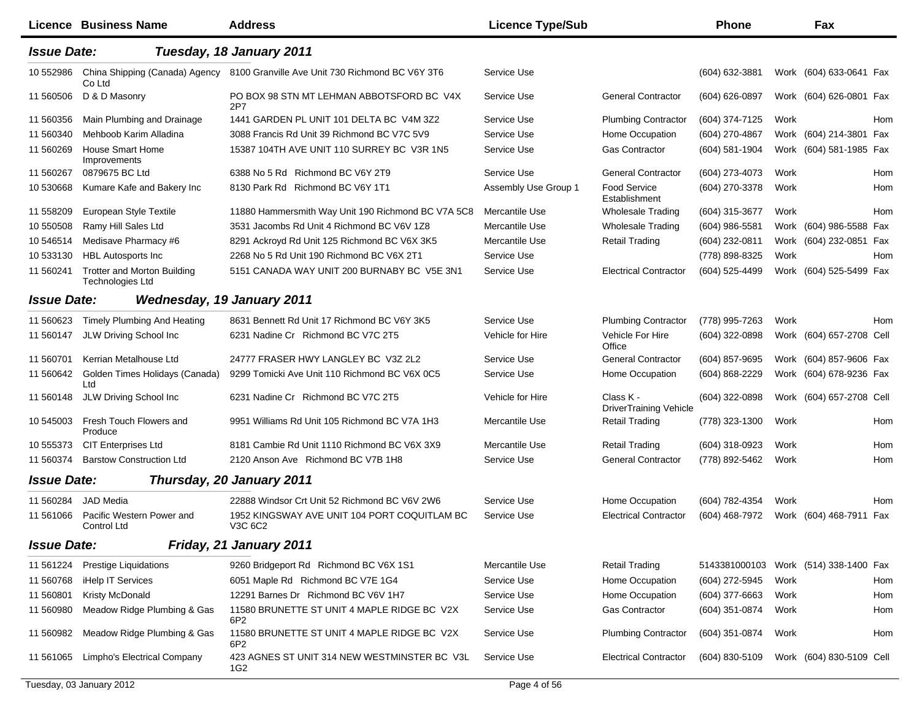| Licence | Business Name | Address | Licence Type/Sub | | Phone | | Fax | |
|---|---|---|---|---|---|---|---|---|
| **Issue Date:** | ***Tuesday, 18 January 2011*** | | | | | | | |
| 10 552986 | China Shipping (Canada) Agency Co Ltd | 8100 Granville Ave Unit 730 Richmond BC V6Y 3T6 | Service Use | | (604) 632-3881 | Work | (604) 633-0641 | Fax |
| 11 560506 | D & D Masonry | PO BOX 98 STN MT LEHMAN ABBOTSFORD BC V4X 2P7 | Service Use | General Contractor | (604) 626-0897 | Work | (604) 626-0801 | Fax |
| 11 560356 | Main Plumbing and Drainage | 1441 GARDEN PL UNIT 101 DELTA BC V4M 3Z2 | Service Use | Plumbing Contractor | (604) 374-7125 | Work | | Hom |
| 11 560340 | Mehboob Karim Alladina | 3088 Francis Rd Unit 39 Richmond BC V7C 5V9 | Service Use | Home Occupation | (604) 270-4867 | Work | (604) 214-3801 | Fax |
| 11 560269 | House Smart Home Improvements | 15387 104TH AVE UNIT 110 SURREY BC V3R 1N5 | Service Use | Gas Contractor | (604) 581-1904 | Work | (604) 581-1985 | Fax |
| 11 560267 | 0879675 BC Ltd | 6388 No 5 Rd Richmond BC V6Y 2T9 | Service Use | General Contractor | (604) 273-4073 | Work | | Hom |
| 10 530668 | Kumare Kafe and Bakery Inc | 8130 Park Rd Richmond BC V6Y 1T1 | Assembly Use Group 1 | Food Service Establishment | (604) 270-3378 | Work | | Hom |
| 11 558209 | European Style Textile | 11880 Hammersmith Way Unit 190 Richmond BC V7A 5C8 | Mercantile Use | Wholesale Trading | (604) 315-3677 | Work | | Hom |
| 10 550508 | Ramy Hill Sales Ltd | 3531 Jacombs Rd Unit 4 Richmond BC V6V 1Z8 | Mercantile Use | Wholesale Trading | (604) 986-5581 | Work | (604) 986-5588 | Fax |
| 10 546514 | Medisave Pharmacy #6 | 8291 Ackroyd Rd Unit 125 Richmond BC V6X 3K5 | Mercantile Use | Retail Trading | (604) 232-0811 | Work | (604) 232-0851 | Fax |
| 10 533130 | HBL Autosports Inc | 2268 No 5 Rd Unit 190 Richmond BC V6X 2T1 | Service Use | | (778) 898-8325 | Work | | Hom |
| 11 560241 | Trotter and Morton Building Technologies Ltd | 5151 CANADA WAY UNIT 200 BURNABY BC V5E 3N1 | Service Use | Electrical Contractor | (604) 525-4499 | Work | (604) 525-5499 | Fax |
| **Issue Date:** | ***Wednesday, 19 January 2011*** | | | | | | | |
| 11 560623 | Timely Plumbing And Heating | 8631 Bennett Rd Unit 17 Richmond BC V6Y 3K5 | Service Use | Plumbing Contractor | (778) 995-7263 | Work | | Hom |
| 11 560147 | JLW Driving School Inc | 6231 Nadine Cr Richmond BC V7C 2T5 | Vehicle for Hire | Vehicle For Hire Office | (604) 322-0898 | Work | (604) 657-2708 | Cell |
| 11 560701 | Kerrian Metalhouse Ltd | 24777 FRASER HWY LANGLEY BC V3Z 2L2 | Service Use | General Contractor | (604) 857-9695 | Work | (604) 857-9606 | Fax |
| 11 560642 | Golden Times Holidays (Canada) Ltd | 9299 Tomicki Ave Unit 110 Richmond BC V6X 0C5 | Service Use | Home Occupation | (604) 868-2229 | Work | (604) 678-9236 | Fax |
| 11 560148 | JLW Driving School Inc | 6231 Nadine Cr Richmond BC V7C 2T5 | Vehicle for Hire | Class K - DriverTraining Vehicle | (604) 322-0898 | Work | (604) 657-2708 | Cell |
| 10 545003 | Fresh Touch Flowers and Produce | 9951 Williams Rd Unit 105 Richmond BC V7A 1H3 | Mercantile Use | Retail Trading | (778) 323-1300 | Work | | Hom |
| 10 555373 | CIT Enterprises Ltd | 8181 Cambie Rd Unit 1110 Richmond BC V6X 3X9 | Mercantile Use | Retail Trading | (604) 318-0923 | Work | | Hom |
| 11 560374 | Barstow Construction Ltd | 2120 Anson Ave Richmond BC V7B 1H8 | Service Use | General Contractor | (778) 892-5462 | Work | | Hom |
| **Issue Date:** | ***Thursday, 20 January 2011*** | | | | | | | |
| 11 560284 | JAD Media | 22888 Windsor Crt Unit 52 Richmond BC V6V 2W6 | Service Use | Home Occupation | (604) 782-4354 | Work | | Hom |
| 11 561066 | Pacific Western Power and Control Ltd | 1952 KINGSWAY AVE UNIT 104 PORT COQUITLAM BC V3C 6C2 | Service Use | Electrical Contractor | (604) 468-7972 | Work | (604) 468-7911 | Fax |
| **Issue Date:** | ***Friday, 21 January 2011*** | | | | | | | |
| 11 561224 | Prestige Liquidations | 9260 Bridgeport Rd Richmond BC V6X 1S1 | Mercantile Use | Retail Trading | 5143381000103 | Work | (514) 338-1400 | Fax |
| 11 560768 | iHelp IT Services | 6051 Maple Rd Richmond BC V7E 1G4 | Service Use | Home Occupation | (604) 272-5945 | Work | | Hom |
| 11 560801 | Kristy McDonald | 12291 Barnes Dr Richmond BC V6V 1H7 | Service Use | Home Occupation | (604) 377-6663 | Work | | Hom |
| 11 560980 | Meadow Ridge Plumbing & Gas | 11580 BRUNETTE ST UNIT 4 MAPLE RIDGE BC V2X 6P2 | Service Use | Gas Contractor | (604) 351-0874 | Work | | Hom |
| 11 560982 | Meadow Ridge Plumbing & Gas | 11580 BRUNETTE ST UNIT 4 MAPLE RIDGE BC V2X 6P2 | Service Use | Plumbing Contractor | (604) 351-0874 | Work | | Hom |
| 11 561065 | Limpho's Electrical Company | 423 AGNES ST UNIT 314 NEW WESTMINSTER BC V3L 1G2 | Service Use | Electrical Contractor | (604) 830-5109 | Work | (604) 830-5109 | Cell |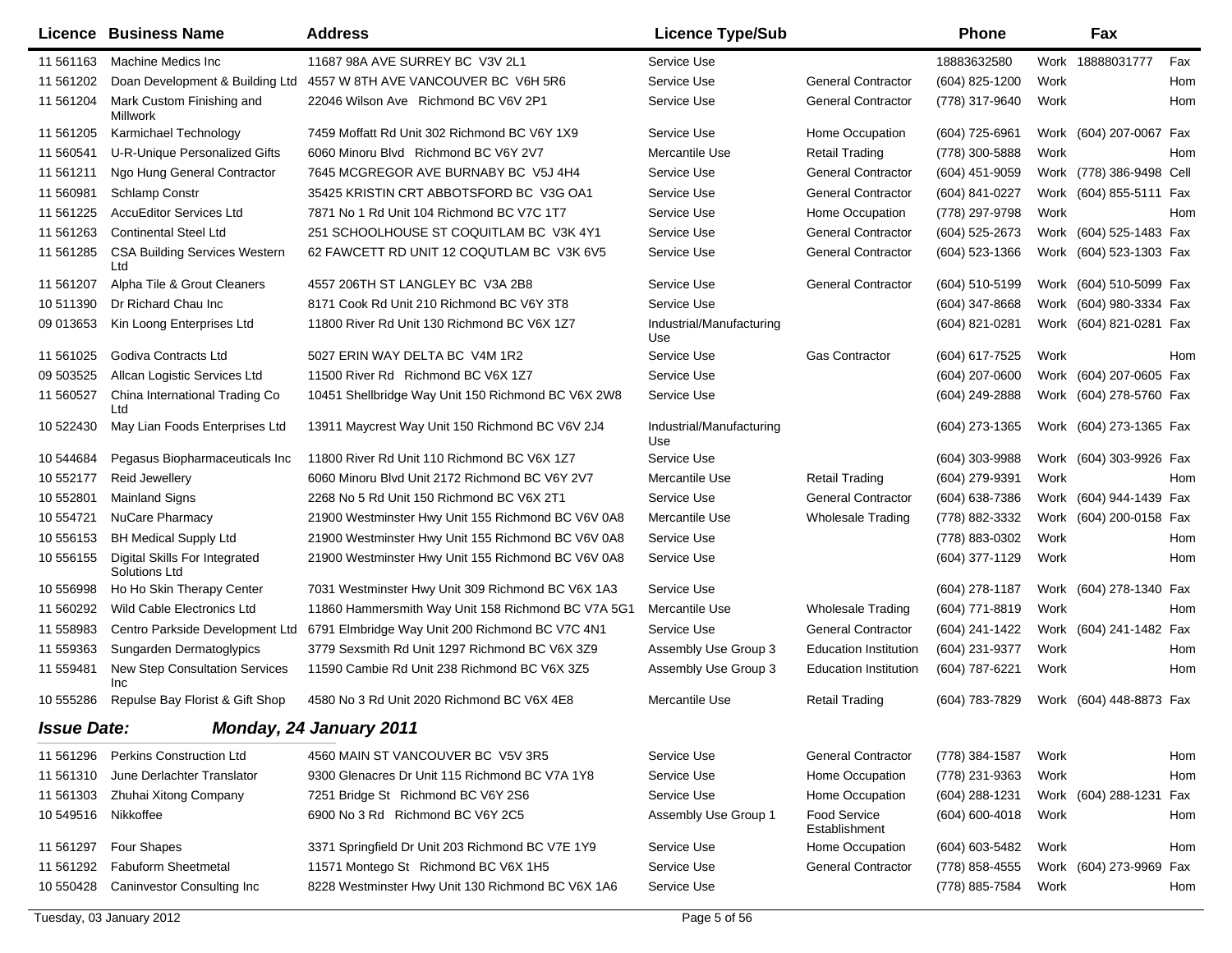| Licence | Business Name | Address | Licence Type/Sub | | Phone | | Fax | |
|---|---|---|---|---|---|---|---|---|
| 11 561163 | Machine Medics Inc | 11687 98A AVE SURREY BC V3V 2L1 | Service Use | | 18883632580 | Work | 18888031777 | Fax |
| 11 561202 | Doan Development & Building Ltd | 4557 W 8TH AVE VANCOUVER BC V6H 5R6 | Service Use | General Contractor | (604) 825-1200 | Work | | Hom |
| 11 561204 | Mark Custom Finishing and Millwork | 22046 Wilson Ave Richmond BC V6V 2P1 | Service Use | General Contractor | (778) 317-9640 | Work | | Hom |
| 11 561205 | Karmichael Technology | 7459 Moffatt Rd Unit 302 Richmond BC V6Y 1X9 | Service Use | Home Occupation | (604) 725-6961 | Work | (604) 207-0067 | Fax |
| 11 560541 | U-R-Unique Personalized Gifts | 6060 Minoru Blvd Richmond BC V6Y 2V7 | Mercantile Use | Retail Trading | (778) 300-5888 | Work | | Hom |
| 11 561211 | Ngo Hung General Contractor | 7645 MCGREGOR AVE BURNABY BC V5J 4H4 | Service Use | General Contractor | (604) 451-9059 | Work | (778) 386-9498 | Cell |
| 11 560981 | Schlamp Constr | 35425 KRISTIN CRT ABBOTSFORD BC V3G OA1 | Service Use | General Contractor | (604) 841-0227 | Work | (604) 855-5111 | Fax |
| 11 561225 | AccuEditor Services Ltd | 7871 No 1 Rd Unit 104 Richmond BC V7C 1T7 | Service Use | Home Occupation | (778) 297-9798 | Work | | Hom |
| 11 561263 | Continental Steel Ltd | 251 SCHOOLHOUSE ST COQUITLAM BC V3K 4Y1 | Service Use | General Contractor | (604) 525-2673 | Work | (604) 525-1483 | Fax |
| 11 561285 | CSA Building Services Western Ltd | 62 FAWCETT RD UNIT 12 COQUTLAM BC V3K 6V5 | Service Use | General Contractor | (604) 523-1366 | Work | (604) 523-1303 | Fax |
| 11 561207 | Alpha Tile & Grout Cleaners | 4557 206TH ST LANGLEY BC V3A 2B8 | Service Use | General Contractor | (604) 510-5199 | Work | (604) 510-5099 | Fax |
| 10 511390 | Dr Richard Chau Inc | 8171 Cook Rd Unit 210 Richmond BC V6Y 3T8 | Service Use | | (604) 347-8668 | Work | (604) 980-3334 | Fax |
| 09 013653 | Kin Loong Enterprises Ltd | 11800 River Rd Unit 130 Richmond BC V6X 1Z7 | Industrial/Manufacturing Use | | (604) 821-0281 | Work | (604) 821-0281 | Fax |
| 11 561025 | Godiva Contracts Ltd | 5027 ERIN WAY DELTA BC V4M 1R2 | Service Use | Gas Contractor | (604) 617-7525 | Work | | Hom |
| 09 503525 | Allcan Logistic Services Ltd | 11500 River Rd Richmond BC V6X 1Z7 | Service Use | | (604) 207-0600 | Work | (604) 207-0605 | Fax |
| 11 560527 | China International Trading Co Ltd | 10451 Shellbridge Way Unit 150 Richmond BC V6X 2W8 | Service Use | | (604) 249-2888 | Work | (604) 278-5760 | Fax |
| 10 522430 | May Lian Foods Enterprises Ltd | 13911 Maycrest Way Unit 150 Richmond BC V6V 2J4 | Industrial/Manufacturing Use | | (604) 273-1365 | Work | (604) 273-1365 | Fax |
| 10 544684 | Pegasus Biopharmaceuticals Inc | 11800 River Rd Unit 110 Richmond BC V6X 1Z7 | Service Use | | (604) 303-9988 | Work | (604) 303-9926 | Fax |
| 10 552177 | Reid Jewellery | 6060 Minoru Blvd Unit 2172 Richmond BC V6Y 2V7 | Mercantile Use | Retail Trading | (604) 279-9391 | Work | | Hom |
| 10 552801 | Mainland Signs | 2268 No 5 Rd Unit 150 Richmond BC V6X 2T1 | Service Use | General Contractor | (604) 638-7386 | Work | (604) 944-1439 | Fax |
| 10 554721 | NuCare Pharmacy | 21900 Westminster Hwy Unit 155 Richmond BC V6V 0A8 | Mercantile Use | Wholesale Trading | (778) 882-3332 | Work | (604) 200-0158 | Fax |
| 10 556153 | BH Medical Supply Ltd | 21900 Westminster Hwy Unit 155 Richmond BC V6V 0A8 | Service Use | | (778) 883-0302 | Work | | Hom |
| 10 556155 | Digital Skills For Integrated Solutions Ltd | 21900 Westminster Hwy Unit 155 Richmond BC V6V 0A8 | Service Use | | (604) 377-1129 | Work | | Hom |
| 10 556998 | Ho Ho Skin Therapy Center | 7031 Westminster Hwy Unit 309 Richmond BC V6X 1A3 | Service Use | | (604) 278-1187 | Work | (604) 278-1340 | Fax |
| 11 560292 | Wild Cable Electronics Ltd | 11860 Hammersmith Way Unit 158 Richmond BC V7A 5G1 | Mercantile Use | Wholesale Trading | (604) 771-8819 | Work | | Hom |
| 11 558983 | Centro Parkside Development Ltd | 6791 Elmbridge Way Unit 200 Richmond BC V7C 4N1 | Service Use | General Contractor | (604) 241-1422 | Work | (604) 241-1482 | Fax |
| 11 559363 | Sungarden Dermatoglypics | 3779 Sexsmith Rd Unit 1297 Richmond BC V6X 3Z9 | Assembly Use Group 3 | Education Institution | (604) 231-9377 | Work | | Hom |
| 11 559481 | New Step Consultation Services Inc | 11590 Cambie Rd Unit 238 Richmond BC V6X 3Z5 | Assembly Use Group 3 | Education Institution | (604) 787-6221 | Work | | Hom |
| 10 555286 | Repulse Bay Florist & Gift Shop | 4580 No 3 Rd Unit 2020 Richmond BC V6X 4E8 | Mercantile Use | Retail Trading | (604) 783-7829 | Work | (604) 448-8873 | Fax |

***Issue Date: Monday, 24 January 2011***

| Licence | Business Name | Address | Licence Type/Sub | | Phone | | Fax | |
|---|---|---|---|---|---|---|---|---|
| 11 561296 | Perkins Construction Ltd | 4560 MAIN ST VANCOUVER BC V5V 3R5 | Service Use | General Contractor | (778) 384-1587 | Work | | Hom |
| 11 561310 | June Derlachter Translator | 9300 Glenacres Dr Unit 115 Richmond BC V7A 1Y8 | Service Use | Home Occupation | (778) 231-9363 | Work | | Hom |
| 11 561303 | Zhuhai Xitong Company | 7251 Bridge St Richmond BC V6Y 2S6 | Service Use | Home Occupation | (604) 288-1231 | Work | (604) 288-1231 | Fax |
| 10 549516 | Nikkoffee | 6900 No 3 Rd Richmond BC V6Y 2C5 | Assembly Use Group 1 | Food Service Establishment | (604) 600-4018 | Work | | Hom |
| 11 561297 | Four Shapes | 3371 Springfield Dr Unit 203 Richmond BC V7E 1Y9 | Service Use | Home Occupation | (604) 603-5482 | Work | | Hom |
| 11 561292 | Fabuform Sheetmetal | 11571 Montego St Richmond BC V6X 1H5 | Service Use | General Contractor | (778) 858-4555 | Work | (604) 273-9969 | Fax |
| 10 550428 | Caninvestor Consulting Inc | 8228 Westminster Hwy Unit 130 Richmond BC V6X 1A6 | Service Use | | (778) 885-7584 | Work | | Hom |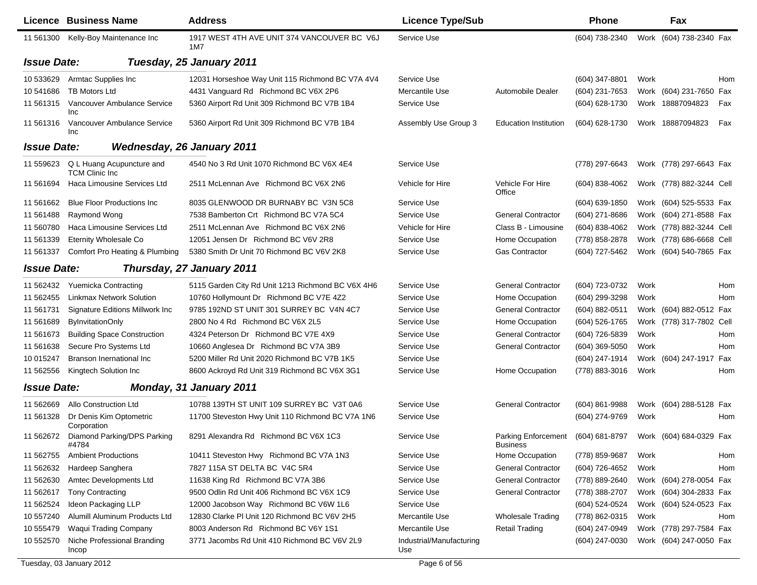| Licence | Business Name | Address | Licence Type/Sub | | Phone | | Fax | |
|---|---|---|---|---|---|---|---|---|
| 11 561300 | Kelly-Boy Maintenance Inc | 1917 WEST 4TH AVE UNIT 374 VANCOUVER BC V6J 1M7 | Service Use | | (604) 738-2340 | Work | (604) 738-2340 | Fax |

**Issue Date: Tuesday, 25 January 2011**

| Licence | Business Name | Address | Licence Type/Sub | | Phone | | Fax | |
|---|---|---|---|---|---|---|---|---|
| 10 533629 | Armtac Supplies Inc | 12031 Horseshoe Way Unit 115 Richmond BC V7A 4V4 | Service Use | | (604) 347-8801 | Work | | Hom |
| 10 541686 | TB Motors Ltd | 4431 Vanguard Rd Richmond BC V6X 2P6 | Mercantile Use | Automobile Dealer | (604) 231-7653 | Work | (604) 231-7650 | Fax |
| 11 561315 | Vancouver Ambulance Service Inc | 5360 Airport Rd Unit 309 Richmond BC V7B 1B4 | Service Use | | (604) 628-1730 | Work | 18887094823 | Fax |
| 11 561316 | Vancouver Ambulance Service Inc | 5360 Airport Rd Unit 309 Richmond BC V7B 1B4 | Assembly Use Group 3 | Education Institution | (604) 628-1730 | Work | 18887094823 | Fax |

**Issue Date: Wednesday, 26 January 2011**

| Licence | Business Name | Address | Licence Type/Sub | | Phone | | Fax | |
|---|---|---|---|---|---|---|---|---|
| 11 559623 | Q L Huang Acupuncture and TCM Clinic Inc | 4540 No 3 Rd Unit 1070 Richmond BC V6X 4E4 | Service Use | | (778) 297-6643 | Work | (778) 297-6643 | Fax |
| 11 561694 | Haca Limousine Services Ltd | 2511 McLennan Ave Richmond BC V6X 2N6 | Vehicle for Hire | Vehicle For Hire Office | (604) 838-4062 | Work | (778) 882-3244 | Cell |
| 11 561662 | Blue Floor Productions Inc | 8035 GLENWOOD DR BURNABY BC V3N 5C8 | Service Use | | (604) 639-1850 | Work | (604) 525-5533 | Fax |
| 11 561488 | Raymond Wong | 7538 Bamberton Crt Richmond BC V7A 5C4 | Service Use | General Contractor | (604) 271-8686 | Work | (604) 271-8588 | Fax |
| 11 560780 | Haca Limousine Services Ltd | 2511 McLennan Ave Richmond BC V6X 2N6 | Vehicle for Hire | Class B - Limousine | (604) 838-4062 | Work | (778) 882-3244 | Cell |
| 11 561339 | Eternity Wholesale Co | 12051 Jensen Dr Richmond BC V6V 2R8 | Service Use | Home Occupation | (778) 858-2878 | Work | (778) 686-6668 | Cell |
| 11 561337 | Comfort Pro Heating & Plumbing | 5380 Smith Dr Unit 70 Richmond BC V6V 2K8 | Service Use | Gas Contractor | (604) 727-5462 | Work | (604) 540-7865 | Fax |

**Issue Date: Thursday, 27 January 2011**

| Licence | Business Name | Address | Licence Type/Sub | | Phone | | Fax | |
|---|---|---|---|---|---|---|---|---|
| 11 562432 | Yuemicka Contracting | 5115 Garden City Rd Unit 1213 Richmond BC V6X 4H6 | Service Use | General Contractor | (604) 723-0732 | Work | | Hom |
| 11 562455 | Linkmax Network Solution | 10760 Hollymount Dr Richmond BC V7E 4Z2 | Service Use | Home Occupation | (604) 299-3298 | Work | | Hom |
| 11 561731 | Signature Editions Millwork Inc | 9785 192ND ST UNIT 301 SURREY BC V4N 4C7 | Service Use | General Contractor | (604) 882-0511 | Work | (604) 882-0512 | Fax |
| 11 561689 | ByInvitationOnly | 2800 No 4 Rd Richmond BC V6X 2L5 | Service Use | Home Occupation | (604) 526-1765 | Work | (778) 317-7802 | Cell |
| 11 561673 | Building Space Construction | 4324 Peterson Dr Richmond BC V7E 4X9 | Service Use | General Contractor | (604) 726-5839 | Work | | Hom |
| 11 561638 | Secure Pro Systems Ltd | 10660 Anglesea Dr Richmond BC V7A 3B9 | Service Use | General Contractor | (604) 369-5050 | Work | | Hom |
| 10 015247 | Branson Inernational Inc | 5200 Miller Rd Unit 2020 Richmond BC V7B 1K5 | Service Use | | (604) 247-1914 | Work | (604) 247-1917 | Fax |
| 11 562556 | Kingtech Solution Inc | 8600 Ackroyd Rd Unit 319 Richmond BC V6X 3G1 | Service Use | Home Occupation | (778) 883-3016 | Work | | Hom |

**Issue Date: Monday, 31 January 2011**

| Licence | Business Name | Address | Licence Type/Sub | | Phone | | Fax | |
|---|---|---|---|---|---|---|---|---|
| 11 562669 | Allo Construction Ltd | 10788 139TH ST UNIT 109 SURREY BC V3T 0A6 | Service Use | General Contractor | (604) 861-9988 | Work | (604) 288-5128 | Fax |
| 11 561328 | Dr Denis Kim Optometric Corporation | 11700 Steveston Hwy Unit 110 Richmond BC V7A 1N6 | Service Use | | (604) 274-9769 | Work | | Hom |
| 11 562672 | Diamond Parking/DPS Parking #4784 | 8291 Alexandra Rd Richmond BC V6X 1C3 | Service Use | Parking Enforcement Business | (604) 681-8797 | Work | (604) 684-0329 | Fax |
| 11 562755 | Ambient Productions | 10411 Steveston Hwy Richmond BC V7A 1N3 | Service Use | Home Occupation | (778) 859-9687 | Work | | Hom |
| 11 562632 | Hardeep Sanghera | 7827 115A ST DELTA BC V4C 5R4 | Service Use | General Contractor | (604) 726-4652 | Work | | Hom |
| 11 562630 | Amtec Developments Ltd | 11638 King Rd Richmond BC V7A 3B6 | Service Use | General Contractor | (778) 889-2640 | Work | (604) 278-0054 | Fax |
| 11 562617 | Tony Contracting | 9500 Odlin Rd Unit 406 Richmond BC V6X 1C9 | Service Use | General Contractor | (778) 388-2707 | Work | (604) 304-2833 | Fax |
| 11 562524 | Ideon Packaging LLP | 12000 Jacobson Way Richmond BC V6W 1L6 | Service Use | | (604) 524-0524 | Work | (604) 524-0523 | Fax |
| 10 557240 | Alumill Aluminum Products Ltd | 12830 Clarke Pl Unit 120 Richmond BC V6V 2H5 | Mercantile Use | Wholesale Trading | (778) 862-0315 | Work | | Hom |
| 10 555479 | Waqui Trading Company | 8003 Anderson Rd Richmond BC V6Y 1S1 | Mercantile Use | Retail Trading | (604) 247-0949 | Work | (778) 297-7584 | Fax |
| 10 552570 | Niche Professional Branding Incop | 3771 Jacombs Rd Unit 410 Richmond BC V6V 2L9 | Industrial/Manufacturing Use | | (604) 247-0030 | Work | (604) 247-0050 | Fax |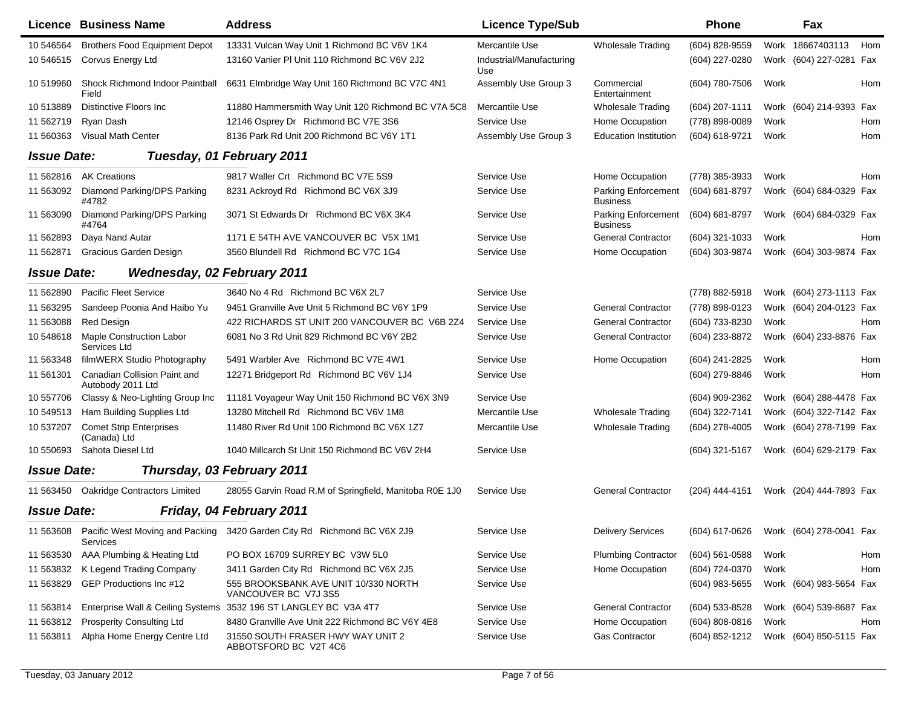| Licence | Business Name | Address | Licence Type/Sub | | Phone | | Fax | |
|---|---|---|---|---|---|---|---|---|
| 10 546564 | Brothers Food Equipment Depot | 13331 Vulcan Way Unit 1 Richmond BC V6V 1K4 | Mercantile Use | Wholesale Trading | (604) 828-9559 | Work | 18667403113 | Hom |
| 10 546515 | Corvus Energy Ltd | 13160 Vanier Pl Unit 110 Richmond BC V6V 2J2 | Industrial/Manufacturing Use | | (604) 227-0280 | Work | (604) 227-0281 | Fax |
| 10 519960 | Shock Richmond Indoor Paintball Field | 6631 Elmbridge Way Unit 160 Richmond BC V7C 4N1 | Assembly Use Group 3 | Commercial Entertainment | (604) 780-7506 | Work | | Hom |
| 10 513889 | Distinctive Floors Inc | 11880 Hammersmith Way Unit 120 Richmond BC V7A 5C8 | Mercantile Use | Wholesale Trading | (604) 207-1111 | Work | (604) 214-9393 | Fax |
| 11 562719 | Ryan Dash | 12146 Osprey Dr Richmond BC V7E 3S6 | Service Use | Home Occupation | (778) 898-0089 | Work | | Hom |
| 11 560363 | Visual Math Center | 8136 Park Rd Unit 200 Richmond BC V6Y 1T1 | Assembly Use Group 3 | Education Institution | (604) 618-9721 | Work | | Hom |

**Issue Date: Tuesday, 01 February 2011**

| Licence | Business Name | Address | Licence Type/Sub | | Phone | | Fax | |
|---|---|---|---|---|---|---|---|---|
| 11 562816 | AK Creations | 9817 Waller Crt Richmond BC V7E 5S9 | Service Use | Home Occupation | (778) 385-3933 | Work | | Hom |
| 11 563092 | Diamond Parking/DPS Parking #4782 | 8231 Ackroyd Rd Richmond BC V6X 3J9 | Service Use | Parking Enforcement Business | (604) 681-8797 | Work | (604) 684-0329 | Fax |
| 11 563090 | Diamond Parking/DPS Parking #4764 | 3071 St Edwards Dr Richmond BC V6X 3K4 | Service Use | Parking Enforcement Business | (604) 681-8797 | Work | (604) 684-0329 | Fax |
| 11 562893 | Daya Nand Autar | 1171 E 54TH AVE VANCOUVER BC V5X 1M1 | Service Use | General Contractor | (604) 321-1033 | Work | | Hom |
| 11 562871 | Gracious Garden Design | 3560 Blundell Rd Richmond BC V7C 1G4 | Service Use | Home Occupation | (604) 303-9874 | Work | (604) 303-9874 | Fax |

**Issue Date: Wednesday, 02 February 2011**

| Licence | Business Name | Address | Licence Type/Sub | | Phone | | Fax | |
|---|---|---|---|---|---|---|---|---|
| 11 562890 | Pacific Fleet Service | 3640 No 4 Rd Richmond BC V6X 2L7 | Service Use | | (778) 882-5918 | Work | (604) 273-1113 | Fax |
| 11 563295 | Sandeep Poonia And Haibo Yu | 9451 Granville Ave Unit 5 Richmond BC V6Y 1P9 | Service Use | General Contractor | (778) 898-0123 | Work | (604) 204-0123 | Fax |
| 11 563088 | Red Design | 422 RICHARDS ST UNIT 200 VANCOUVER BC V6B 2Z4 | Service Use | General Contractor | (604) 733-8230 | Work | | Hom |
| 10 548618 | Maple Construction Labor Services Ltd | 6081 No 3 Rd Unit 829 Richmond BC V6Y 2B2 | Service Use | General Contractor | (604) 233-8872 | Work | (604) 233-8876 | Fax |
| 11 563348 | filmWERX Studio Photography | 5491 Warbler Ave Richmond BC V7E 4W1 | Service Use | Home Occupation | (604) 241-2825 | Work | | Hom |
| 11 561301 | Canadian Collision Paint and Autobody 2011 Ltd | 12271 Bridgeport Rd Richmond BC V6V 1J4 | Service Use | | (604) 279-8846 | Work | | Hom |
| 10 557706 | Classy & Neo-Lighting Group Inc | 11181 Voyageur Way Unit 150 Richmond BC V6X 3N9 | Service Use | | (604) 909-2362 | Work | (604) 288-4478 | Fax |
| 10 549513 | Ham Building Supplies Ltd | 13280 Mitchell Rd Richmond BC V6V 1M8 | Mercantile Use | Wholesale Trading | (604) 322-7141 | Work | (604) 322-7142 | Fax |
| 10 537207 | Comet Strip Enterprises (Canada) Ltd | 11480 River Rd Unit 100 Richmond BC V6X 1Z7 | Mercantile Use | Wholesale Trading | (604) 278-4005 | Work | (604) 278-7199 | Fax |
| 10 550693 | Sahota Diesel Ltd | 1040 Millcarch St Unit 150 Richmond BC V6V 2H4 | Service Use | | (604) 321-5167 | Work | (604) 629-2179 | Fax |

**Issue Date: Thursday, 03 February 2011**

| Licence | Business Name | Address | Licence Type/Sub | | Phone | | Fax | |
|---|---|---|---|---|---|---|---|---|
| 11 563450 | Oakridge Contractors Limited | 28055 Garvin Road R.M of Springfield, Manitoba R0E 1J0 | Service Use | General Contractor | (204) 444-4151 | Work | (204) 444-7893 | Fax |

**Issue Date: Friday, 04 February 2011**

| Licence | Business Name | Address | Licence Type/Sub | | Phone | | Fax | |
|---|---|---|---|---|---|---|---|---|
| 11 563608 | Pacific West Moving and Packing Services | 3420 Garden City Rd Richmond BC V6X 2J9 | Service Use | Delivery Services | (604) 617-0626 | Work | (604) 278-0041 | Fax |
| 11 563530 | AAA Plumbing & Heating Ltd | PO BOX 16709 SURREY BC V3W 5L0 | Service Use | Plumbing Contractor | (604) 561-0588 | Work | | Hom |
| 11 563832 | K Legend Trading Company | 3411 Garden City Rd Richmond BC V6X 2J5 | Service Use | Home Occupation | (604) 724-0370 | Work | | Hom |
| 11 563829 | GEP Productions Inc #12 | 555 BROOKSBANK AVE UNIT 10/330 NORTH VANCOUVER BC V7J 3S5 | Service Use | | (604) 983-5655 | Work | (604) 983-5654 | Fax |
| 11 563814 | Enterprise Wall & Ceiling Systems | 3532 196 ST LANGLEY BC V3A 4T7 | Service Use | General Contractor | (604) 533-8528 | Work | (604) 539-8687 | Fax |
| 11 563812 | Prosperity Consulting Ltd | 8480 Granville Ave Unit 222 Richmond BC V6Y 4E8 | Service Use | Home Occupation | (604) 808-0816 | Work | | Hom |
| 11 563811 | Alpha Home Energy Centre Ltd | 31550 SOUTH FRASER HWY WAY UNIT 2 ABBOTSFORD BC V2T 4C6 | Service Use | Gas Contractor | (604) 852-1212 | Work | (604) 850-5115 | Fax |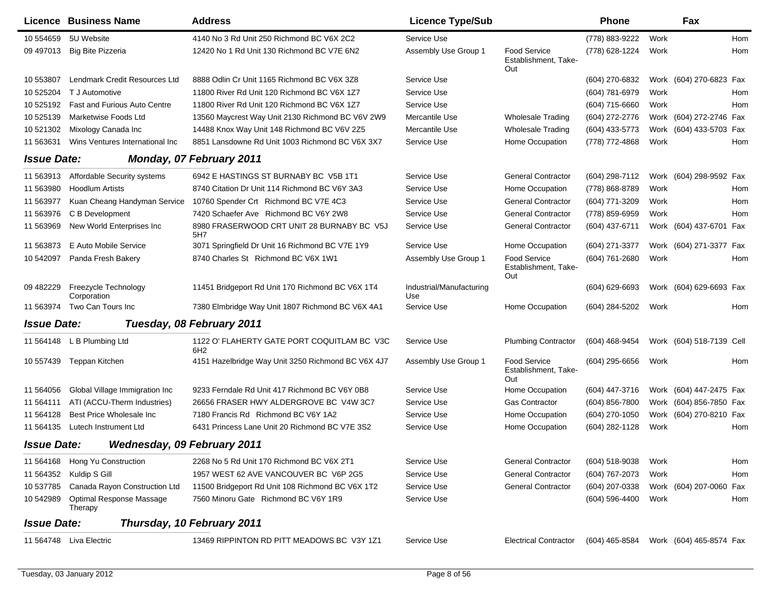| Licence | Business Name | Address | Licence Type/Sub | | Phone | | Fax | |
|---|---|---|---|---|---|---|---|---|
| 10 554659 | 5U Website | 4140 No 3 Rd Unit 250 Richmond BC V6X 2C2 | Service Use | | (778) 883-9222 | Work | | Hom |
| 09 497013 | Big Bite Pizzeria | 12420 No 1 Rd Unit 130 Richmond BC V7E 6N2 | Assembly Use Group 1 | Food Service Establishment, Take-Out | (778) 628-1224 | Work | | Hom |
| 10 553807 | Lendmark Credit Resources Ltd | 8888 Odlin Cr Unit 1165 Richmond BC V6X 3Z8 | Service Use | | (604) 270-6832 | Work | (604) 270-6823 | Fax |
| 10 525204 | T J Automotive | 11800 River Rd Unit 120 Richmond BC V6X 1Z7 | Service Use | | (604) 781-6979 | Work | | Hom |
| 10 525192 | Fast and Furious Auto Centre | 11800 River Rd Unit 120 Richmond BC V6X 1Z7 | Service Use | | (604) 715-6660 | Work | | Hom |
| 10 525139 | Marketwise Foods Ltd | 13560 Maycrest Way Unit 2130 Richmond BC V6V 2W9 | Mercantile Use | Wholesale Trading | (604) 272-2776 | Work | (604) 272-2746 | Fax |
| 10 521302 | Mixology Canada Inc | 14488 Knox Way Unit 148 Richmond BC V6V 2Z5 | Mercantile Use | Wholesale Trading | (604) 433-5773 | Work | (604) 433-5703 | Fax |
| 11 563631 | Wins Ventures International Inc | 8851 Lansdowne Rd Unit 1003 Richmond BC V6X 3X7 | Service Use | Home Occupation | (778) 772-4868 | Work | | Hom |

## *Issue Date: Monday, 07 February 2011*

| Licence | Business Name | Address | Licence Type/Sub | | Phone | | Fax | |
|---|---|---|---|---|---|---|---|---|
| 11 563913 | Affordable Security systems | 6942 E HASTINGS ST BURNABY BC V5B 1T1 | Service Use | General Contractor | (604) 298-7112 | Work | (604) 298-9592 | Fax |
| 11 563980 | Hoodlum Artists | 8740 Citation Dr Unit 114 Richmond BC V6Y 3A3 | Service Use | Home Occupation | (778) 868-8789 | Work | | Hom |
| 11 563977 | Kuan Cheang Handyman Service | 10760 Spender Crt Richmond BC V7E 4C3 | Service Use | General Contractor | (604) 771-3209 | Work | | Hom |
| 11 563976 | C B Development | 7420 Schaefer Ave Richmond BC V6Y 2W8 | Service Use | General Contractor | (778) 859-6959 | Work | | Hom |
| 11 563969 | New World Enterprises Inc | 8980 FRASERWOOD CRT UNIT 28 BURNABY BC V5J 5H7 | Service Use | General Contractor | (604) 437-6711 | Work | (604) 437-6701 | Fax |
| 11 563873 | E Auto Mobile Service | 3071 Springfield Dr Unit 16 Richmond BC V7E 1Y9 | Service Use | Home Occupation | (604) 271-3377 | Work | (604) 271-3377 | Fax |
| 10 542097 | Panda Fresh Bakery | 8740 Charles St Richmond BC V6X 1W1 | Assembly Use Group 1 | Food Service Establishment, Take-Out | (604) 761-2680 | Work | | Hom |
| 09 482229 | Freezycle Technology Corporation | 11451 Bridgeport Rd Unit 170 Richmond BC V6X 1T4 | Industrial/Manufacturing Use | | (604) 629-6693 | Work | (604) 629-6693 | Fax |
| 11 563974 | Two Can Tours Inc | 7380 Elmbridge Way Unit 1807 Richmond BC V6X 4A1 | Service Use | Home Occupation | (604) 284-5202 | Work | | Hom |

## *Issue Date: Tuesday, 08 February 2011*

| Licence | Business Name | Address | Licence Type/Sub | | Phone | | Fax | |
|---|---|---|---|---|---|---|---|---|
| 11 564148 | L B Plumbing Ltd | 1122 O' FLAHERTY GATE PORT COQUITLAM BC V3C 6H2 | Service Use | Plumbing Contractor | (604) 468-9454 | Work | (604) 518-7139 | Cell |
| 10 557439 | Teppan Kitchen | 4151 Hazelbridge Way Unit 3250 Richmond BC V6X 4J7 | Assembly Use Group 1 | Food Service Establishment, Take-Out | (604) 295-6656 | Work | | Hom |
| 11 564056 | Global Village Immigration Inc | 9233 Ferndale Rd Unit 417 Richmond BC V6Y 0B8 | Service Use | Home Occupation | (604) 447-3716 | Work | (604) 447-2475 | Fax |
| 11 564111 | ATI (ACCU-Therm Industries) | 26656 FRASER HWY ALDERGROVE BC V4W 3C7 | Service Use | Gas Contractor | (604) 856-7800 | Work | (604) 856-7850 | Fax |
| 11 564128 | Best Price Wholesale Inc | 7180 Francis Rd Richmond BC V6Y 1A2 | Service Use | Home Occupation | (604) 270-1050 | Work | (604) 270-8210 | Fax |
| 11 564135 | Lutech Instrument Ltd | 6431 Princess Lane Unit 20 Richmond BC V7E 3S2 | Service Use | Home Occupation | (604) 282-1128 | Work | | Hom |

## *Issue Date: Wednesday, 09 February 2011*

| Licence | Business Name | Address | Licence Type/Sub | | Phone | | Fax | |
|---|---|---|---|---|---|---|---|---|
| 11 564168 | Hong Yu Construction | 2268 No 5 Rd Unit 170 Richmond BC V6X 2T1 | Service Use | General Contractor | (604) 518-9038 | Work | | Hom |
| 11 564352 | Kuldip S Gill | 1957 WEST 62 AVE VANCOUVER BC V6P 2G5 | Service Use | General Contractor | (604) 767-2073 | Work | | Hom |
| 10 537785 | Canada Rayon Construction Ltd | 11500 Bridgeport Rd Unit 108 Richmond BC V6X 1T2 | Service Use | General Contractor | (604) 207-0338 | Work | (604) 207-0060 | Fax |
| 10 542989 | Optimal Response Massage Therapy | 7560 Minoru Gate Richmond BC V6Y 1R9 | Service Use | | (604) 596-4400 | Work | | Hom |

## *Issue Date: Thursday, 10 February 2011*

| Licence | Business Name | Address | Licence Type/Sub | | Phone | | Fax | |
|---|---|---|---|---|---|---|---|---|
| 11 564748 | Liva Electric | 13469 RIPPINTON RD PITT MEADOWS BC V3Y 1Z1 | Service Use | Electrical Contractor | (604) 465-8584 | Work | (604) 465-8574 | Fax |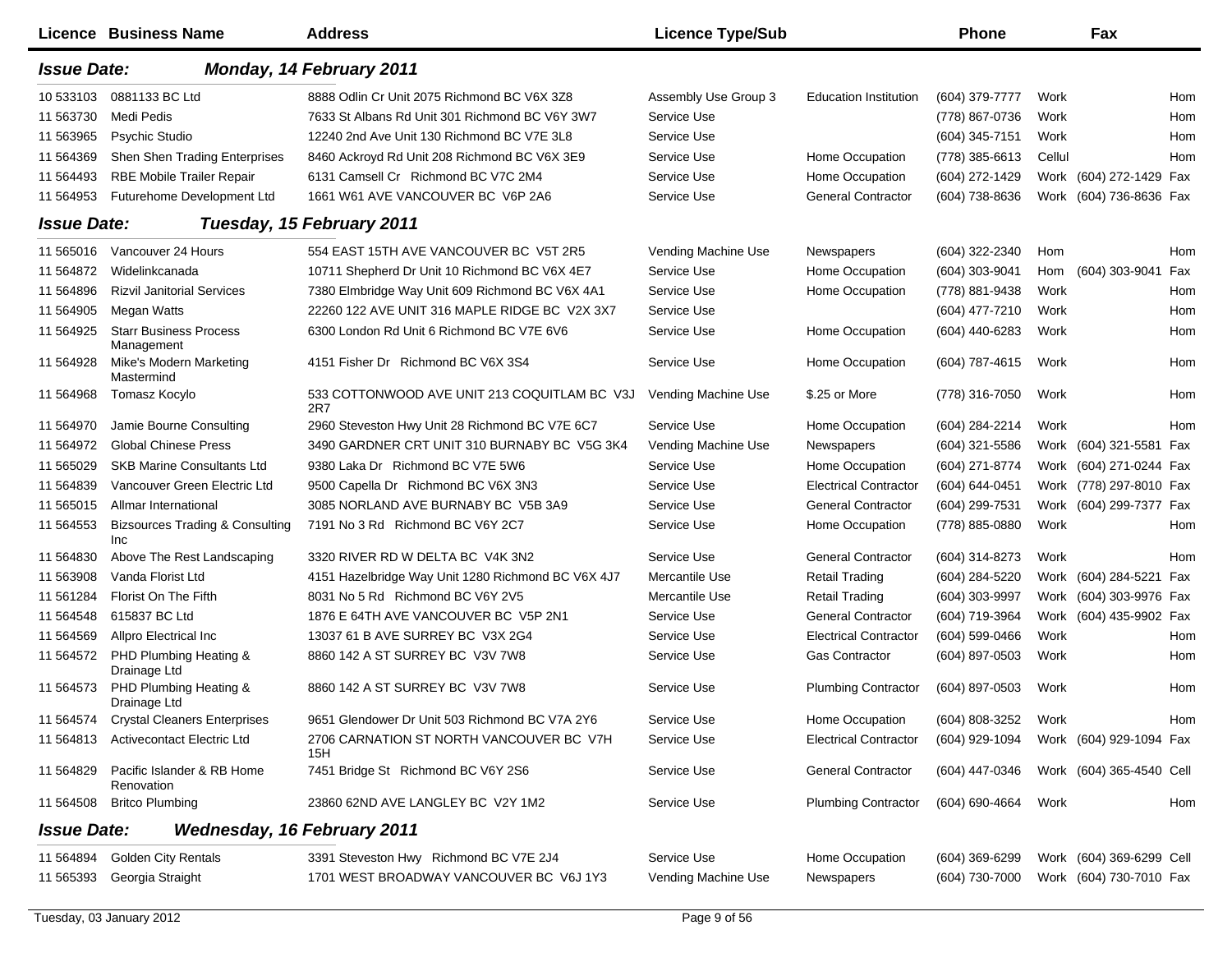| Licence | Business Name | Address | Licence Type/Sub | | Phone | | Fax | |
|---|---|---|---|---|---|---|---|---|
| ***Issue Date:*** | ***Monday, 14 February 2011*** | | | | | | | |
| 10 533103 | 0881133 BC Ltd | 8888 Odlin Cr Unit 2075 Richmond BC V6X 3Z8 | Assembly Use Group 3 | Education Institution | (604) 379-7777 | Work | | Hom |
| 11 563730 | Medi Pedis | 7633 St Albans Rd Unit 301 Richmond BC V6Y 3W7 | Service Use | | (778) 867-0736 | Work | | Hom |
| 11 563965 | Psychic Studio | 12240 2nd Ave Unit 130 Richmond BC V7E 3L8 | Service Use | | (604) 345-7151 | Work | | Hom |
| 11 564369 | Shen Shen Trading Enterprises | 8460 Ackroyd Rd Unit 208 Richmond BC V6X 3E9 | Service Use | Home Occupation | (778) 385-6613 | Cellul | | Hom |
| 11 564493 | RBE Mobile Trailer Repair | 6131 Camsell Cr Richmond BC V7C 2M4 | Service Use | Home Occupation | (604) 272-1429 | Work | (604) 272-1429 | Fax |
| 11 564953 | Futurehome Development Ltd | 1661 W61 AVE VANCOUVER BC V6P 2A6 | Service Use | General Contractor | (604) 738-8636 | Work | (604) 736-8636 | Fax |
| ***Issue Date:*** | ***Tuesday, 15 February 2011*** | | | | | | | |
| 11 565016 | Vancouver 24 Hours | 554 EAST 15TH AVE VANCOUVER BC V5T 2R5 | Vending Machine Use | Newspapers | (604) 322-2340 | Hom | | Hom |
| 11 564872 | Widelinkcanada | 10711 Shepherd Dr Unit 10 Richmond BC V6X 4E7 | Service Use | Home Occupation | (604) 303-9041 | Hom | (604) 303-9041 | Fax |
| 11 564896 | Rizvil Janitorial Services | 7380 Elmbridge Way Unit 609 Richmond BC V6X 4A1 | Service Use | Home Occupation | (778) 881-9438 | Work | | Hom |
| 11 564905 | Megan Watts | 22260 122 AVE UNIT 316 MAPLE RIDGE BC V2X 3X7 | Service Use | | (604) 477-7210 | Work | | Hom |
| 11 564925 | Starr Business Process Management | 6300 London Rd Unit 6 Richmond BC V7E 6V6 | Service Use | Home Occupation | (604) 440-6283 | Work | | Hom |
| 11 564928 | Mike's Modern Marketing Mastermind | 4151 Fisher Dr Richmond BC V6X 3S4 | Service Use | Home Occupation | (604) 787-4615 | Work | | Hom |
| 11 564968 | Tomasz Kocylo | 533 COTTONWOOD AVE UNIT 213 COQUITLAM BC V3J 2R7 | Vending Machine Use | $.25 or More | (778) 316-7050 | Work | | Hom |
| 11 564970 | Jamie Bourne Consulting | 2960 Steveston Hwy Unit 28 Richmond BC V7E 6C7 | Service Use | Home Occupation | (604) 284-2214 | Work | | Hom |
| 11 564972 | Global Chinese Press | 3490 GARDNER CRT UNIT 310 BURNABY BC V5G 3K4 | Vending Machine Use | Newspapers | (604) 321-5586 | Work | (604) 321-5581 | Fax |
| 11 565029 | SKB Marine Consultants Ltd | 9380 Laka Dr Richmond BC V7E 5W6 | Service Use | Home Occupation | (604) 271-8774 | Work | (604) 271-0244 | Fax |
| 11 564839 | Vancouver Green Electric Ltd | 9500 Capella Dr Richmond BC V6X 3N3 | Service Use | Electrical Contractor | (604) 644-0451 | Work | (778) 297-8010 | Fax |
| 11 565015 | Allmar International | 3085 NORLAND AVE BURNABY BC V5B 3A9 | Service Use | General Contractor | (604) 299-7531 | Work | (604) 299-7377 | Fax |
| 11 564553 | Bizsources Trading & Consulting Inc | 7191 No 3 Rd Richmond BC V6Y 2C7 | Service Use | Home Occupation | (778) 885-0880 | Work | | Hom |
| 11 564830 | Above The Rest Landscaping | 3320 RIVER RD W DELTA BC V4K 3N2 | Service Use | General Contractor | (604) 314-8273 | Work | | Hom |
| 11 563908 | Vanda Florist Ltd | 4151 Hazelbridge Way Unit 1280 Richmond BC V6X 4J7 | Mercantile Use | Retail Trading | (604) 284-5220 | Work | (604) 284-5221 | Fax |
| 11 561284 | Florist On The Fifth | 8031 No 5 Rd Richmond BC V6Y 2V5 | Mercantile Use | Retail Trading | (604) 303-9997 | Work | (604) 303-9976 | Fax |
| 11 564548 | 615837 BC Ltd | 1876 E 64TH AVE VANCOUVER BC V5P 2N1 | Service Use | General Contractor | (604) 719-3964 | Work | (604) 435-9902 | Fax |
| 11 564569 | Allpro Electrical Inc | 13037 61 B AVE SURREY BC V3X 2G4 | Service Use | Electrical Contractor | (604) 599-0466 | Work | | Hom |
| 11 564572 | PHD Plumbing Heating & Drainage Ltd | 8860 142 A ST SURREY BC V3V 7W8 | Service Use | Gas Contractor | (604) 897-0503 | Work | | Hom |
| 11 564573 | PHD Plumbing Heating & Drainage Ltd | 8860 142 A ST SURREY BC V3V 7W8 | Service Use | Plumbing Contractor | (604) 897-0503 | Work | | Hom |
| 11 564574 | Crystal Cleaners Enterprises | 9651 Glendower Dr Unit 503 Richmond BC V7A 2Y6 | Service Use | Home Occupation | (604) 808-3252 | Work | | Hom |
| 11 564813 | Activecontact Electric Ltd | 2706 CARNATION ST NORTH VANCOUVER BC V7H 15H | Service Use | Electrical Contractor | (604) 929-1094 | Work | (604) 929-1094 | Fax |
| 11 564829 | Pacific Islander & RB Home Renovation | 7451 Bridge St Richmond BC V6Y 2S6 | Service Use | General Contractor | (604) 447-0346 | Work | (604) 365-4540 | Cell |
| 11 564508 | Britco Plumbing | 23860 62ND AVE LANGLEY BC V2Y 1M2 | Service Use | Plumbing Contractor | (604) 690-4664 | Work | | Hom |
| ***Issue Date:*** | ***Wednesday, 16 February 2011*** | | | | | | | |
| 11 564894 | Golden City Rentals | 3391 Steveston Hwy Richmond BC V7E 2J4 | Service Use | Home Occupation | (604) 369-6299 | Work | (604) 369-6299 | Cell |
| 11 565393 | Georgia Straight | 1701 WEST BROADWAY VANCOUVER BC V6J 1Y3 | Vending Machine Use | Newspapers | (604) 730-7000 | Work | (604) 730-7010 | Fax |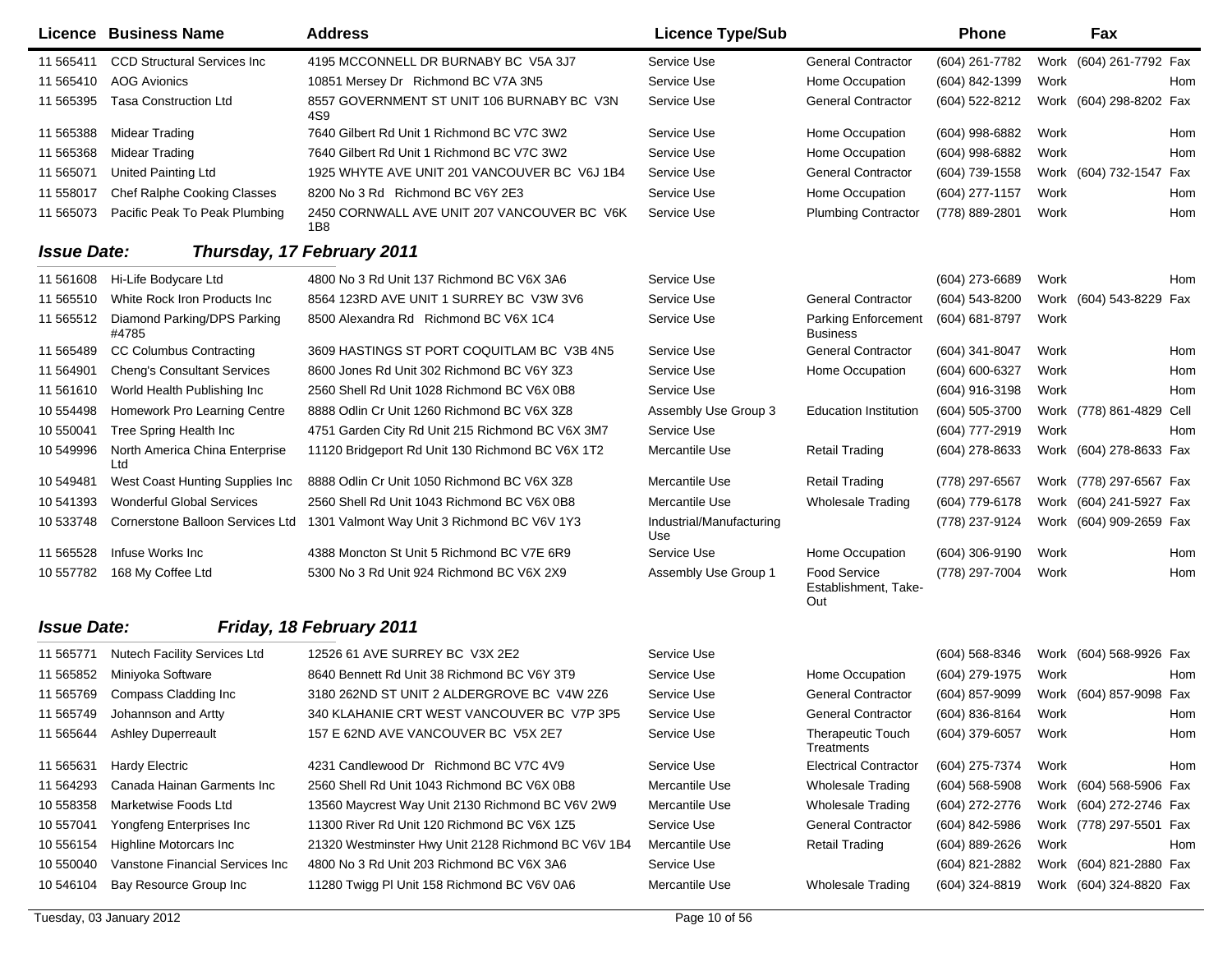| Licence | Business Name | Address | Licence Type/Sub | | Phone | | Fax | |
|---|---|---|---|---|---|---|---|---|
| 11 565411 | CCD Structural Services Inc | 4195 MCCONNELL DR BURNABY BC V5A 3J7 | Service Use | General Contractor | (604) 261-7782 | Work | (604) 261-7792 | Fax |
| 11 565410 | AOG Avionics | 10851 Mersey Dr Richmond BC V7A 3N5 | Service Use | Home Occupation | (604) 842-1399 | Work | | Hom |
| 11 565395 | Tasa Construction Ltd | 8557 GOVERNMENT ST UNIT 106 BURNABY BC V3N 4S9 | Service Use | General Contractor | (604) 522-8212 | Work | (604) 298-8202 | Fax |
| 11 565388 | Midear Trading | 7640 Gilbert Rd Unit 1 Richmond BC V7C 3W2 | Service Use | Home Occupation | (604) 998-6882 | Work | | Hom |
| 11 565368 | Midear Trading | 7640 Gilbert Rd Unit 1 Richmond BC V7C 3W2 | Service Use | Home Occupation | (604) 998-6882 | Work | | Hom |
| 11 565071 | United Painting Ltd | 1925 WHYTE AVE UNIT 201 VANCOUVER BC V6J 1B4 | Service Use | General Contractor | (604) 739-1558 | Work | (604) 732-1547 | Fax |
| 11 558017 | Chef Ralphe Cooking Classes | 8200 No 3 Rd Richmond BC V6Y 2E3 | Service Use | Home Occupation | (604) 277-1157 | Work | | Hom |
| 11 565073 | Pacific Peak To Peak Plumbing | 2450 CORNWALL AVE UNIT 207 VANCOUVER BC V6K 1B8 | Service Use | Plumbing Contractor | (778) 889-2801 | Work | | Hom |

## Issue Date: Thursday, 17 February 2011

| Licence | Business Name | Address | Licence Type/Sub | | Phone | | Fax | |
|---|---|---|---|---|---|---|---|---|
| 11 561608 | Hi-Life Bodycare Ltd | 4800 No 3 Rd Unit 137 Richmond BC V6X 3A6 | Service Use | | (604) 273-6689 | Work | | Hom |
| 11 565510 | White Rock Iron Products Inc | 8564 123RD AVE UNIT 1 SURREY BC V3W 3V6 | Service Use | General Contractor | (604) 543-8200 | Work | (604) 543-8229 | Fax |
| 11 565512 | Diamond Parking/DPS Parking #4785 | 8500 Alexandra Rd Richmond BC V6X 1C4 | Service Use | Parking Enforcement Business | (604) 681-8797 | Work | | |
| 11 565489 | CC Columbus Contracting | 3609 HASTINGS ST PORT COQUITLAM BC V3B 4N5 | Service Use | General Contractor | (604) 341-8047 | Work | | Hom |
| 11 564901 | Cheng's Consultant Services | 8600 Jones Rd Unit 302 Richmond BC V6Y 3Z3 | Service Use | Home Occupation | (604) 600-6327 | Work | | Hom |
| 11 561610 | World Health Publishing Inc | 2560 Shell Rd Unit 1028 Richmond BC V6X 0B8 | Service Use | | (604) 916-3198 | Work | | Hom |
| 10 554498 | Homework Pro Learning Centre | 8888 Odlin Cr Unit 1260 Richmond BC V6X 3Z8 | Assembly Use Group 3 | Education Institution | (604) 505-3700 | Work | (778) 861-4829 | Cell |
| 10 550041 | Tree Spring Health Inc | 4751 Garden City Rd Unit 215 Richmond BC V6X 3M7 | Service Use | | (604) 777-2919 | Work | | Hom |
| 10 549996 | North America China Enterprise Ltd | 11120 Bridgeport Rd Unit 130 Richmond BC V6X 1T2 | Mercantile Use | Retail Trading | (604) 278-8633 | Work | (604) 278-8633 | Fax |
| 10 549481 | West Coast Hunting Supplies Inc | 8888 Odlin Cr Unit 1050 Richmond BC V6X 3Z8 | Mercantile Use | Retail Trading | (778) 297-6567 | Work | (778) 297-6567 | Fax |
| 10 541393 | Wonderful Global Services | 2560 Shell Rd Unit 1043 Richmond BC V6X 0B8 | Mercantile Use | Wholesale Trading | (604) 779-6178 | Work | (604) 241-5927 | Fax |
| 10 533748 | Cornerstone Balloon Services Ltd | 1301 Valmont Way Unit 3 Richmond BC V6V 1Y3 | Industrial/Manufacturing Use | | (778) 237-9124 | Work | (604) 909-2659 | Fax |
| 11 565528 | Infuse Works Inc | 4388 Moncton St Unit 5 Richmond BC V7E 6R9 | Service Use | Home Occupation | (604) 306-9190 | Work | | Hom |
| 10 557782 | 168 My Coffee Ltd | 5300 No 3 Rd Unit 924 Richmond BC V6X 2X9 | Assembly Use Group 1 | Food Service Establishment, Take-Out | (778) 297-7004 | Work | | Hom |

## Issue Date: Friday, 18 February 2011

| Licence | Business Name | Address | Licence Type/Sub | | Phone | | Fax | |
|---|---|---|---|---|---|---|---|---|
| 11 565771 | Nutech Facility Services Ltd | 12526 61 AVE SURREY BC V3X 2E2 | Service Use | | (604) 568-8346 | Work | (604) 568-9926 | Fax |
| 11 565852 | Miniyoka Software | 8640 Bennett Rd Unit 38 Richmond BC V6Y 3T9 | Service Use | Home Occupation | (604) 279-1975 | Work | | Hom |
| 11 565769 | Compass Cladding Inc | 3180 262ND ST UNIT 2 ALDERGROVE BC V4W 2Z6 | Service Use | General Contractor | (604) 857-9099 | Work | (604) 857-9098 | Fax |
| 11 565749 | Johannson and Artty | 340 KLAHANIE CRT WEST VANCOUVER BC V7P 3P5 | Service Use | General Contractor | (604) 836-8164 | Work | | Hom |
| 11 565644 | Ashley Duperreault | 157 E 62ND AVE VANCOUVER BC V5X 2E7 | Service Use | Therapeutic Touch Treatments | (604) 379-6057 | Work | | Hom |
| 11 565631 | Hardy Electric | 4231 Candlewood Dr Richmond BC V7C 4V9 | Service Use | Electrical Contractor | (604) 275-7374 | Work | | Hom |
| 11 564293 | Canada Hainan Garments Inc | 2560 Shell Rd Unit 1043 Richmond BC V6X 0B8 | Mercantile Use | Wholesale Trading | (604) 568-5908 | Work | (604) 568-5906 | Fax |
| 10 558358 | Marketwise Foods Ltd | 13560 Maycrest Way Unit 2130 Richmond BC V6V 2W9 | Mercantile Use | Wholesale Trading | (604) 272-2776 | Work | (604) 272-2746 | Fax |
| 10 557041 | Yongfeng Enterprises Inc | 11300 River Rd Unit 120 Richmond BC V6X 1Z5 | Service Use | General Contractor | (604) 842-5986 | Work | (778) 297-5501 | Fax |
| 10 556154 | Highline Motorcars Inc | 21320 Westminster Hwy Unit 2128 Richmond BC V6V 1B4 | Mercantile Use | Retail Trading | (604) 889-2626 | Work | | Hom |
| 10 550040 | Vanstone Financial Services Inc | 4800 No 3 Rd Unit 203 Richmond BC V6X 3A6 | Service Use | | (604) 821-2882 | Work | (604) 821-2880 | Fax |
| 10 546104 | Bay Resource Group Inc | 11280 Twigg Pl Unit 158 Richmond BC V6V 0A6 | Mercantile Use | Wholesale Trading | (604) 324-8819 | Work | (604) 324-8820 | Fax |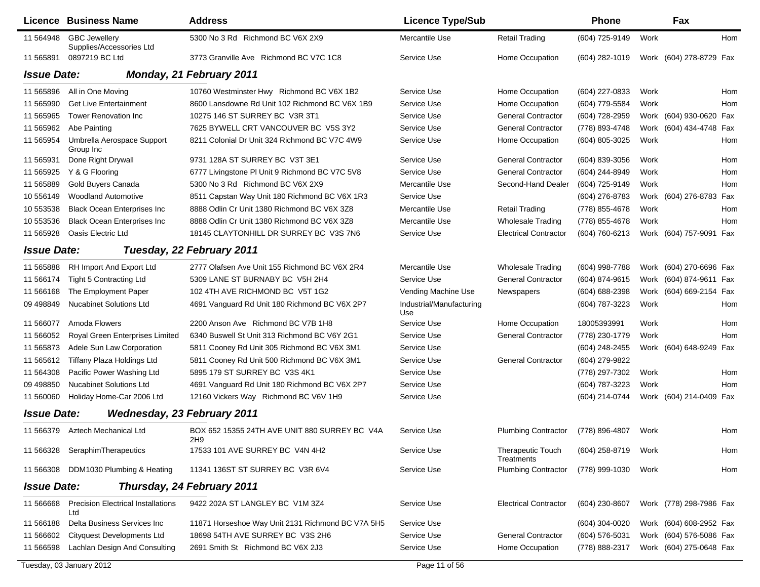| Licence | Business Name | Address | Licence Type/Sub | | Phone | | Fax | |
|---|---|---|---|---|---|---|---|---|
| 11 564948 | GBC Jewellery Supplies/Accessories Ltd | 5300 No 3 Rd Richmond BC V6X 2X9 | Mercantile Use | Retail Trading | (604) 725-9149 | Work | | Hom |
| 11 565891 | 0897219 BC Ltd | 3773 Granville Ave Richmond BC V7C 1C8 | Service Use | Home Occupation | (604) 282-1019 | Work | (604) 278-8729 | Fax |

**Issue Date: Monday, 21 February 2011**

| Licence | Business Name | Address | Licence Type/Sub | | Phone | | Fax | |
|---|---|---|---|---|---|---|---|---|
| 11 565896 | All in One Moving | 10760 Westminster Hwy Richmond BC V6X 1B2 | Service Use | Home Occupation | (604) 227-0833 | Work | | Hom |
| 11 565990 | Get Live Entertainment | 8600 Lansdowne Rd Unit 102 Richmond BC V6X 1B9 | Service Use | Home Occupation | (604) 779-5584 | Work | | Hom |
| 11 565965 | Tower Renovation Inc | 10275 146 ST SURREY BC V3R 3T1 | Service Use | General Contractor | (604) 728-2959 | Work | (604) 930-0620 | Fax |
| 11 565962 | Abe Painting | 7625 BYWELL CRT VANCOUVER BC V5S 3Y2 | Service Use | General Contractor | (778) 893-4748 | Work | (604) 434-4748 | Fax |
| 11 565954 | Umbrella Aerospace Support Group Inc | 8211 Colonial Dr Unit 324 Richmond BC V7C 4W9 | Service Use | Home Occupation | (604) 805-3025 | Work | | Hom |
| 11 565931 | Done Right Drywall | 9731 128A ST SURREY BC V3T 3E1 | Service Use | General Contractor | (604) 839-3056 | Work | | Hom |
| 11 565925 | Y & G Flooring | 6777 Livingstone Pl Unit 9 Richmond BC V7C 5V8 | Service Use | General Contractor | (604) 244-8949 | Work | | Hom |
| 11 565889 | Gold Buyers Canada | 5300 No 3 Rd Richmond BC V6X 2X9 | Mercantile Use | Second-Hand Dealer | (604) 725-9149 | Work | | Hom |
| 10 556149 | Woodland Automotive | 8511 Capstan Way Unit 180 Richmond BC V6X 1R3 | Service Use | | (604) 276-8783 | Work | (604) 276-8783 | Fax |
| 10 553538 | Black Ocean Enterprises Inc | 8888 Odlin Cr Unit 1380 Richmond BC V6X 3Z8 | Mercantile Use | Retail Trading | (778) 855-4678 | Work | | Hom |
| 10 553536 | Black Ocean Enterprises Inc | 8888 Odlin Cr Unit 1380 Richmond BC V6X 3Z8 | Mercantile Use | Wholesale Trading | (778) 855-4678 | Work | | Hom |
| 11 565928 | Oasis Electric Ltd | 18145 CLAYTONHILL DR SURREY BC V3S 7N6 | Service Use | Electrical Contractor | (604) 760-6213 | Work | (604) 757-9091 | Fax |

**Issue Date: Tuesday, 22 February 2011**

| Licence | Business Name | Address | Licence Type/Sub | | Phone | | Fax | |
|---|---|---|---|---|---|---|---|---|
| 11 565888 | RH Import And Export Ltd | 2777 Olafsen Ave Unit 155 Richmond BC V6X 2R4 | Mercantile Use | Wholesale Trading | (604) 998-7788 | Work | (604) 270-6696 | Fax |
| 11 566174 | Tight 5 Contracting Ltd | 5309 LANE ST BURNABY BC V5H 2H4 | Service Use | General Contractor | (604) 874-9615 | Work | (604) 874-9611 | Fax |
| 11 566168 | The Employment Paper | 102 4TH AVE RICHMOND BC V5T 1G2 | Vending Machine Use | Newspapers | (604) 688-2398 | Work | (604) 669-2154 | Fax |
| 09 498849 | Nucabinet Solutions Ltd | 4691 Vanguard Rd Unit 180 Richmond BC V6X 2P7 | Industrial/Manufacturing Use | | (604) 787-3223 | Work | | Hom |
| 11 566077 | Amoda Flowers | 2200 Anson Ave Richmond BC V7B 1H8 | Service Use | Home Occupation | 18005393991 | Work | | Hom |
| 11 566052 | Royal Green Enterprises Limited | 6340 Buswell St Unit 313 Richmond BC V6Y 2G1 | Service Use | General Contractor | (778) 230-1779 | Work | | Hom |
| 11 565873 | Adele Sun Law Corporation | 5811 Cooney Rd Unit 305 Richmond BC V6X 3M1 | Service Use | | (604) 248-2455 | Work | (604) 648-9249 | Fax |
| 11 565612 | Tiffany Plaza Holdings Ltd | 5811 Cooney Rd Unit 500 Richmond BC V6X 3M1 | Service Use | General Contractor | (604) 279-9822 | | | |
| 11 564308 | Pacific Power Washing Ltd | 5895 179 ST SURREY BC V3S 4K1 | Service Use | | (778) 297-7302 | Work | | Hom |
| 09 498850 | Nucabinet Solutions Ltd | 4691 Vanguard Rd Unit 180 Richmond BC V6X 2P7 | Service Use | | (604) 787-3223 | Work | | Hom |
| 11 560060 | Holiday Home-Car 2006 Ltd | 12160 Vickers Way Richmond BC V6V 1H9 | Service Use | | (604) 214-0744 | Work | (604) 214-0409 | Fax |

**Issue Date: Wednesday, 23 February 2011**

| Licence | Business Name | Address | Licence Type/Sub | | Phone | | Fax | |
|---|---|---|---|---|---|---|---|---|
| 11 566379 | Aztech Mechanical Ltd | BOX 652 15355 24TH AVE UNIT 880 SURREY BC V4A 2H9 | Service Use | Plumbing Contractor | (778) 896-4807 | Work | | Hom |
| 11 566328 | SeraphimTherapeutics | 17533 101 AVE SURREY BC V4N 4H2 | Service Use | Therapeutic Touch Treatments | (604) 258-8719 | Work | | Hom |
| 11 566308 | DDM1030 Plumbing & Heating | 11341 136ST ST SURREY BC V3R 6V4 | Service Use | Plumbing Contractor | (778) 999-1030 | Work | | Hom |

**Issue Date: Thursday, 24 February 2011**

| Licence | Business Name | Address | Licence Type/Sub | | Phone | | Fax | |
|---|---|---|---|---|---|---|---|---|
| 11 566668 | Precision Electrical Installations Ltd | 9422 202A ST LANGLEY BC V1M 3Z4 | Service Use | Electrical Contractor | (604) 230-8607 | Work | (778) 298-7986 | Fax |
| 11 566188 | Delta Business Services Inc | 11871 Horseshoe Way Unit 2131 Richmond BC V7A 5H5 | Service Use | | (604) 304-0020 | Work | (604) 608-2952 | Fax |
| 11 566602 | Cityquest Developments Ltd | 18698 54TH AVE SURREY BC V3S 2H6 | Service Use | General Contractor | (604) 576-5031 | Work | (604) 576-5086 | Fax |
| 11 566598 | Lachlan Design And Consulting | 2691 Smith St Richmond BC V6X 2J3 | Service Use | Home Occupation | (778) 888-2317 | Work | (604) 275-0648 | Fax |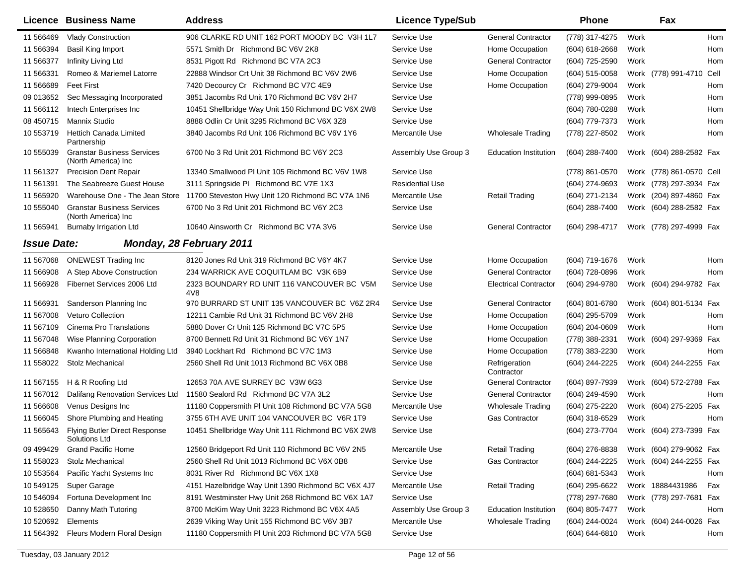| Licence | Business Name | Address | Licence Type/Sub | | Phone | | Fax | |
|---|---|---|---|---|---|---|---|---|
| 11 566469 | Vlady Construction | 906 CLARKE RD UNIT 162 PORT MOODY BC V3H 1L7 | Service Use | General Contractor | (778) 317-4275 | Work | | Hom |
| 11 566394 | Basil King Import | 5571 Smith Dr Richmond BC V6V 2K8 | Service Use | Home Occupation | (604) 618-2668 | Work | | Hom |
| 11 566377 | Infinity Living Ltd | 8531 Pigott Rd Richmond BC V7A 2C3 | Service Use | General Contractor | (604) 725-2590 | Work | | Hom |
| 11 566331 | Romeo & Mariemel Latorre | 22888 Windsor Crt Unit 38 Richmond BC V6V 2W6 | Service Use | Home Occupation | (604) 515-0058 | Work | (778) 991-4710 | Cell |
| 11 566689 | Feet First | 7420 Decourcy Cr Richmond BC V7C 4E9 | Service Use | Home Occupation | (604) 279-9004 | Work | | Hom |
| 09 013652 | Sec Messaging Incorporated | 3851 Jacombs Rd Unit 170 Richmond BC V6V 2H7 | Service Use | | (778) 999-0895 | Work | | Hom |
| 11 566112 | Intech Enterprises Inc | 10451 Shellbridge Way Unit 150 Richmond BC V6X 2W8 | Service Use | | (604) 780-0288 | Work | | Hom |
| 08 450715 | Mannix Studio | 8888 Odlin Cr Unit 3295 Richmond BC V6X 3Z8 | Service Use | | (604) 779-7373 | Work | | Hom |
| 10 553719 | Hettich Canada Limited Partnership | 3840 Jacombs Rd Unit 106 Richmond BC V6V 1Y6 | Mercantile Use | Wholesale Trading | (778) 227-8502 | Work | | Hom |
| 10 555039 | Granstar Business Services (North America) Inc | 6700 No 3 Rd Unit 201 Richmond BC V6Y 2C3 | Assembly Use Group 3 | Education Institution | (604) 288-7400 | Work | (604) 288-2582 | Fax |
| 11 561327 | Precision Dent Repair | 13340 Smallwood Pl Unit 105 Richmond BC V6V 1W8 | Service Use | | (778) 861-0570 | Work | (778) 861-0570 | Cell |
| 11 561391 | The Seabreeze Guest House | 3111 Springside Pl Richmond BC V7E 1X3 | Residential Use | | (604) 274-9693 | Work | (778) 297-3934 | Fax |
| 11 565920 | Warehouse One - The Jean Store | 11700 Steveston Hwy Unit 120 Richmond BC V7A 1N6 | Mercantile Use | Retail Trading | (604) 271-2134 | Work | (204) 897-4860 | Fax |
| 10 555040 | Granstar Business Services (North America) Inc | 6700 No 3 Rd Unit 201 Richmond BC V6Y 2C3 | Service Use | | (604) 288-7400 | Work | (604) 288-2582 | Fax |
| 11 565941 | Burnaby Irrigation Ltd | 10640 Ainsworth Cr Richmond BC V7A 3V6 | Service Use | General Contractor | (604) 298-4717 | Work | (778) 297-4999 | Fax |

***Issue Date:*** ***Monday, 28 February 2011***

| Licence | Business Name | Address | Licence Type/Sub | | Phone | | Fax | |
|---|---|---|---|---|---|---|---|---|
| 11 567068 | ONEWEST Trading Inc | 8120 Jones Rd Unit 319 Richmond BC V6Y 4K7 | Service Use | Home Occupation | (604) 719-1676 | Work | | Hom |
| 11 566908 | A Step Above Construction | 234 WARRICK AVE COQUITLAM BC V3K 6B9 | Service Use | General Contractor | (604) 728-0896 | Work | | Hom |
| 11 566928 | Fibernet Services 2006 Ltd | 2323 BOUNDARY RD UNIT 116 VANCOUVER BC V5M 4V8 | Service Use | Electrical Contractor | (604) 294-9780 | Work | (604) 294-9782 | Fax |
| 11 566931 | Sanderson Planning Inc | 970 BURRARD ST UNIT 135 VANCOUVER BC V6Z 2R4 | Service Use | General Contractor | (604) 801-6780 | Work | (604) 801-5134 | Fax |
| 11 567008 | Veturo Collection | 12211 Cambie Rd Unit 31 Richmond BC V6V 2H8 | Service Use | Home Occupation | (604) 295-5709 | Work | | Hom |
| 11 567109 | Cinema Pro Translations | 5880 Dover Cr Unit 125 Richmond BC V7C 5P5 | Service Use | Home Occupation | (604) 204-0609 | Work | | Hom |
| 11 567048 | Wise Planning Corporation | 8700 Bennett Rd Unit 31 Richmond BC V6Y 1N7 | Service Use | Home Occupation | (778) 388-2331 | Work | (604) 297-9369 | Fax |
| 11 566848 | Kwanho International Holding Ltd | 3940 Lockhart Rd Richmond BC V7C 1M3 | Service Use | Home Occupation | (778) 383-2230 | Work | | Hom |
| 11 558022 | Stolz Mechanical | 2560 Shell Rd Unit 1013 Richmond BC V6X 0B8 | Service Use | Refrigeration Contractor | (604) 244-2225 | Work | (604) 244-2255 | Fax |
| 11 567155 | H & R Roofing Ltd | 12653 70A AVE SURREY BC V3W 6G3 | Service Use | General Contractor | (604) 897-7939 | Work | (604) 572-2788 | Fax |
| 11 567012 | Dalifang Renovation Services Ltd | 11580 Sealord Rd Richmond BC V7A 3L2 | Service Use | General Contractor | (604) 249-4590 | Work | | Hom |
| 11 566608 | Venus Designs Inc | 11180 Coppersmith Pl Unit 108 Richmond BC V7A 5G8 | Mercantile Use | Wholesale Trading | (604) 275-2220 | Work | (604) 275-2205 | Fax |
| 11 566045 | Shore Plumbing and Heating | 3755 6TH AVE UNIT 104 VANCOUVER BC V6R 1T9 | Service Use | Gas Contractor | (604) 318-6529 | Work | | Hom |
| 11 565643 | Flying Butler Direct Response Solutions Ltd | 10451 Shellbridge Way Unit 111 Richmond BC V6X 2W8 | Service Use | | (604) 273-7704 | Work | (604) 273-7399 | Fax |
| 09 499429 | Grand Pacific Home | 12560 Bridgeport Rd Unit 110 Richmond BC V6V 2N5 | Mercantile Use | Retail Trading | (604) 276-8838 | Work | (604) 279-9062 | Fax |
| 11 558023 | Stolz Mechanical | 2560 Shell Rd Unit 1013 Richmond BC V6X 0B8 | Service Use | Gas Contractor | (604) 244-2225 | Work | (604) 244-2255 | Fax |
| 10 553564 | Pacific Yacht Systems Inc | 8031 River Rd Richmond BC V6X 1X8 | Service Use | | (604) 681-5343 | Work | | Hom |
| 10 549125 | Super Garage | 4151 Hazelbridge Way Unit 1390 Richmond BC V6X 4J7 | Mercantile Use | Retail Trading | (604) 295-6622 | Work | 18884431986 | Fax |
| 10 546094 | Fortuna Development Inc | 8191 Westminster Hwy Unit 268 Richmond BC V6X 1A7 | Service Use | | (778) 297-7680 | Work | (778) 297-7681 | Fax |
| 10 528650 | Danny Math Tutoring | 8700 McKim Way Unit 3223 Richmond BC V6X 4A5 | Assembly Use Group 3 | Education Institution | (604) 805-7477 | Work | | Hom |
| 10 520692 | Elements | 2639 Viking Way Unit 155 Richmond BC V6V 3B7 | Mercantile Use | Wholesale Trading | (604) 244-0024 | Work | (604) 244-0026 | Fax |
| 11 564392 | Fleurs Modern Floral Design | 11180 Coppersmith Pl Unit 203 Richmond BC V7A 5G8 | Service Use | | (604) 644-6810 | Work | | Hom |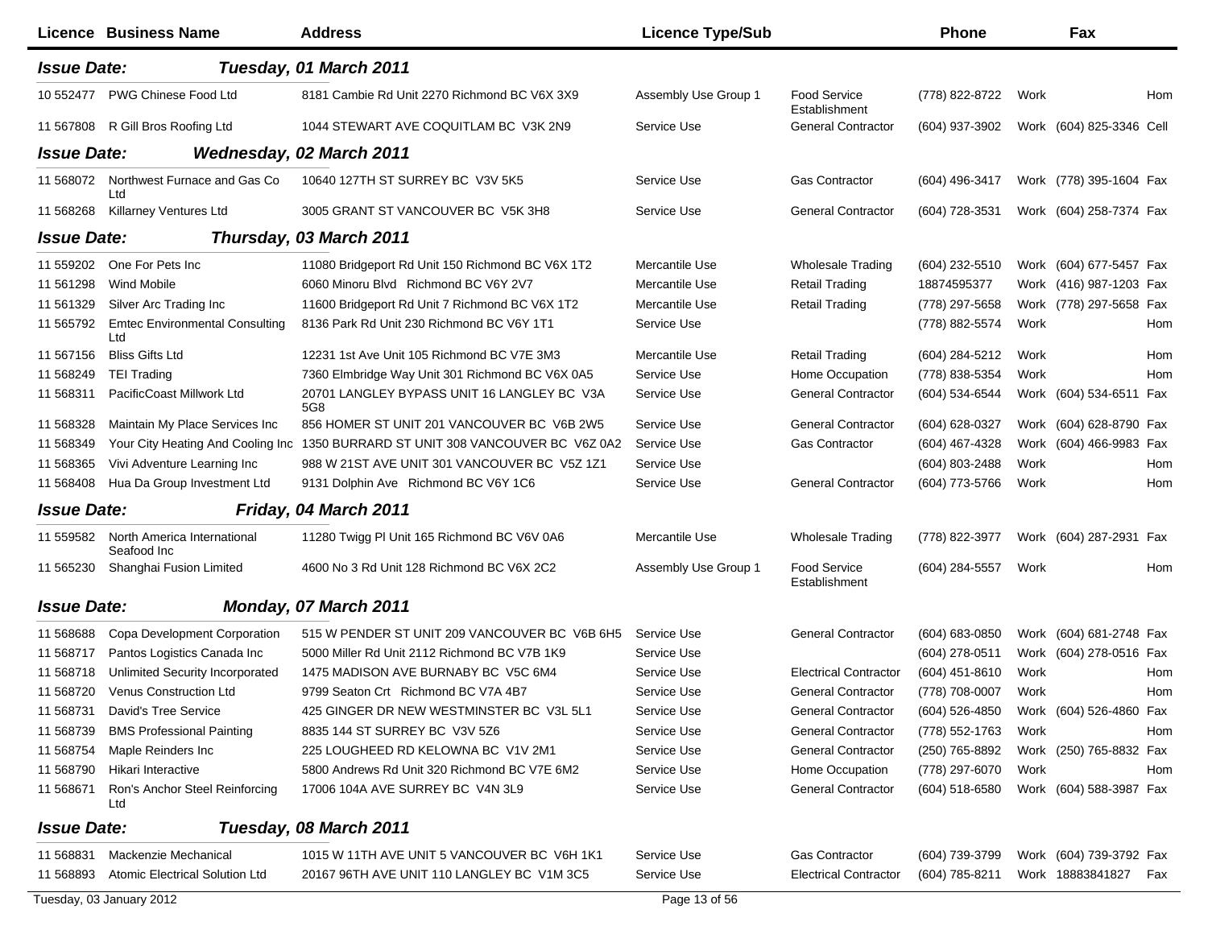| Licence | Business Name | Address | Licence Type/Sub | | Phone | | Fax | |
|---|---|---|---|---|---|---|---|---|
| ***Issue Date:*** | | ***Tuesday, 01 March 2011*** | | | | | | |
| 10 552477 | PWG Chinese Food Ltd | 8181 Cambie Rd Unit 2270 Richmond BC V6X 3X9 | Assembly Use Group 1 | Food Service Establishment | (778) 822-8722 | Work | | Hom |
| 11 567808 | R Gill Bros Roofing Ltd | 1044 STEWART AVE COQUITLAM BC V3K 2N9 | Service Use | General Contractor | (604) 937-3902 | Work | (604) 825-3346 | Cell |
| ***Issue Date:*** | | ***Wednesday, 02 March 2011*** | | | | | | |
| 11 568072 | Northwest Furnace and Gas Co Ltd | 10640 127TH ST SURREY BC V3V 5K5 | Service Use | Gas Contractor | (604) 496-3417 | Work | (778) 395-1604 | Fax |
| 11 568268 | Killarney Ventures Ltd | 3005 GRANT ST VANCOUVER BC V5K 3H8 | Service Use | General Contractor | (604) 728-3531 | Work | (604) 258-7374 | Fax |
| ***Issue Date:*** | | ***Thursday, 03 March 2011*** | | | | | | |
| 11 559202 | One For Pets Inc | 11080 Bridgeport Rd Unit 150 Richmond BC V6X 1T2 | Mercantile Use | Wholesale Trading | (604) 232-5510 | Work | (604) 677-5457 | Fax |
| 11 561298 | Wind Mobile | 6060 Minoru Blvd Richmond BC V6Y 2V7 | Mercantile Use | Retail Trading | 18874595377 | Work | (416) 987-1203 | Fax |
| 11 561329 | Silver Arc Trading Inc | 11600 Bridgeport Rd Unit 7 Richmond BC V6X 1T2 | Mercantile Use | Retail Trading | (778) 297-5658 | Work | (778) 297-5658 | Fax |
| 11 565792 | Emtec Environmental Consulting Ltd | 8136 Park Rd Unit 230 Richmond BC V6Y 1T1 | Service Use | | (778) 882-5574 | Work | | Hom |
| 11 567156 | Bliss Gifts Ltd | 12231 1st Ave Unit 105 Richmond BC V7E 3M3 | Mercantile Use | Retail Trading | (604) 284-5212 | Work | | Hom |
| 11 568249 | TEI Trading | 7360 Elmbridge Way Unit 301 Richmond BC V6X 0A5 | Service Use | Home Occupation | (778) 838-5354 | Work | | Hom |
| 11 568311 | PacificCoast Millwork Ltd | 20701 LANGLEY BYPASS UNIT 16 LANGLEY BC V3A 5G8 | Service Use | General Contractor | (604) 534-6544 | Work | (604) 534-6511 | Fax |
| 11 568328 | Maintain My Place Services Inc | 856 HOMER ST UNIT 201 VANCOUVER BC V6B 2W5 | Service Use | General Contractor | (604) 628-0327 | Work | (604) 628-8790 | Fax |
| 11 568349 | Your City Heating And Cooling Inc | 1350 BURRARD ST UNIT 308 VANCOUVER BC V6Z 0A2 | Service Use | Gas Contractor | (604) 467-4328 | Work | (604) 466-9983 | Fax |
| 11 568365 | Vivi Adventure Learning Inc | 988 W 21ST AVE UNIT 301 VANCOUVER BC V5Z 1Z1 | Service Use | | (604) 803-2488 | Work | | Hom |
| 11 568408 | Hua Da Group Investment Ltd | 9131 Dolphin Ave Richmond BC V6Y 1C6 | Service Use | General Contractor | (604) 773-5766 | Work | | Hom |
| ***Issue Date:*** | | ***Friday, 04 March 2011*** | | | | | | |
| 11 559582 | North America International Seafood Inc | 11280 Twigg Pl Unit 165 Richmond BC V6V 0A6 | Mercantile Use | Wholesale Trading | (778) 822-3977 | Work | (604) 287-2931 | Fax |
| 11 565230 | Shanghai Fusion Limited | 4600 No 3 Rd Unit 128 Richmond BC V6X 2C2 | Assembly Use Group 1 | Food Service Establishment | (604) 284-5557 | Work | | Hom |
| ***Issue Date:*** | | ***Monday, 07 March 2011*** | | | | | | |
| 11 568688 | Copa Development Corporation | 515 W PENDER ST UNIT 209 VANCOUVER BC V6B 6H5 | Service Use | General Contractor | (604) 683-0850 | Work | (604) 681-2748 | Fax |
| 11 568717 | Pantos Logistics Canada Inc | 5000 Miller Rd Unit 2112 Richmond BC V7B 1K9 | Service Use | | (604) 278-0511 | Work | (604) 278-0516 | Fax |
| 11 568718 | Unlimited Security Incorporated | 1475 MADISON AVE BURNABY BC V5C 6M4 | Service Use | Electrical Contractor | (604) 451-8610 | Work | | Hom |
| 11 568720 | Venus Construction Ltd | 9799 Seaton Crt Richmond BC V7A 4B7 | Service Use | General Contractor | (778) 708-0007 | Work | | Hom |
| 11 568731 | David's Tree Service | 425 GINGER DR NEW WESTMINSTER BC V3L 5L1 | Service Use | General Contractor | (604) 526-4850 | Work | (604) 526-4860 | Fax |
| 11 568739 | BMS Professional Painting | 8835 144 ST SURREY BC V3V 5Z6 | Service Use | General Contractor | (778) 552-1763 | Work | | Hom |
| 11 568754 | Maple Reinders Inc | 225 LOUGHEED RD KELOWNA BC V1V 2M1 | Service Use | General Contractor | (250) 765-8892 | Work | (250) 765-8832 | Fax |
| 11 568790 | Hikari Interactive | 5800 Andrews Rd Unit 320 Richmond BC V7E 6M2 | Service Use | Home Occupation | (778) 297-6070 | Work | | Hom |
| 11 568671 | Ron's Anchor Steel Reinforcing Ltd | 17006 104A AVE SURREY BC V4N 3L9 | Service Use | General Contractor | (604) 518-6580 | Work | (604) 588-3987 | Fax |
| ***Issue Date:*** | | ***Tuesday, 08 March 2011*** | | | | | | |
| 11 568831 | Mackenzie Mechanical | 1015 W 11TH AVE UNIT 5 VANCOUVER BC V6H 1K1 | Service Use | Gas Contractor | (604) 739-3799 | Work | (604) 739-3792 | Fax |
| 11 568893 | Atomic Electrical Solution Ltd | 20167 96TH AVE UNIT 110 LANGLEY BC V1M 3C5 | Service Use | Electrical Contractor | (604) 785-8211 | Work | 18883841827 | Fax |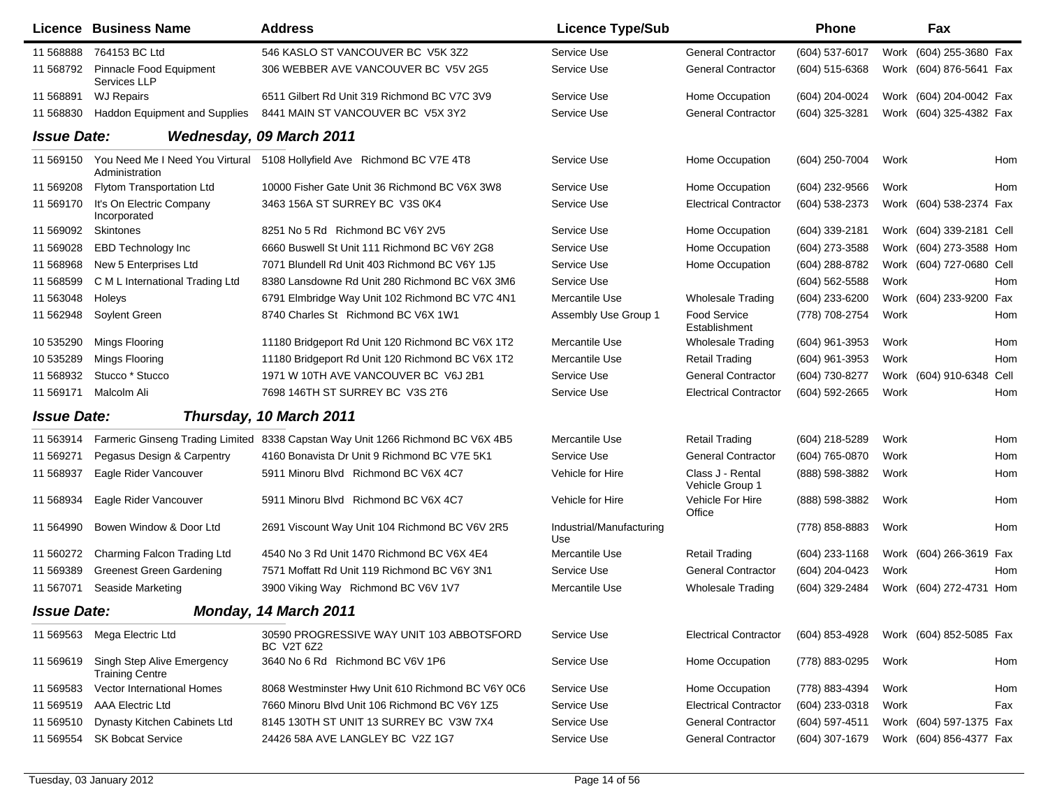| Licence | Business Name | Address | Licence Type/Sub | | Phone | | Fax | |
|---|---|---|---|---|---|---|---|---|
| 11 568888 | 764153 BC Ltd | 546 KASLO ST VANCOUVER BC V5K 3Z2 | Service Use | General Contractor | (604) 537-6017 | Work | (604) 255-3680 | Fax |
| 11 568792 | Pinnacle Food Equipment Services LLP | 306 WEBBER AVE VANCOUVER BC V5V 2G5 | Service Use | General Contractor | (604) 515-6368 | Work | (604) 876-5641 | Fax |
| 11 568891 | WJ Repairs | 6511 Gilbert Rd Unit 319 Richmond BC V7C 3V9 | Service Use | Home Occupation | (604) 204-0024 | Work | (604) 204-0042 | Fax |
| 11 568830 | Haddon Equipment and Supplies | 8441 MAIN ST VANCOUVER BC V5X 3Y2 | Service Use | General Contractor | (604) 325-3281 | Work | (604) 325-4382 | Fax |
| ***Issue Date:*** | ***Wednesday, 09 March 2011*** | | | | | | | |
| 11 569150 | You Need Me I Need You Virtural Administration | 5108 Hollyfield Ave Richmond BC V7E 4T8 | Service Use | Home Occupation | (604) 250-7004 | Work | | Hom |
| 11 569208 | Flytom Transportation Ltd | 10000 Fisher Gate Unit 36 Richmond BC V6X 3W8 | Service Use | Home Occupation | (604) 232-9566 | Work | | Hom |
| 11 569170 | It's On Electric Company Incorporated | 3463 156A ST SURREY BC V3S 0K4 | Service Use | Electrical Contractor | (604) 538-2373 | Work | (604) 538-2374 | Fax |
| 11 569092 | Skintones | 8251 No 5 Rd Richmond BC V6Y 2V5 | Service Use | Home Occupation | (604) 339-2181 | Work | (604) 339-2181 | Cell |
| 11 569028 | EBD Technology Inc | 6660 Buswell St Unit 111 Richmond BC V6Y 2G8 | Service Use | Home Occupation | (604) 273-3588 | Work | (604) 273-3588 | Hom |
| 11 568968 | New 5 Enterprises Ltd | 7071 Blundell Rd Unit 403 Richmond BC V6Y 1J5 | Service Use | Home Occupation | (604) 288-8782 | Work | (604) 727-0680 | Cell |
| 11 568599 | C M L International Trading Ltd | 8380 Lansdowne Rd Unit 280 Richmond BC V6X 3M6 | Service Use | | (604) 562-5588 | Work | | Hom |
| 11 563048 | Holeys | 6791 Elmbridge Way Unit 102 Richmond BC V7C 4N1 | Mercantile Use | Wholesale Trading | (604) 233-6200 | Work | (604) 233-9200 | Fax |
| 11 562948 | Soylent Green | 8740 Charles St Richmond BC V6X 1W1 | Assembly Use Group 1 | Food Service Establishment | (778) 708-2754 | Work | | Hom |
| 10 535290 | Mings Flooring | 11180 Bridgeport Rd Unit 120 Richmond BC V6X 1T2 | Mercantile Use | Wholesale Trading | (604) 961-3953 | Work | | Hom |
| 10 535289 | Mings Flooring | 11180 Bridgeport Rd Unit 120 Richmond BC V6X 1T2 | Mercantile Use | Retail Trading | (604) 961-3953 | Work | | Hom |
| 11 568932 | Stucco * Stucco | 1971 W 10TH AVE VANCOUVER BC V6J 2B1 | Service Use | General Contractor | (604) 730-8277 | Work | (604) 910-6348 | Cell |
| 11 569171 | Malcolm Ali | 7698 146TH ST SURREY BC V3S 2T6 | Service Use | Electrical Contractor | (604) 592-2665 | Work | | Hom |
| ***Issue Date:*** | ***Thursday, 10 March 2011*** | | | | | | | |
| 11 563914 | Farmeric Ginseng Trading Limited | 8338 Capstan Way Unit 1266 Richmond BC V6X 4B5 | Mercantile Use | Retail Trading | (604) 218-5289 | Work | | Hom |
| 11 569271 | Pegasus Design & Carpentry | 4160 Bonavista Dr Unit 9 Richmond BC V7E 5K1 | Service Use | General Contractor | (604) 765-0870 | Work | | Hom |
| 11 568937 | Eagle Rider Vancouver | 5911 Minoru Blvd Richmond BC V6X 4C7 | Vehicle for Hire | Class J - Rental Vehicle Group 1 | (888) 598-3882 | Work | | Hom |
| 11 568934 | Eagle Rider Vancouver | 5911 Minoru Blvd Richmond BC V6X 4C7 | Vehicle for Hire | Vehicle For Hire Office | (888) 598-3882 | Work | | Hom |
| 11 564990 | Bowen Window & Door Ltd | 2691 Viscount Way Unit 104 Richmond BC V6V 2R5 | Industrial/Manufacturing Use | | (778) 858-8883 | Work | | Hom |
| 11 560272 | Charming Falcon Trading Ltd | 4540 No 3 Rd Unit 1470 Richmond BC V6X 4E4 | Mercantile Use | Retail Trading | (604) 233-1168 | Work | (604) 266-3619 | Fax |
| 11 569389 | Greenest Green Gardening | 7571 Moffatt Rd Unit 119 Richmond BC V6Y 3N1 | Service Use | General Contractor | (604) 204-0423 | Work | | Hom |
| 11 567071 | Seaside Marketing | 3900 Viking Way Richmond BC V6V 1V7 | Mercantile Use | Wholesale Trading | (604) 329-2484 | Work | (604) 272-4731 | Hom |
| ***Issue Date:*** | ***Monday, 14 March 2011*** | | | | | | | |
| 11 569563 | Mega Electric Ltd | 30590 PROGRESSIVE WAY UNIT 103 ABBOTSFORD BC V2T 6Z2 | Service Use | Electrical Contractor | (604) 853-4928 | Work | (604) 852-5085 | Fax |
| 11 569619 | Singh Step Alive Emergency Training Centre | 3640 No 6 Rd Richmond BC V6V 1P6 | Service Use | Home Occupation | (778) 883-0295 | Work | | Hom |
| 11 569583 | Vector International Homes | 8068 Westminster Hwy Unit 610 Richmond BC V6Y 0C6 | Service Use | Home Occupation | (778) 883-4394 | Work | | Hom |
| 11 569519 | AAA Electric Ltd | 7660 Minoru Blvd Unit 106 Richmond BC V6Y 1Z5 | Service Use | Electrical Contractor | (604) 233-0318 | Work | | Fax |
| 11 569510 | Dynasty Kitchen Cabinets Ltd | 8145 130TH ST UNIT 13 SURREY BC V3W 7X4 | Service Use | General Contractor | (604) 597-4511 | Work | (604) 597-1375 | Fax |
| 11 569554 | SK Bobcat Service | 24426 58A AVE LANGLEY BC V2Z 1G7 | Service Use | General Contractor | (604) 307-1679 | Work | (604) 856-4377 | Fax |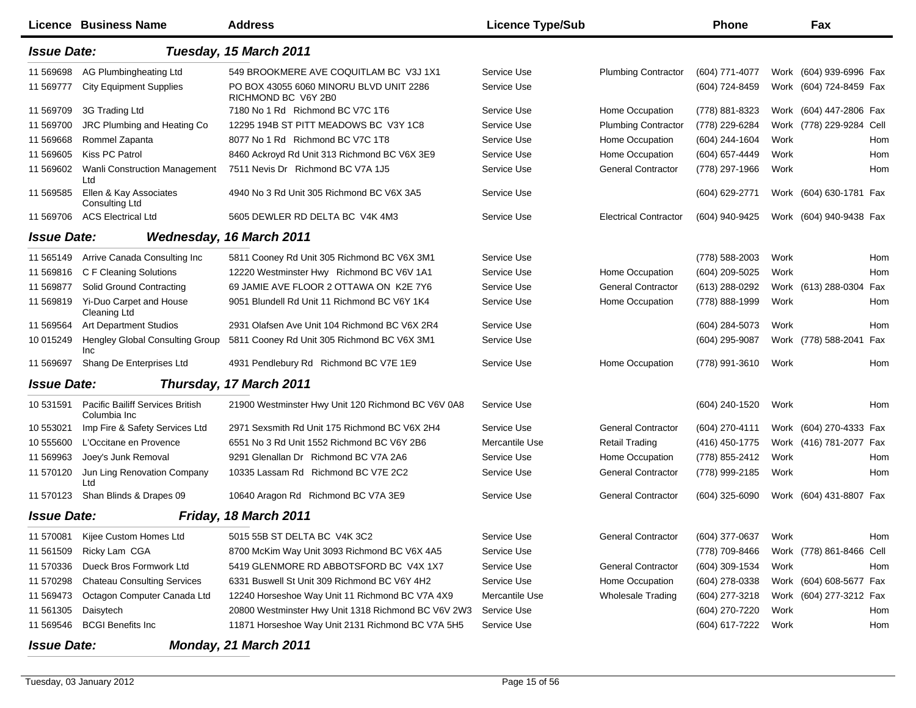| Licence | Business Name | Address | Licence Type/Sub | | Phone | | Fax | |
|---|---|---|---|---|---|---|---|---|
| **Issue Date:** | ***Tuesday, 15 March 2011*** | | | | | | | |
| 11 569698 | AG Plumbingheating Ltd | 549 BROOKMERE AVE COQUITLAM BC V3J 1X1 | Service Use | Plumbing Contractor | (604) 771-4077 | Work | (604) 939-6996 | Fax |
| 11 569777 | City Equipment Supplies | PO BOX 43055 6060 MINORU BLVD UNIT 2286 RICHMOND BC V6Y 2B0 | Service Use | | (604) 724-8459 | Work | (604) 724-8459 | Fax |
| 11 569709 | 3G Trading Ltd | 7180 No 1 Rd Richmond BC V7C 1T6 | Service Use | Home Occupation | (778) 881-8323 | Work | (604) 447-2806 | Fax |
| 11 569700 | JRC Plumbing and Heating Co | 12295 194B ST PITT MEADOWS BC V3Y 1C8 | Service Use | Plumbing Contractor | (778) 229-6284 | Work | (778) 229-9284 | Cell |
| 11 569668 | Rommel Zapanta | 8077 No 1 Rd Richmond BC V7C 1T8 | Service Use | Home Occupation | (604) 244-1604 | Work | | Hom |
| 11 569605 | Kiss PC Patrol | 8460 Ackroyd Rd Unit 313 Richmond BC V6X 3E9 | Service Use | Home Occupation | (604) 657-4449 | Work | | Hom |
| 11 569602 | Wanli Construction Management Ltd | 7511 Nevis Dr Richmond BC V7A 1J5 | Service Use | General Contractor | (778) 297-1966 | Work | | Hom |
| 11 569585 | Ellen & Kay Associates Consulting Ltd | 4940 No 3 Rd Unit 305 Richmond BC V6X 3A5 | Service Use | | (604) 629-2771 | Work | (604) 630-1781 | Fax |
| 11 569706 | ACS Electrical Ltd | 5605 DEWLER RD DELTA BC V4K 4M3 | Service Use | Electrical Contractor | (604) 940-9425 | Work | (604) 940-9438 | Fax |
| **Issue Date:** | ***Wednesday, 16 March 2011*** | | | | | | | |
| 11 565149 | Arrive Canada Consulting Inc | 5811 Cooney Rd Unit 305 Richmond BC V6X 3M1 | Service Use | | (778) 588-2003 | Work | | Hom |
| 11 569816 | C F Cleaning Solutions | 12220 Westminster Hwy Richmond BC V6V 1A1 | Service Use | Home Occupation | (604) 209-5025 | Work | | Hom |
| 11 569877 | Solid Ground Contracting | 69 JAMIE AVE FLOOR 2 OTTAWA ON K2E 7Y6 | Service Use | General Contractor | (613) 288-0292 | Work | (613) 288-0304 | Fax |
| 11 569819 | Yi-Duo Carpet and House Cleaning Ltd | 9051 Blundell Rd Unit 11 Richmond BC V6Y 1K4 | Service Use | Home Occupation | (778) 888-1999 | Work | | Hom |
| 11 569564 | Art Department Studios | 2931 Olafsen Ave Unit 104 Richmond BC V6X 2R4 | Service Use | | (604) 284-5073 | Work | | Hom |
| 10 015249 | Hengley Global Consulting Group Inc | 5811 Cooney Rd Unit 305 Richmond BC V6X 3M1 | Service Use | | (604) 295-9087 | Work | (778) 588-2041 | Fax |
| 11 569697 | Shang De Enterprises Ltd | 4931 Pendlebury Rd Richmond BC V7E 1E9 | Service Use | Home Occupation | (778) 991-3610 | Work | | Hom |
| **Issue Date:** | ***Thursday, 17 March 2011*** | | | | | | | |
| 10 531591 | Pacific Bailiff Services British Columbia Inc | 21900 Westminster Hwy Unit 120 Richmond BC V6V 0A8 | Service Use | | (604) 240-1520 | Work | | Hom |
| 10 553021 | Imp Fire & Safety Services Ltd | 2971 Sexsmith Rd Unit 175 Richmond BC V6X 2H4 | Service Use | General Contractor | (604) 270-4111 | Work | (604) 270-4333 | Fax |
| 10 555600 | L'Occitane en Provence | 6551 No 3 Rd Unit 1552 Richmond BC V6Y 2B6 | Mercantile Use | Retail Trading | (416) 450-1775 | Work | (416) 781-2077 | Fax |
| 11 569963 | Joey's Junk Removal | 9291 Glenallan Dr Richmond BC V7A 2A6 | Service Use | Home Occupation | (778) 855-2412 | Work | | Hom |
| 11 570120 | Jun Ling Renovation Company Ltd | 10335 Lassam Rd Richmond BC V7E 2C2 | Service Use | General Contractor | (778) 999-2185 | Work | | Hom |
| 11 570123 | Shan Blinds & Drapes 09 | 10640 Aragon Rd Richmond BC V7A 3E9 | Service Use | General Contractor | (604) 325-6090 | Work | (604) 431-8807 | Fax |
| **Issue Date:** | ***Friday, 18 March 2011*** | | | | | | | |
| 11 570081 | Kijee Custom Homes Ltd | 5015 55B ST DELTA BC V4K 3C2 | Service Use | General Contractor | (604) 377-0637 | Work | | Hom |
| 11 561509 | Ricky Lam CGA | 8700 McKim Way Unit 3093 Richmond BC V6X 4A5 | Service Use | | (778) 709-8466 | Work | (778) 861-8466 | Cell |
| 11 570336 | Dueck Bros Formwork Ltd | 5419 GLENMORE RD ABBOTSFORD BC V4X 1X7 | Service Use | General Contractor | (604) 309-1534 | Work | | Hom |
| 11 570298 | Chateau Consulting Services | 6331 Buswell St Unit 309 Richmond BC V6Y 4H2 | Service Use | Home Occupation | (604) 278-0338 | Work | (604) 608-5677 | Fax |
| 11 569473 | Octagon Computer Canada Ltd | 12240 Horseshoe Way Unit 11 Richmond BC V7A 4X9 | Mercantile Use | Wholesale Trading | (604) 277-3218 | Work | (604) 277-3212 | Fax |
| 11 561305 | Daisytech | 20800 Westminster Hwy Unit 1318 Richmond BC V6V 2W3 | Service Use | | (604) 270-7220 | Work | | Hom |
| 11 569546 | BCGI Benefits Inc | 11871 Horseshoe Way Unit 2131 Richmond BC V7A 5H5 | Service Use | | (604) 617-7222 | Work | | Hom |
| **Issue Date:** | ***Monday, 21 March 2011*** | | | | | | | |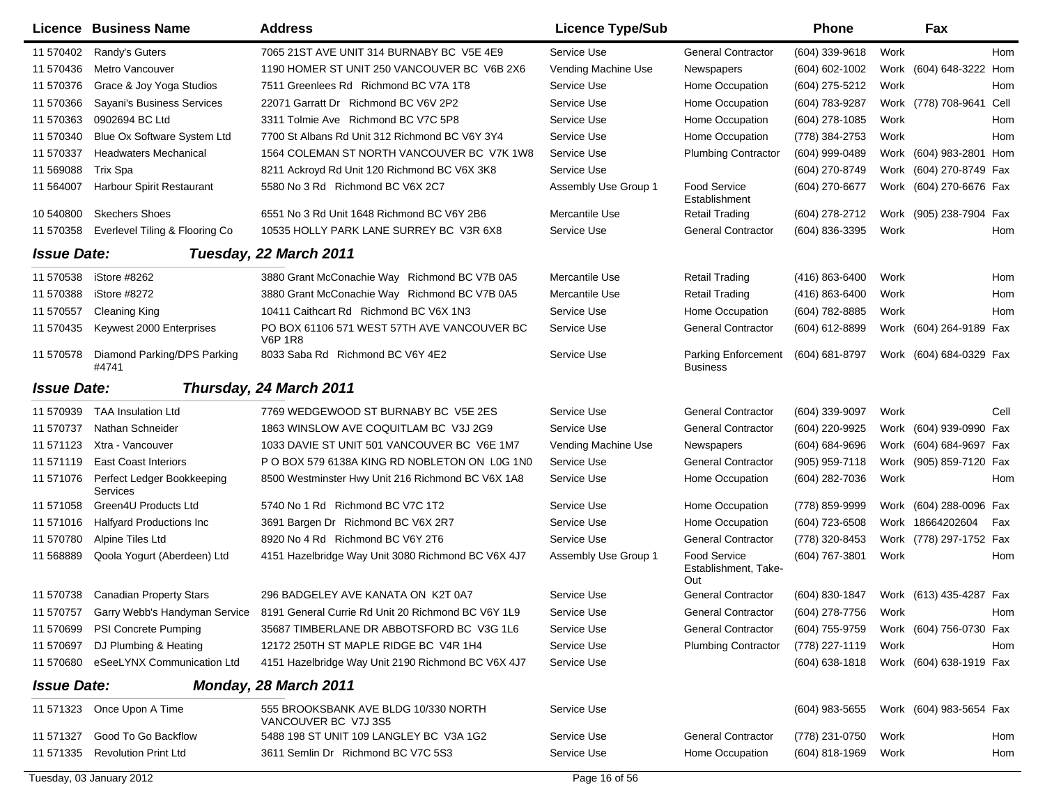| Licence | Business Name | Address | Licence Type/Sub | | Phone | | Fax | |
|---|---|---|---|---|---|---|---|---|
| 11 570402 | Randy's Guters | 7065 21ST AVE UNIT 314 BURNABY BC V5E 4E9 | Service Use | General Contractor | (604) 339-9618 | Work | | Hom |
| 11 570436 | Metro Vancouver | 1190 HOMER ST UNIT 250 VANCOUVER BC V6B 2X6 | Vending Machine Use | Newspapers | (604) 602-1002 | Work | (604) 648-3222 | Hom |
| 11 570376 | Grace & Joy Yoga Studios | 7511 Greenlees Rd Richmond BC V7A 1T8 | Service Use | Home Occupation | (604) 275-5212 | Work | | Hom |
| 11 570366 | Sayani's Business Services | 22071 Garratt Dr Richmond BC V6V 2P2 | Service Use | Home Occupation | (604) 783-9287 | Work | (778) 708-9641 | Cell |
| 11 570363 | 0902694 BC Ltd | 3311 Tolmie Ave Richmond BC V7C 5P8 | Service Use | Home Occupation | (604) 278-1085 | Work | | Hom |
| 11 570340 | Blue Ox Software System Ltd | 7700 St Albans Rd Unit 312 Richmond BC V6Y 3Y4 | Service Use | Home Occupation | (778) 384-2753 | Work | | Hom |
| 11 570337 | Headwaters Mechanical | 1564 COLEMAN ST NORTH VANCOUVER BC V7K 1W8 | Service Use | Plumbing Contractor | (604) 999-0489 | Work | (604) 983-2801 | Hom |
| 11 569088 | Trix Spa | 8211 Ackroyd Rd Unit 120 Richmond BC V6X 3K8 | Service Use | | (604) 270-8749 | Work | (604) 270-8749 | Fax |
| 11 564007 | Harbour Spirit Restaurant | 5580 No 3 Rd Richmond BC V6X 2C7 | Assembly Use Group 1 | Food Service Establishment | (604) 270-6677 | Work | (604) 270-6676 | Fax |
| 10 540800 | Skechers Shoes | 6551 No 3 Rd Unit 1648 Richmond BC V6Y 2B6 | Mercantile Use | Retail Trading | (604) 278-2712 | Work | (905) 238-7904 | Fax |
| 11 570358 | Everlevel Tiling & Flooring Co | 10535 HOLLY PARK LANE SURREY BC V3R 6X8 | Service Use | General Contractor | (604) 836-3395 | Work | | Hom |

**Issue Date:** ***Tuesday, 22 March 2011***

| Licence | Business Name | Address | Licence Type/Sub | | Phone | | Fax | |
|---|---|---|---|---|---|---|---|---|
| 11 570538 | iStore #8262 | 3880 Grant McConachie Way Richmond BC V7B 0A5 | Mercantile Use | Retail Trading | (416) 863-6400 | Work | | Hom |
| 11 570388 | iStore #8272 | 3880 Grant McConachie Way Richmond BC V7B 0A5 | Mercantile Use | Retail Trading | (416) 863-6400 | Work | | Hom |
| 11 570557 | Cleaning King | 10411 Caithcart Rd Richmond BC V6X 1N3 | Service Use | Home Occupation | (604) 782-8885 | Work | | Hom |
| 11 570435 | Keywest 2000 Enterprises | PO BOX 61106 571 WEST 57TH AVE VANCOUVER BC V6P 1R8 | Service Use | General Contractor | (604) 612-8899 | Work | (604) 264-9189 | Fax |
| 11 570578 | Diamond Parking/DPS Parking #4741 | 8033 Saba Rd Richmond BC V6Y 4E2 | Service Use | Parking Enforcement Business | (604) 681-8797 | Work | (604) 684-0329 | Fax |

**Issue Date:** ***Thursday, 24 March 2011***

| Licence | Business Name | Address | Licence Type/Sub | | Phone | | Fax | |
|---|---|---|---|---|---|---|---|---|
| 11 570939 | TAA Insulation Ltd | 7769 WEDGEWOOD ST BURNABY BC V5E 2ES | Service Use | General Contractor | (604) 339-9097 | Work | | Cell |
| 11 570737 | Nathan Schneider | 1863 WINSLOW AVE COQUITLAM BC V3J 2G9 | Service Use | General Contractor | (604) 220-9925 | Work | (604) 939-0990 | Fax |
| 11 571123 | Xtra - Vancouver | 1033 DAVIE ST UNIT 501 VANCOUVER BC V6E 1M7 | Vending Machine Use | Newspapers | (604) 684-9696 | Work | (604) 684-9697 | Fax |
| 11 571119 | East Coast Interiors | P O BOX 579 6138A KING RD NOBLETON ON L0G 1N0 | Service Use | General Contractor | (905) 959-7118 | Work | (905) 859-7120 | Fax |
| 11 571076 | Perfect Ledger Bookkeeping Services | 8500 Westminster Hwy Unit 216 Richmond BC V6X 1A8 | Service Use | Home Occupation | (604) 282-7036 | Work | | Hom |
| 11 571058 | Green4U Products Ltd | 5740 No 1 Rd Richmond BC V7C 1T2 | Service Use | Home Occupation | (778) 859-9999 | Work | (604) 288-0096 | Fax |
| 11 571016 | Halfyard Productions Inc | 3691 Bargen Dr Richmond BC V6X 2R7 | Service Use | Home Occupation | (604) 723-6508 | Work | 18664202604 | Fax |
| 11 570780 | Alpine Tiles Ltd | 8920 No 4 Rd Richmond BC V6Y 2T6 | Service Use | General Contractor | (778) 320-8453 | Work | (778) 297-1752 | Fax |
| 11 568889 | Qoola Yogurt (Aberdeen) Ltd | 4151 Hazelbridge Way Unit 3080 Richmond BC V6X 4J7 | Assembly Use Group 1 | Food Service Establishment, Take-Out | (604) 767-3801 | Work | | Hom |
| 11 570738 | Canadian Property Stars | 296 BADGELEY AVE KANATA ON K2T 0A7 | Service Use | General Contractor | (604) 830-1847 | Work | (613) 435-4287 | Fax |
| 11 570757 | Garry Webb's Handyman Service | 8191 General Currie Rd Unit 20 Richmond BC V6Y 1L9 | Service Use | General Contractor | (604) 278-7756 | Work | | Hom |
| 11 570699 | PSI Concrete Pumping | 35687 TIMBERLANE DR ABBOTSFORD BC V3G 1L6 | Service Use | General Contractor | (604) 755-9759 | Work | (604) 756-0730 | Fax |
| 11 570697 | DJ Plumbing & Heating | 12172 250TH ST MAPLE RIDGE BC V4R 1H4 | Service Use | Plumbing Contractor | (778) 227-1119 | Work | | Hom |
| 11 570680 | eSeeLYNX Communication Ltd | 4151 Hazelbridge Way Unit 2190 Richmond BC V6X 4J7 | Service Use | | (604) 638-1818 | Work | (604) 638-1919 | Fax |

**Issue Date:** ***Monday, 28 March 2011***

| Licence | Business Name | Address | Licence Type/Sub | | Phone | | Fax | |
|---|---|---|---|---|---|---|---|---|
| 11 571323 | Once Upon A Time | 555 BROOKSBANK AVE BLDG 10/330 NORTH VANCOUVER BC V7J 3S5 | Service Use | | (604) 983-5655 | Work | (604) 983-5654 | Fax |
| 11 571327 | Good To Go Backflow | 5488 198 ST UNIT 109 LANGLEY BC V3A 1G2 | Service Use | General Contractor | (778) 231-0750 | Work | | Hom |
| 11 571335 | Revolution Print Ltd | 3611 Semlin Dr Richmond BC V7C 5S3 | Service Use | Home Occupation | (604) 818-1969 | Work | | Hom |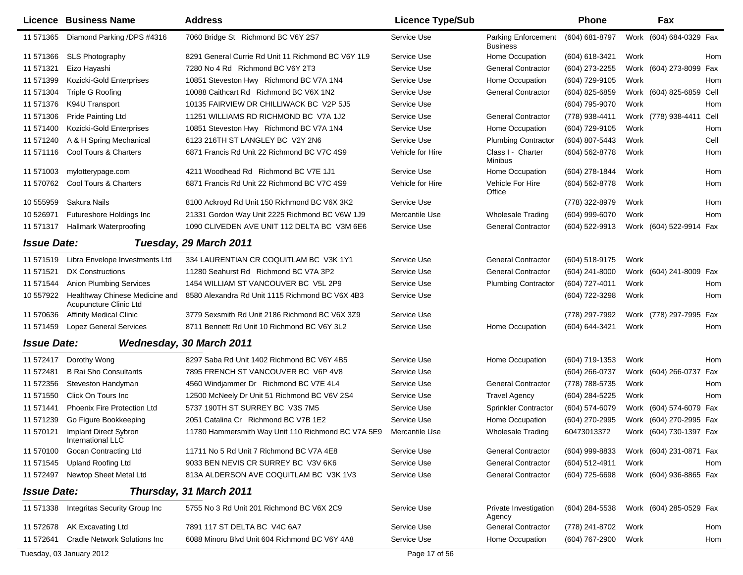| Licence | Business Name | Address | Licence Type/Sub | | Phone | | Fax | |
|---|---|---|---|---|---|---|---|---|
| 11 571365 | Diamond Parking /DPS #4316 | 7060 Bridge St Richmond BC V6Y 2S7 | Service Use | Parking Enforcement Business | (604) 681-8797 | Work | (604) 684-0329 | Fax |
| 11 571366 | SLS Photography | 8291 General Currie Rd Unit 11 Richmond BC V6Y 1L9 | Service Use | Home Occupation | (604) 618-3421 | Work | | Hom |
| 11 571321 | Eizo Hayashi | 7280 No 4 Rd Richmond BC V6Y 2T3 | Service Use | General Contractor | (604) 273-2255 | Work | (604) 273-8099 | Fax |
| 11 571399 | Kozicki-Gold Enterprises | 10851 Steveston Hwy Richmond BC V7A 1N4 | Service Use | Home Occupation | (604) 729-9105 | Work | | Hom |
| 11 571304 | Triple G Roofing | 10088 Caithcart Rd Richmond BC V6X 1N2 | Service Use | General Contractor | (604) 825-6859 | Work | (604) 825-6859 | Cell |
| 11 571376 | K94U Transport | 10135 FAIRVIEW DR CHILLIWACK BC V2P 5J5 | Service Use | | (604) 795-9070 | Work | | Hom |
| 11 571306 | Pride Painting Ltd | 11251 WILLIAMS RD RICHMOND BC V7A 1J2 | Service Use | General Contractor | (778) 938-4411 | Work | (778) 938-4411 | Cell |
| 11 571400 | Kozicki-Gold Enterprises | 10851 Steveston Hwy Richmond BC V7A 1N4 | Service Use | Home Occupation | (604) 729-9105 | Work | | Hom |
| 11 571240 | A & H Spring Mechanical | 6123 216TH ST LANGLEY BC V2Y 2N6 | Service Use | Plumbing Contractor | (604) 807-5443 | Work | | Cell |
| 11 571116 | Cool Tours & Charters | 6871 Francis Rd Unit 22 Richmond BC V7C 4S9 | Vehicle for Hire | Class I - Charter Minibus | (604) 562-8778 | Work | | Hom |
| 11 571003 | mylotterypage.com | 4211 Woodhead Rd Richmond BC V7E 1J1 | Service Use | Home Occupation | (604) 278-1844 | Work | | Hom |
| 11 570762 | Cool Tours & Charters | 6871 Francis Rd Unit 22 Richmond BC V7C 4S9 | Vehicle for Hire | Vehicle For Hire Office | (604) 562-8778 | Work | | Hom |
| 10 555959 | Sakura Nails | 8100 Ackroyd Rd Unit 150 Richmond BC V6X 3K2 | Service Use | | (778) 322-8979 | Work | | Hom |
| 10 526971 | Futureshore Holdings Inc | 21331 Gordon Way Unit 2225 Richmond BC V6W 1J9 | Mercantile Use | Wholesale Trading | (604) 999-6070 | Work | | Hom |
| 11 571317 | Hallmark Waterproofing | 1090 CLIVEDEN AVE UNIT 112 DELTA BC V3M 6E6 | Service Use | General Contractor | (604) 522-9913 | Work | (604) 522-9914 | Fax |

**Issue Date:** ***Tuesday, 29 March 2011***

| Licence | Business Name | Address | Licence Type/Sub | | Phone | | Fax | |
|---|---|---|---|---|---|---|---|---|
| 11 571519 | Libra Envelope Investments Ltd | 334 LAURENTIAN CR COQUITLAM BC V3K 1Y1 | Service Use | General Contractor | (604) 518-9175 | Work | | |
| 11 571521 | DX Constructions | 11280 Seahurst Rd Richmond BC V7A 3P2 | Service Use | General Contractor | (604) 241-8000 | Work | (604) 241-8009 | Fax |
| 11 571544 | Anion Plumbing Services | 1454 WILLIAM ST VANCOUVER BC V5L 2P9 | Service Use | Plumbing Contractor | (604) 727-4011 | Work | | Hom |
| 10 557922 | Healthway Chinese Medicine and Acupuncture Clinic Ltd | 8580 Alexandra Rd Unit 1115 Richmond BC V6X 4B3 | Service Use | | (604) 722-3298 | Work | | Hom |
| 11 570636 | Affinity Medical Clinic | 3779 Sexsmith Rd Unit 2186 Richmond BC V6X 3Z9 | Service Use | | (778) 297-7992 | Work | (778) 297-7995 | Fax |
| 11 571459 | Lopez General Services | 8711 Bennett Rd Unit 10 Richmond BC V6Y 3L2 | Service Use | Home Occupation | (604) 644-3421 | Work | | Hom |

**Issue Date:** ***Wednesday, 30 March 2011***

| Licence | Business Name | Address | Licence Type/Sub | | Phone | | Fax | |
|---|---|---|---|---|---|---|---|---|
| 11 572417 | Dorothy Wong | 8297 Saba Rd Unit 1402 Richmond BC V6Y 4B5 | Service Use | Home Occupation | (604) 719-1353 | Work | | Hom |
| 11 572481 | B Rai Sho Consultants | 7895 FRENCH ST VANCOUVER BC V6P 4V8 | Service Use | | (604) 266-0737 | Work | (604) 266-0737 | Fax |
| 11 572356 | Steveston Handyman | 4560 Windjammer Dr Richmond BC V7E 4L4 | Service Use | General Contractor | (778) 788-5735 | Work | | Hom |
| 11 571550 | Click On Tours Inc | 12500 McNeely Dr Unit 51 Richmond BC V6V 2S4 | Service Use | Travel Agency | (604) 284-5225 | Work | | Hom |
| 11 571441 | Phoenix Fire Protection Ltd | 5737 190TH ST SURREY BC V3S 7M5 | Service Use | Sprinkler Contractor | (604) 574-6079 | Work | (604) 574-6079 | Fax |
| 11 571239 | Go Figure Bookkeeping | 2051 Catalina Cr Richmond BC V7B 1E2 | Service Use | Home Occupation | (604) 270-2995 | Work | (604) 270-2995 | Fax |
| 11 570121 | Implant Direct Sybron International LLC | 11780 Hammersmith Way Unit 110 Richmond BC V7A 5E9 | Mercantile Use | Wholesale Trading | 60473013372 | Work | (604) 730-1397 | Fax |
| 11 570100 | Gocan Contracting Ltd | 11711 No 5 Rd Unit 7 Richmond BC V7A 4E8 | Service Use | General Contractor | (604) 999-8833 | Work | (604) 231-0871 | Fax |
| 11 571545 | Upland Roofing Ltd | 9033 BEN NEVIS CR SURREY BC V3V 6K6 | Service Use | General Contractor | (604) 512-4911 | Work | | Hom |
| 11 572497 | Newtop Sheet Metal Ltd | 813A ALDERSON AVE COQUITLAM BC V3K 1V3 | Service Use | General Contractor | (604) 725-6698 | Work | (604) 936-8865 | Fax |

**Issue Date:** ***Thursday, 31 March 2011***

| Licence | Business Name | Address | Licence Type/Sub | | Phone | | Fax | |
|---|---|---|---|---|---|---|---|---|
| 11 571338 | Integritas Security Group Inc | 5755 No 3 Rd Unit 201 Richmond BC V6X 2C9 | Service Use | Private Investigation Agency | (604) 284-5538 | Work | (604) 285-0529 | Fax |
| 11 572678 | AK Excavating Ltd | 7891 117 ST DELTA BC V4C 6A7 | Service Use | General Contractor | (778) 241-8702 | Work | | Hom |
| 11 572641 | Cradle Network Solutions Inc | 6088 Minoru Blvd Unit 604 Richmond BC V6Y 4A8 | Service Use | Home Occupation | (604) 767-2900 | Work | | Hom |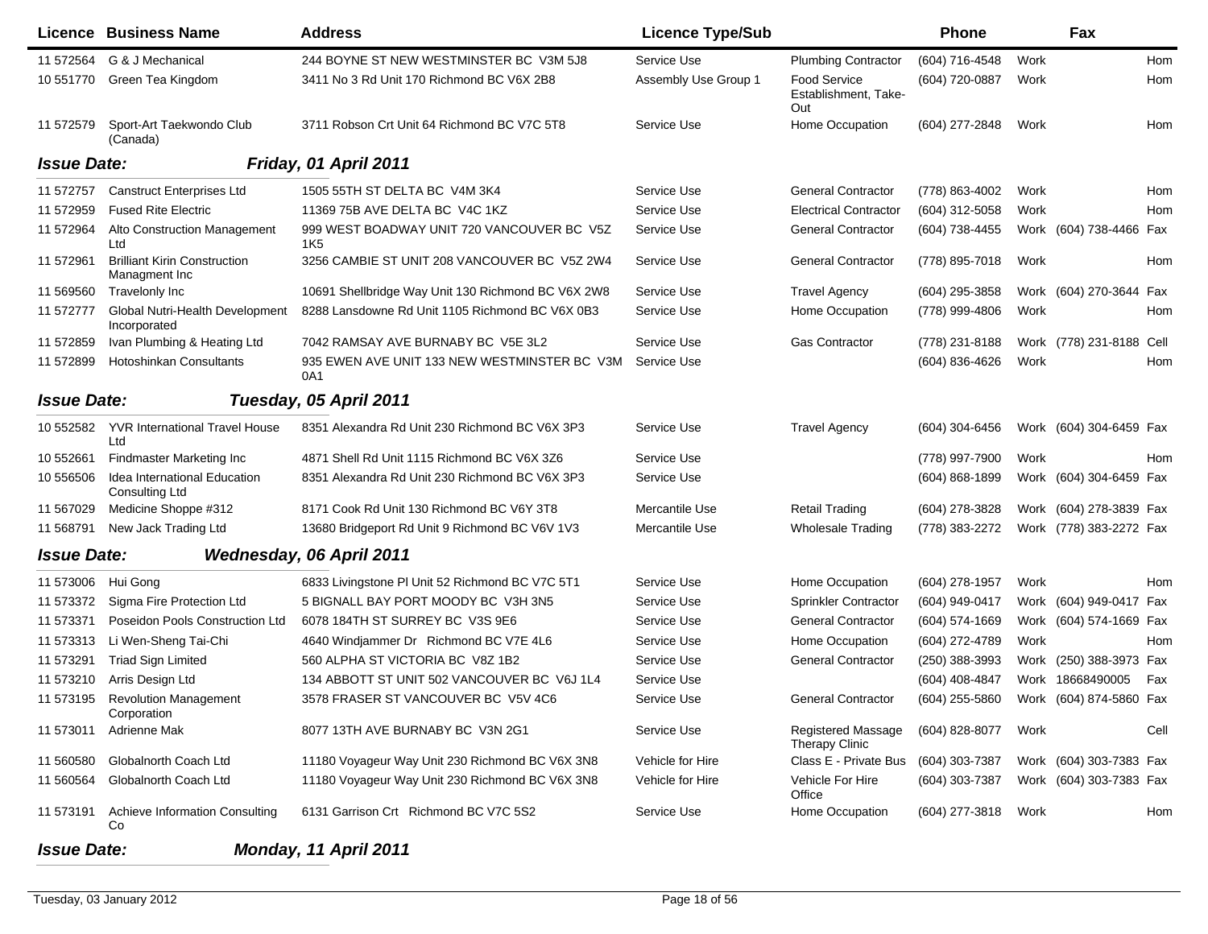| Licence | Business Name | Address | Licence Type/Sub | | Phone | | Fax | |
|---|---|---|---|---|---|---|---|---|
| 11 572564 | G & J Mechanical | 244 BOYNE ST NEW WESTMINSTER BC V3M 5J8 | Service Use | Plumbing Contractor | (604) 716-4548 | Work | | Hom |
| 10 551770 | Green Tea Kingdom | 3411 No 3 Rd Unit 170 Richmond BC V6X 2B8 | Assembly Use Group 1 | Food Service Establishment, Take-Out | (604) 720-0887 | Work | | Hom |
| 11 572579 | Sport-Art Taekwondo Club (Canada) | 3711 Robson Crt Unit 64 Richmond BC V7C 5T8 | Service Use | Home Occupation | (604) 277-2848 | Work | | Hom |

**Issue Date:** ***Friday, 01 April 2011***

| Licence | Business Name | Address | Licence Type/Sub | | Phone | | Fax | |
|---|---|---|---|---|---|---|---|---|
| 11 572757 | Canstruct Enterprises Ltd | 1505 55TH ST DELTA BC V4M 3K4 | Service Use | General Contractor | (778) 863-4002 | Work | | Hom |
| 11 572959 | Fused Rite Electric | 11369 75B AVE DELTA BC V4C 1KZ | Service Use | Electrical Contractor | (604) 312-5058 | Work | | Hom |
| 11 572964 | Alto Construction Management Ltd | 999 WEST BOADWAY UNIT 720 VANCOUVER BC V5Z 1K5 | Service Use | General Contractor | (604) 738-4455 | Work | (604) 738-4466 | Fax |
| 11 572961 | Brilliant Kirin Construction Managment Inc | 3256 CAMBIE ST UNIT 208 VANCOUVER BC V5Z 2W4 | Service Use | General Contractor | (778) 895-7018 | Work | | Hom |
| 11 569560 | Travelonly Inc | 10691 Shellbridge Way Unit 130 Richmond BC V6X 2W8 | Service Use | Travel Agency | (604) 295-3858 | Work | (604) 270-3644 | Fax |
| 11 572777 | Global Nutri-Health Development Incorporated | 8288 Lansdowne Rd Unit 1105 Richmond BC V6X 0B3 | Service Use | Home Occupation | (778) 999-4806 | Work | | Hom |
| 11 572859 | Ivan Plumbing & Heating Ltd | 7042 RAMSAY AVE BURNABY BC V5E 3L2 | Service Use | Gas Contractor | (778) 231-8188 | Work | (778) 231-8188 | Cell |
| 11 572899 | Hotoshinkan Consultants | 935 EWEN AVE UNIT 133 NEW WESTMINSTER BC V3M 0A1 | Service Use | | (604) 836-4626 | Work | | Hom |

**Issue Date:** ***Tuesday, 05 April 2011***

| Licence | Business Name | Address | Licence Type/Sub | | Phone | | Fax | |
|---|---|---|---|---|---|---|---|---|
| 10 552582 | YVR International Travel House Ltd | 8351 Alexandra Rd Unit 230 Richmond BC V6X 3P3 | Service Use | Travel Agency | (604) 304-6456 | Work | (604) 304-6459 | Fax |
| 10 552661 | Findmaster Marketing Inc | 4871 Shell Rd Unit 1115 Richmond BC V6X 3Z6 | Service Use | | (778) 997-7900 | Work | | Hom |
| 10 556506 | Idea International Education Consulting Ltd | 8351 Alexandra Rd Unit 230 Richmond BC V6X 3P3 | Service Use | | (604) 868-1899 | Work | (604) 304-6459 | Fax |
| 11 567029 | Medicine Shoppe #312 | 8171 Cook Rd Unit 130 Richmond BC V6Y 3T8 | Mercantile Use | Retail Trading | (604) 278-3828 | Work | (604) 278-3839 | Fax |
| 11 568791 | New Jack Trading Ltd | 13680 Bridgeport Rd Unit 9 Richmond BC V6V 1V3 | Mercantile Use | Wholesale Trading | (778) 383-2272 | Work | (778) 383-2272 | Fax |

**Issue Date:** ***Wednesday, 06 April 2011***

| Licence | Business Name | Address | Licence Type/Sub | | Phone | | Fax | |
|---|---|---|---|---|---|---|---|---|
| 11 573006 | Hui Gong | 6833 Livingstone Pl Unit 52 Richmond BC V7C 5T1 | Service Use | Home Occupation | (604) 278-1957 | Work | | Hom |
| 11 573372 | Sigma Fire Protection Ltd | 5 BIGNALL BAY PORT MOODY BC V3H 3N5 | Service Use | Sprinkler Contractor | (604) 949-0417 | Work | (604) 949-0417 | Fax |
| 11 573371 | Poseidon Pools Construction Ltd | 6078 184TH ST SURREY BC V3S 9E6 | Service Use | General Contractor | (604) 574-1669 | Work | (604) 574-1669 | Fax |
| 11 573313 | Li Wen-Sheng Tai-Chi | 4640 Windjammer Dr Richmond BC V7E 4L6 | Service Use | Home Occupation | (604) 272-4789 | Work | | Hom |
| 11 573291 | Triad Sign Limited | 560 ALPHA ST VICTORIA BC V8Z 1B2 | Service Use | General Contractor | (250) 388-3993 | Work | (250) 388-3973 | Fax |
| 11 573210 | Arris Design Ltd | 134 ABBOTT ST UNIT 502 VANCOUVER BC V6J 1L4 | Service Use | | (604) 408-4847 | Work | 18668490005 | Fax |
| 11 573195 | Revolution Management Corporation | 3578 FRASER ST VANCOUVER BC V5V 4C6 | Service Use | General Contractor | (604) 255-5860 | Work | (604) 874-5860 | Fax |
| 11 573011 | Adrienne Mak | 8077 13TH AVE BURNABY BC V3N 2G1 | Service Use | Registered Massage Therapy Clinic | (604) 828-8077 | Work | | Cell |
| 11 560580 | Globalnorth Coach Ltd | 11180 Voyageur Way Unit 230 Richmond BC V6X 3N8 | Vehicle for Hire | Class E - Private Bus | (604) 303-7387 | Work | (604) 303-7383 | Fax |
| 11 560564 | Globalnorth Coach Ltd | 11180 Voyageur Way Unit 230 Richmond BC V6X 3N8 | Vehicle for Hire | Vehicle For Hire Office | (604) 303-7387 | Work | (604) 303-7383 | Fax |
| 11 573191 | Achieve Information Consulting Co | 6131 Garrison Crt Richmond BC V7C 5S2 | Service Use | Home Occupation | (604) 277-3818 | Work | | Hom |

**Issue Date:** ***Monday, 11 April 2011***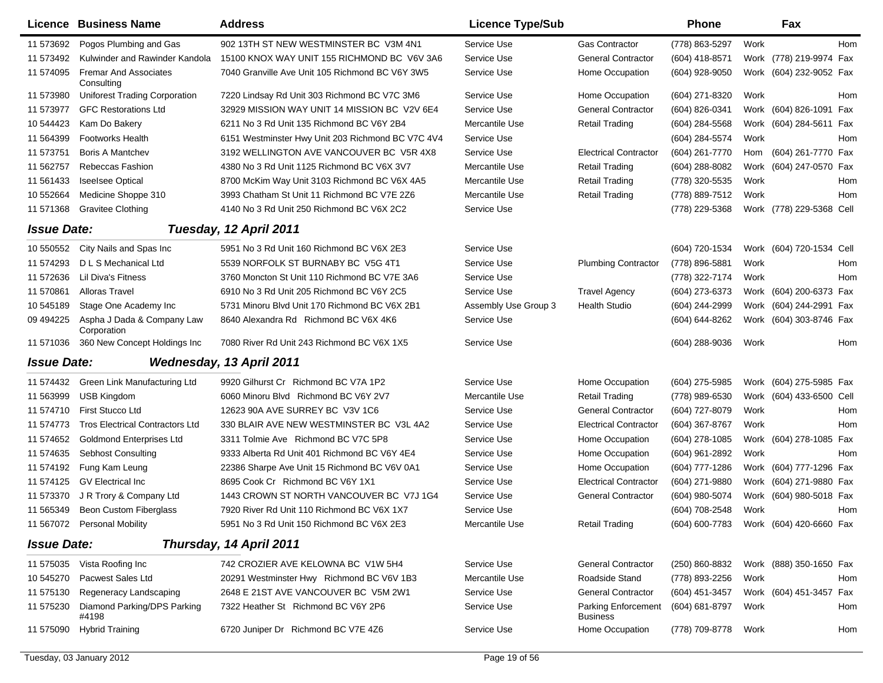| Licence | Business Name | Address | Licence Type/Sub | | Phone | | Fax | |
|---|---|---|---|---|---|---|---|---|
| 11 573692 | Pogos Plumbing and Gas | 902 13TH ST NEW WESTMINSTER BC V3M 4N1 | Service Use | Gas Contractor | (778) 863-5297 | Work | | Hom |
| 11 573492 | Kulwinder and Rawinder Kandola | 15100 KNOX WAY UNIT 155 RICHMOND BC V6V 3A6 | Service Use | General Contractor | (604) 418-8571 | Work | (778) 219-9974 | Fax |
| 11 574095 | Fremar And Associates Consulting | 7040 Granville Ave Unit 105 Richmond BC V6Y 3W5 | Service Use | Home Occupation | (604) 928-9050 | Work | (604) 232-9052 | Fax |
| 11 573980 | Uniforest Trading Corporation | 7220 Lindsay Rd Unit 303 Richmond BC V7C 3M6 | Service Use | Home Occupation | (604) 271-8320 | Work | | Hom |
| 11 573977 | GFC Restorations Ltd | 32929 MISSION WAY UNIT 14 MISSION BC V2V 6E4 | Service Use | General Contractor | (604) 826-0341 | Work | (604) 826-1091 | Fax |
| 10 544423 | Kam Do Bakery | 6211 No 3 Rd Unit 135 Richmond BC V6Y 2B4 | Mercantile Use | Retail Trading | (604) 284-5568 | Work | (604) 284-5611 | Fax |
| 11 564399 | Footworks Health | 6151 Westminster Hwy Unit 203 Richmond BC V7C 4V4 | Service Use | | (604) 284-5574 | Work | | Hom |
| 11 573751 | Boris A Mantchev | 3192 WELLINGTON AVE VANCOUVER BC V5R 4X8 | Service Use | Electrical Contractor | (604) 261-7770 | Hom | (604) 261-7770 | Fax |
| 11 562757 | Rebeccas Fashion | 4380 No 3 Rd Unit 1125 Richmond BC V6X 3V7 | Mercantile Use | Retail Trading | (604) 288-8082 | Work | (604) 247-0570 | Fax |
| 11 561433 | Iseelsee Optical | 8700 McKim Way Unit 3103 Richmond BC V6X 4A5 | Mercantile Use | Retail Trading | (778) 320-5535 | Work | | Hom |
| 10 552664 | Medicine Shoppe 310 | 3993 Chatham St Unit 11 Richmond BC V7E 2Z6 | Mercantile Use | Retail Trading | (778) 889-7512 | Work | | Hom |
| 11 571368 | Gravitee Clothing | 4140 No 3 Rd Unit 250 Richmond BC V6X 2C2 | Service Use | | (778) 229-5368 | Work | (778) 229-5368 | Cell |

***Issue Date: Tuesday, 12 April 2011***

| Licence | Business Name | Address | Licence Type/Sub | | Phone | | Fax | |
|---|---|---|---|---|---|---|---|---|
| 10 550552 | City Nails and Spas Inc | 5951 No 3 Rd Unit 160 Richmond BC V6X 2E3 | Service Use | | (604) 720-1534 | Work | (604) 720-1534 | Cell |
| 11 574293 | D L S Mechanical Ltd | 5539 NORFOLK ST BURNABY BC V5G 4T1 | Service Use | Plumbing Contractor | (778) 896-5881 | Work | | Hom |
| 11 572636 | Lil Diva's Fitness | 3760 Moncton St Unit 110 Richmond BC V7E 3A6 | Service Use | | (778) 322-7174 | Work | | Hom |
| 11 570861 | Alloras Travel | 6910 No 3 Rd Unit 205 Richmond BC V6Y 2C5 | Service Use | Travel Agency | (604) 273-6373 | Work | (604) 200-6373 | Fax |
| 10 545189 | Stage One Academy Inc | 5731 Minoru Blvd Unit 170 Richmond BC V6X 2B1 | Assembly Use Group 3 | Health Studio | (604) 244-2999 | Work | (604) 244-2991 | Fax |
| 09 494225 | Aspha J Dada & Company Law Corporation | 8640 Alexandra Rd Richmond BC V6X 4K6 | Service Use | | (604) 644-8262 | Work | (604) 303-8746 | Fax |
| 11 571036 | 360 New Concept Holdings Inc | 7080 River Rd Unit 243 Richmond BC V6X 1X5 | Service Use | | (604) 288-9036 | Work | | Hom |

***Issue Date: Wednesday, 13 April 2011***

| Licence | Business Name | Address | Licence Type/Sub | | Phone | | Fax | |
|---|---|---|---|---|---|---|---|---|
| 11 574432 | Green Link Manufacturing Ltd | 9920 Gilhurst Cr Richmond BC V7A 1P2 | Service Use | Home Occupation | (604) 275-5985 | Work | (604) 275-5985 | Fax |
| 11 563999 | USB Kingdom | 6060 Minoru Blvd Richmond BC V6Y 2V7 | Mercantile Use | Retail Trading | (778) 989-6530 | Work | (604) 433-6500 | Cell |
| 11 574710 | First Stucco Ltd | 12623 90A AVE SURREY BC V3V 1C6 | Service Use | General Contractor | (604) 727-8079 | Work | | Hom |
| 11 574773 | Tros Electrical Contractors Ltd | 330 BLAIR AVE NEW WESTMINSTER BC V3L 4A2 | Service Use | Electrical Contractor | (604) 367-8767 | Work | | Hom |
| 11 574652 | Goldmond Enterprises Ltd | 3311 Tolmie Ave Richmond BC V7C 5P8 | Service Use | Home Occupation | (604) 278-1085 | Work | (604) 278-1085 | Fax |
| 11 574635 | Sebhost Consulting | 9333 Alberta Rd Unit 401 Richmond BC V6Y 4E4 | Service Use | Home Occupation | (604) 961-2892 | Work | | Hom |
| 11 574192 | Fung Kam Leung | 22386 Sharpe Ave Unit 15 Richmond BC V6V 0A1 | Service Use | Home Occupation | (604) 777-1286 | Work | (604) 777-1296 | Fax |
| 11 574125 | GV Electrical Inc | 8695 Cook Cr Richmond BC V6Y 1X1 | Service Use | Electrical Contractor | (604) 271-9880 | Work | (604) 271-9880 | Fax |
| 11 573370 | J R Trory & Company Ltd | 1443 CROWN ST NORTH VANCOUVER BC V7J 1G4 | Service Use | General Contractor | (604) 980-5074 | Work | (604) 980-5018 | Fax |
| 11 565349 | Beon Custom Fiberglass | 7920 River Rd Unit 110 Richmond BC V6X 1X7 | Service Use | | (604) 708-2548 | Work | | Hom |
| 11 567072 | Personal Mobility | 5951 No 3 Rd Unit 150 Richmond BC V6X 2E3 | Mercantile Use | Retail Trading | (604) 600-7783 | Work | (604) 420-6660 | Fax |

***Issue Date: Thursday, 14 April 2011***

| Licence | Business Name | Address | Licence Type/Sub | | Phone | | Fax | |
|---|---|---|---|---|---|---|---|---|
| 11 575035 | Vista Roofing Inc | 742 CROZIER AVE KELOWNA BC V1W 5H4 | Service Use | General Contractor | (250) 860-8832 | Work | (888) 350-1650 | Fax |
| 10 545270 | Pacwest Sales Ltd | 20291 Westminster Hwy Richmond BC V6V 1B3 | Mercantile Use | Roadside Stand | (778) 893-2256 | Work | | Hom |
| 11 575130 | Regeneracy Landscaping | 2648 E 21ST AVE VANCOUVER BC V5M 2W1 | Service Use | General Contractor | (604) 451-3457 | Work | (604) 451-3457 | Fax |
| 11 575230 | Diamond Parking/DPS Parking #4198 | 7322 Heather St Richmond BC V6Y 2P6 | Service Use | Parking Enforcement Business | (604) 681-8797 | Work | | Hom |
| 11 575090 | Hybrid Training | 6720 Juniper Dr Richmond BC V7E 4Z6 | Service Use | Home Occupation | (778) 709-8778 | Work | | Hom |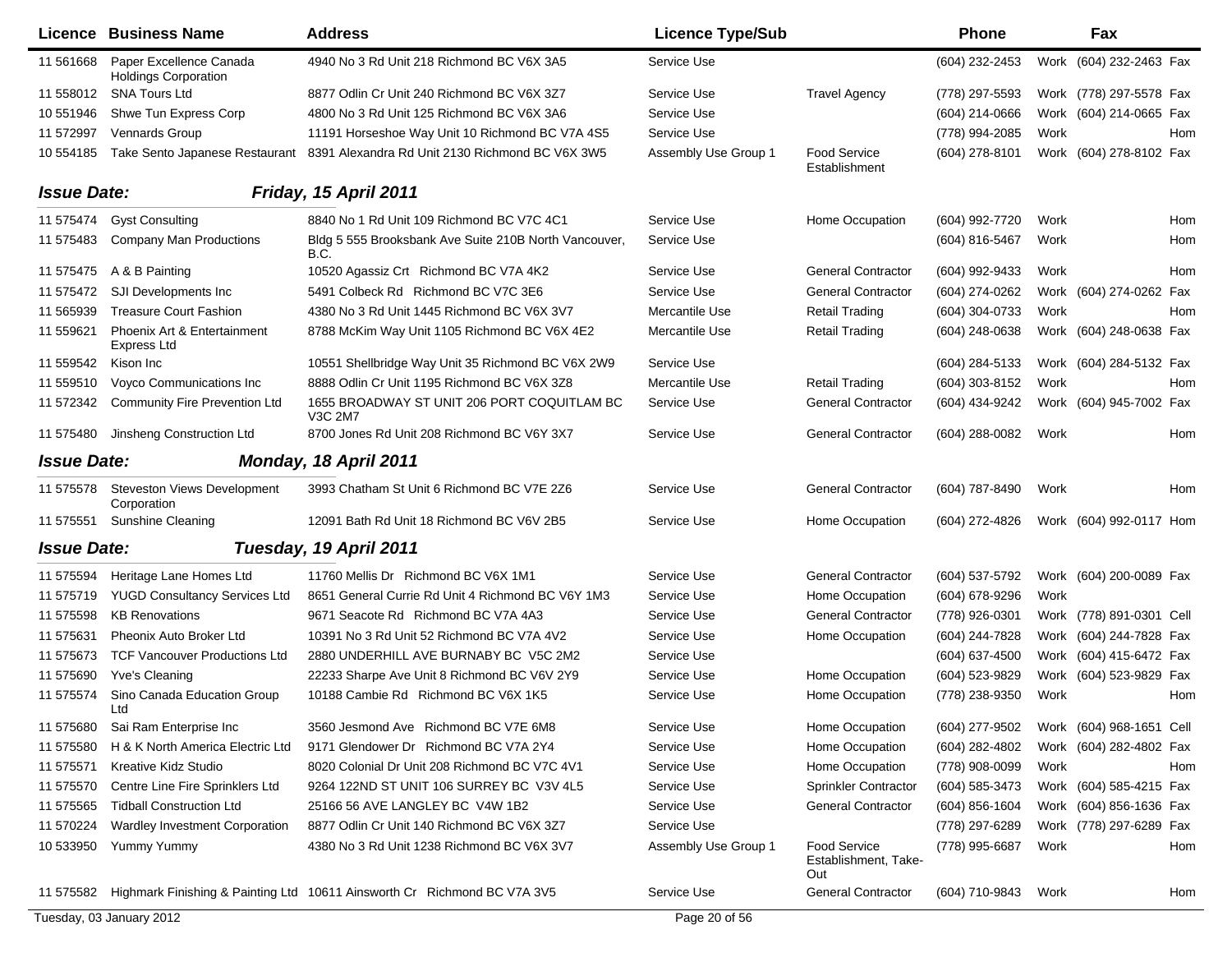| Licence | Business Name | Address | Licence Type/Sub | | Phone | | Fax | |
|---|---|---|---|---|---|---|---|---|
| 11 561668 | Paper Excellence Canada Holdings Corporation | 4940 No 3 Rd Unit 218 Richmond BC V6X 3A5 | Service Use | | (604) 232-2453 | Work | (604) 232-2463 | Fax |
| 11 558012 | SNA Tours Ltd | 8877 Odlin Cr Unit 240 Richmond BC V6X 3Z7 | Service Use | Travel Agency | (778) 297-5593 | Work | (778) 297-5578 | Fax |
| 10 551946 | Shwe Tun Express Corp | 4800 No 3 Rd Unit 125 Richmond BC V6X 3A6 | Service Use | | (604) 214-0666 | Work | (604) 214-0665 | Fax |
| 11 572997 | Vennards Group | 11191 Horseshoe Way Unit 10 Richmond BC V7A 4S5 | Service Use | | (778) 994-2085 | Work | | Hom |
| 10 554185 | Take Sento Japanese Restaurant | 8391 Alexandra Rd Unit 2130 Richmond BC V6X 3W5 | Assembly Use Group 1 | Food Service Establishment | (604) 278-8101 | Work | (604) 278-8102 | Fax |

**Issue Date:** ***Friday, 15 April 2011***

| Licence | Business Name | Address | Licence Type/Sub | | Phone | | Fax | |
|---|---|---|---|---|---|---|---|---|
| 11 575474 | Gyst Consulting | 8840 No 1 Rd Unit 109 Richmond BC V7C 4C1 | Service Use | Home Occupation | (604) 992-7720 | Work | | Hom |
| 11 575483 | Company Man Productions | Bldg 5 555 Brooksbank Ave Suite 210B North Vancouver, B.C. | Service Use | | (604) 816-5467 | Work | | Hom |
| 11 575475 | A & B Painting | 10520 Agassiz Crt Richmond BC V7A 4K2 | Service Use | General Contractor | (604) 992-9433 | Work | | Hom |
| 11 575472 | SJI Developments Inc | 5491 Colbeck Rd Richmond BC V7C 3E6 | Service Use | General Contractor | (604) 274-0262 | Work | (604) 274-0262 | Fax |
| 11 565939 | Treasure Court Fashion | 4380 No 3 Rd Unit 1445 Richmond BC V6X 3V7 | Mercantile Use | Retail Trading | (604) 304-0733 | Work | | Hom |
| 11 559621 | Phoenix Art & Entertainment Express Ltd | 8788 McKim Way Unit 1105 Richmond BC V6X 4E2 | Mercantile Use | Retail Trading | (604) 248-0638 | Work | (604) 248-0638 | Fax |
| 11 559542 | Kison Inc | 10551 Shellbridge Way Unit 35 Richmond BC V6X 2W9 | Service Use | | (604) 284-5133 | Work | (604) 284-5132 | Fax |
| 11 559510 | Voyco Communications Inc | 8888 Odlin Cr Unit 1195 Richmond BC V6X 3Z8 | Mercantile Use | Retail Trading | (604) 303-8152 | Work | | Hom |
| 11 572342 | Community Fire Prevention Ltd | 1655 BROADWAY ST UNIT 206 PORT COQUITLAM BC V3C 2M7 | Service Use | General Contractor | (604) 434-9242 | Work | (604) 945-7002 | Fax |
| 11 575480 | Jinsheng Construction Ltd | 8700 Jones Rd Unit 208 Richmond BC V6Y 3X7 | Service Use | General Contractor | (604) 288-0082 | Work | | Hom |

**Issue Date:** ***Monday, 18 April 2011***

| Licence | Business Name | Address | Licence Type/Sub | | Phone | | Fax | |
|---|---|---|---|---|---|---|---|---|
| 11 575578 | Steveston Views Development Corporation | 3993 Chatham St Unit 6 Richmond BC V7E 2Z6 | Service Use | General Contractor | (604) 787-8490 | Work | | Hom |
| 11 575551 | Sunshine Cleaning | 12091 Bath Rd Unit 18 Richmond BC V6V 2B5 | Service Use | Home Occupation | (604) 272-4826 | Work | (604) 992-0117 | Hom |

**Issue Date:** ***Tuesday, 19 April 2011***

| Licence | Business Name | Address | Licence Type/Sub | | Phone | | Fax | |
|---|---|---|---|---|---|---|---|---|
| 11 575594 | Heritage Lane Homes Ltd | 11760 Mellis Dr Richmond BC V6X 1M1 | Service Use | General Contractor | (604) 537-5792 | Work | (604) 200-0089 | Fax |
| 11 575719 | YUGD Consultancy Services Ltd | 8651 General Currie Rd Unit 4 Richmond BC V6Y 1M3 | Service Use | Home Occupation | (604) 678-9296 | Work | | |
| 11 575598 | KB Renovations | 9671 Seacote Rd Richmond BC V7A 4A3 | Service Use | General Contractor | (778) 926-0301 | Work | (778) 891-0301 | Cell |
| 11 575631 | Pheonix Auto Broker Ltd | 10391 No 3 Rd Unit 52 Richmond BC V7A 4V2 | Service Use | Home Occupation | (604) 244-7828 | Work | (604) 244-7828 | Fax |
| 11 575673 | TCF Vancouver Productions Ltd | 2880 UNDERHILL AVE BURNABY BC V5C 2M2 | Service Use | | (604) 637-4500 | Work | (604) 415-6472 | Fax |
| 11 575690 | Yve's Cleaning | 22233 Sharpe Ave Unit 8 Richmond BC V6V 2Y9 | Service Use | Home Occupation | (604) 523-9829 | Work | (604) 523-9829 | Fax |
| 11 575574 | Sino Canada Education Group Ltd | 10188 Cambie Rd Richmond BC V6X 1K5 | Service Use | Home Occupation | (778) 238-9350 | Work | | Hom |
| 11 575680 | Sai Ram Enterprise Inc | 3560 Jesmond Ave Richmond BC V7E 6M8 | Service Use | Home Occupation | (604) 277-9502 | Work | (604) 968-1651 | Cell |
| 11 575580 | H & K North America Electric Ltd | 9171 Glendower Dr Richmond BC V7A 2Y4 | Service Use | Home Occupation | (604) 282-4802 | Work | (604) 282-4802 | Fax |
| 11 575571 | Kreative Kidz Studio | 8020 Colonial Dr Unit 208 Richmond BC V7C 4V1 | Service Use | Home Occupation | (778) 908-0099 | Work | | Hom |
| 11 575570 | Centre Line Fire Sprinklers Ltd | 9264 122ND ST UNIT 106 SURREY BC V3V 4L5 | Service Use | Sprinkler Contractor | (604) 585-3473 | Work | (604) 585-4215 | Fax |
| 11 575565 | Tidball Construction Ltd | 25166 56 AVE LANGLEY BC V4W 1B2 | Service Use | General Contractor | (604) 856-1604 | Work | (604) 856-1636 | Fax |
| 11 570224 | Wardley Investment Corporation | 8877 Odlin Cr Unit 140 Richmond BC V6X 3Z7 | Service Use | | (778) 297-6289 | Work | (778) 297-6289 | Fax |
| 10 533950 | Yummy Yummy | 4380 No 3 Rd Unit 1238 Richmond BC V6X 3V7 | Assembly Use Group 1 | Food Service Establishment, Take-Out | (778) 995-6687 | Work | | Hom |
| 11 575582 | Highmark Finishing & Painting Ltd | 10611 Ainsworth Cr Richmond BC V7A 3V5 | Service Use | General Contractor | (604) 710-9843 | Work | | Hom |

Tuesday, 03 January 2012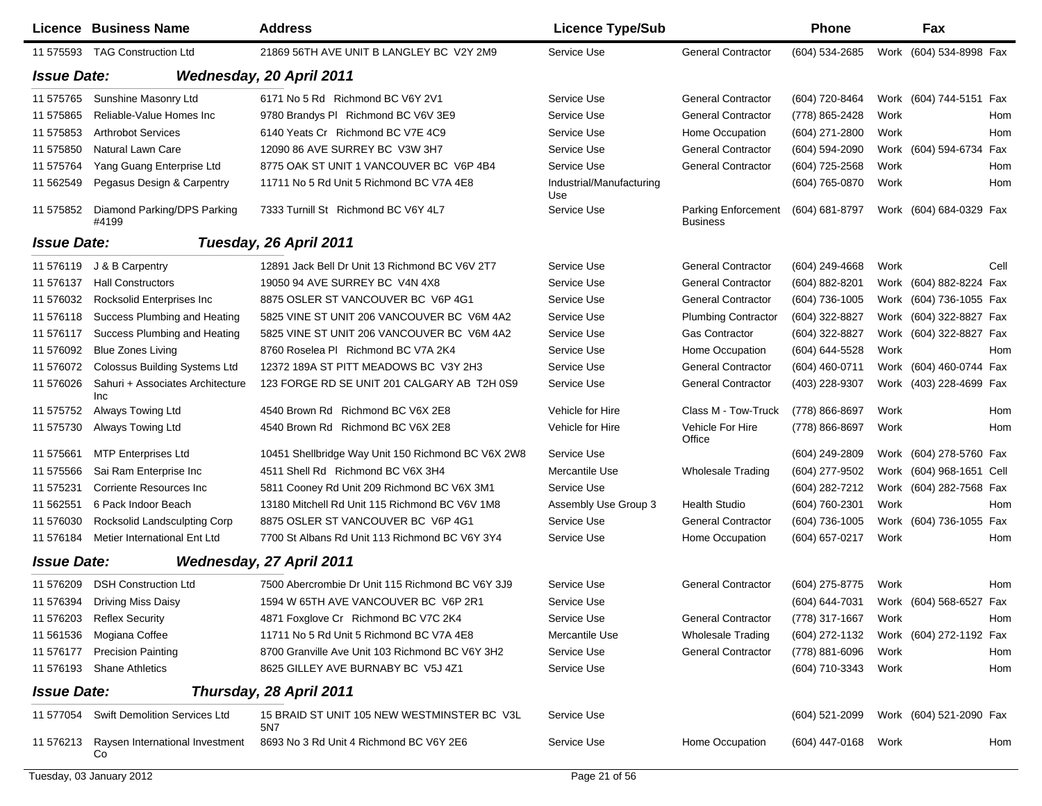| Licence | Business Name | Address | Licence Type/Sub | | Phone | | Fax | |
|---|---|---|---|---|---|---|---|---|
| 11 575593 | TAG Construction Ltd | 21869 56TH AVE UNIT B LANGLEY BC V2Y 2M9 | Service Use | General Contractor | (604) 534-2685 | Work | (604) 534-8998 | Fax |
| ***Issue Date:*** | ***Wednesday, 20 April 2011*** | | | | | | | |
| 11 575765 | Sunshine Masonry Ltd | 6171 No 5 Rd Richmond BC V6Y 2V1 | Service Use | General Contractor | (604) 720-8464 | Work | (604) 744-5151 | Fax |
| 11 575865 | Reliable-Value Homes Inc | 9780 Brandys Pl Richmond BC V6V 3E9 | Service Use | General Contractor | (778) 865-2428 | Work | | Hom |
| 11 575853 | Arthrobot Services | 6140 Yeats Cr Richmond BC V7E 4C9 | Service Use | Home Occupation | (604) 271-2800 | Work | | Hom |
| 11 575850 | Natural Lawn Care | 12090 86 AVE SURREY BC V3W 3H7 | Service Use | General Contractor | (604) 594-2090 | Work | (604) 594-6734 | Fax |
| 11 575764 | Yang Guang Enterprise Ltd | 8775 OAK ST UNIT 1 VANCOUVER BC V6P 4B4 | Service Use | General Contractor | (604) 725-2568 | Work | | Hom |
| 11 562549 | Pegasus Design & Carpentry | 11711 No 5 Rd Unit 5 Richmond BC V7A 4E8 | Industrial/Manufacturing Use | | (604) 765-0870 | Work | | Hom |
| 11 575852 | Diamond Parking/DPS Parking #4199 | 7333 Turnill St Richmond BC V6Y 4L7 | Service Use | Parking Enforcement Business | (604) 681-8797 | Work | (604) 684-0329 | Fax |
| ***Issue Date:*** | ***Tuesday, 26 April 2011*** | | | | | | | |
| 11 576119 | J & B Carpentry | 12891 Jack Bell Dr Unit 13 Richmond BC V6V 2T7 | Service Use | General Contractor | (604) 249-4668 | Work | | Cell |
| 11 576137 | Hall Constructors | 19050 94 AVE SURREY BC V4N 4X8 | Service Use | General Contractor | (604) 882-8201 | Work | (604) 882-8224 | Fax |
| 11 576032 | Rocksolid Enterprises Inc | 8875 OSLER ST VANCOUVER BC V6P 4G1 | Service Use | General Contractor | (604) 736-1005 | Work | (604) 736-1055 | Fax |
| 11 576118 | Success Plumbing and Heating | 5825 VINE ST UNIT 206 VANCOUVER BC V6M 4A2 | Service Use | Plumbing Contractor | (604) 322-8827 | Work | (604) 322-8827 | Fax |
| 11 576117 | Success Plumbing and Heating | 5825 VINE ST UNIT 206 VANCOUVER BC V6M 4A2 | Service Use | Gas Contractor | (604) 322-8827 | Work | (604) 322-8827 | Fax |
| 11 576092 | Blue Zones Living | 8760 Roselea Pl Richmond BC V7A 2K4 | Service Use | Home Occupation | (604) 644-5528 | Work | | Hom |
| 11 576072 | Colossus Building Systems Ltd | 12372 189A ST PITT MEADOWS BC V3Y 2H3 | Service Use | General Contractor | (604) 460-0711 | Work | (604) 460-0744 | Fax |
| 11 576026 | Sahuri + Associates Architecture Inc | 123 FORGE RD SE UNIT 201 CALGARY AB T2H 0S9 | Service Use | General Contractor | (403) 228-9307 | Work | (403) 228-4699 | Fax |
| 11 575752 | Always Towing Ltd | 4540 Brown Rd Richmond BC V6X 2E8 | Vehicle for Hire | Class M - Tow-Truck | (778) 866-8697 | Work | | Hom |
| 11 575730 | Always Towing Ltd | 4540 Brown Rd Richmond BC V6X 2E8 | Vehicle for Hire | Vehicle For Hire Office | (778) 866-8697 | Work | | Hom |
| 11 575661 | MTP Enterprises Ltd | 10451 Shellbridge Way Unit 150 Richmond BC V6X 2W8 | Service Use | | (604) 249-2809 | Work | (604) 278-5760 | Fax |
| 11 575566 | Sai Ram Enterprise Inc | 4511 Shell Rd Richmond BC V6X 3H4 | Mercantile Use | Wholesale Trading | (604) 277-9502 | Work | (604) 968-1651 | Cell |
| 11 575231 | Corriente Resources Inc | 5811 Cooney Rd Unit 209 Richmond BC V6X 3M1 | Service Use | | (604) 282-7212 | Work | (604) 282-7568 | Fax |
| 11 562551 | 6 Pack Indoor Beach | 13180 Mitchell Rd Unit 115 Richmond BC V6V 1M8 | Assembly Use Group 3 | Health Studio | (604) 760-2301 | Work | | Hom |
| 11 576030 | Rocksolid Landsculpting Corp | 8875 OSLER ST VANCOUVER BC V6P 4G1 | Service Use | General Contractor | (604) 736-1005 | Work | (604) 736-1055 | Fax |
| 11 576184 | Metier International Ent Ltd | 7700 St Albans Rd Unit 113 Richmond BC V6Y 3Y4 | Service Use | Home Occupation | (604) 657-0217 | Work | | Hom |
| ***Issue Date:*** | ***Wednesday, 27 April 2011*** | | | | | | | |
| 11 576209 | DSH Construction Ltd | 7500 Abercrombie Dr Unit 115 Richmond BC V6Y 3J9 | Service Use | General Contractor | (604) 275-8775 | Work | | Hom |
| 11 576394 | Driving Miss Daisy | 1594 W 65TH AVE VANCOUVER BC V6P 2R1 | Service Use | | (604) 644-7031 | Work | (604) 568-6527 | Fax |
| 11 576203 | Reflex Security | 4871 Foxglove Cr Richmond BC V7C 2K4 | Service Use | General Contractor | (778) 317-1667 | Work | | Hom |
| 11 561536 | Mogiana Coffee | 11711 No 5 Rd Unit 5 Richmond BC V7A 4E8 | Mercantile Use | Wholesale Trading | (604) 272-1132 | Work | (604) 272-1192 | Fax |
| 11 576177 | Precision Painting | 8700 Granville Ave Unit 103 Richmond BC V6Y 3H2 | Service Use | General Contractor | (778) 881-6096 | Work | | Hom |
| 11 576193 | Shane Athletics | 8625 GILLEY AVE BURNABY BC V5J 4Z1 | Service Use | | (604) 710-3343 | Work | | Hom |
| ***Issue Date:*** | ***Thursday, 28 April 2011*** | | | | | | | |
| 11 577054 | Swift Demolition Services Ltd | 15 BRAID ST UNIT 105 NEW WESTMINSTER BC V3L 5N7 | Service Use | | (604) 521-2099 | Work | (604) 521-2090 | Fax |
| 11 576213 | Raysen International Investment Co | 8693 No 3 Rd Unit 4 Richmond BC V6Y 2E6 | Service Use | Home Occupation | (604) 447-0168 | Work | | Hom |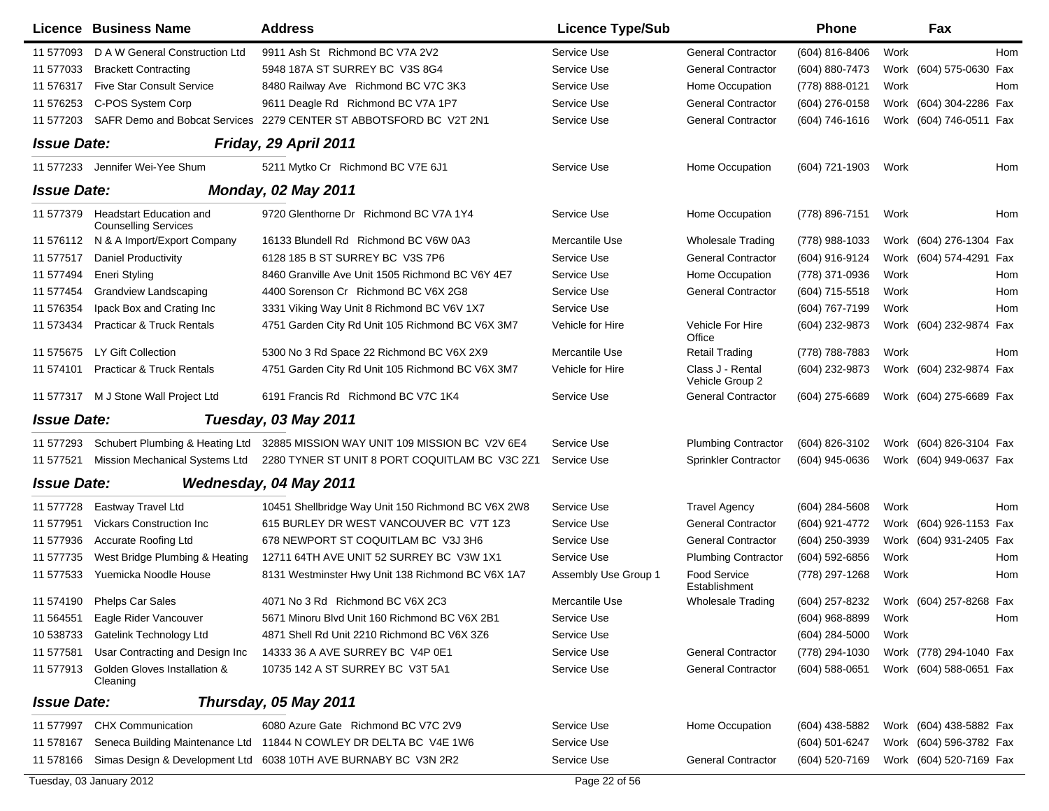| Licence | Business Name | Address | Licence Type/Sub | | Phone | | Fax | |
|---|---|---|---|---|---|---|---|---|
| 11 577093 | D A W General Construction Ltd | 9911 Ash St Richmond BC V7A 2V2 | Service Use | General Contractor | (604) 816-8406 | Work | | Hom |
| 11 577033 | Brackett Contracting | 5948 187A ST SURREY BC V3S 8G4 | Service Use | General Contractor | (604) 880-7473 | Work | (604) 575-0630 | Fax |
| 11 576317 | Five Star Consult Service | 8480 Railway Ave Richmond BC V7C 3K3 | Service Use | Home Occupation | (778) 888-0121 | Work | | Hom |
| 11 576253 | C-POS System Corp | 9611 Deagle Rd Richmond BC V7A 1P7 | Service Use | General Contractor | (604) 276-0158 | Work | (604) 304-2286 | Fax |
| 11 577203 | SAFR Demo and Bobcat Services | 2279 CENTER ST ABBOTSFORD BC V2T 2N1 | Service Use | General Contractor | (604) 746-1616 | Work | (604) 746-0511 | Fax |
| ***Issue Date:*** | | ***Friday, 29 April 2011*** | | | | | | |
| 11 577233 | Jennifer Wei-Yee Shum | 5211 Mytko Cr Richmond BC V7E 6J1 | Service Use | Home Occupation | (604) 721-1903 | Work | | Hom |
| ***Issue Date:*** | | ***Monday, 02 May 2011*** | | | | | | |
| 11 577379 | Headstart Education and Counselling Services | 9720 Glenthorne Dr Richmond BC V7A 1Y4 | Service Use | Home Occupation | (778) 896-7151 | Work | | Hom |
| 11 576112 | N & A Import/Export Company | 16133 Blundell Rd Richmond BC V6W 0A3 | Mercantile Use | Wholesale Trading | (778) 988-1033 | Work | (604) 276-1304 | Fax |
| 11 577517 | Daniel Productivity | 6128 185 B ST SURREY BC V3S 7P6 | Service Use | General Contractor | (604) 916-9124 | Work | (604) 574-4291 | Fax |
| 11 577494 | Eneri Styling | 8460 Granville Ave Unit 1505 Richmond BC V6Y 4E7 | Service Use | Home Occupation | (778) 371-0936 | Work | | Hom |
| 11 577454 | Grandview Landscaping | 4400 Sorenson Cr Richmond BC V6X 2G8 | Service Use | General Contractor | (604) 715-5518 | Work | | Hom |
| 11 576354 | Ipack Box and Crating Inc | 3331 Viking Way Unit 8 Richmond BC V6V 1X7 | Service Use | | (604) 767-7199 | Work | | Hom |
| 11 573434 | Practicar & Truck Rentals | 4751 Garden City Rd Unit 105 Richmond BC V6X 3M7 | Vehicle for Hire | Vehicle For Hire Office | (604) 232-9873 | Work | (604) 232-9874 | Fax |
| 11 575675 | LY Gift Collection | 5300 No 3 Rd Space 22 Richmond BC V6X 2X9 | Mercantile Use | Retail Trading | (778) 788-7883 | Work | | Hom |
| 11 574101 | Practicar & Truck Rentals | 4751 Garden City Rd Unit 105 Richmond BC V6X 3M7 | Vehicle for Hire | Class J - Rental Vehicle Group 2 | (604) 232-9873 | Work | (604) 232-9874 | Fax |
| 11 577317 | M J Stone Wall Project Ltd | 6191 Francis Rd Richmond BC V7C 1K4 | Service Use | General Contractor | (604) 275-6689 | Work | (604) 275-6689 | Fax |
| ***Issue Date:*** | | ***Tuesday, 03 May 2011*** | | | | | | |
| 11 577293 | Schubert Plumbing & Heating Ltd | 32885 MISSION WAY UNIT 109 MISSION BC V2V 6E4 | Service Use | Plumbing Contractor | (604) 826-3102 | Work | (604) 826-3104 | Fax |
| 11 577521 | Mission Mechanical Systems Ltd | 2280 TYNER ST UNIT 8 PORT COQUITLAM BC V3C 2Z1 | Service Use | Sprinkler Contractor | (604) 945-0636 | Work | (604) 949-0637 | Fax |
| ***Issue Date:*** | | ***Wednesday, 04 May 2011*** | | | | | | |
| 11 577728 | Eastway Travel Ltd | 10451 Shellbridge Way Unit 150 Richmond BC V6X 2W8 | Service Use | Travel Agency | (604) 284-5608 | Work | | Hom |
| 11 577951 | Vickars Construction Inc | 615 BURLEY DR WEST VANCOUVER BC V7T 1Z3 | Service Use | General Contractor | (604) 921-4772 | Work | (604) 926-1153 | Fax |
| 11 577936 | Accurate Roofing Ltd | 678 NEWPORT ST COQUITLAM BC V3J 3H6 | Service Use | General Contractor | (604) 250-3939 | Work | (604) 931-2405 | Fax |
| 11 577735 | West Bridge Plumbing & Heating | 12711 64TH AVE UNIT 52 SURREY BC V3W 1X1 | Service Use | Plumbing Contractor | (604) 592-6856 | Work | | Hom |
| 11 577533 | Yuemicka Noodle House | 8131 Westminster Hwy Unit 138 Richmond BC V6X 1A7 | Assembly Use Group 1 | Food Service Establishment | (778) 297-1268 | Work | | Hom |
| 11 574190 | Phelps Car Sales | 4071 No 3 Rd Richmond BC V6X 2C3 | Mercantile Use | Wholesale Trading | (604) 257-8232 | Work | (604) 257-8268 | Fax |
| 11 564551 | Eagle Rider Vancouver | 5671 Minoru Blvd Unit 160 Richmond BC V6X 2B1 | Service Use | | (604) 968-8899 | Work | | Hom |
| 10 538733 | Gatelink Technology Ltd | 4871 Shell Rd Unit 2210 Richmond BC V6X 3Z6 | Service Use | | (604) 284-5000 | Work | | |
| 11 577581 | Usar Contracting and Design Inc | 14333 36 A AVE SURREY BC V4P 0E1 | Service Use | General Contractor | (778) 294-1030 | Work | (778) 294-1040 | Fax |
| 11 577913 | Golden Gloves Installation & Cleaning | 10735 142 A ST SURREY BC V3T 5A1 | Service Use | General Contractor | (604) 588-0651 | Work | (604) 588-0651 | Fax |
| ***Issue Date:*** | | ***Thursday, 05 May 2011*** | | | | | | |
| 11 577997 | CHX Communication | 6080 Azure Gate Richmond BC V7C 2V9 | Service Use | Home Occupation | (604) 438-5882 | Work | (604) 438-5882 | Fax |
| 11 578167 | Seneca Building Maintenance Ltd | 11844 N COWLEY DR DELTA BC V4E 1W6 | Service Use | | (604) 501-6247 | Work | (604) 596-3782 | Fax |
| 11 578166 | Simas Design & Development Ltd | 6038 10TH AVE BURNABY BC V3N 2R2 | Service Use | General Contractor | (604) 520-7169 | Work | (604) 520-7169 | Fax |

Tuesday, 03 January 2012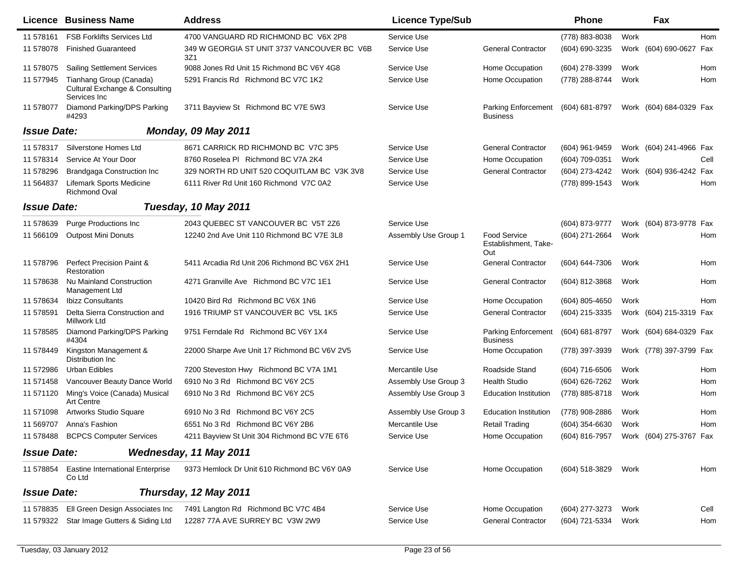| Licence | Business Name | Address | Licence Type/Sub | | Phone | | Fax | |
|---|---|---|---|---|---|---|---|---|
| 11 578161 | FSB Forklifts Services Ltd | 4700 VANGUARD RD RICHMOND BC V6X 2P8 | Service Use | | (778) 883-8038 | Work | | Hom |
| 11 578078 | Finished Guaranteed | 349 W GEORGIA ST UNIT 3737 VANCOUVER BC V6B 3Z1 | Service Use | General Contractor | (604) 690-3235 | Work | (604) 690-0627 | Fax |
| 11 578075 | Sailing Settlement Services | 9088 Jones Rd Unit 15 Richmond BC V6Y 4G8 | Service Use | Home Occupation | (604) 278-3399 | Work | | Hom |
| 11 577945 | Tianhang Group (Canada) Cultural Exchange & Consulting Services Inc | 5291 Francis Rd Richmond BC V7C 1K2 | Service Use | Home Occupation | (778) 288-8744 | Work | | Hom |
| 11 578077 | Diamond Parking/DPS Parking #4293 | 3711 Bayview St Richmond BC V7E 5W3 | Service Use | Parking Enforcement Business | (604) 681-8797 | Work | (604) 684-0329 | Fax |
| ***Issue Date:*** | ***Monday, 09 May 2011*** | | | | | | | |
| 11 578317 | Silverstone Homes Ltd | 8671 CARRICK RD RICHMOND BC V7C 3P5 | Service Use | General Contractor | (604) 961-9459 | Work | (604) 241-4966 | Fax |
| 11 578314 | Service At Your Door | 8760 Roselea Pl Richmond BC V7A 2K4 | Service Use | Home Occupation | (604) 709-0351 | Work | | Cell |
| 11 578296 | Brandgaga Construction Inc | 329 NORTH RD UNIT 520 COQUITLAM BC V3K 3V8 | Service Use | General Contractor | (604) 273-4242 | Work | (604) 936-4242 | Fax |
| 11 564837 | Lifemark Sports Medicine Richmond Oval | 6111 River Rd Unit 160 Richmond V7C 0A2 | Service Use | | (778) 899-1543 | Work | | Hom |
| ***Issue Date:*** | ***Tuesday, 10 May 2011*** | | | | | | | |
| 11 578639 | Purge Productions Inc | 2043 QUEBEC ST VANCOUVER BC V5T 2Z6 | Service Use | | (604) 873-9777 | Work | (604) 873-9778 | Fax |
| 11 566109 | Outpost Mini Donuts | 12240 2nd Ave Unit 110 Richmond BC V7E 3L8 | Assembly Use Group 1 | Food Service Establishment, Take-Out | (604) 271-2664 | Work | | Hom |
| 11 578796 | Perfect Precision Paint & Restoration | 5411 Arcadia Rd Unit 206 Richmond BC V6X 2H1 | Service Use | General Contractor | (604) 644-7306 | Work | | Hom |
| 11 578638 | Nu Mainland Construction Management Ltd | 4271 Granville Ave Richmond BC V7C 1E1 | Service Use | General Contractor | (604) 812-3868 | Work | | Hom |
| 11 578634 | Ibizz Consultants | 10420 Bird Rd Richmond BC V6X 1N6 | Service Use | Home Occupation | (604) 805-4650 | Work | | Hom |
| 11 578591 | Delta Sierra Construction and Millwork Ltd | 1916 TRIUMP ST VANCOUVER BC V5L 1K5 | Service Use | General Contractor | (604) 215-3335 | Work | (604) 215-3319 | Fax |
| 11 578585 | Diamond Parking/DPS Parking #4304 | 9751 Ferndale Rd Richmond BC V6Y 1X4 | Service Use | Parking Enforcement Business | (604) 681-8797 | Work | (604) 684-0329 | Fax |
| 11 578449 | Kingston Management & Distribution Inc | 22000 Sharpe Ave Unit 17 Richmond BC V6V 2V5 | Service Use | Home Occupation | (778) 397-3939 | Work | (778) 397-3799 | Fax |
| 11 572986 | Urban Edibles | 7200 Steveston Hwy Richmond BC V7A 1M1 | Mercantile Use | Roadside Stand | (604) 716-6506 | Work | | Hom |
| 11 571458 | Vancouver Beauty Dance World | 6910 No 3 Rd Richmond BC V6Y 2C5 | Assembly Use Group 3 | Health Studio | (604) 626-7262 | Work | | Hom |
| 11 571120 | Ming's Voice (Canada) Musical Art Centre | 6910 No 3 Rd Richmond BC V6Y 2C5 | Assembly Use Group 3 | Education Institution | (778) 885-8718 | Work | | Hom |
| 11 571098 | Artworks Studio Square | 6910 No 3 Rd Richmond BC V6Y 2C5 | Assembly Use Group 3 | Education Institution | (778) 908-2886 | Work | | Hom |
| 11 569707 | Anna's Fashion | 6551 No 3 Rd Richmond BC V6Y 2B6 | Mercantile Use | Retail Trading | (604) 354-6630 | Work | | Hom |
| 11 578488 | BCPCS Computer Services | 4211 Bayview St Unit 304 Richmond BC V7E 6T6 | Service Use | Home Occupation | (604) 816-7957 | Work | (604) 275-3767 | Fax |
| ***Issue Date:*** | ***Wednesday, 11 May 2011*** | | | | | | | |
| 11 578854 | Eastine International Enterprise Co Ltd | 9373 Hemlock Dr Unit 610 Richmond BC V6Y 0A9 | Service Use | Home Occupation | (604) 518-3829 | Work | | Hom |
| ***Issue Date:*** | ***Thursday, 12 May 2011*** | | | | | | | |
| 11 578835 | Ell Green Design Associates Inc | 7491 Langton Rd Richmond BC V7C 4B4 | Service Use | Home Occupation | (604) 277-3273 | Work | | Cell |
| 11 579322 | Star Image Gutters & Siding Ltd | 12287 77A AVE SURREY BC V3W 2W9 | Service Use | General Contractor | (604) 721-5334 | Work | | Hom |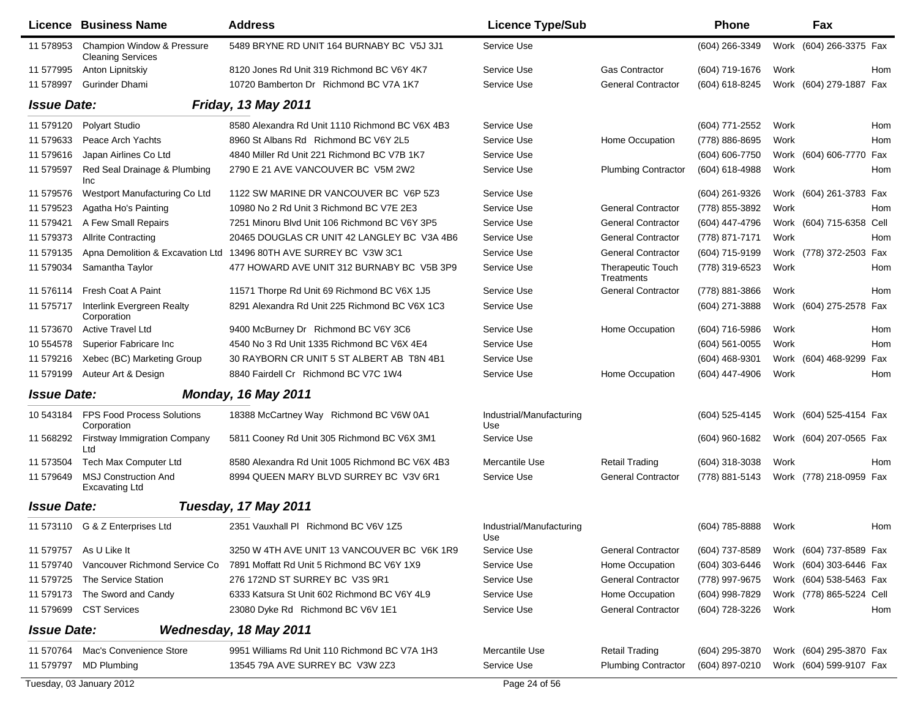| Licence | Business Name | Address | Licence Type/Sub | | Phone | | Fax | |
|---|---|---|---|---|---|---|---|---|
| 11 578953 | Champion Window & Pressure Cleaning Services | 5489 BRYNE RD UNIT 164 BURNABY BC V5J 3J1 | Service Use | | (604) 266-3349 | Work | (604) 266-3375 | Fax |
| 11 577995 | Anton Lipnitskiy | 8120 Jones Rd Unit 319 Richmond BC V6Y 4K7 | Service Use | Gas Contractor | (604) 719-1676 | Work | | Hom |
| 11 578997 | Gurinder Dhami | 10720 Bamberton Dr Richmond BC V7A 1K7 | Service Use | General Contractor | (604) 618-8245 | Work | (604) 279-1887 | Fax |

**Issue Date:** ***Friday, 13 May 2011***

| Licence | Business Name | Address | Licence Type/Sub | | Phone | | Fax | |
|---|---|---|---|---|---|---|---|---|
| 11 579120 | Polyart Studio | 8580 Alexandra Rd Unit 1110 Richmond BC V6X 4B3 | Service Use | | (604) 771-2552 | Work | | Hom |
| 11 579633 | Peace Arch Yachts | 8960 St Albans Rd Richmond BC V6Y 2L5 | Service Use | Home Occupation | (778) 886-8695 | Work | | Hom |
| 11 579616 | Japan Airlines Co Ltd | 4840 Miller Rd Unit 221 Richmond BC V7B 1K7 | Service Use | | (604) 606-7750 | Work | (604) 606-7770 | Fax |
| 11 579597 | Red Seal Drainage & Plumbing Inc | 2790 E 21 AVE VANCOUVER BC V5M 2W2 | Service Use | Plumbing Contractor | (604) 618-4988 | Work | | Hom |
| 11 579576 | Westport Manufacturing Co Ltd | 1122 SW MARINE DR VANCOUVER BC V6P 5Z3 | Service Use | | (604) 261-9326 | Work | (604) 261-3783 | Fax |
| 11 579523 | Agatha Ho's Painting | 10980 No 2 Rd Unit 3 Richmond BC V7E 2E3 | Service Use | General Contractor | (778) 855-3892 | Work | | Hom |
| 11 579421 | A Few Small Repairs | 7251 Minoru Blvd Unit 106 Richmond BC V6Y 3P5 | Service Use | General Contractor | (604) 447-4796 | Work | (604) 715-6358 | Cell |
| 11 579373 | Allrite Contracting | 20465 DOUGLAS CR UNIT 42 LANGLEY BC V3A 4B6 | Service Use | General Contractor | (778) 871-7171 | Work | | Hom |
| 11 579135 | Apna Demolition & Excavation Ltd | 13496 80TH AVE SURREY BC V3W 3C1 | Service Use | General Contractor | (604) 715-9199 | Work | (778) 372-2503 | Fax |
| 11 579034 | Samantha Taylor | 477 HOWARD AVE UNIT 312 BURNABY BC V5B 3P9 | Service Use | Therapeutic Touch Treatments | (778) 319-6523 | Work | | Hom |
| 11 576114 | Fresh Coat A Paint | 11571 Thorpe Rd Unit 69 Richmond BC V6X 1J5 | Service Use | General Contractor | (778) 881-3866 | Work | | Hom |
| 11 575717 | Interlink Evergreen Realty Corporation | 8291 Alexandra Rd Unit 225 Richmond BC V6X 1C3 | Service Use | | (604) 271-3888 | Work | (604) 275-2578 | Fax |
| 11 573670 | Active Travel Ltd | 9400 McBurney Dr Richmond BC V6Y 3C6 | Service Use | Home Occupation | (604) 716-5986 | Work | | Hom |
| 10 554578 | Superior Fabricare Inc | 4540 No 3 Rd Unit 1335 Richmond BC V6X 4E4 | Service Use | | (604) 561-0055 | Work | | Hom |
| 11 579216 | Xebec (BC) Marketing Group | 30 RAYBORN CR UNIT 5 ST ALBERT AB T8N 4B1 | Service Use | | (604) 468-9301 | Work | (604) 468-9299 | Fax |
| 11 579199 | Auteur Art & Design | 8840 Fairdell Cr Richmond BC V7C 1W4 | Service Use | Home Occupation | (604) 447-4906 | Work | | Hom |

**Issue Date:** ***Monday, 16 May 2011***

| Licence | Business Name | Address | Licence Type/Sub | | Phone | | Fax | |
|---|---|---|---|---|---|---|---|---|
| 10 543184 | FPS Food Process Solutions Corporation | 18388 McCartney Way Richmond BC V6W 0A1 | Industrial/Manufacturing Use | | (604) 525-4145 | Work | (604) 525-4154 | Fax |
| 11 568292 | Firstway Immigration Company Ltd | 5811 Cooney Rd Unit 305 Richmond BC V6X 3M1 | Service Use | | (604) 960-1682 | Work | (604) 207-0565 | Fax |
| 11 573504 | Tech Max Computer Ltd | 8580 Alexandra Rd Unit 1005 Richmond BC V6X 4B3 | Mercantile Use | Retail Trading | (604) 318-3038 | Work | | Hom |
| 11 579649 | MSJ Construction And Excavating Ltd | 8994 QUEEN MARY BLVD SURREY BC V3V 6R1 | Service Use | General Contractor | (778) 881-5143 | Work | (778) 218-0959 | Fax |

**Issue Date:** ***Tuesday, 17 May 2011***

| Licence | Business Name | Address | Licence Type/Sub | | Phone | | Fax | |
|---|---|---|---|---|---|---|---|---|
| 11 573110 | G & Z Enterprises Ltd | 2351 Vauxhall Pl Richmond BC V6V 1Z5 | Industrial/Manufacturing Use | | (604) 785-8888 | Work | | Hom |
| 11 579757 | As U Like It | 3250 W 4TH AVE UNIT 13 VANCOUVER BC V6K 1R9 | Service Use | General Contractor | (604) 737-8589 | Work | (604) 737-8589 | Fax |
| 11 579740 | Vancouver Richmond Service Co | 7891 Moffatt Rd Unit 5 Richmond BC V6Y 1X9 | Service Use | Home Occupation | (604) 303-6446 | Work | (604) 303-6446 | Fax |
| 11 579725 | The Service Station | 276 172ND ST SURREY BC V3S 9R1 | Service Use | General Contractor | (778) 997-9675 | Work | (604) 538-5463 | Fax |
| 11 579173 | The Sword and Candy | 6333 Katsura St Unit 602 Richmond BC V6Y 4L9 | Service Use | Home Occupation | (604) 998-7829 | Work | (778) 865-5224 | Cell |
| 11 579699 | CST Services | 23080 Dyke Rd Richmond BC V6V 1E1 | Service Use | General Contractor | (604) 728-3226 | Work | | Hom |

**Issue Date:** ***Wednesday, 18 May 2011***

| Licence | Business Name | Address | Licence Type/Sub | | Phone | | Fax | |
|---|---|---|---|---|---|---|---|---|
| 11 570764 | Mac's Convenience Store | 9951 Williams Rd Unit 110 Richmond BC V7A 1H3 | Mercantile Use | Retail Trading | (604) 295-3870 | Work | (604) 295-3870 | Fax |
| 11 579797 | MD Plumbing | 13545 79A AVE SURREY BC V3W 2Z3 | Service Use | Plumbing Contractor | (604) 897-0210 | Work | (604) 599-9107 | Fax |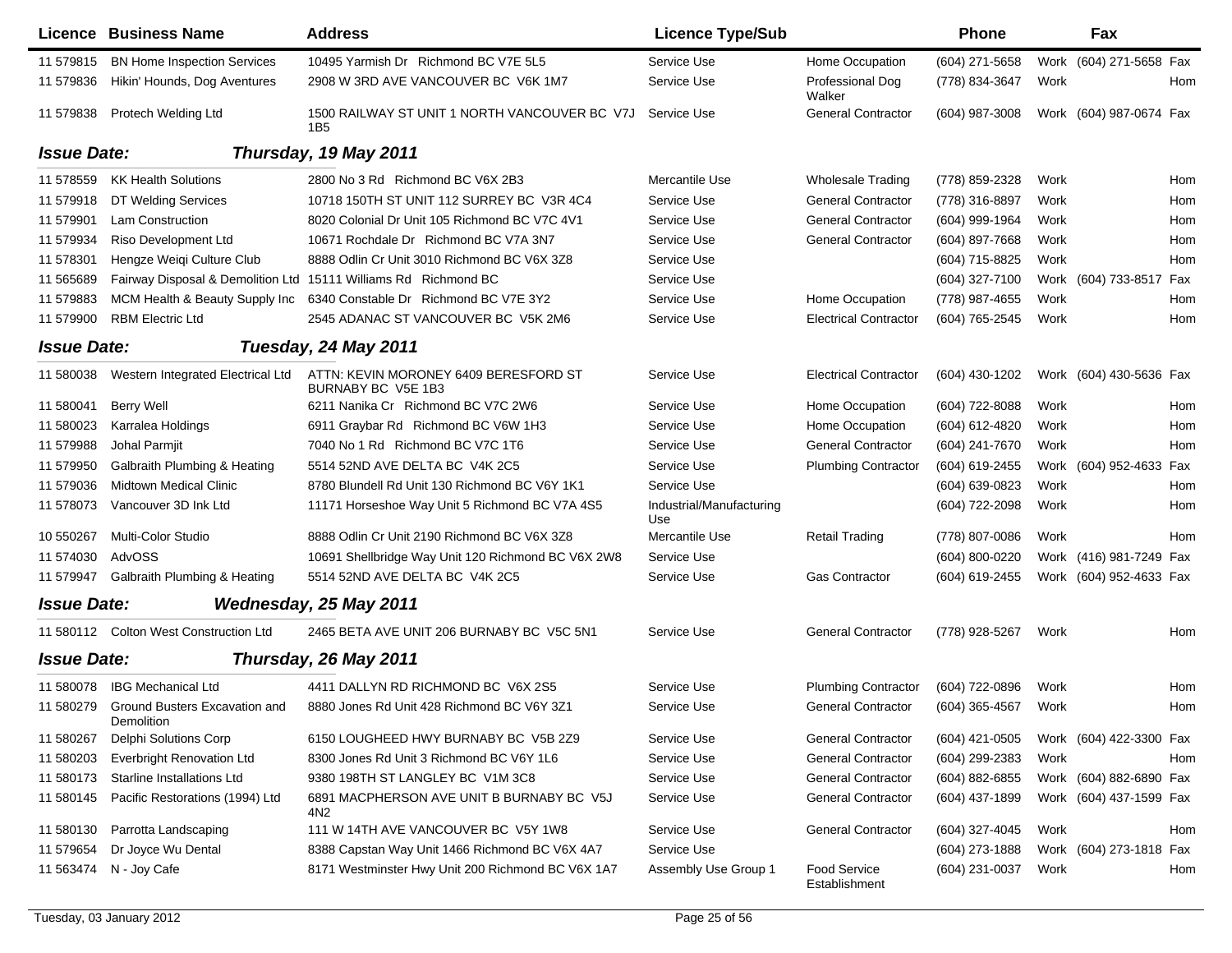| Licence | Business Name | Address | Licence Type/Sub | | Phone | | Fax | |
|---|---|---|---|---|---|---|---|---|
| 11 579815 | BN Home Inspection Services | 10495 Yarmish Dr Richmond BC V7E 5L5 | Service Use | Home Occupation | (604) 271-5658 | Work | (604) 271-5658 | Fax |
| 11 579836 | Hikin' Hounds, Dog Aventures | 2908 W 3RD AVE VANCOUVER BC V6K 1M7 | Service Use | Professional Dog Walker | (778) 834-3647 | Work | | Hom |
| 11 579838 | Protech Welding Ltd | 1500 RAILWAY ST UNIT 1 NORTH VANCOUVER BC V7J 1B5 | Service Use | General Contractor | (604) 987-3008 | Work | (604) 987-0674 | Fax |
| **Issue Date:** | ***Thursday, 19 May 2011*** | | | | | | | |
| 11 578559 | KK Health Solutions | 2800 No 3 Rd Richmond BC V6X 2B3 | Mercantile Use | Wholesale Trading | (778) 859-2328 | Work | | Hom |
| 11 579918 | DT Welding Services | 10718 150TH ST UNIT 112 SURREY BC V3R 4C4 | Service Use | General Contractor | (778) 316-8897 | Work | | Hom |
| 11 579901 | Lam Construction | 8020 Colonial Dr Unit 105 Richmond BC V7C 4V1 | Service Use | General Contractor | (604) 999-1964 | Work | | Hom |
| 11 579934 | Riso Development Ltd | 10671 Rochdale Dr Richmond BC V7A 3N7 | Service Use | General Contractor | (604) 897-7668 | Work | | Hom |
| 11 578301 | Hengze Weiqi Culture Club | 8888 Odlin Cr Unit 3010 Richmond BC V6X 3Z8 | Service Use | | (604) 715-8825 | Work | | Hom |
| 11 565689 | Fairway Disposal & Demolition Ltd | 15111 Williams Rd Richmond BC | Service Use | | (604) 327-7100 | Work | (604) 733-8517 | Fax |
| 11 579883 | MCM Health & Beauty Supply Inc | 6340 Constable Dr Richmond BC V7E 3Y2 | Service Use | Home Occupation | (778) 987-4655 | Work | | Hom |
| 11 579900 | RBM Electric Ltd | 2545 ADANAC ST VANCOUVER BC V5K 2M6 | Service Use | Electrical Contractor | (604) 765-2545 | Work | | Hom |
| **Issue Date:** | ***Tuesday, 24 May 2011*** | | | | | | | |
| 11 580038 | Western Integrated Electrical Ltd | ATTN: KEVIN MORONEY 6409 BERESFORD ST BURNABY BC V5E 1B3 | Service Use | Electrical Contractor | (604) 430-1202 | Work | (604) 430-5636 | Fax |
| 11 580041 | Berry Well | 6211 Nanika Cr Richmond BC V7C 2W6 | Service Use | Home Occupation | (604) 722-8088 | Work | | Hom |
| 11 580023 | Karralea Holdings | 6911 Graybar Rd Richmond BC V6W 1H3 | Service Use | Home Occupation | (604) 612-4820 | Work | | Hom |
| 11 579988 | Johal Parmjit | 7040 No 1 Rd Richmond BC V7C 1T6 | Service Use | General Contractor | (604) 241-7670 | Work | | Hom |
| 11 579950 | Galbraith Plumbing & Heating | 5514 52ND AVE DELTA BC V4K 2C5 | Service Use | Plumbing Contractor | (604) 619-2455 | Work | (604) 952-4633 | Fax |
| 11 579036 | Midtown Medical Clinic | 8780 Blundell Rd Unit 130 Richmond BC V6Y 1K1 | Service Use | | (604) 639-0823 | Work | | Hom |
| 11 578073 | Vancouver 3D Ink Ltd | 11171 Horseshoe Way Unit 5 Richmond BC V7A 4S5 | Industrial/Manufacturing Use | | (604) 722-2098 | Work | | Hom |
| 10 550267 | Multi-Color Studio | 8888 Odlin Cr Unit 2190 Richmond BC V6X 3Z8 | Mercantile Use | Retail Trading | (778) 807-0086 | Work | | Hom |
| 11 574030 | AdvOSS | 10691 Shellbridge Way Unit 120 Richmond BC V6X 2W8 | Service Use | | (604) 800-0220 | Work | (416) 981-7249 | Fax |
| 11 579947 | Galbraith Plumbing & Heating | 5514 52ND AVE DELTA BC V4K 2C5 | Service Use | Gas Contractor | (604) 619-2455 | Work | (604) 952-4633 | Fax |
| **Issue Date:** | ***Wednesday, 25 May 2011*** | | | | | | | |
| 11 580112 | Colton West Construction Ltd | 2465 BETA AVE UNIT 206 BURNABY BC V5C 5N1 | Service Use | General Contractor | (778) 928-5267 | Work | | Hom |
| **Issue Date:** | ***Thursday, 26 May 2011*** | | | | | | | |
| 11 580078 | IBG Mechanical Ltd | 4411 DALLYN RD RICHMOND BC V6X 2S5 | Service Use | Plumbing Contractor | (604) 722-0896 | Work | | Hom |
| 11 580279 | Ground Busters Excavation and Demolition | 8880 Jones Rd Unit 428 Richmond BC V6Y 3Z1 | Service Use | General Contractor | (604) 365-4567 | Work | | Hom |
| 11 580267 | Delphi Solutions Corp | 6150 LOUGHEED HWY BURNABY BC V5B 2Z9 | Service Use | General Contractor | (604) 421-0505 | Work | (604) 422-3300 | Fax |
| 11 580203 | Everbright Renovation Ltd | 8300 Jones Rd Unit 3 Richmond BC V6Y 1L6 | Service Use | General Contractor | (604) 299-2383 | Work | | Hom |
| 11 580173 | Starline Installations Ltd | 9380 198TH ST LANGLEY BC V1M 3C8 | Service Use | General Contractor | (604) 882-6855 | Work | (604) 882-6890 | Fax |
| 11 580145 | Pacific Restorations (1994) Ltd | 6891 MACPHERSON AVE UNIT B BURNABY BC V5J 4N2 | Service Use | General Contractor | (604) 437-1899 | Work | (604) 437-1599 | Fax |
| 11 580130 | Parrotta Landscaping | 111 W 14TH AVE VANCOUVER BC V5Y 1W8 | Service Use | General Contractor | (604) 327-4045 | Work | | Hom |
| 11 579654 | Dr Joyce Wu Dental | 8388 Capstan Way Unit 1466 Richmond BC V6X 4A7 | Service Use | | (604) 273-1888 | Work | (604) 273-1818 | Fax |
| 11 563474 | N - Joy Cafe | 8171 Westminster Hwy Unit 200 Richmond BC V6X 1A7 | Assembly Use Group 1 | Food Service Establishment | (604) 231-0037 | Work | | Hom |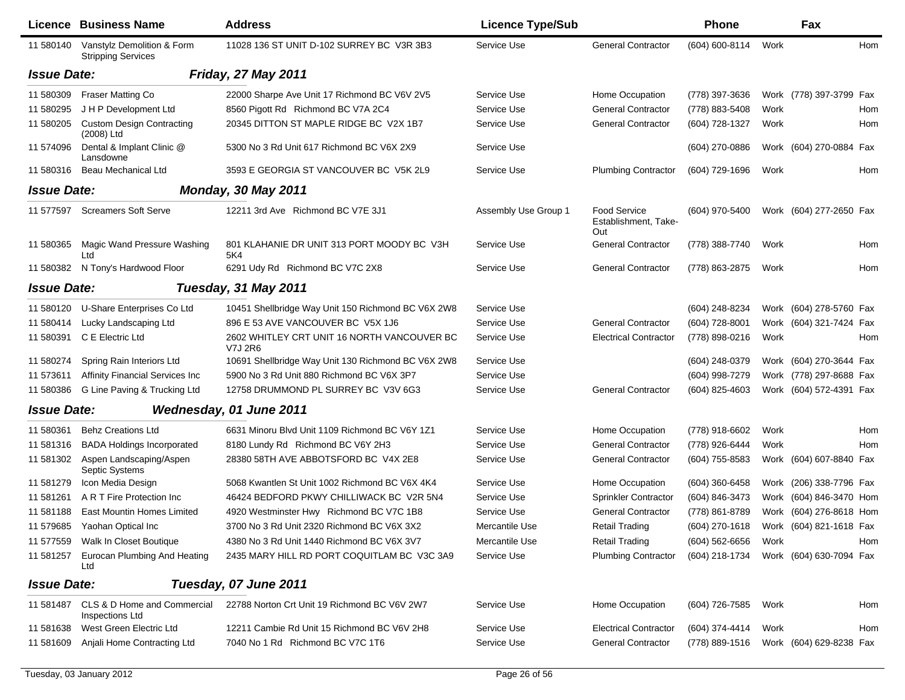| Licence | Business Name | Address | Licence Type/Sub | | Phone | | Fax | |
|---|---|---|---|---|---|---|---|---|
| 11 580140 | Vanstylz Demolition & Form Stripping Services | 11028 136 ST UNIT D-102 SURREY BC V3R 3B3 | Service Use | General Contractor | (604) 600-8114 | Work | | Hom |
| **Issue Date:** | | ***Friday, 27 May 2011*** | | | | | | |
| 11 580309 | Fraser Matting Co | 22000 Sharpe Ave Unit 17 Richmond BC V6V 2V5 | Service Use | Home Occupation | (778) 397-3636 | Work | (778) 397-3799 | Fax |
| 11 580295 | J H P Development Ltd | 8560 Pigott Rd Richmond BC V7A 2C4 | Service Use | General Contractor | (778) 883-5408 | Work | | Hom |
| 11 580205 | Custom Design Contracting (2008) Ltd | 20345 DITTON ST MAPLE RIDGE BC V2X 1B7 | Service Use | General Contractor | (604) 728-1327 | Work | | Hom |
| 11 574096 | Dental & Implant Clinic @ Lansdowne | 5300 No 3 Rd Unit 617 Richmond BC V6X 2X9 | Service Use | | (604) 270-0886 | Work | (604) 270-0884 | Fax |
| 11 580316 | Beau Mechanical Ltd | 3593 E GEORGIA ST VANCOUVER BC V5K 2L9 | Service Use | Plumbing Contractor | (604) 729-1696 | Work | | Hom |
| **Issue Date:** | | ***Monday, 30 May 2011*** | | | | | | |
| 11 577597 | Screamers Soft Serve | 12211 3rd Ave Richmond BC V7E 3J1 | Assembly Use Group 1 | Food Service Establishment, Take-Out | (604) 970-5400 | Work | (604) 277-2650 | Fax |
| 11 580365 | Magic Wand Pressure Washing Ltd | 801 KLAHANIE DR UNIT 313 PORT MOODY BC V3H 5K4 | Service Use | General Contractor | (778) 388-7740 | Work | | Hom |
| 11 580382 | N Tony's Hardwood Floor | 6291 Udy Rd Richmond BC V7C 2X8 | Service Use | General Contractor | (778) 863-2875 | Work | | Hom |
| **Issue Date:** | | ***Tuesday, 31 May 2011*** | | | | | | |
| 11 580120 | U-Share Enterprises Co Ltd | 10451 Shellbridge Way Unit 150 Richmond BC V6X 2W8 | Service Use | | (604) 248-8234 | Work | (604) 278-5760 | Fax |
| 11 580414 | Lucky Landscaping Ltd | 896 E 53 AVE VANCOUVER BC V5X 1J6 | Service Use | General Contractor | (604) 728-8001 | Work | (604) 321-7424 | Fax |
| 11 580391 | C E Electric Ltd | 2602 WHITLEY CRT UNIT 16 NORTH VANCOUVER BC V7J 2R6 | Service Use | Electrical Contractor | (778) 898-0216 | Work | | Hom |
| 11 580274 | Spring Rain Interiors Ltd | 10691 Shellbridge Way Unit 130 Richmond BC V6X 2W8 | Service Use | | (604) 248-0379 | Work | (604) 270-3644 | Fax |
| 11 573611 | Affinity Financial Services Inc | 5900 No 3 Rd Unit 880 Richmond BC V6X 3P7 | Service Use | | (604) 998-7279 | Work | (778) 297-8688 | Fax |
| 11 580386 | G Line Paving & Trucking Ltd | 12758 DRUMMOND PL SURREY BC V3V 6G3 | Service Use | General Contractor | (604) 825-4603 | Work | (604) 572-4391 | Fax |
| **Issue Date:** | | ***Wednesday, 01 June 2011*** | | | | | | |
| 11 580361 | Behz Creations Ltd | 6631 Minoru Blvd Unit 1109 Richmond BC V6Y 1Z1 | Service Use | Home Occupation | (778) 918-6602 | Work | | Hom |
| 11 581316 | BADA Holdings Incorporated | 8180 Lundy Rd Richmond BC V6Y 2H3 | Service Use | General Contractor | (778) 926-6444 | Work | | Hom |
| 11 581302 | Aspen Landscaping/Aspen Septic Systems | 28380 58TH AVE ABBOTSFORD BC V4X 2E8 | Service Use | General Contractor | (604) 755-8583 | Work | (604) 607-8840 | Fax |
| 11 581279 | Icon Media Design | 5068 Kwantlen St Unit 1002 Richmond BC V6X 4K4 | Service Use | Home Occupation | (604) 360-6458 | Work | (206) 338-7796 | Fax |
| 11 581261 | A R T Fire Protection Inc | 46424 BEDFORD PKWY CHILLIWACK BC V2R 5N4 | Service Use | Sprinkler Contractor | (604) 846-3473 | Work | (604) 846-3470 | Hom |
| 11 581188 | East Mountin Homes Limited | 4920 Westminster Hwy Richmond BC V7C 1B8 | Service Use | General Contractor | (778) 861-8789 | Work | (604) 276-8618 | Hom |
| 11 579685 | Yaohan Optical Inc | 3700 No 3 Rd Unit 2320 Richmond BC V6X 3X2 | Mercantile Use | Retail Trading | (604) 270-1618 | Work | (604) 821-1618 | Fax |
| 11 577559 | Walk In Closet Boutique | 4380 No 3 Rd Unit 1440 Richmond BC V6X 3V7 | Mercantile Use | Retail Trading | (604) 562-6656 | Work | | Hom |
| 11 581257 | Eurocan Plumbing And Heating Ltd | 2435 MARY HILL RD PORT COQUITLAM BC V3C 3A9 | Service Use | Plumbing Contractor | (604) 218-1734 | Work | (604) 630-7094 | Fax |
| **Issue Date:** | | ***Tuesday, 07 June 2011*** | | | | | | |
| 11 581487 | CLS & D Home and Commercial Inspections Ltd | 22788 Norton Crt Unit 19 Richmond BC V6V 2W7 | Service Use | Home Occupation | (604) 726-7585 | Work | | Hom |
| 11 581638 | West Green Electric Ltd | 12211 Cambie Rd Unit 15 Richmond BC V6V 2H8 | Service Use | Electrical Contractor | (604) 374-4414 | Work | | Hom |
| 11 581609 | Anjali Home Contracting Ltd | 7040 No 1 Rd Richmond BC V7C 1T6 | Service Use | General Contractor | (778) 889-1516 | Work | (604) 629-8238 | Fax |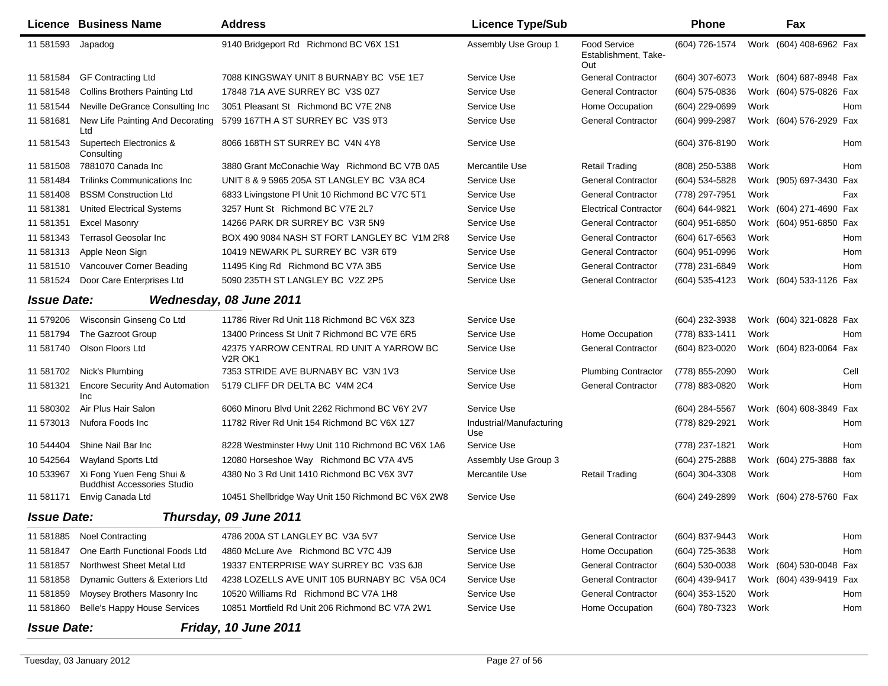| Licence | Business Name | Address | Licence Type/Sub | | Phone | | Fax | |
|---|---|---|---|---|---|---|---|---|
| 11 581593 | Japadog | 9140 Bridgeport Rd Richmond BC V6X 1S1 | Assembly Use Group 1 | Food Service Establishment, Take-Out | (604) 726-1574 | Work | (604) 408-6962 | Fax |
| 11 581584 | GF Contracting Ltd | 7088 KINGSWAY UNIT 8 BURNABY BC V5E 1E7 | Service Use | General Contractor | (604) 307-6073 | Work | (604) 687-8948 | Fax |
| 11 581548 | Collins Brothers Painting Ltd | 17848 71A AVE SURREY BC V3S 0Z7 | Service Use | General Contractor | (604) 575-0836 | Work | (604) 575-0826 | Fax |
| 11 581544 | Neville DeGrance Consulting Inc | 3051 Pleasant St Richmond BC V7E 2N8 | Service Use | Home Occupation | (604) 229-0699 | Work | | Hom |
| 11 581681 | New Life Painting And Decorating Ltd | 5799 167TH A ST SURREY BC V3S 9T3 | Service Use | General Contractor | (604) 999-2987 | Work | (604) 576-2929 | Fax |
| 11 581543 | Supertech Electronics & Consulting | 8066 168TH ST SURREY BC V4N 4Y8 | Service Use | | (604) 376-8190 | Work | | Hom |
| 11 581508 | 7881070 Canada Inc | 3880 Grant McConachie Way Richmond BC V7B 0A5 | Mercantile Use | Retail Trading | (808) 250-5388 | Work | | Hom |
| 11 581484 | Trilinks Communications Inc | UNIT 8 & 9 5965 205A ST LANGLEY BC V3A 8C4 | Service Use | General Contractor | (604) 534-5828 | Work | (905) 697-3430 | Fax |
| 11 581408 | BSSM Construction Ltd | 6833 Livingstone Pl Unit 10 Richmond BC V7C 5T1 | Service Use | General Contractor | (778) 297-7951 | Work | | Fax |
| 11 581381 | United Electrical Systems | 3257 Hunt St Richmond BC V7E 2L7 | Service Use | Electrical Contractor | (604) 644-9821 | Work | (604) 271-4690 | Fax |
| 11 581351 | Excel Masonry | 14266 PARK DR SURREY BC V3R 5N9 | Service Use | General Contractor | (604) 951-6850 | Work | (604) 951-6850 | Fax |
| 11 581343 | Terrasol Geosolar Inc | BOX 490 9084 NASH ST FORT LANGLEY BC V1M 2R8 | Service Use | General Contractor | (604) 617-6563 | Work | | Hom |
| 11 581313 | Apple Neon Sign | 10419 NEWARK PL SURREY BC V3R 6T9 | Service Use | General Contractor | (604) 951-0996 | Work | | Hom |
| 11 581510 | Vancouver Corner Beading | 11495 King Rd Richmond BC V7A 3B5 | Service Use | General Contractor | (778) 231-6849 | Work | | Hom |
| 11 581524 | Door Care Enterprises Ltd | 5090 235TH ST LANGLEY BC V2Z 2P5 | Service Use | General Contractor | (604) 535-4123 | Work | (604) 533-1126 | Fax |

***Issue Date: Wednesday, 08 June 2011***

| Licence | Business Name | Address | Licence Type/Sub | | Phone | | Fax | |
|---|---|---|---|---|---|---|---|---|
| 11 579206 | Wisconsin Ginseng Co Ltd | 11786 River Rd Unit 118 Richmond BC V6X 3Z3 | Service Use | | (604) 232-3938 | Work | (604) 321-0828 | Fax |
| 11 581794 | The Gazroot Group | 13400 Princess St Unit 7 Richmond BC V7E 6R5 | Service Use | Home Occupation | (778) 833-1411 | Work | | Hom |
| 11 581740 | Olson Floors Ltd | 42375 YARROW CENTRAL RD UNIT A YARROW BC V2R OK1 | Service Use | General Contractor | (604) 823-0020 | Work | (604) 823-0064 | Fax |
| 11 581702 | Nick's Plumbing | 7353 STRIDE AVE BURNABY BC V3N 1V3 | Service Use | Plumbing Contractor | (778) 855-2090 | Work | | Cell |
| 11 581321 | Encore Security And Automation Inc | 5179 CLIFF DR DELTA BC V4M 2C4 | Service Use | General Contractor | (778) 883-0820 | Work | | Hom |
| 11 580302 | Air Plus Hair Salon | 6060 Minoru Blvd Unit 2262 Richmond BC V6Y 2V7 | Service Use | | (604) 284-5567 | Work | (604) 608-3849 | Fax |
| 11 573013 | Nufora Foods Inc | 11782 River Rd Unit 154 Richmond BC V6X 1Z7 | Industrial/Manufacturing Use | | (778) 829-2921 | Work | | Hom |
| 10 544404 | Shine Nail Bar Inc | 8228 Westminster Hwy Unit 110 Richmond BC V6X 1A6 | Service Use | | (778) 237-1821 | Work | | Hom |
| 10 542564 | Wayland Sports Ltd | 12080 Horseshoe Way Richmond BC V7A 4V5 | Assembly Use Group 3 | | (604) 275-2888 | Work | (604) 275-3888 | fax |
| 10 533967 | Xi Fong Yuen Feng Shui & Buddhist Accessories Studio | 4380 No 3 Rd Unit 1410 Richmond BC V6X 3V7 | Mercantile Use | Retail Trading | (604) 304-3308 | Work | | Hom |
| 11 581171 | Envig Canada Ltd | 10451 Shellbridge Way Unit 150 Richmond BC V6X 2W8 | Service Use | | (604) 249-2899 | Work | (604) 278-5760 | Fax |

***Issue Date: Thursday, 09 June 2011***

| Licence | Business Name | Address | Licence Type/Sub | | Phone | | Fax | |
|---|---|---|---|---|---|---|---|---|
| 11 581885 | Noel Contracting | 4786 200A ST LANGLEY BC V3A 5V7 | Service Use | General Contractor | (604) 837-9443 | Work | | Hom |
| 11 581847 | One Earth Functional Foods Ltd | 4860 McLure Ave Richmond BC V7C 4J9 | Service Use | Home Occupation | (604) 725-3638 | Work | | Hom |
| 11 581857 | Northwest Sheet Metal Ltd | 19337 ENTERPRISE WAY SURREY BC V3S 6J8 | Service Use | General Contractor | (604) 530-0038 | Work | (604) 530-0048 | Fax |
| 11 581858 | Dynamic Gutters & Exteriors Ltd | 4238 LOZELLS AVE UNIT 105 BURNABY BC V5A 0C4 | Service Use | General Contractor | (604) 439-9417 | Work | (604) 439-9419 | Fax |
| 11 581859 | Moysey Brothers Masonry Inc | 10520 Williams Rd Richmond BC V7A 1H8 | Service Use | General Contractor | (604) 353-1520 | Work | | Hom |
| 11 581860 | Belle's Happy House Services | 10851 Mortfield Rd Unit 206 Richmond BC V7A 2W1 | Service Use | Home Occupation | (604) 780-7323 | Work | | Hom |

***Issue Date: Friday, 10 June 2011***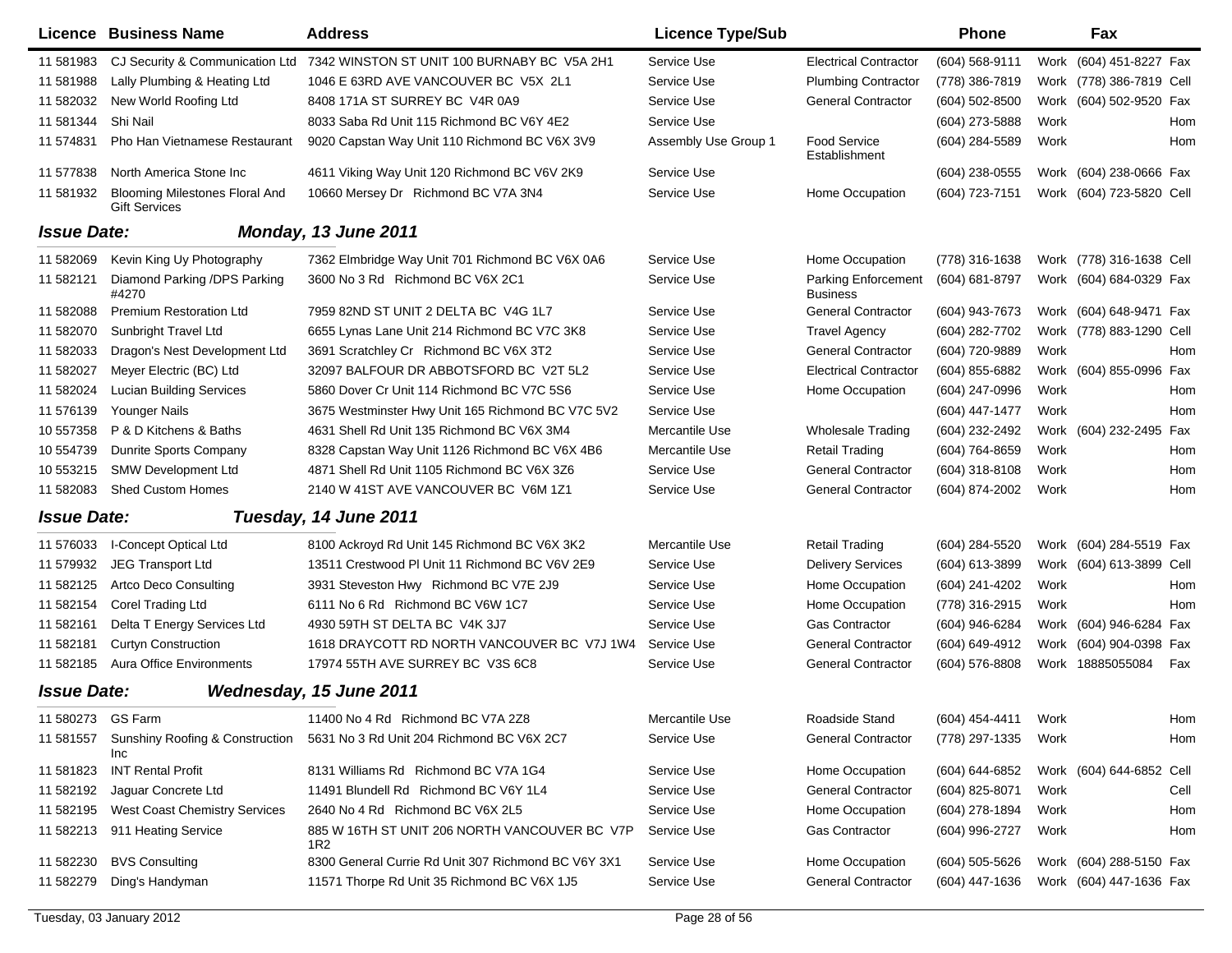| Licence | Business Name | Address | Licence Type/Sub | | Phone | | Fax | |
|---|---|---|---|---|---|---|---|---|
| 11 581983 | CJ Security & Communication Ltd | 7342 WINSTON ST UNIT 100 BURNABY BC V5A 2H1 | Service Use | Electrical Contractor | (604) 568-9111 | Work | (604) 451-8227 | Fax |
| 11 581988 | Lally Plumbing & Heating Ltd | 1046 E 63RD AVE VANCOUVER BC V5X 2L1 | Service Use | Plumbing Contractor | (778) 386-7819 | Work | (778) 386-7819 | Cell |
| 11 582032 | New World Roofing Ltd | 8408 171A ST SURREY BC V4R 0A9 | Service Use | General Contractor | (604) 502-8500 | Work | (604) 502-9520 | Fax |
| 11 581344 | Shi Nail | 8033 Saba Rd Unit 115 Richmond BC V6Y 4E2 | Service Use | | (604) 273-5888 | Work | | Hom |
| 11 574831 | Pho Han Vietnamese Restaurant | 9020 Capstan Way Unit 110 Richmond BC V6X 3V9 | Assembly Use Group 1 | Food Service Establishment | (604) 284-5589 | Work | | Hom |
| 11 577838 | North America Stone Inc | 4611 Viking Way Unit 120 Richmond BC V6V 2K9 | Service Use | | (604) 238-0555 | Work | (604) 238-0666 | Fax |
| 11 581932 | Blooming Milestones Floral And Gift Services | 10660 Mersey Dr Richmond BC V7A 3N4 | Service Use | Home Occupation | (604) 723-7151 | Work | (604) 723-5820 | Cell |

## *Issue Date: Monday, 13 June 2011*

| Licence | Business Name | Address | Licence Type/Sub | | Phone | | Fax | |
|---|---|---|---|---|---|---|---|---|
| 11 582069 | Kevin King Uy Photography | 7362 Elmbridge Way Unit 701 Richmond BC V6X 0A6 | Service Use | Home Occupation | (778) 316-1638 | Work | (778) 316-1638 | Cell |
| 11 582121 | Diamond Parking /DPS Parking #4270 | 3600 No 3 Rd Richmond BC V6X 2C1 | Service Use | Parking Enforcement Business | (604) 681-8797 | Work | (604) 684-0329 | Fax |
| 11 582088 | Premium Restoration Ltd | 7959 82ND ST UNIT 2 DELTA BC V4G 1L7 | Service Use | General Contractor | (604) 943-7673 | Work | (604) 648-9471 | Fax |
| 11 582070 | Sunbright Travel Ltd | 6655 Lynas Lane Unit 214 Richmond BC V7C 3K8 | Service Use | Travel Agency | (604) 282-7702 | Work | (778) 883-1290 | Cell |
| 11 582033 | Dragon's Nest Development Ltd | 3691 Scratchley Cr Richmond BC V6X 3T2 | Service Use | General Contractor | (604) 720-9889 | Work | | Hom |
| 11 582027 | Meyer Electric (BC) Ltd | 32097 BALFOUR DR ABBOTSFORD BC V2T 5L2 | Service Use | Electrical Contractor | (604) 855-6882 | Work | (604) 855-0996 | Fax |
| 11 582024 | Lucian Building Services | 5860 Dover Cr Unit 114 Richmond BC V7C 5S6 | Service Use | Home Occupation | (604) 247-0996 | Work | | Hom |
| 11 576139 | Younger Nails | 3675 Westminster Hwy Unit 165 Richmond BC V7C 5V2 | Service Use | | (604) 447-1477 | Work | | Hom |
| 10 557358 | P & D Kitchens & Baths | 4631 Shell Rd Unit 135 Richmond BC V6X 3M4 | Mercantile Use | Wholesale Trading | (604) 232-2492 | Work | (604) 232-2495 | Fax |
| 10 554739 | Dunrite Sports Company | 8328 Capstan Way Unit 1126 Richmond BC V6X 4B6 | Mercantile Use | Retail Trading | (604) 764-8659 | Work | | Hom |
| 10 553215 | SMW Development Ltd | 4871 Shell Rd Unit 1105 Richmond BC V6X 3Z6 | Service Use | General Contractor | (604) 318-8108 | Work | | Hom |
| 11 582083 | Shed Custom Homes | 2140 W 41ST AVE VANCOUVER BC V6M 1Z1 | Service Use | General Contractor | (604) 874-2002 | Work | | Hom |

## *Issue Date: Tuesday, 14 June 2011*

| Licence | Business Name | Address | Licence Type/Sub | | Phone | | Fax | |
|---|---|---|---|---|---|---|---|---|
| 11 576033 | I-Concept Optical Ltd | 8100 Ackroyd Rd Unit 145 Richmond BC V6X 3K2 | Mercantile Use | Retail Trading | (604) 284-5520 | Work | (604) 284-5519 | Fax |
| 11 579932 | JEG Transport Ltd | 13511 Crestwood Pl Unit 11 Richmond BC V6V 2E9 | Service Use | Delivery Services | (604) 613-3899 | Work | (604) 613-3899 | Cell |
| 11 582125 | Artco Deco Consulting | 3931 Steveston Hwy Richmond BC V7E 2J9 | Service Use | Home Occupation | (604) 241-4202 | Work | | Hom |
| 11 582154 | Corel Trading Ltd | 6111 No 6 Rd Richmond BC V6W 1C7 | Service Use | Home Occupation | (778) 316-2915 | Work | | Hom |
| 11 582161 | Delta T Energy Services Ltd | 4930 59TH ST DELTA BC V4K 3J7 | Service Use | Gas Contractor | (604) 946-6284 | Work | (604) 946-6284 | Fax |
| 11 582181 | Curtyn Construction | 1618 DRAYCOTT RD NORTH VANCOUVER BC V7J 1W4 | Service Use | General Contractor | (604) 649-4912 | Work | (604) 904-0398 | Fax |
| 11 582185 | Aura Office Environments | 17974 55TH AVE SURREY BC V3S 6C8 | Service Use | General Contractor | (604) 576-8808 | Work | 18885055084 | Fax |

## *Issue Date: Wednesday, 15 June 2011*

| Licence | Business Name | Address | Licence Type/Sub | | Phone | | Fax | |
|---|---|---|---|---|---|---|---|---|
| 11 580273 | GS Farm | 11400 No 4 Rd Richmond BC V7A 2Z8 | Mercantile Use | Roadside Stand | (604) 454-4411 | Work | | Hom |
| 11 581557 | Sunshiny Roofing & Construction Inc | 5631 No 3 Rd Unit 204 Richmond BC V6X 2C7 | Service Use | General Contractor | (778) 297-1335 | Work | | Hom |
| 11 581823 | INT Rental Profit | 8131 Williams Rd Richmond BC V7A 1G4 | Service Use | Home Occupation | (604) 644-6852 | Work | (604) 644-6852 | Cell |
| 11 582192 | Jaguar Concrete Ltd | 11491 Blundell Rd Richmond BC V6Y 1L4 | Service Use | General Contractor | (604) 825-8071 | Work | | Cell |
| 11 582195 | West Coast Chemistry Services | 2640 No 4 Rd Richmond BC V6X 2L5 | Service Use | Home Occupation | (604) 278-1894 | Work | | Hom |
| 11 582213 | 911 Heating Service | 885 W 16TH ST UNIT 206 NORTH VANCOUVER BC V7P 1R2 | Service Use | Gas Contractor | (604) 996-2727 | Work | | Hom |
| 11 582230 | BVS Consulting | 8300 General Currie Rd Unit 307 Richmond BC V6Y 3X1 | Service Use | Home Occupation | (604) 505-5626 | Work | (604) 288-5150 | Fax |
| 11 582279 | Ding's Handyman | 11571 Thorpe Rd Unit 35 Richmond BC V6X 1J5 | Service Use | General Contractor | (604) 447-1636 | Work | (604) 447-1636 | Fax |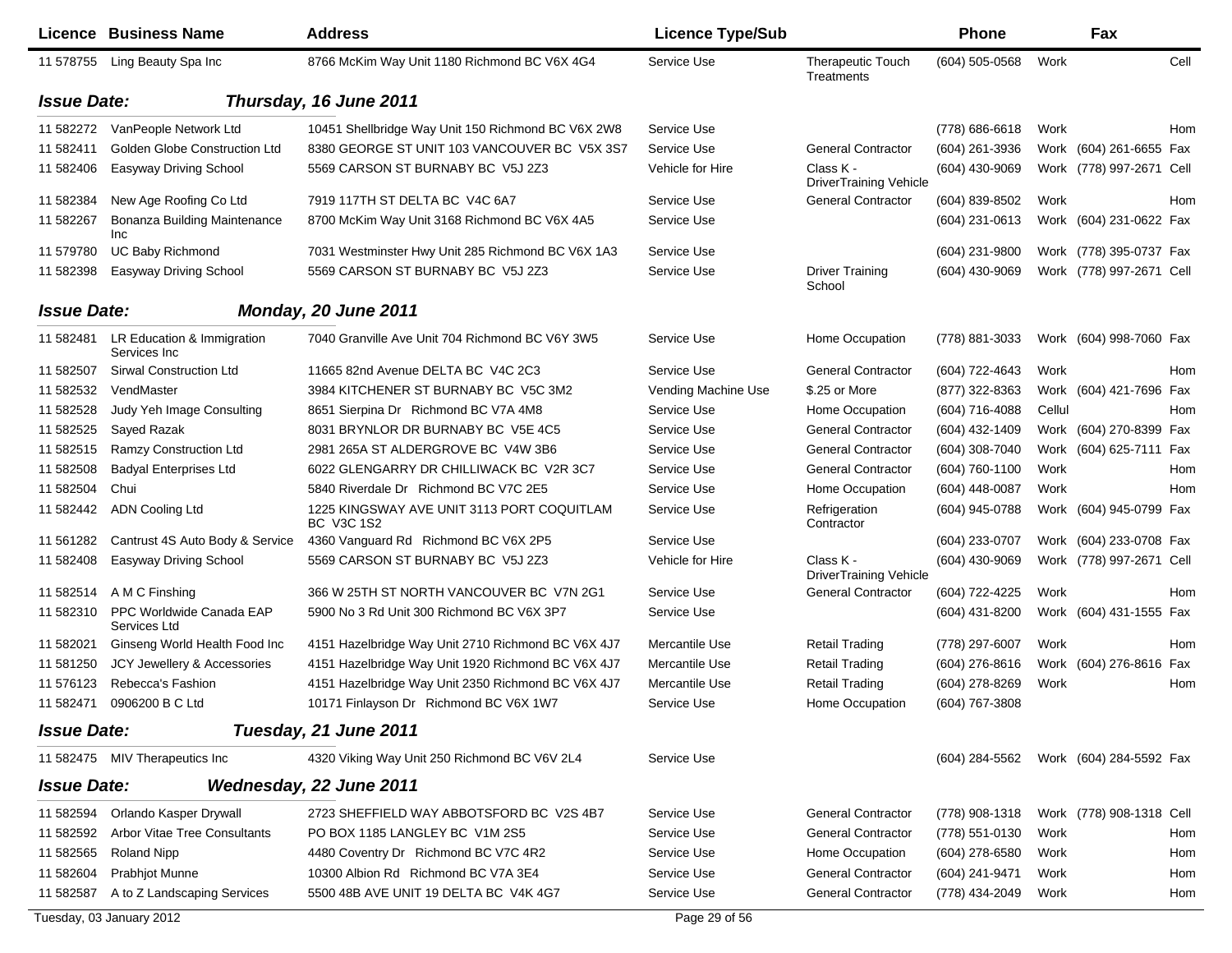| Licence | Business Name | Address | Licence Type/Sub | | Phone | | Fax | |
|---|---|---|---|---|---|---|---|---|
| 11 578755 | Ling Beauty Spa Inc | 8766 McKim Way Unit 1180 Richmond BC V6X 4G4 | Service Use | Therapeutic Touch Treatments | (604) 505-0568 | Work | | Cell |

**Issue Date:** ***Thursday, 16 June 2011***

| Licence | Business Name | Address | Licence Type/Sub | | Phone | | Fax | |
|---|---|---|---|---|---|---|---|---|
| 11 582272 | VanPeople Network Ltd | 10451 Shellbridge Way Unit 150 Richmond BC V6X 2W8 | Service Use | | (778) 686-6618 | Work | | Hom |
| 11 582411 | Golden Globe Construction Ltd | 8380 GEORGE ST UNIT 103 VANCOUVER BC V5X 3S7 | Service Use | General Contractor | (604) 261-3936 | Work | (604) 261-6655 | Fax |
| 11 582406 | Easyway Driving School | 5569 CARSON ST BURNABY BC V5J 2Z3 | Vehicle for Hire | Class K - DriverTraining Vehicle | (604) 430-9069 | Work | (778) 997-2671 | Cell |
| 11 582384 | New Age Roofing Co Ltd | 7919 117TH ST DELTA BC V4C 6A7 | Service Use | General Contractor | (604) 839-8502 | Work | | Hom |
| 11 582267 | Bonanza Building Maintenance Inc | 8700 McKim Way Unit 3168 Richmond BC V6X 4A5 | Service Use | | (604) 231-0613 | Work | (604) 231-0622 | Fax |
| 11 579780 | UC Baby Richmond | 7031 Westminster Hwy Unit 285 Richmond BC V6X 1A3 | Service Use | | (604) 231-9800 | Work | (778) 395-0737 | Fax |
| 11 582398 | Easyway Driving School | 5569 CARSON ST BURNABY BC V5J 2Z3 | Service Use | Driver Training School | (604) 430-9069 | Work | (778) 997-2671 | Cell |

**Issue Date:** ***Monday, 20 June 2011***

| Licence | Business Name | Address | Licence Type/Sub | | Phone | | Fax | |
|---|---|---|---|---|---|---|---|---|
| 11 582481 | LR Education & Immigration Services Inc | 7040 Granville Ave Unit 704 Richmond BC V6Y 3W5 | Service Use | Home Occupation | (778) 881-3033 | Work | (604) 998-7060 | Fax |
| 11 582507 | Sirwal Construction Ltd | 11665 82nd Avenue DELTA BC V4C 2C3 | Service Use | General Contractor | (604) 722-4643 | Work | | Hom |
| 11 582532 | VendMaster | 3984 KITCHENER ST BURNABY BC V5C 3M2 | Vending Machine Use | $.25 or More | (877) 322-8363 | Work | (604) 421-7696 | Fax |
| 11 582528 | Judy Yeh Image Consulting | 8651 Sierpina Dr Richmond BC V7A 4M8 | Service Use | Home Occupation | (604) 716-4088 | Cellul | | Hom |
| 11 582525 | Sayed Razak | 8031 BRYNLOR DR BURNABY BC V5E 4C5 | Service Use | General Contractor | (604) 432-1409 | Work | (604) 270-8399 | Fax |
| 11 582515 | Ramzy Construction Ltd | 2981 265A ST ALDERGROVE BC V4W 3B6 | Service Use | General Contractor | (604) 308-7040 | Work | (604) 625-7111 | Fax |
| 11 582508 | Badyal Enterprises Ltd | 6022 GLENGARRY DR CHILLIWACK BC V2R 3C7 | Service Use | General Contractor | (604) 760-1100 | Work | | Hom |
| 11 582504 | Chui | 5840 Riverdale Dr Richmond BC V7C 2E5 | Service Use | Home Occupation | (604) 448-0087 | Work | | Hom |
| 11 582442 | ADN Cooling Ltd | 1225 KINGSWAY AVE UNIT 3113 PORT COQUITLAM BC V3C 1S2 | Service Use | Refrigeration Contractor | (604) 945-0788 | Work | (604) 945-0799 | Fax |
| 11 561282 | Cantrust 4S Auto Body & Service | 4360 Vanguard Rd Richmond BC V6X 2P5 | Service Use | | (604) 233-0707 | Work | (604) 233-0708 | Fax |
| 11 582408 | Easyway Driving School | 5569 CARSON ST BURNABY BC V5J 2Z3 | Vehicle for Hire | Class K - DriverTraining Vehicle | (604) 430-9069 | Work | (778) 997-2671 | Cell |
| 11 582514 | A M C Finshing | 366 W 25TH ST NORTH VANCOUVER BC V7N 2G1 | Service Use | General Contractor | (604) 722-4225 | Work | | Hom |
| 11 582310 | PPC Worldwide Canada EAP Services Ltd | 5900 No 3 Rd Unit 300 Richmond BC V6X 3P7 | Service Use | | (604) 431-8200 | Work | (604) 431-1555 | Fax |
| 11 582021 | Ginseng World Health Food Inc | 4151 Hazelbridge Way Unit 2710 Richmond BC V6X 4J7 | Mercantile Use | Retail Trading | (778) 297-6007 | Work | | Hom |
| 11 581250 | JCY Jewellery & Accessories | 4151 Hazelbridge Way Unit 1920 Richmond BC V6X 4J7 | Mercantile Use | Retail Trading | (604) 276-8616 | Work | (604) 276-8616 | Fax |
| 11 576123 | Rebecca's Fashion | 4151 Hazelbridge Way Unit 2350 Richmond BC V6X 4J7 | Mercantile Use | Retail Trading | (604) 278-8269 | Work | | Hom |
| 11 582471 | 0906200 B C Ltd | 10171 Finlayson Dr Richmond BC V6X 1W7 | Service Use | Home Occupation | (604) 767-3808 | | | |

**Issue Date:** ***Tuesday, 21 June 2011***

| Licence | Business Name | Address | Licence Type/Sub | | Phone | | Fax | |
|---|---|---|---|---|---|---|---|---|
| 11 582475 | MIV Therapeutics Inc | 4320 Viking Way Unit 250 Richmond BC V6V 2L4 | Service Use | | (604) 284-5562 | Work | (604) 284-5592 | Fax |

**Issue Date:** ***Wednesday, 22 June 2011***

| Licence | Business Name | Address | Licence Type/Sub | | Phone | | Fax | |
|---|---|---|---|---|---|---|---|---|
| 11 582594 | Orlando Kasper Drywall | 2723 SHEFFIELD WAY ABBOTSFORD BC V2S 4B7 | Service Use | General Contractor | (778) 908-1318 | Work | (778) 908-1318 | Cell |
| 11 582592 | Arbor Vitae Tree Consultants | PO BOX 1185 LANGLEY BC V1M 2S5 | Service Use | General Contractor | (778) 551-0130 | Work | | Hom |
| 11 582565 | Roland Nipp | 4480 Coventry Dr Richmond BC V7C 4R2 | Service Use | Home Occupation | (604) 278-6580 | Work | | Hom |
| 11 582604 | Prabhjot Munne | 10300 Albion Rd Richmond BC V7A 3E4 | Service Use | General Contractor | (604) 241-9471 | Work | | Hom |
| 11 582587 | A to Z Landscaping Services | 5500 48B AVE UNIT 19 DELTA BC V4K 4G7 | Service Use | General Contractor | (778) 434-2049 | Work | | Hom |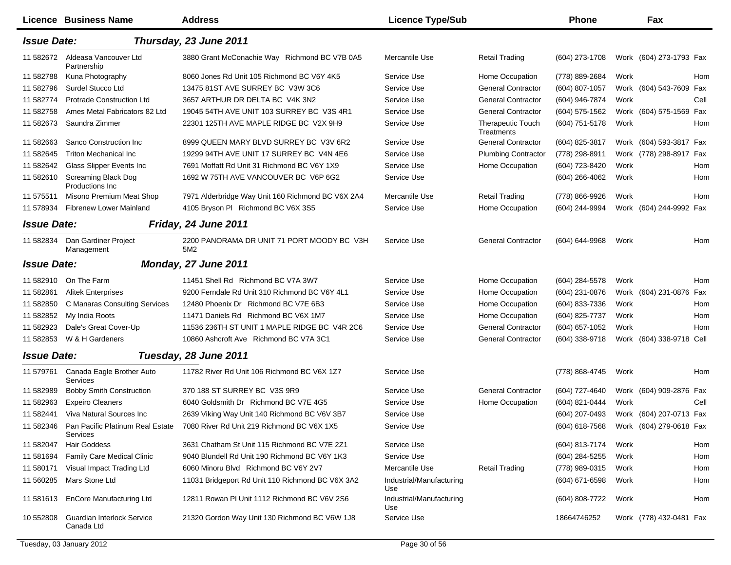| Licence | Business Name | Address | Licence Type/Sub | | Phone | | Fax | |
|---|---|---|---|---|---|---|---|---|
| ***Issue Date:*** | | ***Thursday, 23 June 2011*** | | | | | | |
| 11 582672 | Aldeasa Vancouver Ltd Partnership | 3880 Grant McConachie Way Richmond BC V7B 0A5 | Mercantile Use | Retail Trading | (604) 273-1708 | Work | (604) 273-1793 | Fax |
| 11 582788 | Kuna Photography | 8060 Jones Rd Unit 105 Richmond BC V6Y 4K5 | Service Use | Home Occupation | (778) 889-2684 | Work | | Hom |
| 11 582796 | Surdel Stucco Ltd | 13475 81ST AVE SURREY BC V3W 3C6 | Service Use | General Contractor | (604) 807-1057 | Work | (604) 543-7609 | Fax |
| 11 582774 | Protrade Construction Ltd | 3657 ARTHUR DR DELTA BC V4K 3N2 | Service Use | General Contractor | (604) 946-7874 | Work | | Cell |
| 11 582758 | Ames Metal Fabricators 82 Ltd | 19045 54TH AVE UNIT 103 SURREY BC V3S 4R1 | Service Use | General Contractor | (604) 575-1562 | Work | (604) 575-1569 | Fax |
| 11 582673 | Saundra Zimmer | 22301 125TH AVE MAPLE RIDGE BC V2X 9H9 | Service Use | Therapeutic Touch Treatments | (604) 751-5178 | Work | | Hom |
| 11 582663 | Sanco Construction Inc | 8999 QUEEN MARY BLVD SURREY BC V3V 6R2 | Service Use | General Contractor | (604) 825-3817 | Work | (604) 593-3817 | Fax |
| 11 582645 | Triton Mechanical Inc | 19299 94TH AVE UNIT 17 SURREY BC V4N 4E6 | Service Use | Plumbing Contractor | (778) 298-8911 | Work | (778) 298-8917 | Fax |
| 11 582642 | Glass Slipper Events Inc | 7691 Moffatt Rd Unit 31 Richmond BC V6Y 1X9 | Service Use | Home Occupation | (604) 723-8420 | Work | | Hom |
| 11 582610 | Screaming Black Dog Productions Inc | 1692 W 75TH AVE VANCOUVER BC V6P 6G2 | Service Use | | (604) 266-4062 | Work | | Hom |
| 11 575511 | Misono Premium Meat Shop | 7971 Alderbridge Way Unit 160 Richmond BC V6X 2A4 | Mercantile Use | Retail Trading | (778) 866-9926 | Work | | Hom |
| 11 578934 | Fibrenew Lower Mainland | 4105 Bryson Pl Richmond BC V6X 3S5 | Service Use | Home Occupation | (604) 244-9994 | Work | (604) 244-9992 | Fax |
| ***Issue Date:*** | | ***Friday, 24 June 2011*** | | | | | | |
| 11 582834 | Dan Gardiner Project Management | 2200 PANORAMA DR UNIT 71 PORT MOODY BC V3H 5M2 | Service Use | General Contractor | (604) 644-9968 | Work | | Hom |
| ***Issue Date:*** | | ***Monday, 27 June 2011*** | | | | | | |
| 11 582910 | On The Farm | 11451 Shell Rd Richmond BC V7A 3W7 | Service Use | Home Occupation | (604) 284-5578 | Work | | Hom |
| 11 582861 | Alitek Enterprises | 9200 Ferndale Rd Unit 310 Richmond BC V6Y 4L1 | Service Use | Home Occupation | (604) 231-0876 | Work | (604) 231-0876 | Fax |
| 11 582850 | C Manaras Consulting Services | 12480 Phoenix Dr Richmond BC V7E 6B3 | Service Use | Home Occupation | (604) 833-7336 | Work | | Hom |
| 11 582852 | My India Roots | 11471 Daniels Rd Richmond BC V6X 1M7 | Service Use | Home Occupation | (604) 825-7737 | Work | | Hom |
| 11 582923 | Dale's Great Cover-Up | 11536 236TH ST UNIT 1 MAPLE RIDGE BC V4R 2C6 | Service Use | General Contractor | (604) 657-1052 | Work | | Hom |
| 11 582853 | W & H Gardeners | 10860 Ashcroft Ave Richmond BC V7A 3C1 | Service Use | General Contractor | (604) 338-9718 | Work | (604) 338-9718 | Cell |
| ***Issue Date:*** | | ***Tuesday, 28 June 2011*** | | | | | | |
| 11 579761 | Canada Eagle Brother Auto Services | 11782 River Rd Unit 106 Richmond BC V6X 1Z7 | Service Use | | (778) 868-4745 | Work | | Hom |
| 11 582989 | Bobby Smith Construction | 370 188 ST SURREY BC V3S 9R9 | Service Use | General Contractor | (604) 727-4640 | Work | (604) 909-2876 | Fax |
| 11 582963 | Expeiro Cleaners | 6040 Goldsmith Dr Richmond BC V7E 4G5 | Service Use | Home Occupation | (604) 821-0444 | Work | | Cell |
| 11 582441 | Viva Natural Sources Inc | 2639 Viking Way Unit 140 Richmond BC V6V 3B7 | Service Use | | (604) 207-0493 | Work | (604) 207-0713 | Fax |
| 11 582346 | Pan Pacific Platinum Real Estate Services | 7080 River Rd Unit 219 Richmond BC V6X 1X5 | Service Use | | (604) 618-7568 | Work | (604) 279-0618 | Fax |
| 11 582047 | Hair Goddess | 3631 Chatham St Unit 115 Richmond BC V7E 2Z1 | Service Use | | (604) 813-7174 | Work | | Hom |
| 11 581694 | Family Care Medical Clinic | 9040 Blundell Rd Unit 190 Richmond BC V6Y 1K3 | Service Use | | (604) 284-5255 | Work | | Hom |
| 11 580171 | Visual Impact Trading Ltd | 6060 Minoru Blvd Richmond BC V6Y 2V7 | Mercantile Use | Retail Trading | (778) 989-0315 | Work | | Hom |
| 11 560285 | Mars Stone Ltd | 11031 Bridgeport Rd Unit 110 Richmond BC V6X 3A2 | Industrial/Manufacturing Use | | (604) 671-6598 | Work | | Hom |
| 11 581613 | EnCore Manufacturing Ltd | 12811 Rowan Pl Unit 1112 Richmond BC V6V 2S6 | Industrial/Manufacturing Use | | (604) 808-7722 | Work | | Hom |
| 10 552808 | Guardian Interlock Service Canada Ltd | 21320 Gordon Way Unit 130 Richmond BC V6W 1J8 | Service Use | | 18664746252 | Work | (778) 432-0481 | Fax |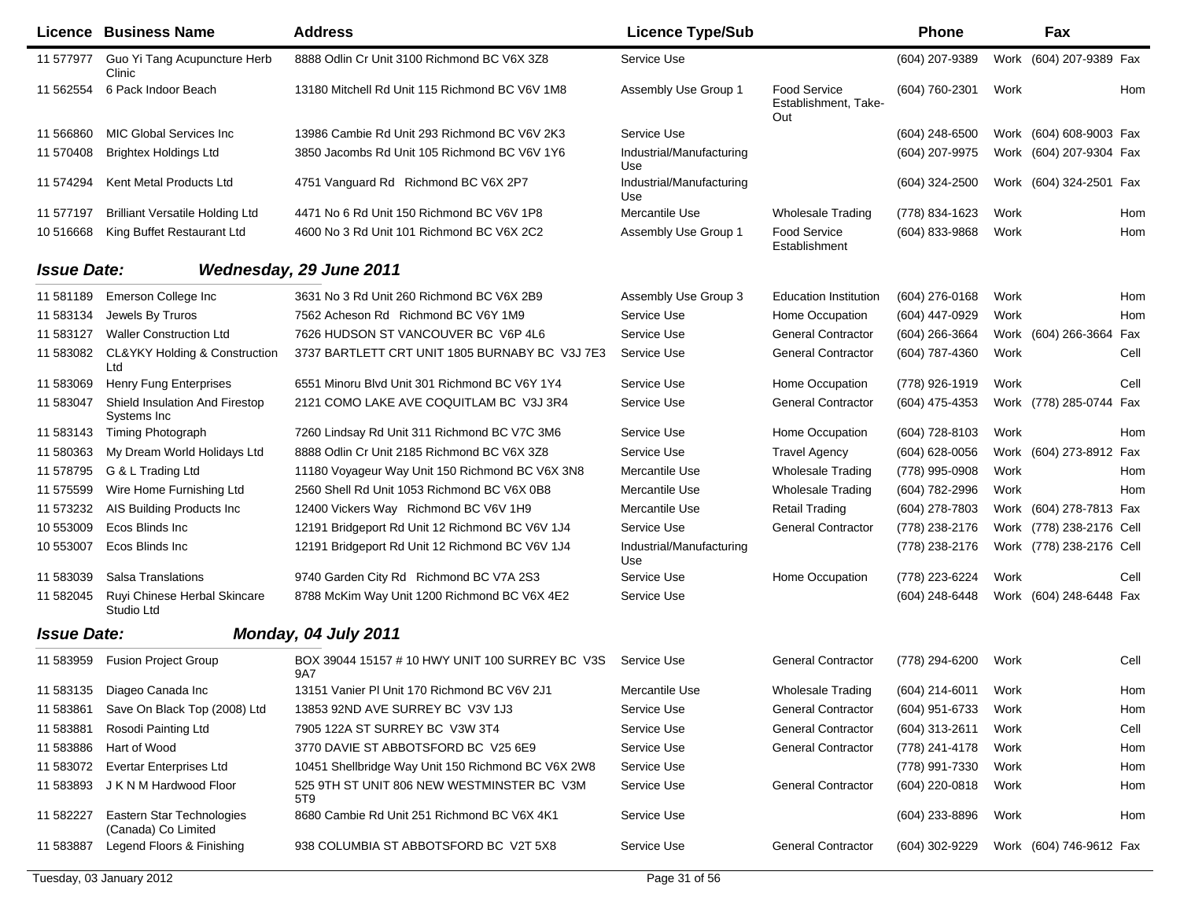| Licence | Business Name | Address | Licence Type/Sub | | Phone | | Fax | |
|---|---|---|---|---|---|---|---|---|
| 11 577977 | Guo Yi Tang Acupuncture Herb Clinic | 8888 Odlin Cr Unit 3100 Richmond BC V6X 3Z8 | Service Use | | (604) 207-9389 | Work | (604) 207-9389 | Fax |
| 11 562554 | 6 Pack Indoor Beach | 13180 Mitchell Rd Unit 115 Richmond BC V6V 1M8 | Assembly Use Group 1 | Food Service Establishment, Take-Out | (604) 760-2301 | Work | | Hom |
| 11 566860 | MIC Global Services Inc | 13986 Cambie Rd Unit 293 Richmond BC V6V 2K3 | Service Use | | (604) 248-6500 | Work | (604) 608-9003 | Fax |
| 11 570408 | Brightex Holdings Ltd | 3850 Jacombs Rd Unit 105 Richmond BC V6V 1Y6 | Industrial/Manufacturing Use | | (604) 207-9975 | Work | (604) 207-9304 | Fax |
| 11 574294 | Kent Metal Products Ltd | 4751 Vanguard Rd Richmond BC V6X 2P7 | Industrial/Manufacturing Use | | (604) 324-2500 | Work | (604) 324-2501 | Fax |
| 11 577197 | Brilliant Versatile Holding Ltd | 4471 No 6 Rd Unit 150 Richmond BC V6V 1P8 | Mercantile Use | Wholesale Trading | (778) 834-1623 | Work | | Hom |
| 10 516668 | King Buffet Restaurant Ltd | 4600 No 3 Rd Unit 101 Richmond BC V6X 2C2 | Assembly Use Group 1 | Food Service Establishment | (604) 833-9868 | Work | | Hom |

***Issue Date:*** ***Wednesday, 29 June 2011***

| Licence | Business Name | Address | Licence Type/Sub | | Phone | | Fax | |
|---|---|---|---|---|---|---|---|---|
| 11 581189 | Emerson College Inc | 3631 No 3 Rd Unit 260 Richmond BC V6X 2B9 | Assembly Use Group 3 | Education Institution | (604) 276-0168 | Work | | Hom |
| 11 583134 | Jewels By Truros | 7562 Acheson Rd Richmond BC V6Y 1M9 | Service Use | Home Occupation | (604) 447-0929 | Work | | Hom |
| 11 583127 | Waller Construction Ltd | 7626 HUDSON ST VANCOUVER BC V6P 4L6 | Service Use | General Contractor | (604) 266-3664 | Work | (604) 266-3664 | Fax |
| 11 583082 | CL&YKY Holding & Construction Ltd | 3737 BARTLETT CRT UNIT 1805 BURNABY BC V3J 7E3 | Service Use | General Contractor | (604) 787-4360 | Work | | Cell |
| 11 583069 | Henry Fung Enterprises | 6551 Minoru Blvd Unit 301 Richmond BC V6Y 1Y4 | Service Use | Home Occupation | (778) 926-1919 | Work | | Cell |
| 11 583047 | Shield Insulation And Firestop Systems Inc | 2121 COMO LAKE AVE COQUITLAM BC V3J 3R4 | Service Use | General Contractor | (604) 475-4353 | Work | (778) 285-0744 | Fax |
| 11 583143 | Timing Photograph | 7260 Lindsay Rd Unit 311 Richmond BC V7C 3M6 | Service Use | Home Occupation | (604) 728-8103 | Work | | Hom |
| 11 580363 | My Dream World Holidays Ltd | 8888 Odlin Cr Unit 2185 Richmond BC V6X 3Z8 | Service Use | Travel Agency | (604) 628-0056 | Work | (604) 273-8912 | Fax |
| 11 578795 | G & L Trading Ltd | 11180 Voyageur Way Unit 150 Richmond BC V6X 3N8 | Mercantile Use | Wholesale Trading | (778) 995-0908 | Work | | Hom |
| 11 575599 | Wire Home Furnishing Ltd | 2560 Shell Rd Unit 1053 Richmond BC V6X 0B8 | Mercantile Use | Wholesale Trading | (604) 782-2996 | Work | | Hom |
| 11 573232 | AIS Building Products Inc | 12400 Vickers Way Richmond BC V6V 1H9 | Mercantile Use | Retail Trading | (604) 278-7803 | Work | (604) 278-7813 | Fax |
| 10 553009 | Ecos Blinds Inc | 12191 Bridgeport Rd Unit 12 Richmond BC V6V 1J4 | Service Use | General Contractor | (778) 238-2176 | Work | (778) 238-2176 | Cell |
| 10 553007 | Ecos Blinds Inc | 12191 Bridgeport Rd Unit 12 Richmond BC V6V 1J4 | Industrial/Manufacturing Use | | (778) 238-2176 | Work | (778) 238-2176 | Cell |
| 11 583039 | Salsa Translations | 9740 Garden City Rd Richmond BC V7A 2S3 | Service Use | Home Occupation | (778) 223-6224 | Work | | Cell |
| 11 582045 | Ruyi Chinese Herbal Skincare Studio Ltd | 8788 McKim Way Unit 1200 Richmond BC V6X 4E2 | Service Use | | (604) 248-6448 | Work | (604) 248-6448 | Fax |

***Issue Date:*** ***Monday, 04 July 2011***

| Licence | Business Name | Address | Licence Type/Sub | | Phone | | Fax | |
|---|---|---|---|---|---|---|---|---|
| 11 583959 | Fusion Project Group | BOX 39044 15157 # 10 HWY UNIT 100 SURREY BC V3S 9A7 | Service Use | General Contractor | (778) 294-6200 | Work | | Cell |
| 11 583135 | Diageo Canada Inc | 13151 Vanier Pl Unit 170 Richmond BC V6V 2J1 | Mercantile Use | Wholesale Trading | (604) 214-6011 | Work | | Hom |
| 11 583861 | Save On Black Top (2008) Ltd | 13853 92ND AVE SURREY BC V3V 1J3 | Service Use | General Contractor | (604) 951-6733 | Work | | Hom |
| 11 583881 | Rosodi Painting Ltd | 7905 122A ST SURREY BC V3W 3T4 | Service Use | General Contractor | (604) 313-2611 | Work | | Cell |
| 11 583886 | Hart of Wood | 3770 DAVIE ST ABBOTSFORD BC V25 6E9 | Service Use | General Contractor | (778) 241-4178 | Work | | Hom |
| 11 583072 | Evertar Enterprises Ltd | 10451 Shellbridge Way Unit 150 Richmond BC V6X 2W8 | Service Use | | (778) 991-7330 | Work | | Hom |
| 11 583893 | J K N M Hardwood Floor | 525 9TH ST UNIT 806 NEW WESTMINSTER BC V3M 5T9 | Service Use | General Contractor | (604) 220-0818 | Work | | Hom |
| 11 582227 | Eastern Star Technologies (Canada) Co Limited | 8680 Cambie Rd Unit 251 Richmond BC V6X 4K1 | Service Use | | (604) 233-8896 | Work | | Hom |
| 11 583887 | Legend Floors & Finishing | 938 COLUMBIA ST ABBOTSFORD BC V2T 5X8 | Service Use | General Contractor | (604) 302-9229 | Work | (604) 746-9612 | Fax |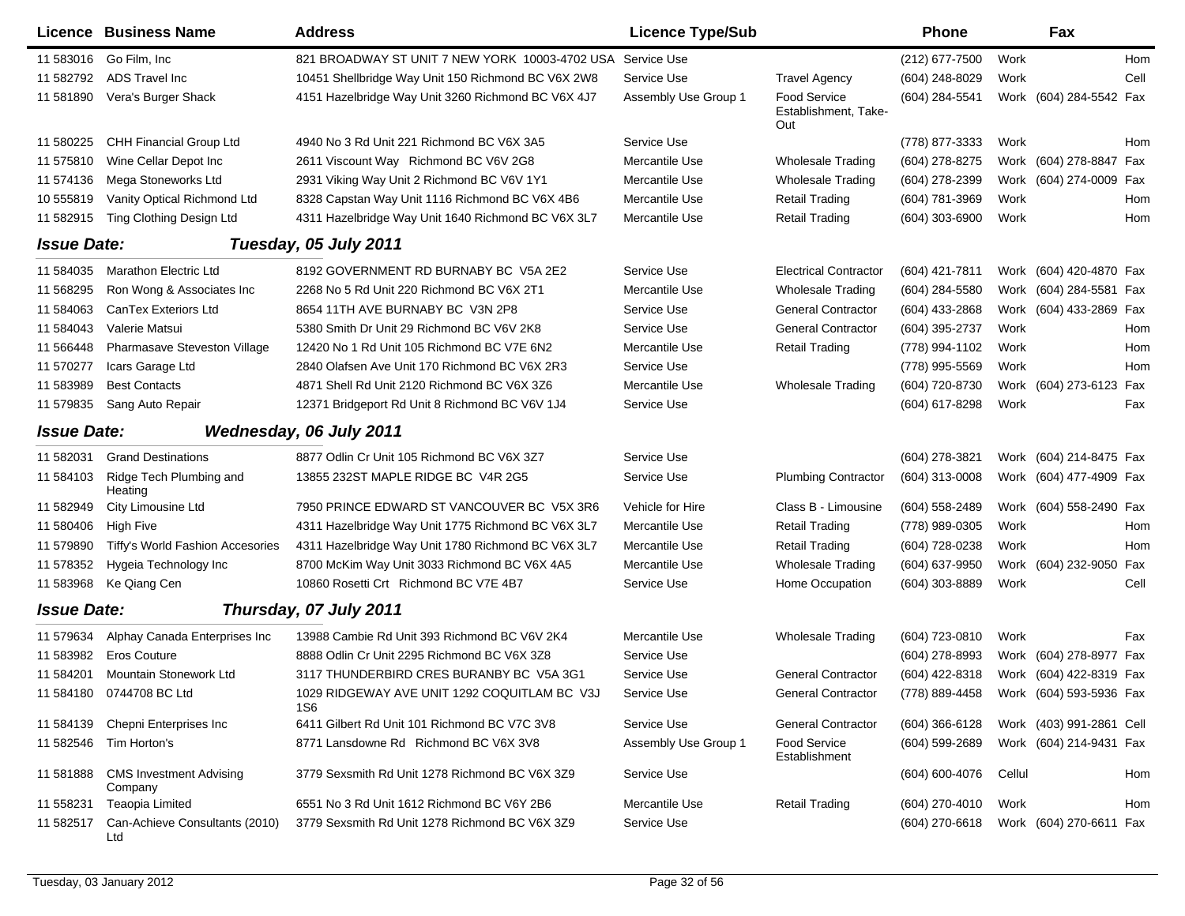| Licence | Business Name | Address | Licence Type/Sub | | Phone | | Fax | |
|---|---|---|---|---|---|---|---|---|
| 11 583016 | Go Film, Inc | 821 BROADWAY ST UNIT 7 NEW YORK 10003-4702 USA | Service Use | | (212) 677-7500 | Work | | Hom |
| 11 582792 | ADS Travel Inc | 10451 Shellbridge Way Unit 150 Richmond BC V6X 2W8 | Service Use | Travel Agency | (604) 248-8029 | Work | | Cell |
| 11 581890 | Vera's Burger Shack | 4151 Hazelbridge Way Unit 3260 Richmond BC V6X 4J7 | Assembly Use Group 1 | Food Service Establishment, Take-Out | (604) 284-5541 | Work | (604) 284-5542 | Fax |
| 11 580225 | CHH Financial Group Ltd | 4940 No 3 Rd Unit 221 Richmond BC V6X 3A5 | Service Use | | (778) 877-3333 | Work | | Hom |
| 11 575810 | Wine Cellar Depot Inc | 2611 Viscount Way Richmond BC V6V 2G8 | Mercantile Use | Wholesale Trading | (604) 278-8275 | Work | (604) 278-8847 | Fax |
| 11 574136 | Mega Stoneworks Ltd | 2931 Viking Way Unit 2 Richmond BC V6V 1Y1 | Mercantile Use | Wholesale Trading | (604) 278-2399 | Work | (604) 274-0009 | Fax |
| 10 555819 | Vanity Optical Richmond Ltd | 8328 Capstan Way Unit 1116 Richmond BC V6X 4B6 | Mercantile Use | Retail Trading | (604) 781-3969 | Work | | Hom |
| 11 582915 | Ting Clothing Design Ltd | 4311 Hazelbridge Way Unit 1640 Richmond BC V6X 3L7 | Mercantile Use | Retail Trading | (604) 303-6900 | Work | | Hom |
| ***Issue Date:*** | ***Tuesday, 05 July 2011*** | | | | | | | |
| 11 584035 | Marathon Electric Ltd | 8192 GOVERNMENT RD BURNABY BC V5A 2E2 | Service Use | Electrical Contractor | (604) 421-7811 | Work | (604) 420-4870 | Fax |
| 11 568295 | Ron Wong & Associates Inc | 2268 No 5 Rd Unit 220 Richmond BC V6X 2T1 | Mercantile Use | Wholesale Trading | (604) 284-5580 | Work | (604) 284-5581 | Fax |
| 11 584063 | CanTex Exteriors Ltd | 8654 11TH AVE BURNABY BC V3N 2P8 | Service Use | General Contractor | (604) 433-2868 | Work | (604) 433-2869 | Fax |
| 11 584043 | Valerie Matsui | 5380 Smith Dr Unit 29 Richmond BC V6V 2K8 | Service Use | General Contractor | (604) 395-2737 | Work | | Hom |
| 11 566448 | Pharmasave Steveston Village | 12420 No 1 Rd Unit 105 Richmond BC V7E 6N2 | Mercantile Use | Retail Trading | (778) 994-1102 | Work | | Hom |
| 11 570277 | Icars Garage Ltd | 2840 Olafsen Ave Unit 170 Richmond BC V6X 2R3 | Service Use | | (778) 995-5569 | Work | | Hom |
| 11 583989 | Best Contacts | 4871 Shell Rd Unit 2120 Richmond BC V6X 3Z6 | Mercantile Use | Wholesale Trading | (604) 720-8730 | Work | (604) 273-6123 | Fax |
| 11 579835 | Sang Auto Repair | 12371 Bridgeport Rd Unit 8 Richmond BC V6V 1J4 | Service Use | | (604) 617-8298 | Work | | Fax |
| ***Issue Date:*** | ***Wednesday, 06 July 2011*** | | | | | | | |
| 11 582031 | Grand Destinations | 8877 Odlin Cr Unit 105 Richmond BC V6X 3Z7 | Service Use | | (604) 278-3821 | Work | (604) 214-8475 | Fax |
| 11 584103 | Ridge Tech Plumbing and Heating | 13855 232ST MAPLE RIDGE BC V4R 2G5 | Service Use | Plumbing Contractor | (604) 313-0008 | Work | (604) 477-4909 | Fax |
| 11 582949 | City Limousine Ltd | 7950 PRINCE EDWARD ST VANCOUVER BC V5X 3R6 | Vehicle for Hire | Class B - Limousine | (604) 558-2489 | Work | (604) 558-2490 | Fax |
| 11 580406 | High Five | 4311 Hazelbridge Way Unit 1775 Richmond BC V6X 3L7 | Mercantile Use | Retail Trading | (778) 989-0305 | Work | | Hom |
| 11 579890 | Tiffy's World Fashion Accesories | 4311 Hazelbridge Way Unit 1780 Richmond BC V6X 3L7 | Mercantile Use | Retail Trading | (604) 728-0238 | Work | | Hom |
| 11 578352 | Hygeia Technology Inc | 8700 McKim Way Unit 3033 Richmond BC V6X 4A5 | Mercantile Use | Wholesale Trading | (604) 637-9950 | Work | (604) 232-9050 | Fax |
| 11 583968 | Ke Qiang Cen | 10860 Rosetti Crt Richmond BC V7E 4B7 | Service Use | Home Occupation | (604) 303-8889 | Work | | Cell |
| ***Issue Date:*** | ***Thursday, 07 July 2011*** | | | | | | | |
| 11 579634 | Alphay Canada Enterprises Inc | 13988 Cambie Rd Unit 393 Richmond BC V6V 2K4 | Mercantile Use | Wholesale Trading | (604) 723-0810 | Work | | Fax |
| 11 583982 | Eros Couture | 8888 Odlin Cr Unit 2295 Richmond BC V6X 3Z8 | Service Use | | (604) 278-8993 | Work | (604) 278-8977 | Fax |
| 11 584201 | Mountain Stonework Ltd | 3117 THUNDERBIRD CRES BURANBY BC V5A 3G1 | Service Use | General Contractor | (604) 422-8318 | Work | (604) 422-8319 | Fax |
| 11 584180 | 0744708 BC Ltd | 1029 RIDGEWAY AVE UNIT 1292 COQUITLAM BC V3J 1S6 | Service Use | General Contractor | (778) 889-4458 | Work | (604) 593-5936 | Fax |
| 11 584139 | Chepni Enterprises Inc | 6411 Gilbert Rd Unit 101 Richmond BC V7C 3V8 | Service Use | General Contractor | (604) 366-6128 | Work | (403) 991-2861 | Cell |
| 11 582546 | Tim Horton's | 8771 Lansdowne Rd Richmond BC V6X 3V8 | Assembly Use Group 1 | Food Service Establishment | (604) 599-2689 | Work | (604) 214-9431 | Fax |
| 11 581888 | CMS Investment Advising Company | 3779 Sexsmith Rd Unit 1278 Richmond BC V6X 3Z9 | Service Use | | (604) 600-4076 | Cellul | | Hom |
| 11 558231 | Teaopia Limited | 6551 No 3 Rd Unit 1612 Richmond BC V6Y 2B6 | Mercantile Use | Retail Trading | (604) 270-4010 | Work | | Hom |
| 11 582517 | Can-Achieve Consultants (2010) Ltd | 3779 Sexsmith Rd Unit 1278 Richmond BC V6X 3Z9 | Service Use | | (604) 270-6618 | Work | (604) 270-6611 | Fax |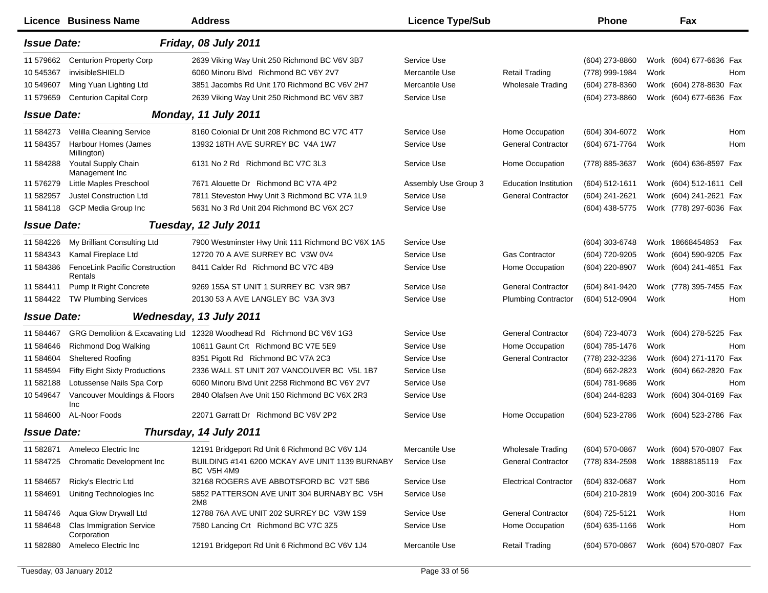| Licence | Business Name | Address | Licence Type/Sub | | Phone | | Fax | |
|---|---|---|---|---|---|---|---|---|
| ***Issue Date:*** | | ***Friday, 08 July 2011*** | | | | | | |
| 11 579662 | Centurion Property Corp | 2639 Viking Way Unit 250 Richmond BC V6V 3B7 | Service Use | | (604) 273-8860 | Work | (604) 677-6636 | Fax |
| 10 545367 | invisibleSHIELD | 6060 Minoru Blvd Richmond BC V6Y 2V7 | Mercantile Use | Retail Trading | (778) 999-1984 | Work | | Hom |
| 10 549607 | Ming Yuan Lighting Ltd | 3851 Jacombs Rd Unit 170 Richmond BC V6V 2H7 | Mercantile Use | Wholesale Trading | (604) 278-8360 | Work | (604) 278-8630 | Fax |
| 11 579659 | Centurion Capital Corp | 2639 Viking Way Unit 250 Richmond BC V6V 3B7 | Service Use | | (604) 273-8860 | Work | (604) 677-6636 | Fax |
| ***Issue Date:*** | | ***Monday, 11 July 2011*** | | | | | | |
| 11 584273 | Velilla Cleaning Service | 8160 Colonial Dr Unit 208 Richmond BC V7C 4T7 | Service Use | Home Occupation | (604) 304-6072 | Work | | Hom |
| 11 584357 | Harbour Homes (James Millington) | 13932 18TH AVE SURREY BC V4A 1W7 | Service Use | General Contractor | (604) 671-7764 | Work | | Hom |
| 11 584288 | Youtal Supply Chain Management Inc | 6131 No 2 Rd Richmond BC V7C 3L3 | Service Use | Home Occupation | (778) 885-3637 | Work | (604) 636-8597 | Fax |
| 11 576279 | Little Maples Preschool | 7671 Alouette Dr Richmond BC V7A 4P2 | Assembly Use Group 3 | Education Institution | (604) 512-1611 | Work | (604) 512-1611 | Cell |
| 11 582957 | Justel Construction Ltd | 7811 Steveston Hwy Unit 3 Richmond BC V7A 1L9 | Service Use | General Contractor | (604) 241-2621 | Work | (604) 241-2621 | Fax |
| 11 584118 | GCP Media Group Inc | 5631 No 3 Rd Unit 204 Richmond BC V6X 2C7 | Service Use | | (604) 438-5775 | Work | (778) 297-6036 | Fax |
| ***Issue Date:*** | | ***Tuesday, 12 July 2011*** | | | | | | |
| 11 584226 | My Brilliant Consulting Ltd | 7900 Westminster Hwy Unit 111 Richmond BC V6X 1A5 | Service Use | | (604) 303-6748 | Work | 18668454853 | Fax |
| 11 584343 | Kamal Fireplace Ltd | 12720 70 A AVE SURREY BC V3W 0V4 | Service Use | Gas Contractor | (604) 720-9205 | Work | (604) 590-9205 | Fax |
| 11 584386 | FenceLink Pacific Construction Rentals | 8411 Calder Rd Richmond BC V7C 4B9 | Service Use | Home Occupation | (604) 220-8907 | Work | (604) 241-4651 | Fax |
| 11 584411 | Pump It Right Concrete | 9269 155A ST UNIT 1 SURREY BC V3R 9B7 | Service Use | General Contractor | (604) 841-9420 | Work | (778) 395-7455 | Fax |
| 11 584422 | TW Plumbing Services | 20130 53 A AVE LANGLEY BC V3A 3V3 | Service Use | Plumbing Contractor | (604) 512-0904 | Work | | Hom |
| ***Issue Date:*** | | ***Wednesday, 13 July 2011*** | | | | | | |
| 11 584467 | GRG Demolition & Excavating Ltd | 12328 Woodhead Rd Richmond BC V6V 1G3 | Service Use | General Contractor | (604) 723-4073 | Work | (604) 278-5225 | Fax |
| 11 584646 | Richmond Dog Walking | 10611 Gaunt Crt Richmond BC V7E 5E9 | Service Use | Home Occupation | (604) 785-1476 | Work | | Hom |
| 11 584604 | Sheltered Roofing | 8351 Pigott Rd Richmond BC V7A 2C3 | Service Use | General Contractor | (778) 232-3236 | Work | (604) 271-1170 | Fax |
| 11 584594 | Fifty Eight Sixty Productions | 2336 WALL ST UNIT 207 VANCOUVER BC V5L 1B7 | Service Use | | (604) 662-2823 | Work | (604) 662-2820 | Fax |
| 11 582188 | Lotussense Nails Spa Corp | 6060 Minoru Blvd Unit 2258 Richmond BC V6Y 2V7 | Service Use | | (604) 781-9686 | Work | | Hom |
| 10 549647 | Vancouver Mouldings & Floors Inc | 2840 Olafsen Ave Unit 150 Richmond BC V6X 2R3 | Service Use | | (604) 244-8283 | Work | (604) 304-0169 | Fax |
| 11 584600 | AL-Noor Foods | 22071 Garratt Dr Richmond BC V6V 2P2 | Service Use | Home Occupation | (604) 523-2786 | Work | (604) 523-2786 | Fax |
| ***Issue Date:*** | | ***Thursday, 14 July 2011*** | | | | | | |
| 11 582871 | Ameleco Electric Inc | 12191 Bridgeport Rd Unit 6 Richmond BC V6V 1J4 | Mercantile Use | Wholesale Trading | (604) 570-0867 | Work | (604) 570-0807 | Fax |
| 11 584725 | Chromatic Development Inc | BUILDING #141 6200 MCKAY AVE UNIT 1139 BURNABY BC V5H 4M9 | Service Use | General Contractor | (778) 834-2598 | Work | 18888185119 | Fax |
| 11 584657 | Ricky's Electric Ltd | 32168 ROGERS AVE ABBOTSFORD BC V2T 5B6 | Service Use | Electrical Contractor | (604) 832-0687 | Work | | Hom |
| 11 584691 | Uniting Technologies Inc | 5852 PATTERSON AVE UNIT 304 BURNABY BC V5H 2M8 | Service Use | | (604) 210-2819 | Work | (604) 200-3016 | Fax |
| 11 584746 | Aqua Glow Drywall Ltd | 12788 76A AVE UNIT 202 SURREY BC V3W 1S9 | Service Use | General Contractor | (604) 725-5121 | Work | | Hom |
| 11 584648 | Clas Immigration Service Corporation | 7580 Lancing Crt Richmond BC V7C 3Z5 | Service Use | Home Occupation | (604) 635-1166 | Work | | Hom |
| 11 582880 | Ameleco Electric Inc | 12191 Bridgeport Rd Unit 6 Richmond BC V6V 1J4 | Mercantile Use | Retail Trading | (604) 570-0867 | Work | (604) 570-0807 | Fax |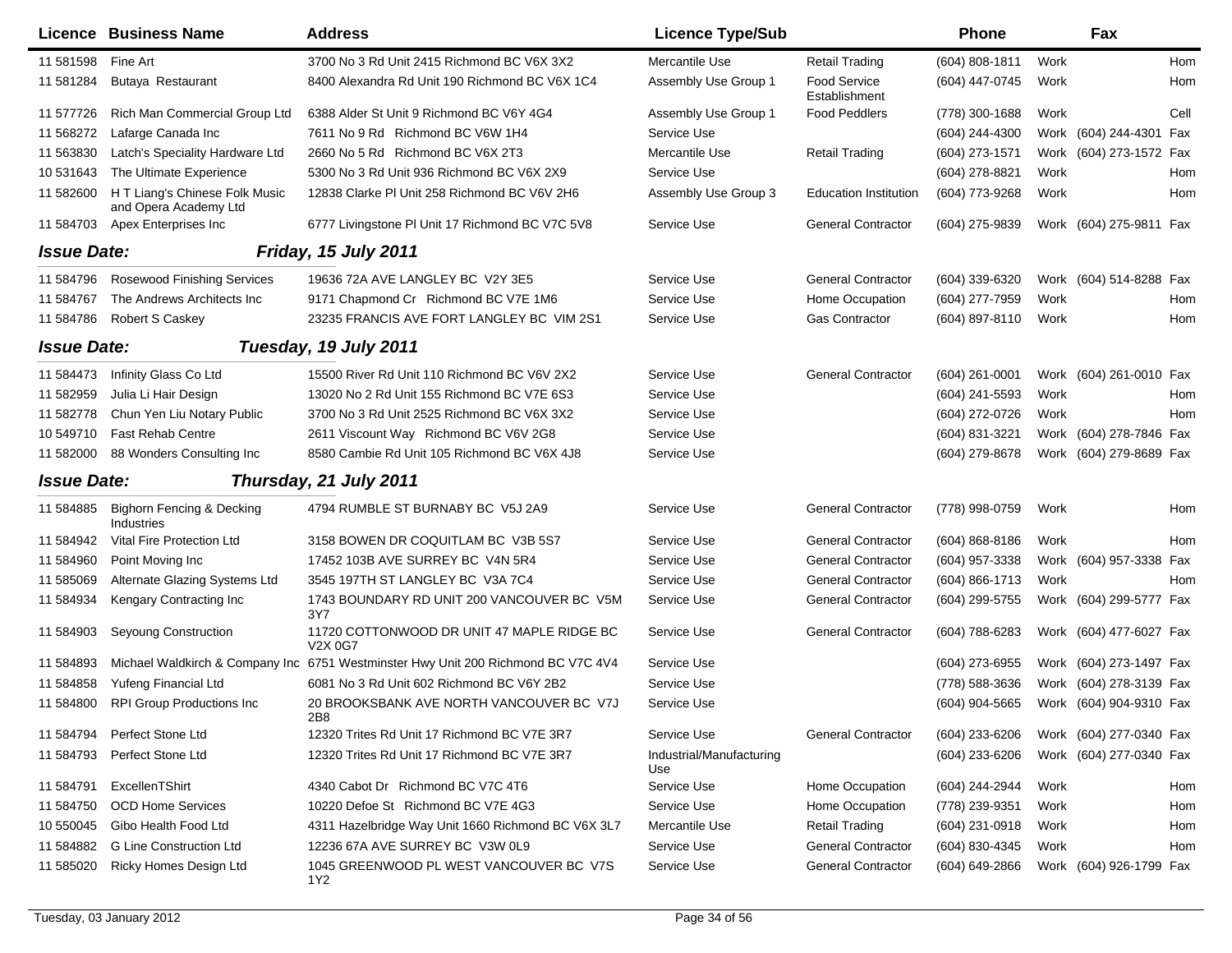| Licence | Business Name | Address | Licence Type/Sub | | Phone | | Fax | |
|---|---|---|---|---|---|---|---|---|
| 11 581598 | Fine Art | 3700 No 3 Rd Unit 2415 Richmond BC V6X 3X2 | Mercantile Use | Retail Trading | (604) 808-1811 | Work | | Hom |
| 11 581284 | Butaya Restaurant | 8400 Alexandra Rd Unit 190 Richmond BC V6X 1C4 | Assembly Use Group 1 | Food Service Establishment | (604) 447-0745 | Work | | Hom |
| 11 577726 | Rich Man Commercial Group Ltd | 6388 Alder St Unit 9 Richmond BC V6Y 4G4 | Assembly Use Group 1 | Food Peddlers | (778) 300-1688 | Work | | Cell |
| 11 568272 | Lafarge Canada Inc | 7611 No 9 Rd Richmond BC V6W 1H4 | Service Use | | (604) 244-4300 | Work | (604) 244-4301 | Fax |
| 11 563830 | Latch's Speciality Hardware Ltd | 2660 No 5 Rd Richmond BC V6X 2T3 | Mercantile Use | Retail Trading | (604) 273-1571 | Work | (604) 273-1572 | Fax |
| 10 531643 | The Ultimate Experience | 5300 No 3 Rd Unit 936 Richmond BC V6X 2X9 | Service Use | | (604) 278-8821 | Work | | Hom |
| 11 582600 | H T Liang's Chinese Folk Music and Opera Academy Ltd | 12838 Clarke Pl Unit 258 Richmond BC V6V 2H6 | Assembly Use Group 3 | Education Institution | (604) 773-9268 | Work | | Hom |
| 11 584703 | Apex Enterprises Inc | 6777 Livingstone Pl Unit 17 Richmond BC V7C 5V8 | Service Use | General Contractor | (604) 275-9839 | Work | (604) 275-9811 | Fax |

**Issue Date:** ***Friday, 15 July 2011***

| Licence | Business Name | Address | Licence Type/Sub | | Phone | | Fax | |
|---|---|---|---|---|---|---|---|---|
| 11 584796 | Rosewood Finishing Services | 19636 72A AVE LANGLEY BC V2Y 3E5 | Service Use | General Contractor | (604) 339-6320 | Work | (604) 514-8288 | Fax |
| 11 584767 | The Andrews Architects Inc | 9171 Chapmond Cr Richmond BC V7E 1M6 | Service Use | Home Occupation | (604) 277-7959 | Work | | Hom |
| 11 584786 | Robert S Caskey | 23235 FRANCIS AVE FORT LANGLEY BC VIM 2S1 | Service Use | Gas Contractor | (604) 897-8110 | Work | | Hom |

**Issue Date:** ***Tuesday, 19 July 2011***

| Licence | Business Name | Address | Licence Type/Sub | | Phone | | Fax | |
|---|---|---|---|---|---|---|---|---|
| 11 584473 | Infinity Glass Co Ltd | 15500 River Rd Unit 110 Richmond BC V6V 2X2 | Service Use | General Contractor | (604) 261-0001 | Work | (604) 261-0010 | Fax |
| 11 582959 | Julia Li Hair Design | 13020 No 2 Rd Unit 155 Richmond BC V7E 6S3 | Service Use | | (604) 241-5593 | Work | | Hom |
| 11 582778 | Chun Yen Liu Notary Public | 3700 No 3 Rd Unit 2525 Richmond BC V6X 3X2 | Service Use | | (604) 272-0726 | Work | | Hom |
| 10 549710 | Fast Rehab Centre | 2611 Viscount Way Richmond BC V6V 2G8 | Service Use | | (604) 831-3221 | Work | (604) 278-7846 | Fax |
| 11 582000 | 88 Wonders Consulting Inc | 8580 Cambie Rd Unit 105 Richmond BC V6X 4J8 | Service Use | | (604) 279-8678 | Work | (604) 279-8689 | Fax |

**Issue Date:** ***Thursday, 21 July 2011***

| Licence | Business Name | Address | Licence Type/Sub | | Phone | | Fax | |
|---|---|---|---|---|---|---|---|---|
| 11 584885 | Bighorn Fencing & Decking Industries | 4794 RUMBLE ST BURNABY BC V5J 2A9 | Service Use | General Contractor | (778) 998-0759 | Work | | Hom |
| 11 584942 | Vital Fire Protection Ltd | 3158 BOWEN DR COQUITLAM BC V3B 5S7 | Service Use | General Contractor | (604) 868-8186 | Work | | Hom |
| 11 584960 | Point Moving Inc | 17452 103B AVE SURREY BC V4N 5R4 | Service Use | General Contractor | (604) 957-3338 | Work | (604) 957-3338 | Fax |
| 11 585069 | Alternate Glazing Systems Ltd | 3545 197TH ST LANGLEY BC V3A 7C4 | Service Use | General Contractor | (604) 866-1713 | Work | | Hom |
| 11 584934 | Kengary Contracting Inc | 1743 BOUNDARY RD UNIT 200 VANCOUVER BC V5M 3Y7 | Service Use | General Contractor | (604) 299-5755 | Work | (604) 299-5777 | Fax |
| 11 584903 | Seyoung Construction | 11720 COTTONWOOD DR UNIT 47 MAPLE RIDGE BC V2X 0G7 | Service Use | General Contractor | (604) 788-6283 | Work | (604) 477-6027 | Fax |
| 11 584893 | Michael Waldkirch & Company Inc | 6751 Westminster Hwy Unit 200 Richmond BC V7C 4V4 | Service Use | | (604) 273-6955 | Work | (604) 273-1497 | Fax |
| 11 584858 | Yufeng Financial Ltd | 6081 No 3 Rd Unit 602 Richmond BC V6Y 2B2 | Service Use | | (778) 588-3636 | Work | (604) 278-3139 | Fax |
| 11 584800 | RPI Group Productions Inc | 20 BROOKSBANK AVE NORTH VANCOUVER BC V7J 2B8 | Service Use | | (604) 904-5665 | Work | (604) 904-9310 | Fax |
| 11 584794 | Perfect Stone Ltd | 12320 Trites Rd Unit 17 Richmond BC V7E 3R7 | Service Use | General Contractor | (604) 233-6206 | Work | (604) 277-0340 | Fax |
| 11 584793 | Perfect Stone Ltd | 12320 Trites Rd Unit 17 Richmond BC V7E 3R7 | Industrial/Manufacturing Use | | (604) 233-6206 | Work | (604) 277-0340 | Fax |
| 11 584791 | ExcellenTShirt | 4340 Cabot Dr Richmond BC V7C 4T6 | Service Use | Home Occupation | (604) 244-2944 | Work | | Hom |
| 11 584750 | OCD Home Services | 10220 Defoe St Richmond BC V7E 4G3 | Service Use | Home Occupation | (778) 239-9351 | Work | | Hom |
| 10 550045 | Gibo Health Food Ltd | 4311 Hazelbridge Way Unit 1660 Richmond BC V6X 3L7 | Mercantile Use | Retail Trading | (604) 231-0918 | Work | | Hom |
| 11 584882 | G Line Construction Ltd | 12236 67A AVE SURREY BC V3W 0L9 | Service Use | General Contractor | (604) 830-4345 | Work | | Hom |
| 11 585020 | Ricky Homes Design Ltd | 1045 GREENWOOD PL WEST VANCOUVER BC V7S 1Y2 | Service Use | General Contractor | (604) 649-2866 | Work | (604) 926-1799 | Fax |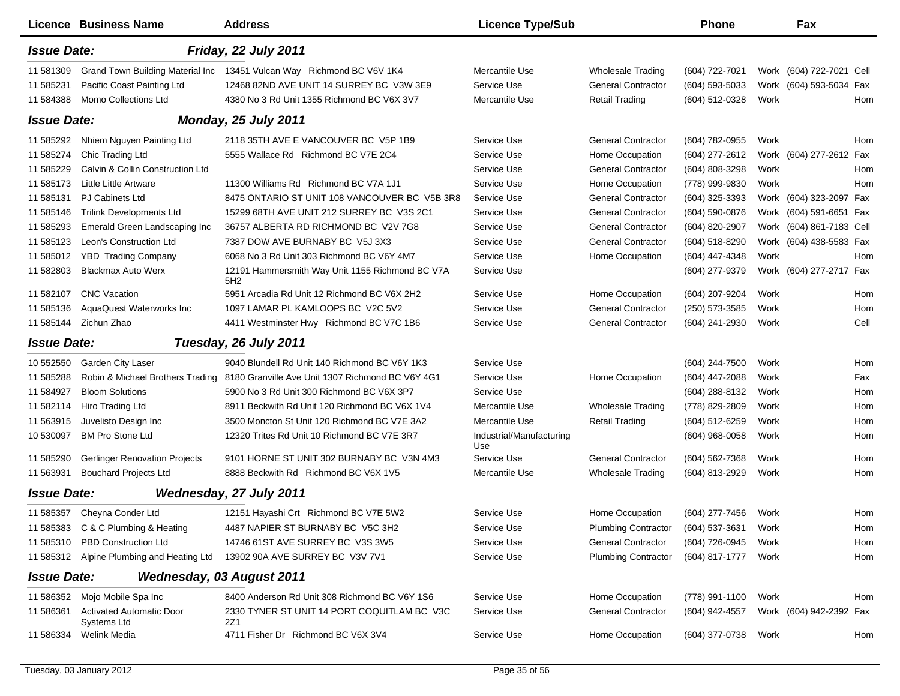| Licence | Business Name | Address | Licence Type/Sub | | Phone | | Fax | |
|---|---|---|---|---|---|---|---|---|
| ***Issue Date:*** | | ***Friday, 22 July 2011*** | | | | | | |
| 11 581309 | Grand Town Building Material Inc | 13451 Vulcan Way Richmond BC V6V 1K4 | Mercantile Use | Wholesale Trading | (604) 722-7021 | Work | (604) 722-7021 | Cell |
| 11 585231 | Pacific Coast Painting Ltd | 12468 82ND AVE UNIT 14 SURREY BC V3W 3E9 | Service Use | General Contractor | (604) 593-5033 | Work | (604) 593-5034 | Fax |
| 11 584388 | Momo Collections Ltd | 4380 No 3 Rd Unit 1355 Richmond BC V6X 3V7 | Mercantile Use | Retail Trading | (604) 512-0328 | Work | | Hom |
| ***Issue Date:*** | | ***Monday, 25 July 2011*** | | | | | | |
| 11 585292 | Nhiem Nguyen Painting Ltd | 2118 35TH AVE E VANCOUVER BC V5P 1B9 | Service Use | General Contractor | (604) 782-0955 | Work | | Hom |
| 11 585274 | Chic Trading Ltd | 5555 Wallace Rd Richmond BC V7E 2C4 | Service Use | Home Occupation | (604) 277-2612 | Work | (604) 277-2612 | Fax |
| 11 585229 | Calvin & Collin Construction Ltd | | Service Use | General Contractor | (604) 808-3298 | Work | | Hom |
| 11 585173 | Little Little Artware | 11300 Williams Rd Richmond BC V7A 1J1 | Service Use | Home Occupation | (778) 999-9830 | Work | | Hom |
| 11 585131 | PJ Cabinets Ltd | 8475 ONTARIO ST UNIT 108 VANCOUVER BC V5B 3R8 | Service Use | General Contractor | (604) 325-3393 | Work | (604) 323-2097 | Fax |
| 11 585146 | Trilink Developments Ltd | 15299 68TH AVE UNIT 212 SURREY BC V3S 2C1 | Service Use | General Contractor | (604) 590-0876 | Work | (604) 591-6651 | Fax |
| 11 585293 | Emerald Green Landscaping Inc | 36757 ALBERTA RD RICHMOND BC V2V 7G8 | Service Use | General Contractor | (604) 820-2907 | Work | (604) 861-7183 | Cell |
| 11 585123 | Leon's Construction Ltd | 7387 DOW AVE BURNABY BC V5J 3X3 | Service Use | General Contractor | (604) 518-8290 | Work | (604) 438-5583 | Fax |
| 11 585012 | YBD Trading Company | 6068 No 3 Rd Unit 303 Richmond BC V6Y 4M7 | Service Use | Home Occupation | (604) 447-4348 | Work | | Hom |
| 11 582803 | Blackmax Auto Werx | 12191 Hammersmith Way Unit 1155 Richmond BC V7A 5H2 | Service Use | | (604) 277-9379 | Work | (604) 277-2717 | Fax |
| 11 582107 | CNC Vacation | 5951 Arcadia Rd Unit 12 Richmond BC V6X 2H2 | Service Use | Home Occupation | (604) 207-9204 | Work | | Hom |
| 11 585136 | AquaQuest Waterworks Inc | 1097 LAMAR PL KAMLOOPS BC V2C 5V2 | Service Use | General Contractor | (250) 573-3585 | Work | | Hom |
| 11 585144 | Zichun Zhao | 4411 Westminster Hwy Richmond BC V7C 1B6 | Service Use | General Contractor | (604) 241-2930 | Work | | Cell |
| ***Issue Date:*** | | ***Tuesday, 26 July 2011*** | | | | | | |
| 10 552550 | Garden City Laser | 9040 Blundell Rd Unit 140 Richmond BC V6Y 1K3 | Service Use | | (604) 244-7500 | Work | | Hom |
| 11 585288 | Robin & Michael Brothers Trading | 8180 Granville Ave Unit 1307 Richmond BC V6Y 4G1 | Service Use | Home Occupation | (604) 447-2088 | Work | | Fax |
| 11 584927 | Bloom Solutions | 5900 No 3 Rd Unit 300 Richmond BC V6X 3P7 | Service Use | | (604) 288-8132 | Work | | Hom |
| 11 582114 | Hiro Trading Ltd | 8911 Beckwith Rd Unit 120 Richmond BC V6X 1V4 | Mercantile Use | Wholesale Trading | (778) 829-2809 | Work | | Hom |
| 11 563915 | Juvelisto Design Inc | 3500 Moncton St Unit 120 Richmond BC V7E 3A2 | Mercantile Use | Retail Trading | (604) 512-6259 | Work | | Hom |
| 10 530097 | BM Pro Stone Ltd | 12320 Trites Rd Unit 10 Richmond BC V7E 3R7 | Industrial/Manufacturing Use | | (604) 968-0058 | Work | | Hom |
| 11 585290 | Gerlinger Renovation Projects | 9101 HORNE ST UNIT 302 BURNABY BC V3N 4M3 | Service Use | General Contractor | (604) 562-7368 | Work | | Hom |
| 11 563931 | Bouchard Projects Ltd | 8888 Beckwith Rd Richmond BC V6X 1V5 | Mercantile Use | Wholesale Trading | (604) 813-2929 | Work | | Hom |
| ***Issue Date:*** | | ***Wednesday, 27 July 2011*** | | | | | | |
| 11 585357 | Cheyna Conder Ltd | 12151 Hayashi Crt Richmond BC V7E 5W2 | Service Use | Home Occupation | (604) 277-7456 | Work | | Hom |
| 11 585383 | C & C Plumbing & Heating | 4487 NAPIER ST BURNABY BC V5C 3H2 | Service Use | Plumbing Contractor | (604) 537-3631 | Work | | Hom |
| 11 585310 | PBD Construction Ltd | 14746 61ST AVE SURREY BC V3S 3W5 | Service Use | General Contractor | (604) 726-0945 | Work | | Hom |
| 11 585312 | Alpine Plumbing and Heating Ltd | 13902 90A AVE SURREY BC V3V 7V1 | Service Use | Plumbing Contractor | (604) 817-1777 | Work | | Hom |
| ***Issue Date:*** | | ***Wednesday, 03 August 2011*** | | | | | | |
| 11 586352 | Mojo Mobile Spa Inc | 8400 Anderson Rd Unit 308 Richmond BC V6Y 1S6 | Service Use | Home Occupation | (778) 991-1100 | Work | | Hom |
| 11 586361 | Activated Automatic Door Systems Ltd | 2330 TYNER ST UNIT 14 PORT COQUITLAM BC V3C 2Z1 | Service Use | General Contractor | (604) 942-4557 | Work | (604) 942-2392 | Fax |
| 11 586334 | Welink Media | 4711 Fisher Dr Richmond BC V6X 3V4 | Service Use | Home Occupation | (604) 377-0738 | Work | | Hom |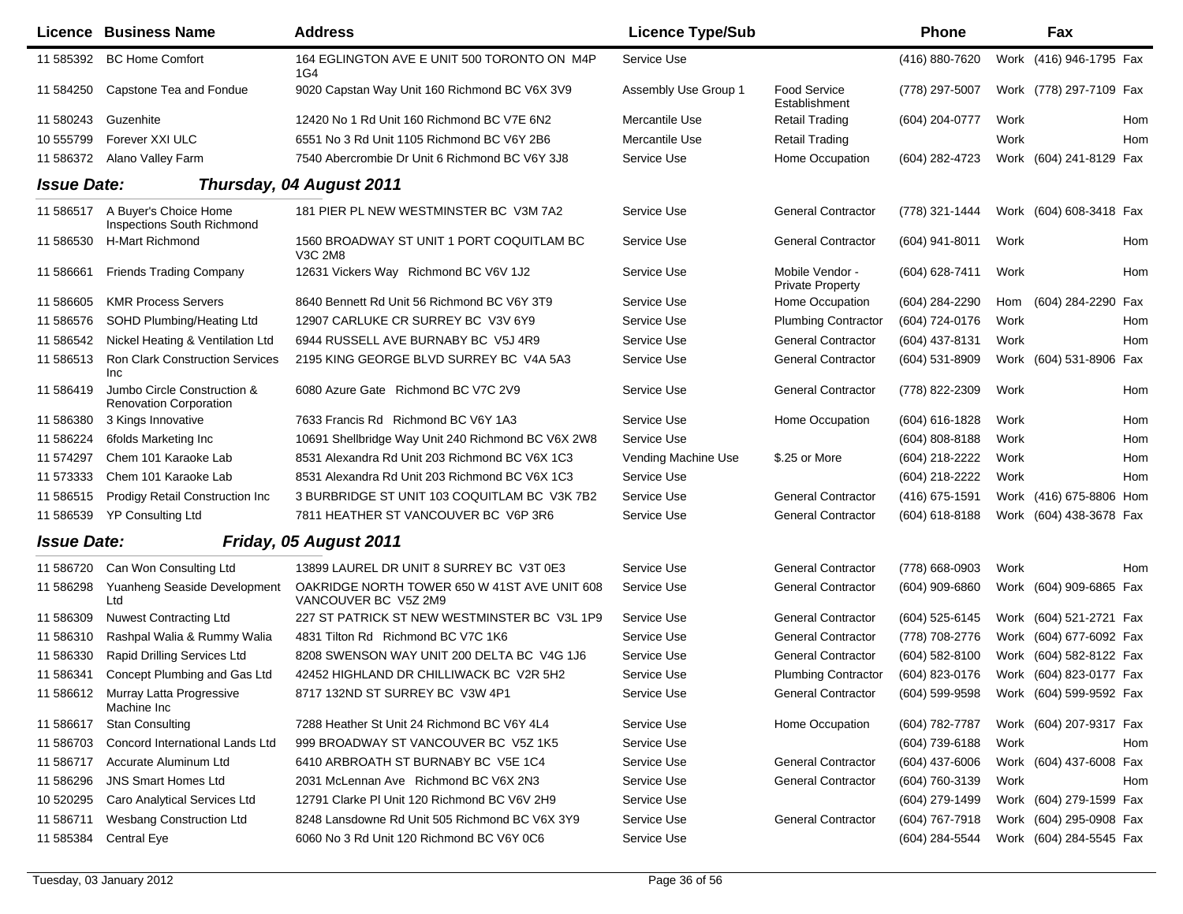| Licence | Business Name | Address | Licence Type/Sub | | Phone | | Fax | |
|---|---|---|---|---|---|---|---|---|
| 11 585392 | BC Home Comfort | 164 EGLINGTON AVE E UNIT 500 TORONTO ON M4P 1G4 | Service Use | | (416) 880-7620 | Work | (416) 946-1795 | Fax |
| 11 584250 | Capstone Tea and Fondue | 9020 Capstan Way Unit 160 Richmond BC V6X 3V9 | Assembly Use Group 1 | Food Service Establishment | (778) 297-5007 | Work | (778) 297-7109 | Fax |
| 11 580243 | Guzenhite | 12420 No 1 Rd Unit 160 Richmond BC V7E 6N2 | Mercantile Use | Retail Trading | (604) 204-0777 | Work | | Hom |
| 10 555799 | Forever XXI ULC | 6551 No 3 Rd Unit 1105 Richmond BC V6Y 2B6 | Mercantile Use | Retail Trading | | Work | | Hom |
| 11 586372 | Alano Valley Farm | 7540 Abercrombie Dr Unit 6 Richmond BC V6Y 3J8 | Service Use | Home Occupation | (604) 282-4723 | Work | (604) 241-8129 | Fax |

**Issue Date:** ***Thursday, 04 August 2011***

| Licence | Business Name | Address | Licence Type/Sub | | Phone | | Fax | |
|---|---|---|---|---|---|---|---|---|
| 11 586517 | A Buyer's Choice Home Inspections South Richmond | 181 PIER PL NEW WESTMINSTER BC V3M 7A2 | Service Use | General Contractor | (778) 321-1444 | Work | (604) 608-3418 | Fax |
| 11 586530 | H-Mart Richmond | 1560 BROADWAY ST UNIT 1 PORT COQUITLAM BC V3C 2M8 | Service Use | General Contractor | (604) 941-8011 | Work | | Hom |
| 11 586661 | Friends Trading Company | 12631 Vickers Way Richmond BC V6V 1J2 | Service Use | Mobile Vendor - Private Property | (604) 628-7411 | Work | | Hom |
| 11 586605 | KMR Process Servers | 8640 Bennett Rd Unit 56 Richmond BC V6Y 3T9 | Service Use | Home Occupation | (604) 284-2290 | Hom | (604) 284-2290 | Fax |
| 11 586576 | SOHD Plumbing/Heating Ltd | 12907 CARLUKE CR SURREY BC V3V 6Y9 | Service Use | Plumbing Contractor | (604) 724-0176 | Work | | Hom |
| 11 586542 | Nickel Heating & Ventilation Ltd | 6944 RUSSELL AVE BURNABY BC V5J 4R9 | Service Use | General Contractor | (604) 437-8131 | Work | | Hom |
| 11 586513 | Ron Clark Construction Services Inc | 2195 KING GEORGE BLVD SURREY BC V4A 5A3 | Service Use | General Contractor | (604) 531-8909 | Work | (604) 531-8906 | Fax |
| 11 586419 | Jumbo Circle Construction & Renovation Corporation | 6080 Azure Gate Richmond BC V7C 2V9 | Service Use | General Contractor | (778) 822-2309 | Work | | Hom |
| 11 586380 | 3 Kings Innovative | 7633 Francis Rd Richmond BC V6Y 1A3 | Service Use | Home Occupation | (604) 616-1828 | Work | | Hom |
| 11 586224 | 6folds Marketing Inc | 10691 Shellbridge Way Unit 240 Richmond BC V6X 2W8 | Service Use | | (604) 808-8188 | Work | | Hom |
| 11 574297 | Chem 101 Karaoke Lab | 8531 Alexandra Rd Unit 203 Richmond BC V6X 1C3 | Vending Machine Use | $.25 or More | (604) 218-2222 | Work | | Hom |
| 11 573333 | Chem 101 Karaoke Lab | 8531 Alexandra Rd Unit 203 Richmond BC V6X 1C3 | Service Use | | (604) 218-2222 | Work | | Hom |
| 11 586515 | Prodigy Retail Construction Inc | 3 BURBRIDGE ST UNIT 103 COQUITLAM BC V3K 7B2 | Service Use | General Contractor | (416) 675-1591 | Work | (416) 675-8806 | Hom |
| 11 586539 | YP Consulting Ltd | 7811 HEATHER ST VANCOUVER BC V6P 3R6 | Service Use | General Contractor | (604) 618-8188 | Work | (604) 438-3678 | Fax |

**Issue Date:** ***Friday, 05 August 2011***

| Licence | Business Name | Address | Licence Type/Sub | | Phone | | Fax | |
|---|---|---|---|---|---|---|---|---|
| 11 586720 | Can Won Consulting Ltd | 13899 LAUREL DR UNIT 8 SURREY BC V3T 0E3 | Service Use | General Contractor | (778) 668-0903 | Work | | Hom |
| 11 586298 | Yuanheng Seaside Development Ltd | OAKRIDGE NORTH TOWER 650 W 41ST AVE UNIT 608 VANCOUVER BC V5Z 2M9 | Service Use | General Contractor | (604) 909-6860 | Work | (604) 909-6865 | Fax |
| 11 586309 | Nuwest Contracting Ltd | 227 ST PATRICK ST NEW WESTMINSTER BC V3L 1P9 | Service Use | General Contractor | (604) 525-6145 | Work | (604) 521-2721 | Fax |
| 11 586310 | Rashpal Walia & Rummy Walia | 4831 Tilton Rd Richmond BC V7C 1K6 | Service Use | General Contractor | (778) 708-2776 | Work | (604) 677-6092 | Fax |
| 11 586330 | Rapid Drilling Services Ltd | 8208 SWENSON WAY UNIT 200 DELTA BC V4G 1J6 | Service Use | General Contractor | (604) 582-8100 | Work | (604) 582-8122 | Fax |
| 11 586341 | Concept Plumbing and Gas Ltd | 42452 HIGHLAND DR CHILLIWACK BC V2R 5H2 | Service Use | Plumbing Contractor | (604) 823-0176 | Work | (604) 823-0177 | Fax |
| 11 586612 | Murray Latta Progressive Machine Inc | 8717 132ND ST SURREY BC V3W 4P1 | Service Use | General Contractor | (604) 599-9598 | Work | (604) 599-9592 | Fax |
| 11 586617 | Stan Consulting | 7288 Heather St Unit 24 Richmond BC V6Y 4L4 | Service Use | Home Occupation | (604) 782-7787 | Work | (604) 207-9317 | Fax |
| 11 586703 | Concord International Lands Ltd | 999 BROADWAY ST VANCOUVER BC V5Z 1K5 | Service Use | | (604) 739-6188 | Work | | Hom |
| 11 586717 | Accurate Aluminum Ltd | 6410 ARBROATH ST BURNABY BC V5E 1C4 | Service Use | General Contractor | (604) 437-6006 | Work | (604) 437-6008 | Fax |
| 11 586296 | JNS Smart Homes Ltd | 2031 McLennan Ave Richmond BC V6X 2N3 | Service Use | General Contractor | (604) 760-3139 | Work | | Hom |
| 10 520295 | Caro Analytical Services Ltd | 12791 Clarke Pl Unit 120 Richmond BC V6V 2H9 | Service Use | | (604) 279-1499 | Work | (604) 279-1599 | Fax |
| 11 586711 | Wesbang Construction Ltd | 8248 Lansdowne Rd Unit 505 Richmond BC V6X 3Y9 | Service Use | General Contractor | (604) 767-7918 | Work | (604) 295-0908 | Fax |
| 11 585384 | Central Eye | 6060 No 3 Rd Unit 120 Richmond BC V6Y 0C6 | Service Use | | (604) 284-5544 | Work | (604) 284-5545 | Fax |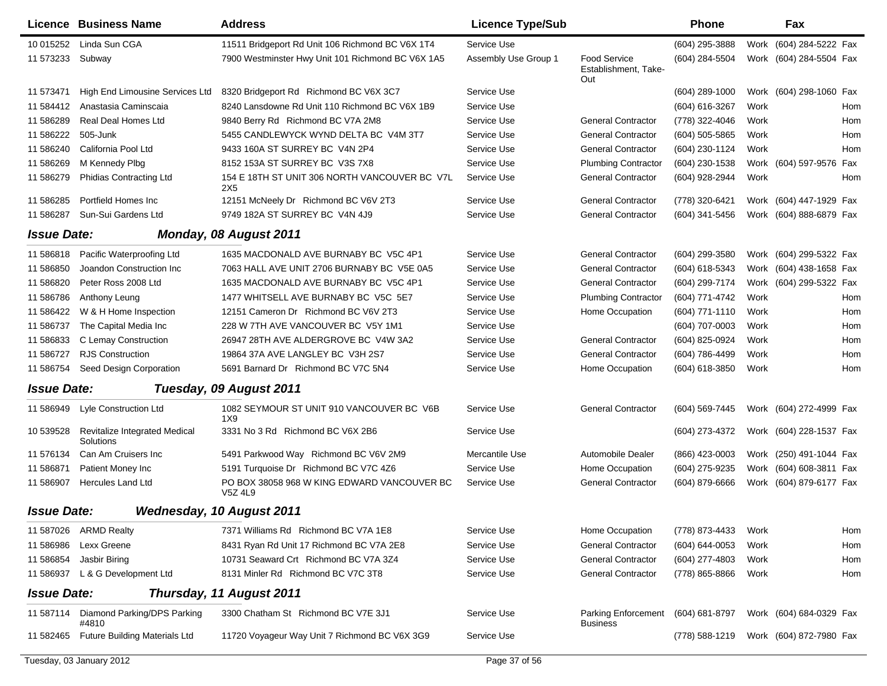| Licence | Business Name | Address | Licence Type/Sub | | Phone | | Fax | |
|---|---|---|---|---|---|---|---|---|
| 10 015252 | Linda Sun CGA | 11511 Bridgeport Rd Unit 106 Richmond BC V6X 1T4 | Service Use | | (604) 295-3888 | Work | (604) 284-5222 | Fax |
| 11 573233 | Subway | 7900 Westminster Hwy Unit 101 Richmond BC V6X 1A5 | Assembly Use Group 1 | Food Service Establishment, Take-Out | (604) 284-5504 | Work | (604) 284-5504 | Fax |
| 11 573471 | High End Limousine Services Ltd | 8320 Bridgeport Rd Richmond BC V6X 3C7 | Service Use | | (604) 289-1000 | Work | (604) 298-1060 | Fax |
| 11 584412 | Anastasia Caminscaia | 8240 Lansdowne Rd Unit 110 Richmond BC V6X 1B9 | Service Use | | (604) 616-3267 | Work | | Hom |
| 11 586289 | Real Deal Homes Ltd | 9840 Berry Rd Richmond BC V7A 2M8 | Service Use | General Contractor | (778) 322-4046 | Work | | Hom |
| 11 586222 | 505-Junk | 5455 CANDLEWYCK WYND DELTA BC V4M 3T7 | Service Use | General Contractor | (604) 505-5865 | Work | | Hom |
| 11 586240 | California Pool Ltd | 9433 160A ST SURREY BC V4N 2P4 | Service Use | General Contractor | (604) 230-1124 | Work | | Hom |
| 11 586269 | M Kennedy Plbg | 8152 153A ST SURREY BC V3S 7X8 | Service Use | Plumbing Contractor | (604) 230-1538 | Work | (604) 597-9576 | Fax |
| 11 586279 | Phidias Contracting Ltd | 154 E 18TH ST UNIT 306 NORTH VANCOUVER BC V7L 2X5 | Service Use | General Contractor | (604) 928-2944 | Work | | Hom |
| 11 586285 | Portfield Homes Inc | 12151 McNeely Dr Richmond BC V6V 2T3 | Service Use | General Contractor | (778) 320-6421 | Work | (604) 447-1929 | Fax |
| 11 586287 | Sun-Sui Gardens Ltd | 9749 182A ST SURREY BC V4N 4J9 | Service Use | General Contractor | (604) 341-5456 | Work | (604) 888-6879 | Fax |
| ***Issue Date:*** | ***Monday, 08 August 2011*** | | | | | | | |
| 11 586818 | Pacific Waterproofing Ltd | 1635 MACDONALD AVE BURNABY BC V5C 4P1 | Service Use | General Contractor | (604) 299-3580 | Work | (604) 299-5322 | Fax |
| 11 586850 | Joandon Construction Inc | 7063 HALL AVE UNIT 2706 BURNABY BC V5E 0A5 | Service Use | General Contractor | (604) 618-5343 | Work | (604) 438-1658 | Fax |
| 11 586820 | Peter Ross 2008 Ltd | 1635 MACDONALD AVE BURNABY BC V5C 4P1 | Service Use | General Contractor | (604) 299-7174 | Work | (604) 299-5322 | Fax |
| 11 586786 | Anthony Leung | 1477 WHITSELL AVE BURNABY BC V5C 5E7 | Service Use | Plumbing Contractor | (604) 771-4742 | Work | | Hom |
| 11 586422 | W & H Home Inspection | 12151 Cameron Dr Richmond BC V6V 2T3 | Service Use | Home Occupation | (604) 771-1110 | Work | | Hom |
| 11 586737 | The Capital Media Inc | 228 W 7TH AVE VANCOUVER BC V5Y 1M1 | Service Use | | (604) 707-0003 | Work | | Hom |
| 11 586833 | C Lemay Construction | 26947 28TH AVE ALDERGROVE BC V4W 3A2 | Service Use | General Contractor | (604) 825-0924 | Work | | Hom |
| 11 586727 | RJS Construction | 19864 37A AVE LANGLEY BC V3H 2S7 | Service Use | General Contractor | (604) 786-4499 | Work | | Hom |
| 11 586754 | Seed Design Corporation | 5691 Barnard Dr Richmond BC V7C 5N4 | Service Use | Home Occupation | (604) 618-3850 | Work | | Hom |
| ***Issue Date:*** | ***Tuesday, 09 August 2011*** | | | | | | | |
| 11 586949 | Lyle Construction Ltd | 1082 SEYMOUR ST UNIT 910 VANCOUVER BC V6B 1X9 | Service Use | General Contractor | (604) 569-7445 | Work | (604) 272-4999 | Fax |
| 10 539528 | Revitalize Integrated Medical Solutions | 3331 No 3 Rd Richmond BC V6X 2B6 | Service Use | | (604) 273-4372 | Work | (604) 228-1537 | Fax |
| 11 576134 | Can Am Cruisers Inc | 5491 Parkwood Way Richmond BC V6V 2M9 | Mercantile Use | Automobile Dealer | (866) 423-0003 | Work | (250) 491-1044 | Fax |
| 11 586871 | Patient Money Inc | 5191 Turquoise Dr Richmond BC V7C 4Z6 | Service Use | Home Occupation | (604) 275-9235 | Work | (604) 608-3811 | Fax |
| 11 586907 | Hercules Land Ltd | PO BOX 38058 968 W KING EDWARD VANCOUVER BC V5Z 4L9 | Service Use | General Contractor | (604) 879-6666 | Work | (604) 879-6177 | Fax |
| ***Issue Date:*** | ***Wednesday, 10 August 2011*** | | | | | | | |
| 11 587026 | ARMD Realty | 7371 Williams Rd Richmond BC V7A 1E8 | Service Use | Home Occupation | (778) 873-4433 | Work | | Hom |
| 11 586986 | Lexx Greene | 8431 Ryan Rd Unit 17 Richmond BC V7A 2E8 | Service Use | General Contractor | (604) 644-0053 | Work | | Hom |
| 11 586854 | Jasbir Biring | 10731 Seaward Crt Richmond BC V7A 3Z4 | Service Use | General Contractor | (604) 277-4803 | Work | | Hom |
| 11 586937 | L & G Development Ltd | 8131 Minler Rd Richmond BC V7C 3T8 | Service Use | General Contractor | (778) 865-8866 | Work | | Hom |
| ***Issue Date:*** | ***Thursday, 11 August 2011*** | | | | | | | |
| 11 587114 | Diamond Parking/DPS Parking #4810 | 3300 Chatham St Richmond BC V7E 3J1 | Service Use | Parking Enforcement Business | (604) 681-8797 | Work | (604) 684-0329 | Fax |
| 11 582465 | Future Building Materials Ltd | 11720 Voyageur Way Unit 7 Richmond BC V6X 3G9 | Service Use | | (778) 588-1219 | Work | (604) 872-7980 | Fax |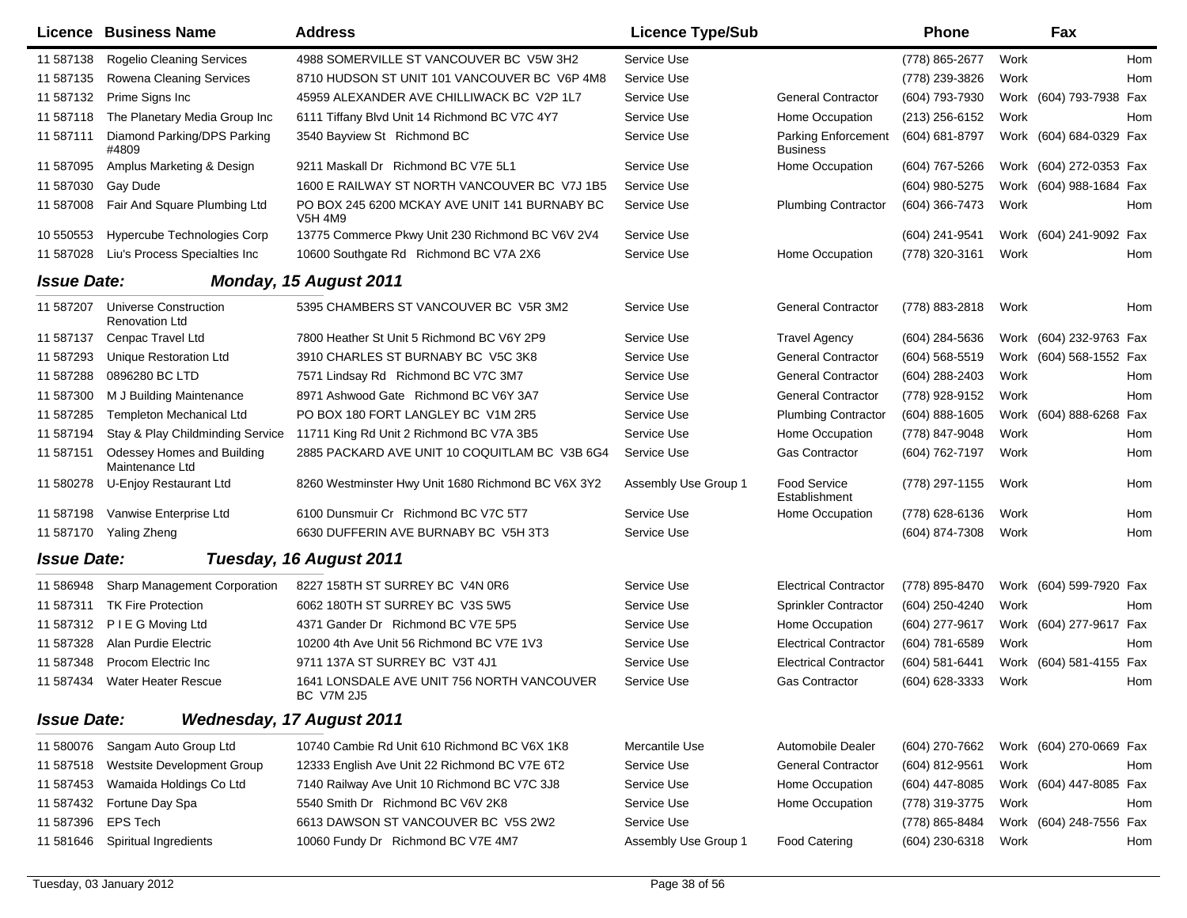| Licence | Business Name | Address | Licence Type/Sub | | Phone | | Fax | |
|---|---|---|---|---|---|---|---|---|
| 11 587138 | Rogelio Cleaning Services | 4988 SOMERVILLE ST VANCOUVER BC V5W 3H2 | Service Use | | (778) 865-2677 | Work | | Hom |
| 11 587135 | Rowena Cleaning Services | 8710 HUDSON ST UNIT 101 VANCOUVER BC V6P 4M8 | Service Use | | (778) 239-3826 | Work | | Hom |
| 11 587132 | Prime Signs Inc | 45959 ALEXANDER AVE CHILLIWACK BC V2P 1L7 | Service Use | General Contractor | (604) 793-7930 | Work | (604) 793-7938 | Fax |
| 11 587118 | The Planetary Media Group Inc | 6111 Tiffany Blvd Unit 14 Richmond BC V7C 4Y7 | Service Use | Home Occupation | (213) 256-6152 | Work | | Hom |
| 11 587111 | Diamond Parking/DPS Parking #4809 | 3540 Bayview St Richmond BC | Service Use | Parking Enforcement Business | (604) 681-8797 | Work | (604) 684-0329 | Fax |
| 11 587095 | Amplus Marketing & Design | 9211 Maskall Dr Richmond BC V7E 5L1 | Service Use | Home Occupation | (604) 767-5266 | Work | (604) 272-0353 | Fax |
| 11 587030 | Gay Dude | 1600 E RAILWAY ST NORTH VANCOUVER BC V7J 1B5 | Service Use | | (604) 980-5275 | Work | (604) 988-1684 | Fax |
| 11 587008 | Fair And Square Plumbing Ltd | PO BOX 245 6200 MCKAY AVE UNIT 141 BURNABY BC V5H 4M9 | Service Use | Plumbing Contractor | (604) 366-7473 | Work | | Hom |
| 10 550553 | Hypercube Technologies Corp | 13775 Commerce Pkwy Unit 230 Richmond BC V6V 2V4 | Service Use | | (604) 241-9541 | Work | (604) 241-9092 | Fax |
| 11 587028 | Liu's Process Specialties Inc | 10600 Southgate Rd Richmond BC V7A 2X6 | Service Use | Home Occupation | (778) 320-3161 | Work | | Hom |

***Issue Date:*** ***Monday, 15 August 2011***

| Licence | Business Name | Address | Licence Type/Sub | | Phone | | Fax | |
|---|---|---|---|---|---|---|---|---|
| 11 587207 | Universe Construction Renovation Ltd | 5395 CHAMBERS ST VANCOUVER BC V5R 3M2 | Service Use | General Contractor | (778) 883-2818 | Work | | Hom |
| 11 587137 | Cenpac Travel Ltd | 7800 Heather St Unit 5 Richmond BC V6Y 2P9 | Service Use | Travel Agency | (604) 284-5636 | Work | (604) 232-9763 | Fax |
| 11 587293 | Unique Restoration Ltd | 3910 CHARLES ST BURNABY BC V5C 3K8 | Service Use | General Contractor | (604) 568-5519 | Work | (604) 568-1552 | Fax |
| 11 587288 | 0896280 BC LTD | 7571 Lindsay Rd Richmond BC V7C 3M7 | Service Use | General Contractor | (604) 288-2403 | Work | | Hom |
| 11 587300 | M J Building Maintenance | 8971 Ashwood Gate Richmond BC V6Y 3A7 | Service Use | General Contractor | (778) 928-9152 | Work | | Hom |
| 11 587285 | Templeton Mechanical Ltd | PO BOX 180 FORT LANGLEY BC V1M 2R5 | Service Use | Plumbing Contractor | (604) 888-1605 | Work | (604) 888-6268 | Fax |
| 11 587194 | Stay & Play Childminding Service | 11711 King Rd Unit 2 Richmond BC V7A 3B5 | Service Use | Home Occupation | (778) 847-9048 | Work | | Hom |
| 11 587151 | Odessey Homes and Building Maintenance Ltd | 2885 PACKARD AVE UNIT 10 COQUITLAM BC V3B 6G4 | Service Use | Gas Contractor | (604) 762-7197 | Work | | Hom |
| 11 580278 | U-Enjoy Restaurant Ltd | 8260 Westminster Hwy Unit 1680 Richmond BC V6X 3Y2 | Assembly Use Group 1 | Food Service Establishment | (778) 297-1155 | Work | | Hom |
| 11 587198 | Vanwise Enterprise Ltd | 6100 Dunsmuir Cr Richmond BC V7C 5T7 | Service Use | Home Occupation | (778) 628-6136 | Work | | Hom |
| 11 587170 | Yaling Zheng | 6630 DUFFERIN AVE BURNABY BC V5H 3T3 | Service Use | | (604) 874-7308 | Work | | Hom |

***Issue Date:*** ***Tuesday, 16 August 2011***

| Licence | Business Name | Address | Licence Type/Sub | | Phone | | Fax | |
|---|---|---|---|---|---|---|---|---|
| 11 586948 | Sharp Management Corporation | 8227 158TH ST SURREY BC V4N 0R6 | Service Use | Electrical Contractor | (778) 895-8470 | Work | (604) 599-7920 | Fax |
| 11 587311 | TK Fire Protection | 6062 180TH ST SURREY BC V3S 5W5 | Service Use | Sprinkler Contractor | (604) 250-4240 | Work | | Hom |
| 11 587312 | P I E G Moving Ltd | 4371 Gander Dr Richmond BC V7E 5P5 | Service Use | Home Occupation | (604) 277-9617 | Work | (604) 277-9617 | Fax |
| 11 587328 | Alan Purdie Electric | 10200 4th Ave Unit 56 Richmond BC V7E 1V3 | Service Use | Electrical Contractor | (604) 781-6589 | Work | | Hom |
| 11 587348 | Procom Electric Inc | 9711 137A ST SURREY BC V3T 4J1 | Service Use | Electrical Contractor | (604) 581-6441 | Work | (604) 581-4155 | Fax |
| 11 587434 | Water Heater Rescue | 1641 LONSDALE AVE UNIT 756 NORTH VANCOUVER BC V7M 2J5 | Service Use | Gas Contractor | (604) 628-3333 | Work | | Hom |

***Issue Date:*** ***Wednesday, 17 August 2011***

| Licence | Business Name | Address | Licence Type/Sub | | Phone | | Fax | |
|---|---|---|---|---|---|---|---|---|
| 11 580076 | Sangam Auto Group Ltd | 10740 Cambie Rd Unit 610 Richmond BC V6X 1K8 | Mercantile Use | Automobile Dealer | (604) 270-7662 | Work | (604) 270-0669 | Fax |
| 11 587518 | Westsite Development Group | 12333 English Ave Unit 22 Richmond BC V7E 6T2 | Service Use | General Contractor | (604) 812-9561 | Work | | Hom |
| 11 587453 | Wamaida Holdings Co Ltd | 7140 Railway Ave Unit 10 Richmond BC V7C 3J8 | Service Use | Home Occupation | (604) 447-8085 | Work | (604) 447-8085 | Fax |
| 11 587432 | Fortune Day Spa | 5540 Smith Dr Richmond BC V6V 2K8 | Service Use | Home Occupation | (778) 319-3775 | Work | | Hom |
| 11 587396 | EPS Tech | 6613 DAWSON ST VANCOUVER BC V5S 2W2 | Service Use | | (778) 865-8484 | Work | (604) 248-7556 | Fax |
| 11 581646 | Spiritual Ingredients | 10060 Fundy Dr Richmond BC V7E 4M7 | Assembly Use Group 1 | Food Catering | (604) 230-6318 | Work | | Hom |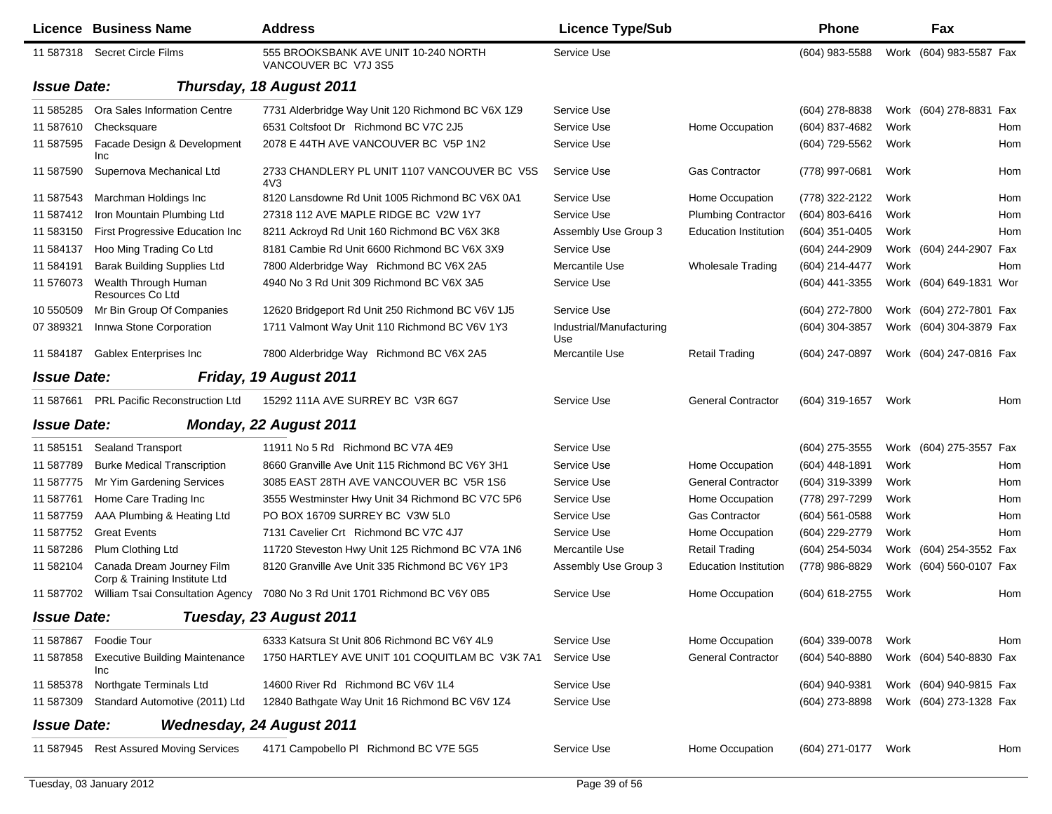| Licence | Business Name | Address | Licence Type/Sub | | Phone | | Fax | |
|---|---|---|---|---|---|---|---|---|
| 11 587318 | Secret Circle Films | 555 BROOKSBANK AVE UNIT 10-240 NORTH VANCOUVER BC V7J 3S5 | Service Use | | (604) 983-5588 | Work | (604) 983-5587 | Fax |

**Issue Date: Thursday, 18 August 2011**

| Licence | Business Name | Address | Licence Type/Sub | | Phone | | Fax | |
|---|---|---|---|---|---|---|---|---|
| 11 585285 | Ora Sales Information Centre | 7731 Alderbridge Way Unit 120 Richmond BC V6X 1Z9 | Service Use | | (604) 278-8838 | Work | (604) 278-8831 | Fax |
| 11 587610 | Checksquare | 6531 Coltsfoot Dr Richmond BC V7C 2J5 | Service Use | Home Occupation | (604) 837-4682 | Work | | Hom |
| 11 587595 | Facade Design & Development Inc | 2078 E 44TH AVE VANCOUVER BC V5P 1N2 | Service Use | | (604) 729-5562 | Work | | Hom |
| 11 587590 | Supernova Mechanical Ltd | 2733 CHANDLERY PL UNIT 1107 VANCOUVER BC V5S 4V3 | Service Use | Gas Contractor | (778) 997-0681 | Work | | Hom |
| 11 587543 | Marchman Holdings Inc | 8120 Lansdowne Rd Unit 1005 Richmond BC V6X 0A1 | Service Use | Home Occupation | (778) 322-2122 | Work | | Hom |
| 11 587412 | Iron Mountain Plumbing Ltd | 27318 112 AVE MAPLE RIDGE BC V2W 1Y7 | Service Use | Plumbing Contractor | (604) 803-6416 | Work | | Hom |
| 11 583150 | First Progressive Education Inc | 8211 Ackroyd Rd Unit 160 Richmond BC V6X 3K8 | Assembly Use Group 3 | Education Institution | (604) 351-0405 | Work | | Hom |
| 11 584137 | Hoo Ming Trading Co Ltd | 8181 Cambie Rd Unit 6600 Richmond BC V6X 3X9 | Service Use | | (604) 244-2909 | Work | (604) 244-2907 | Fax |
| 11 584191 | Barak Building Supplies Ltd | 7800 Alderbridge Way Richmond BC V6X 2A5 | Mercantile Use | Wholesale Trading | (604) 214-4477 | Work | | Hom |
| 11 576073 | Wealth Through Human Resources Co Ltd | 4940 No 3 Rd Unit 309 Richmond BC V6X 3A5 | Service Use | | (604) 441-3355 | Work | (604) 649-1831 | Wor |
| 10 550509 | Mr Bin Group Of Companies | 12620 Bridgeport Rd Unit 250 Richmond BC V6V 1J5 | Service Use | | (604) 272-7800 | Work | (604) 272-7801 | Fax |
| 07 389321 | Innwa Stone Corporation | 1711 Valmont Way Unit 110 Richmond BC V6V 1Y3 | Industrial/Manufacturing Use | | (604) 304-3857 | Work | (604) 304-3879 | Fax |
| 11 584187 | Gablex Enterprises Inc | 7800 Alderbridge Way Richmond BC V6X 2A5 | Mercantile Use | Retail Trading | (604) 247-0897 | Work | (604) 247-0816 | Fax |

**Issue Date: Friday, 19 August 2011**

| Licence | Business Name | Address | Licence Type/Sub | | Phone | | Fax | |
|---|---|---|---|---|---|---|---|---|
| 11 587661 | PRL Pacific Reconstruction Ltd | 15292 111A AVE SURREY BC V3R 6G7 | Service Use | General Contractor | (604) 319-1657 | Work | | Hom |

**Issue Date: Monday, 22 August 2011**

| Licence | Business Name | Address | Licence Type/Sub | | Phone | | Fax | |
|---|---|---|---|---|---|---|---|---|
| 11 585151 | Sealand Transport | 11911 No 5 Rd Richmond BC V7A 4E9 | Service Use | | (604) 275-3555 | Work | (604) 275-3557 | Fax |
| 11 587789 | Burke Medical Transcription | 8660 Granville Ave Unit 115 Richmond BC V6Y 3H1 | Service Use | Home Occupation | (604) 448-1891 | Work | | Hom |
| 11 587775 | Mr Yim Gardening Services | 3085 EAST 28TH AVE VANCOUVER BC V5R 1S6 | Service Use | General Contractor | (604) 319-3399 | Work | | Hom |
| 11 587761 | Home Care Trading Inc | 3555 Westminster Hwy Unit 34 Richmond BC V7C 5P6 | Service Use | Home Occupation | (778) 297-7299 | Work | | Hom |
| 11 587759 | AAA Plumbing & Heating Ltd | PO BOX 16709 SURREY BC V3W 5L0 | Service Use | Gas Contractor | (604) 561-0588 | Work | | Hom |
| 11 587752 | Great Events | 7131 Cavelier Crt Richmond BC V7C 4J7 | Service Use | Home Occupation | (604) 229-2779 | Work | | Hom |
| 11 587286 | Plum Clothing Ltd | 11720 Steveston Hwy Unit 125 Richmond BC V7A 1N6 | Mercantile Use | Retail Trading | (604) 254-5034 | Work | (604) 254-3552 | Fax |
| 11 582104 | Canada Dream Journey Film Corp & Training Institute Ltd | 8120 Granville Ave Unit 335 Richmond BC V6Y 1P3 | Assembly Use Group 3 | Education Institution | (778) 986-8829 | Work | (604) 560-0107 | Fax |
| 11 587702 | William Tsai Consultation Agency | 7080 No 3 Rd Unit 1701 Richmond BC V6Y 0B5 | Service Use | Home Occupation | (604) 618-2755 | Work | | Hom |

**Issue Date: Tuesday, 23 August 2011**

| Licence | Business Name | Address | Licence Type/Sub | | Phone | | Fax | |
|---|---|---|---|---|---|---|---|---|
| 11 587867 | Foodie Tour | 6333 Katsura St Unit 806 Richmond BC V6Y 4L9 | Service Use | Home Occupation | (604) 339-0078 | Work | | Hom |
| 11 587858 | Executive Building Maintenance Inc | 1750 HARTLEY AVE UNIT 101 COQUITLAM BC V3K 7A1 | Service Use | General Contractor | (604) 540-8880 | Work | (604) 540-8830 | Fax |
| 11 585378 | Northgate Terminals Ltd | 14600 River Rd Richmond BC V6V 1L4 | Service Use | | (604) 940-9381 | Work | (604) 940-9815 | Fax |
| 11 587309 | Standard Automotive (2011) Ltd | 12840 Bathgate Way Unit 16 Richmond BC V6V 1Z4 | Service Use | | (604) 273-8898 | Work | (604) 273-1328 | Fax |

**Issue Date: Wednesday, 24 August 2011**

| Licence | Business Name | Address | Licence Type/Sub | | Phone | | Fax | |
|---|---|---|---|---|---|---|---|---|
| 11 587945 | Rest Assured Moving Services | 4171 Campobello Pl Richmond BC V7E 5G5 | Service Use | Home Occupation | (604) 271-0177 | Work | | Hom |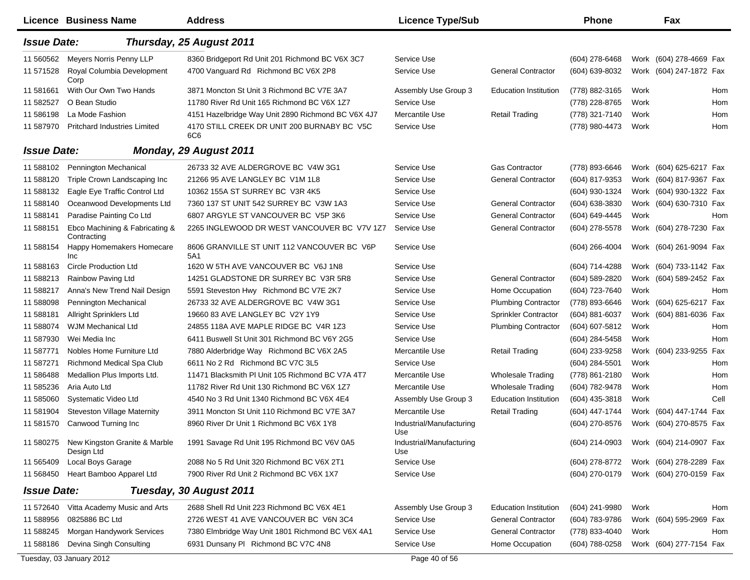| Licence | Business Name | Address | Licence Type/Sub | | Phone | | Fax | |
|---|---|---|---|---|---|---|---|---|
| ***Issue Date:*** | | ***Thursday, 25 August 2011*** | | | | | | |
| 11 560562 | Meyers Norris Penny LLP | 8360 Bridgeport Rd Unit 201 Richmond BC V6X 3C7 | Service Use | | (604) 278-6468 | Work | (604) 278-4669 | Fax |
| 11 571528 | Royal Columbia Development Corp | 4700 Vanguard Rd Richmond BC V6X 2P8 | Service Use | General Contractor | (604) 639-8032 | Work | (604) 247-1872 | Fax |
| 11 581661 | With Our Own Two Hands | 3871 Moncton St Unit 3 Richmond BC V7E 3A7 | Assembly Use Group 3 | Education Institution | (778) 882-3165 | Work | | Hom |
| 11 582527 | O Bean Studio | 11780 River Rd Unit 165 Richmond BC V6X 1Z7 | Service Use | | (778) 228-8765 | Work | | Hom |
| 11 586198 | La Mode Fashion | 4151 Hazelbridge Way Unit 2890 Richmond BC V6X 4J7 | Mercantile Use | Retail Trading | (778) 321-7140 | Work | | Hom |
| 11 587970 | Pritchard Industries Limited | 4170 STILL CREEK DR UNIT 200 BURNABY BC V5C 6C6 | Service Use | | (778) 980-4473 | Work | | Hom |
| ***Issue Date:*** | | ***Monday, 29 August 2011*** | | | | | | |
| 11 588102 | Pennington Mechanical | 26733 32 AVE ALDERGROVE BC V4W 3G1 | Service Use | Gas Contractor | (778) 893-6646 | Work | (604) 625-6217 | Fax |
| 11 588120 | Triple Crown Landscaping Inc | 21266 95 AVE LANGLEY BC V1M 1L8 | Service Use | General Contractor | (604) 817-9353 | Work | (604) 817-9367 | Fax |
| 11 588132 | Eagle Eye Traffic Control Ltd | 10362 155A ST SURREY BC V3R 4K5 | Service Use | | (604) 930-1324 | Work | (604) 930-1322 | Fax |
| 11 588140 | Oceanwood Developments Ltd | 7360 137 ST UNIT 542 SURREY BC V3W 1A3 | Service Use | General Contractor | (604) 638-3830 | Work | (604) 630-7310 | Fax |
| 11 588141 | Paradise Painting Co Ltd | 6807 ARGYLE ST VANCOUVER BC V5P 3K6 | Service Use | General Contractor | (604) 649-4445 | Work | | Hom |
| 11 588151 | Ebco Machining & Fabricating & Contracting | 2265 INGLEWOOD DR WEST VANCOUVER BC V7V 1Z7 | Service Use | General Contractor | (604) 278-5578 | Work | (604) 278-7230 | Fax |
| 11 588154 | Happy Homemakers Homecare Inc | 8606 GRANVILLE ST UNIT 112 VANCOUVER BC V6P 5A1 | Service Use | | (604) 266-4004 | Work | (604) 261-9094 | Fax |
| 11 588163 | Circle Production Ltd | 1620 W 5TH AVE VANCOUVER BC V6J 1N8 | Service Use | | (604) 714-4288 | Work | (604) 733-1142 | Fax |
| 11 588213 | Rainbow Paving Ltd | 14251 GLADSTONE DR SURREY BC V3R 5R8 | Service Use | General Contractor | (604) 589-2820 | Work | (604) 589-2452 | Fax |
| 11 588217 | Anna's New Trend Nail Design | 5591 Steveston Hwy Richmond BC V7E 2K7 | Service Use | Home Occupation | (604) 723-7640 | Work | | Hom |
| 11 588098 | Pennington Mechanical | 26733 32 AVE ALDERGROVE BC V4W 3G1 | Service Use | Plumbing Contractor | (778) 893-6646 | Work | (604) 625-6217 | Fax |
| 11 588181 | Allright Sprinklers Ltd | 19660 83 AVE LANGLEY BC V2Y 1Y9 | Service Use | Sprinkler Contractor | (604) 881-6037 | Work | (604) 881-6036 | Fax |
| 11 588074 | WJM Mechanical Ltd | 24855 118A AVE MAPLE RIDGE BC V4R 1Z3 | Service Use | Plumbing Contractor | (604) 607-5812 | Work | | Hom |
| 11 587930 | Wei Media Inc | 6411 Buswell St Unit 301 Richmond BC V6Y 2G5 | Service Use | | (604) 284-5458 | Work | | Hom |
| 11 587771 | Nobles Home Furniture Ltd | 7880 Alderbridge Way Richmond BC V6X 2A5 | Mercantile Use | Retail Trading | (604) 233-9258 | Work | (604) 233-9255 | Fax |
| 11 587271 | Richmond Medical Spa Club | 6611 No 2 Rd Richmond BC V7C 3L5 | Service Use | | (604) 284-5501 | Work | | Hom |
| 11 586488 | Medallion Plus Imports Ltd. | 11471 Blacksmith Pl Unit 105 Richmond BC V7A 4T7 | Mercantile Use | Wholesale Trading | (778) 861-2180 | Work | | Hom |
| 11 585236 | Aria Auto Ltd | 11782 River Rd Unit 130 Richmond BC V6X 1Z7 | Mercantile Use | Wholesale Trading | (604) 782-9478 | Work | | Hom |
| 11 585060 | Systematic Video Ltd | 4540 No 3 Rd Unit 1340 Richmond BC V6X 4E4 | Assembly Use Group 3 | Education Institution | (604) 435-3818 | Work | | Cell |
| 11 581904 | Steveston Village Maternity | 3911 Moncton St Unit 110 Richmond BC V7E 3A7 | Mercantile Use | Retail Trading | (604) 447-1744 | Work | (604) 447-1744 | Fax |
| 11 581570 | Canwood Turning Inc | 8960 River Dr Unit 1 Richmond BC V6X 1Y8 | Industrial/Manufacturing Use | | (604) 270-8576 | Work | (604) 270-8575 | Fax |
| 11 580275 | New Kingston Granite & Marble Design Ltd | 1991 Savage Rd Unit 195 Richmond BC V6V 0A5 | Industrial/Manufacturing Use | | (604) 214-0903 | Work | (604) 214-0907 | Fax |
| 11 565449 | Local Boys Garage | 2088 No 5 Rd Unit 320 Richmond BC V6X 2T1 | Service Use | | (604) 278-8772 | Work | (604) 278-2289 | Fax |
| 11 568450 | Heart Bamboo Apparel Ltd | 7900 River Rd Unit 2 Richmond BC V6X 1X7 | Service Use | | (604) 270-0179 | Work | (604) 270-0159 | Fax |
| ***Issue Date:*** | | ***Tuesday, 30 August 2011*** | | | | | | |
| 11 572640 | Vitta Academy Music and Arts | 2688 Shell Rd Unit 223 Richmond BC V6X 4E1 | Assembly Use Group 3 | Education Institution | (604) 241-9980 | Work | | Hom |
| 11 588956 | 0825886 BC Ltd | 2726 WEST 41 AVE VANCOUVER BC V6N 3C4 | Service Use | General Contractor | (604) 783-9786 | Work | (604) 595-2969 | Fax |
| 11 588245 | Morgan Handywork Services | 7380 Elmbridge Way Unit 1801 Richmond BC V6X 4A1 | Service Use | General Contractor | (778) 833-4040 | Work | | Hom |
| 11 588186 | Devina Singh Consulting | 6931 Dunsany Pl Richmond BC V7C 4N8 | Service Use | Home Occupation | (604) 788-0258 | Work | (604) 277-7154 | Fax |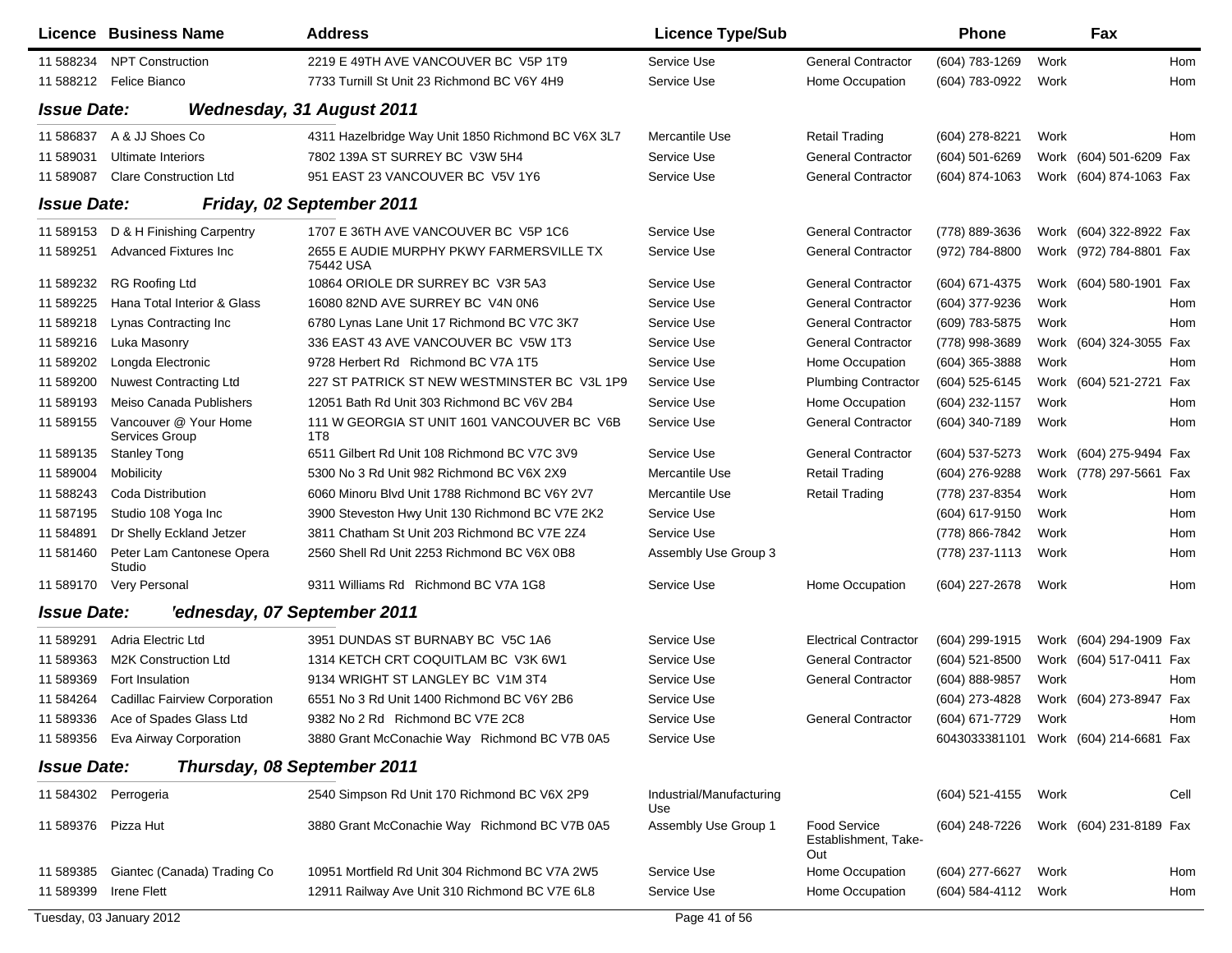| Licence | Business Name | Address | Licence Type/Sub | | Phone | | Fax | |
|---|---|---|---|---|---|---|---|---|
| 11 588234 | NPT Construction | 2219 E 49TH AVE VANCOUVER BC V5P 1T9 | Service Use | General Contractor | (604) 783-1269 | Work | | Hom |
| 11 588212 | Felice Bianco | 7733 Turnill St Unit 23 Richmond BC V6Y 4H9 | Service Use | Home Occupation | (604) 783-0922 | Work | | Hom |

**Issue Date:** ***Wednesday, 31 August 2011***

| Licence | Business Name | Address | Licence Type/Sub | | Phone | | Fax | |
|---|---|---|---|---|---|---|---|---|
| 11 586837 | A & JJ Shoes Co | 4311 Hazelbridge Way Unit 1850 Richmond BC V6X 3L7 | Mercantile Use | Retail Trading | (604) 278-8221 | Work | | Hom |
| 11 589031 | Ultimate Interiors | 7802 139A ST SURREY BC V3W 5H4 | Service Use | General Contractor | (604) 501-6269 | Work | (604) 501-6209 | Fax |
| 11 589087 | Clare Construction Ltd | 951 EAST 23 VANCOUVER BC V5V 1Y6 | Service Use | General Contractor | (604) 874-1063 | Work | (604) 874-1063 | Fax |

**Issue Date:** ***Friday, 02 September 2011***

| Licence | Business Name | Address | Licence Type/Sub | | Phone | | Fax | |
|---|---|---|---|---|---|---|---|---|
| 11 589153 | D & H Finishing Carpentry | 1707 E 36TH AVE VANCOUVER BC V5P 1C6 | Service Use | General Contractor | (778) 889-3636 | Work | (604) 322-8922 | Fax |
| 11 589251 | Advanced Fixtures Inc | 2655 E AUDIE MURPHY PKWY FARMERSVILLE TX 75442 USA | Service Use | General Contractor | (972) 784-8800 | Work | (972) 784-8801 | Fax |
| 11 589232 | RG Roofing Ltd | 10864 ORIOLE DR SURREY BC V3R 5A3 | Service Use | General Contractor | (604) 671-4375 | Work | (604) 580-1901 | Fax |
| 11 589225 | Hana Total Interior & Glass | 16080 82ND AVE SURREY BC V4N 0N6 | Service Use | General Contractor | (604) 377-9236 | Work | | Hom |
| 11 589218 | Lynas Contracting Inc | 6780 Lynas Lane Unit 17 Richmond BC V7C 3K7 | Service Use | General Contractor | (609) 783-5875 | Work | | Hom |
| 11 589216 | Luka Masonry | 336 EAST 43 AVE VANCOUVER BC V5W 1T3 | Service Use | General Contractor | (778) 998-3689 | Work | (604) 324-3055 | Fax |
| 11 589202 | Longda Electronic | 9728 Herbert Rd Richmond BC V7A 1T5 | Service Use | Home Occupation | (604) 365-3888 | Work | | Hom |
| 11 589200 | Nuwest Contracting Ltd | 227 ST PATRICK ST NEW WESTMINSTER BC V3L 1P9 | Service Use | Plumbing Contractor | (604) 525-6145 | Work | (604) 521-2721 | Fax |
| 11 589193 | Meiso Canada Publishers | 12051 Bath Rd Unit 303 Richmond BC V6V 2B4 | Service Use | Home Occupation | (604) 232-1157 | Work | | Hom |
| 11 589155 | Vancouver @ Your Home Services Group | 111 W GEORGIA ST UNIT 1601 VANCOUVER BC V6B 1T8 | Service Use | General Contractor | (604) 340-7189 | Work | | Hom |
| 11 589135 | Stanley Tong | 6511 Gilbert Rd Unit 108 Richmond BC V7C 3V9 | Service Use | General Contractor | (604) 537-5273 | Work | (604) 275-9494 | Fax |
| 11 589004 | Mobilicity | 5300 No 3 Rd Unit 982 Richmond BC V6X 2X9 | Mercantile Use | Retail Trading | (604) 276-9288 | Work | (778) 297-5661 | Fax |
| 11 588243 | Coda Distribution | 6060 Minoru Blvd Unit 1788 Richmond BC V6Y 2V7 | Mercantile Use | Retail Trading | (778) 237-8354 | Work | | Hom |
| 11 587195 | Studio 108 Yoga Inc | 3900 Steveston Hwy Unit 130 Richmond BC V7E 2K2 | Service Use | | (604) 617-9150 | Work | | Hom |
| 11 584891 | Dr Shelly Eckland Jetzer | 3811 Chatham St Unit 203 Richmond BC V7E 2Z4 | Service Use | | (778) 866-7842 | Work | | Hom |
| 11 581460 | Peter Lam Cantonese Opera Studio | 2560 Shell Rd Unit 2253 Richmond BC V6X 0B8 | Assembly Use Group 3 | | (778) 237-1113 | Work | | Hom |
| 11 589170 | Very Personal | 9311 Williams Rd Richmond BC V7A 1G8 | Service Use | Home Occupation | (604) 227-2678 | Work | | Hom |

**Issue Date:** ***'ednesday, 07 September 2011***

| Licence | Business Name | Address | Licence Type/Sub | | Phone | | Fax | |
|---|---|---|---|---|---|---|---|---|
| 11 589291 | Adria Electric Ltd | 3951 DUNDAS ST BURNABY BC V5C 1A6 | Service Use | Electrical Contractor | (604) 299-1915 | Work | (604) 294-1909 | Fax |
| 11 589363 | M2K Construction Ltd | 1314 KETCH CRT COQUITLAM BC V3K 6W1 | Service Use | General Contractor | (604) 521-8500 | Work | (604) 517-0411 | Fax |
| 11 589369 | Fort Insulation | 9134 WRIGHT ST LANGLEY BC V1M 3T4 | Service Use | General Contractor | (604) 888-9857 | Work | | Hom |
| 11 584264 | Cadillac Fairview Corporation | 6551 No 3 Rd Unit 1400 Richmond BC V6Y 2B6 | Service Use | | (604) 273-4828 | Work | (604) 273-8947 | Fax |
| 11 589336 | Ace of Spades Glass Ltd | 9382 No 2 Rd Richmond BC V7E 2C8 | Service Use | General Contractor | (604) 671-7729 | Work | | Hom |
| 11 589356 | Eva Airway Corporation | 3880 Grant McConachie Way Richmond BC V7B 0A5 | Service Use | | 6043033381101 | Work | (604) 214-6681 | Fax |

**Issue Date:** ***Thursday, 08 September 2011***

| Licence | Business Name | Address | Licence Type/Sub | | Phone | | Fax | |
|---|---|---|---|---|---|---|---|---|
| 11 584302 | Perrogeria | 2540 Simpson Rd Unit 170 Richmond BC V6X 2P9 | Industrial/Manufacturing Use | | (604) 521-4155 | Work | | Cell |
| 11 589376 | Pizza Hut | 3880 Grant McConachie Way Richmond BC V7B 0A5 | Assembly Use Group 1 | Food Service Establishment, Take-Out | (604) 248-7226 | Work | (604) 231-8189 | Fax |
| 11 589385 | Giantec (Canada) Trading Co | 10951 Mortfield Rd Unit 304 Richmond BC V7A 2W5 | Service Use | Home Occupation | (604) 277-6627 | Work | | Hom |
| 11 589399 | Irene Flett | 12911 Railway Ave Unit 310 Richmond BC V7E 6L8 | Service Use | Home Occupation | (604) 584-4112 | Work | | Hom |

Tuesday, 03 January 2012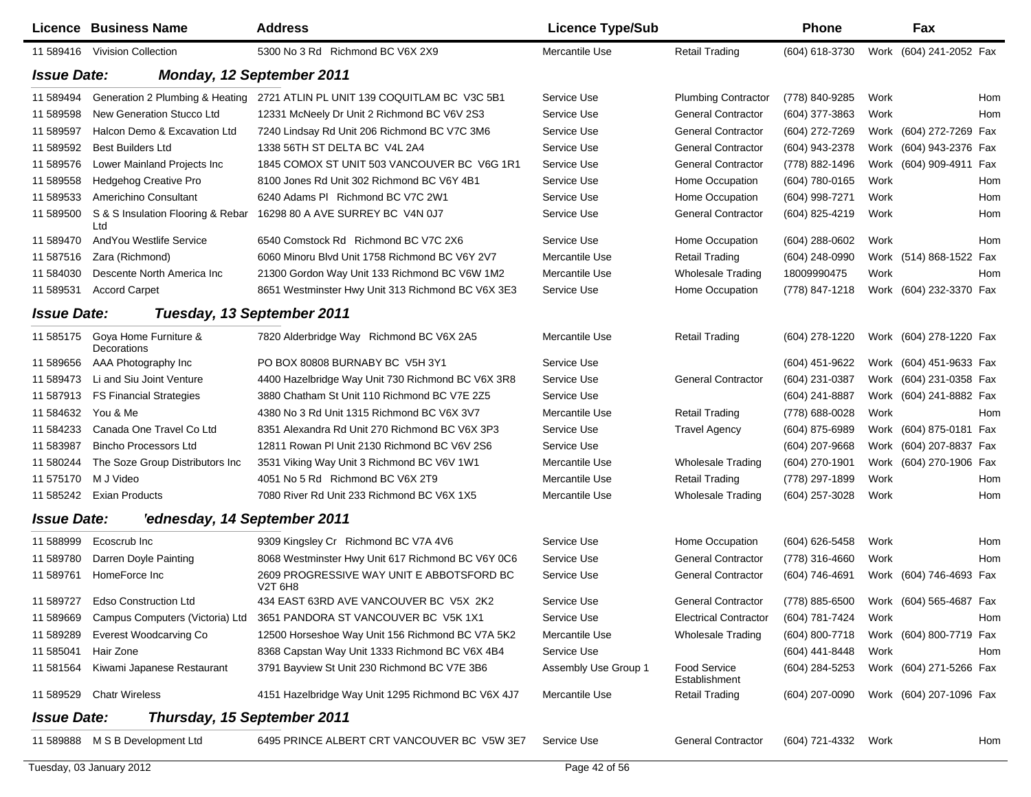| Licence | Business Name | Address | Licence Type/Sub | | Phone | | Fax | |
|---|---|---|---|---|---|---|---|---|
| 11 589416 | Vivision Collection | 5300 No 3 Rd Richmond BC V6X 2X9 | Mercantile Use | Retail Trading | (604) 618-3730 | Work | (604) 241-2052 | Fax |

**Issue Date: Monday, 12 September 2011**

| Licence | Business Name | Address | Licence Type/Sub | | Phone | | Fax | |
|---|---|---|---|---|---|---|---|---|
| 11 589494 | Generation 2 Plumbing & Heating | 2721 ATLIN PL UNIT 139 COQUITLAM BC V3C 5B1 | Service Use | Plumbing Contractor | (778) 840-9285 | Work | | Hom |
| 11 589598 | New Generation Stucco Ltd | 12331 McNeely Dr Unit 2 Richmond BC V6V 2S3 | Service Use | General Contractor | (604) 377-3863 | Work | | Hom |
| 11 589597 | Halcon Demo & Excavation Ltd | 7240 Lindsay Rd Unit 206 Richmond BC V7C 3M6 | Service Use | General Contractor | (604) 272-7269 | Work | (604) 272-7269 | Fax |
| 11 589592 | Best Builders Ltd | 1338 56TH ST DELTA BC V4L 2A4 | Service Use | General Contractor | (604) 943-2378 | Work | (604) 943-2376 | Fax |
| 11 589576 | Lower Mainland Projects Inc | 1845 COMOX ST UNIT 503 VANCOUVER BC V6G 1R1 | Service Use | General Contractor | (778) 882-1496 | Work | (604) 909-4911 | Fax |
| 11 589558 | Hedgehog Creative Pro | 8100 Jones Rd Unit 302 Richmond BC V6Y 4B1 | Service Use | Home Occupation | (604) 780-0165 | Work | | Hom |
| 11 589533 | Americhino Consultant | 6240 Adams Pl Richmond BC V7C 2W1 | Service Use | Home Occupation | (604) 998-7271 | Work | | Hom |
| 11 589500 | S & S Insulation Flooring & Rebar Ltd | 16298 80 A AVE SURREY BC V4N 0J7 | Service Use | General Contractor | (604) 825-4219 | Work | | Hom |
| 11 589470 | AndYou Westlife Service | 6540 Comstock Rd Richmond BC V7C 2X6 | Service Use | Home Occupation | (604) 288-0602 | Work | | Hom |
| 11 587516 | Zara (Richmond) | 6060 Minoru Blvd Unit 1758 Richmond BC V6Y 2V7 | Mercantile Use | Retail Trading | (604) 248-0990 | Work | (514) 868-1522 | Fax |
| 11 584030 | Descente North America Inc | 21300 Gordon Way Unit 133 Richmond BC V6W 1M2 | Mercantile Use | Wholesale Trading | 18009990475 | Work | | Hom |
| 11 589531 | Accord Carpet | 8651 Westminster Hwy Unit 313 Richmond BC V6X 3E3 | Service Use | Home Occupation | (778) 847-1218 | Work | (604) 232-3370 | Fax |

**Issue Date: Tuesday, 13 September 2011**

| Licence | Business Name | Address | Licence Type/Sub | | Phone | | Fax | |
|---|---|---|---|---|---|---|---|---|
| 11 585175 | Goya Home Furniture & Decorations | 7820 Alderbridge Way Richmond BC V6X 2A5 | Mercantile Use | Retail Trading | (604) 278-1220 | Work | (604) 278-1220 | Fax |
| 11 589656 | AAA Photography Inc | PO BOX 80808 BURNABY BC V5H 3Y1 | Service Use | | (604) 451-9622 | Work | (604) 451-9633 | Fax |
| 11 589473 | Li and Siu Joint Venture | 4400 Hazelbridge Way Unit 730 Richmond BC V6X 3R8 | Service Use | General Contractor | (604) 231-0387 | Work | (604) 231-0358 | Fax |
| 11 587913 | FS Financial Strategies | 3880 Chatham St Unit 110 Richmond BC V7E 2Z5 | Service Use | | (604) 241-8887 | Work | (604) 241-8882 | Fax |
| 11 584632 | You & Me | 4380 No 3 Rd Unit 1315 Richmond BC V6X 3V7 | Mercantile Use | Retail Trading | (778) 688-0028 | Work | | Hom |
| 11 584233 | Canada One Travel Co Ltd | 8351 Alexandra Rd Unit 270 Richmond BC V6X 3P3 | Service Use | Travel Agency | (604) 875-6989 | Work | (604) 875-0181 | Fax |
| 11 583987 | Bincho Processors Ltd | 12811 Rowan Pl Unit 2130 Richmond BC V6V 2S6 | Service Use | | (604) 207-9668 | Work | (604) 207-8837 | Fax |
| 11 580244 | The Soze Group Distributors Inc | 3531 Viking Way Unit 3 Richmond BC V6V 1W1 | Mercantile Use | Wholesale Trading | (604) 270-1901 | Work | (604) 270-1906 | Fax |
| 11 575170 | M J Video | 4051 No 5 Rd Richmond BC V6X 2T9 | Mercantile Use | Retail Trading | (778) 297-1899 | Work | | Hom |
| 11 585242 | Exian Products | 7080 River Rd Unit 233 Richmond BC V6X 1X5 | Mercantile Use | Wholesale Trading | (604) 257-3028 | Work | | Hom |

**Issue Date: 'ednesday, 14 September 2011**

| Licence | Business Name | Address | Licence Type/Sub | | Phone | | Fax | |
|---|---|---|---|---|---|---|---|---|
| 11 588999 | Ecoscrub Inc | 9309 Kingsley Cr Richmond BC V7A 4V6 | Service Use | Home Occupation | (604) 626-5458 | Work | | Hom |
| 11 589780 | Darren Doyle Painting | 8068 Westminster Hwy Unit 617 Richmond BC V6Y 0C6 | Service Use | General Contractor | (778) 316-4660 | Work | | Hom |
| 11 589761 | HomeForce Inc | 2609 PROGRESSIVE WAY UNIT E ABBOTSFORD BC V2T 6H8 | Service Use | General Contractor | (604) 746-4691 | Work | (604) 746-4693 | Fax |
| 11 589727 | Edso Construction Ltd | 434 EAST 63RD AVE VANCOUVER BC V5X 2K2 | Service Use | General Contractor | (778) 885-6500 | Work | (604) 565-4687 | Fax |
| 11 589669 | Campus Computers (Victoria) Ltd | 3651 PANDORA ST VANCOUVER BC V5K 1X1 | Service Use | Electrical Contractor | (604) 781-7424 | Work | | Hom |
| 11 589289 | Everest Woodcarving Co | 12500 Horseshoe Way Unit 156 Richmond BC V7A 5K2 | Mercantile Use | Wholesale Trading | (604) 800-7718 | Work | (604) 800-7719 | Fax |
| 11 585041 | Hair Zone | 8368 Capstan Way Unit 1333 Richmond BC V6X 4B4 | Service Use | | (604) 441-8448 | Work | | Hom |
| 11 581564 | Kiwami Japanese Restaurant | 3791 Bayview St Unit 230 Richmond BC V7E 3B6 | Assembly Use Group 1 | Food Service Establishment | (604) 284-5253 | Work | (604) 271-5266 | Fax |
| 11 589529 | Chatr Wireless | 4151 Hazelbridge Way Unit 1295 Richmond BC V6X 4J7 | Mercantile Use | Retail Trading | (604) 207-0090 | Work | (604) 207-1096 | Fax |

**Issue Date: Thursday, 15 September 2011**

| Licence | Business Name | Address | Licence Type/Sub | | Phone | | Fax | |
|---|---|---|---|---|---|---|---|---|
| 11 589888 | M S B Development Ltd | 6495 PRINCE ALBERT CRT VANCOUVER BC V5W 3E7 | Service Use | General Contractor | (604) 721-4332 | Work | | Hom |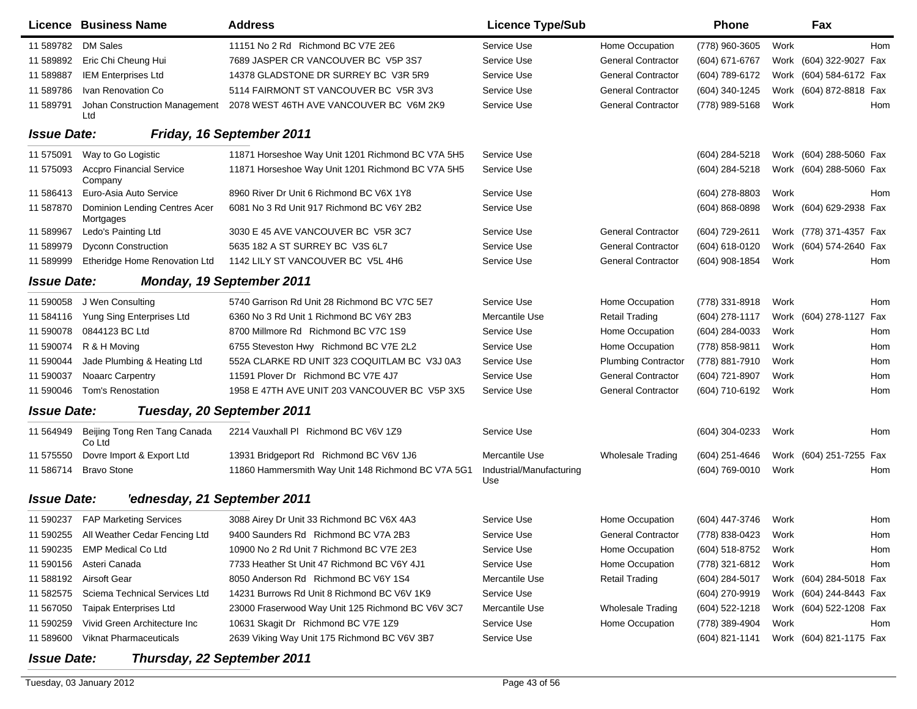| Licence | Business Name | Address | Licence Type/Sub | | Phone | | Fax | |
|---|---|---|---|---|---|---|---|---|
| 11 589782 | DM Sales | 11151 No 2 Rd Richmond BC V7E 2E6 | Service Use | Home Occupation | (778) 960-3605 | Work | | Hom |
| 11 589892 | Eric Chi Cheung Hui | 7689 JASPER CR VANCOUVER BC V5P 3S7 | Service Use | General Contractor | (604) 671-6767 | Work | (604) 322-9027 | Fax |
| 11 589887 | IEM Enterprises Ltd | 14378 GLADSTONE DR SURREY BC V3R 5R9 | Service Use | General Contractor | (604) 789-6172 | Work | (604) 584-6172 | Fax |
| 11 589786 | Ivan Renovation Co | 5114 FAIRMONT ST VANCOUVER BC V5R 3V3 | Service Use | General Contractor | (604) 340-1245 | Work | (604) 872-8818 | Fax |
| 11 589791 | Johan Construction Management Ltd | 2078 WEST 46TH AVE VANCOUVER BC V6M 2K9 | Service Use | General Contractor | (778) 989-5168 | Work | | Hom |

**Issue Date: Friday, 16 September 2011**

| Licence | Business Name | Address | Licence Type/Sub | | Phone | | Fax | |
|---|---|---|---|---|---|---|---|---|
| 11 575091 | Way to Go Logistic | 11871 Horseshoe Way Unit 1201 Richmond BC V7A 5H5 | Service Use | | (604) 284-5218 | Work | (604) 288-5060 | Fax |
| 11 575093 | Accpro Financial Service Company | 11871 Horseshoe Way Unit 1201 Richmond BC V7A 5H5 | Service Use | | (604) 284-5218 | Work | (604) 288-5060 | Fax |
| 11 586413 | Euro-Asia Auto Service | 8960 River Dr Unit 6 Richmond BC V6X 1Y8 | Service Use | | (604) 278-8803 | Work | | Hom |
| 11 587870 | Dominion Lending Centres Acer Mortgages | 6081 No 3 Rd Unit 917 Richmond BC V6Y 2B2 | Service Use | | (604) 868-0898 | Work | (604) 629-2938 | Fax |
| 11 589967 | Ledo's Painting Ltd | 3030 E 45 AVE VANCOUVER BC V5R 3C7 | Service Use | General Contractor | (604) 729-2611 | Work | (778) 371-4357 | Fax |
| 11 589979 | Dyconn Construction | 5635 182 A ST SURREY BC V3S 6L7 | Service Use | General Contractor | (604) 618-0120 | Work | (604) 574-2640 | Fax |
| 11 589999 | Etheridge Home Renovation Ltd | 1142 LILY ST VANCOUVER BC V5L 4H6 | Service Use | General Contractor | (604) 908-1854 | Work | | Hom |

**Issue Date: Monday, 19 September 2011**

| Licence | Business Name | Address | Licence Type/Sub | | Phone | | Fax | |
|---|---|---|---|---|---|---|---|---|
| 11 590058 | J Wen Consulting | 5740 Garrison Rd Unit 28 Richmond BC V7C 5E7 | Service Use | Home Occupation | (778) 331-8918 | Work | | Hom |
| 11 584116 | Yung Sing Enterprises Ltd | 6360 No 3 Rd Unit 1 Richmond BC V6Y 2B3 | Mercantile Use | Retail Trading | (604) 278-1117 | Work | (604) 278-1127 | Fax |
| 11 590078 | 0844123 BC Ltd | 8700 Millmore Rd Richmond BC V7C 1S9 | Service Use | Home Occupation | (604) 284-0033 | Work | | Hom |
| 11 590074 | R & H Moving | 6755 Steveston Hwy Richmond BC V7E 2L2 | Service Use | Home Occupation | (778) 858-9811 | Work | | Hom |
| 11 590044 | Jade Plumbing & Heating Ltd | 552A CLARKE RD UNIT 323 COQUITLAM BC V3J 0A3 | Service Use | Plumbing Contractor | (778) 881-7910 | Work | | Hom |
| 11 590037 | Noaarc Carpentry | 11591 Plover Dr Richmond BC V7E 4J7 | Service Use | General Contractor | (604) 721-8907 | Work | | Hom |
| 11 590046 | Tom's Renostation | 1958 E 47TH AVE UNIT 203 VANCOUVER BC V5P 3X5 | Service Use | General Contractor | (604) 710-6192 | Work | | Hom |

**Issue Date: Tuesday, 20 September 2011**

| Licence | Business Name | Address | Licence Type/Sub | | Phone | | Fax | |
|---|---|---|---|---|---|---|---|---|
| 11 564949 | Beijing Tong Ren Tang Canada Co Ltd | 2214 Vauxhall Pl Richmond BC V6V 1Z9 | Service Use | | (604) 304-0233 | Work | | Hom |
| 11 575550 | Dovre Import & Export Ltd | 13931 Bridgeport Rd Richmond BC V6V 1J6 | Mercantile Use | Wholesale Trading | (604) 251-4646 | Work | (604) 251-7255 | Fax |
| 11 586714 | Bravo Stone | 11860 Hammersmith Way Unit 148 Richmond BC V7A 5G1 | Industrial/Manufacturing Use | | (604) 769-0010 | Work | | Hom |

**Issue Date: 'ednesday, 21 September 2011**

| Licence | Business Name | Address | Licence Type/Sub | | Phone | | Fax | |
|---|---|---|---|---|---|---|---|---|
| 11 590237 | FAP Marketing Services | 3088 Airey Dr Unit 33 Richmond BC V6X 4A3 | Service Use | Home Occupation | (604) 447-3746 | Work | | Hom |
| 11 590255 | All Weather Cedar Fencing Ltd | 9400 Saunders Rd Richmond BC V7A 2B3 | Service Use | General Contractor | (778) 838-0423 | Work | | Hom |
| 11 590235 | EMP Medical Co Ltd | 10900 No 2 Rd Unit 7 Richmond BC V7E 2E3 | Service Use | Home Occupation | (604) 518-8752 | Work | | Hom |
| 11 590156 | Asteri Canada | 7733 Heather St Unit 47 Richmond BC V6Y 4J1 | Service Use | Home Occupation | (778) 321-6812 | Work | | Hom |
| 11 588192 | Airsoft Gear | 8050 Anderson Rd Richmond BC V6Y 1S4 | Mercantile Use | Retail Trading | (604) 284-5017 | Work | (604) 284-5018 | Fax |
| 11 582575 | Sciema Technical Services Ltd | 14231 Burrows Rd Unit 8 Richmond BC V6V 1K9 | Service Use | | (604) 270-9919 | Work | (604) 244-8443 | Fax |
| 11 567050 | Taipak Enterprises Ltd | 23000 Fraserwood Way Unit 125 Richmond BC V6V 3C7 | Mercantile Use | Wholesale Trading | (604) 522-1218 | Work | (604) 522-1208 | Fax |
| 11 590259 | Vivid Green Architecture Inc | 10631 Skagit Dr Richmond BC V7E 1Z9 | Service Use | Home Occupation | (778) 389-4904 | Work | | Hom |
| 11 589600 | Viknat Pharmaceuticals | 2639 Viking Way Unit 175 Richmond BC V6V 3B7 | Service Use | | (604) 821-1141 | Work | (604) 821-1175 | Fax |

**Issue Date: Thursday, 22 September 2011**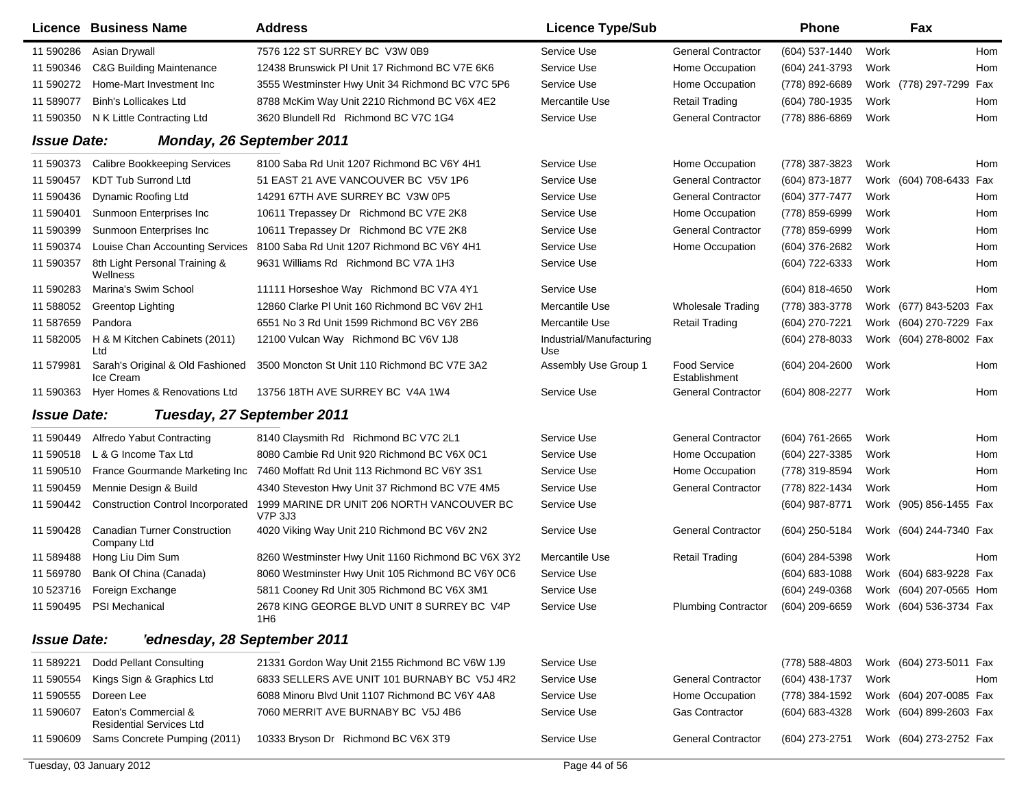| Licence | Business Name | Address | Licence Type/Sub | | Phone | | Fax | |
|---|---|---|---|---|---|---|---|---|
| 11 590286 | Asian Drywall | 7576 122 ST SURREY BC V3W 0B9 | Service Use | General Contractor | (604) 537-1440 | Work | | Hom |
| 11 590346 | C&G Building Maintenance | 12438 Brunswick Pl Unit 17 Richmond BC V7E 6K6 | Service Use | Home Occupation | (604) 241-3793 | Work | | Hom |
| 11 590272 | Home-Mart Investment Inc | 3555 Westminster Hwy Unit 34 Richmond BC V7C 5P6 | Service Use | Home Occupation | (778) 892-6689 | Work | (778) 297-7299 | Fax |
| 11 589077 | Binh's Lollicakes Ltd | 8788 McKim Way Unit 2210 Richmond BC V6X 4E2 | Mercantile Use | Retail Trading | (604) 780-1935 | Work | | Hom |
| 11 590350 | N K Little Contracting Ltd | 3620 Blundell Rd Richmond BC V7C 1G4 | Service Use | General Contractor | (778) 886-6869 | Work | | Hom |
| ***Issue Date:*** | ***Monday, 26 September 2011*** | | | | | | | |
| 11 590373 | Calibre Bookkeeping Services | 8100 Saba Rd Unit 1207 Richmond BC V6Y 4H1 | Service Use | Home Occupation | (778) 387-3823 | Work | | Hom |
| 11 590457 | KDT Tub Surrond Ltd | 51 EAST 21 AVE VANCOUVER BC V5V 1P6 | Service Use | General Contractor | (604) 873-1877 | Work | (604) 708-6433 | Fax |
| 11 590436 | Dynamic Roofing Ltd | 14291 67TH AVE SURREY BC V3W 0P5 | Service Use | General Contractor | (604) 377-7477 | Work | | Hom |
| 11 590401 | Sunmoon Enterprises Inc | 10611 Trepassey Dr Richmond BC V7E 2K8 | Service Use | Home Occupation | (778) 859-6999 | Work | | Hom |
| 11 590399 | Sunmoon Enterprises Inc | 10611 Trepassey Dr Richmond BC V7E 2K8 | Service Use | General Contractor | (778) 859-6999 | Work | | Hom |
| 11 590374 | Louise Chan Accounting Services | 8100 Saba Rd Unit 1207 Richmond BC V6Y 4H1 | Service Use | Home Occupation | (604) 376-2682 | Work | | Hom |
| 11 590357 | 8th Light Personal Training & Wellness | 9631 Williams Rd Richmond BC V7A 1H3 | Service Use | | (604) 722-6333 | Work | | Hom |
| 11 590283 | Marina's Swim School | 11111 Horseshoe Way Richmond BC V7A 4Y1 | Service Use | | (604) 818-4650 | Work | | Hom |
| 11 588052 | Greentop Lighting | 12860 Clarke Pl Unit 160 Richmond BC V6V 2H1 | Mercantile Use | Wholesale Trading | (778) 383-3778 | Work | (677) 843-5203 | Fax |
| 11 587659 | Pandora | 6551 No 3 Rd Unit 1599 Richmond BC V6Y 2B6 | Mercantile Use | Retail Trading | (604) 270-7221 | Work | (604) 270-7229 | Fax |
| 11 582005 | H & M Kitchen Cabinets (2011) Ltd | 12100 Vulcan Way Richmond BC V6V 1J8 | Industrial/Manufacturing Use | | (604) 278-8033 | Work | (604) 278-8002 | Fax |
| 11 579981 | Sarah's Original & Old Fashioned Ice Cream | 3500 Moncton St Unit 110 Richmond BC V7E 3A2 | Assembly Use Group 1 | Food Service Establishment | (604) 204-2600 | Work | | Hom |
| 11 590363 | Hyer Homes & Renovations Ltd | 13756 18TH AVE SURREY BC V4A 1W4 | Service Use | General Contractor | (604) 808-2277 | Work | | Hom |
| ***Issue Date:*** | ***Tuesday, 27 September 2011*** | | | | | | | |
| 11 590449 | Alfredo Yabut Contracting | 8140 Claysmith Rd Richmond BC V7C 2L1 | Service Use | General Contractor | (604) 761-2665 | Work | | Hom |
| 11 590518 | L & G Income Tax Ltd | 8080 Cambie Rd Unit 920 Richmond BC V6X 0C1 | Service Use | Home Occupation | (604) 227-3385 | Work | | Hom |
| 11 590510 | France Gourmande Marketing Inc | 7460 Moffatt Rd Unit 113 Richmond BC V6Y 3S1 | Service Use | Home Occupation | (778) 319-8594 | Work | | Hom |
| 11 590459 | Mennie Design & Build | 4340 Steveston Hwy Unit 37 Richmond BC V7E 4M5 | Service Use | General Contractor | (778) 822-1434 | Work | | Hom |
| 11 590442 | Construction Control Incorporated | 1999 MARINE DR UNIT 206 NORTH VANCOUVER BC V7P 3J3 | Service Use | | (604) 987-8771 | Work | (905) 856-1455 | Fax |
| 11 590428 | Canadian Turner Construction Company Ltd | 4020 Viking Way Unit 210 Richmond BC V6V 2N2 | Service Use | General Contractor | (604) 250-5184 | Work | (604) 244-7340 | Fax |
| 11 589488 | Hong Liu Dim Sum | 8260 Westminster Hwy Unit 1160 Richmond BC V6X 3Y2 | Mercantile Use | Retail Trading | (604) 284-5398 | Work | | Hom |
| 11 569780 | Bank Of China (Canada) | 8060 Westminster Hwy Unit 105 Richmond BC V6Y 0C6 | Service Use | | (604) 683-1088 | Work | (604) 683-9228 | Fax |
| 10 523716 | Foreign Exchange | 5811 Cooney Rd Unit 305 Richmond BC V6X 3M1 | Service Use | | (604) 249-0368 | Work | (604) 207-0565 | Hom |
| 11 590495 | PSI Mechanical | 2678 KING GEORGE BLVD UNIT 8 SURREY BC V4P 1H6 | Service Use | Plumbing Contractor | (604) 209-6659 | Work | (604) 536-3734 | Fax |
| ***Issue Date:*** | ***'ednesday, 28 September 2011*** | | | | | | | |
| 11 589221 | Dodd Pellant Consulting | 21331 Gordon Way Unit 2155 Richmond BC V6W 1J9 | Service Use | | (778) 588-4803 | Work | (604) 273-5011 | Fax |
| 11 590554 | Kings Sign & Graphics Ltd | 6833 SELLERS AVE UNIT 101 BURNABY BC V5J 4R2 | Service Use | General Contractor | (604) 438-1737 | Work | | Hom |
| 11 590555 | Doreen Lee | 6088 Minoru Blvd Unit 1107 Richmond BC V6Y 4A8 | Service Use | Home Occupation | (778) 384-1592 | Work | (604) 207-0085 | Fax |
| 11 590607 | Eaton's Commercial & Residential Services Ltd | 7060 MERRIT AVE BURNABY BC V5J 4B6 | Service Use | Gas Contractor | (604) 683-4328 | Work | (604) 899-2603 | Fax |
| 11 590609 | Sams Concrete Pumping (2011) | 10333 Bryson Dr Richmond BC V6X 3T9 | Service Use | General Contractor | (604) 273-2751 | Work | (604) 273-2752 | Fax |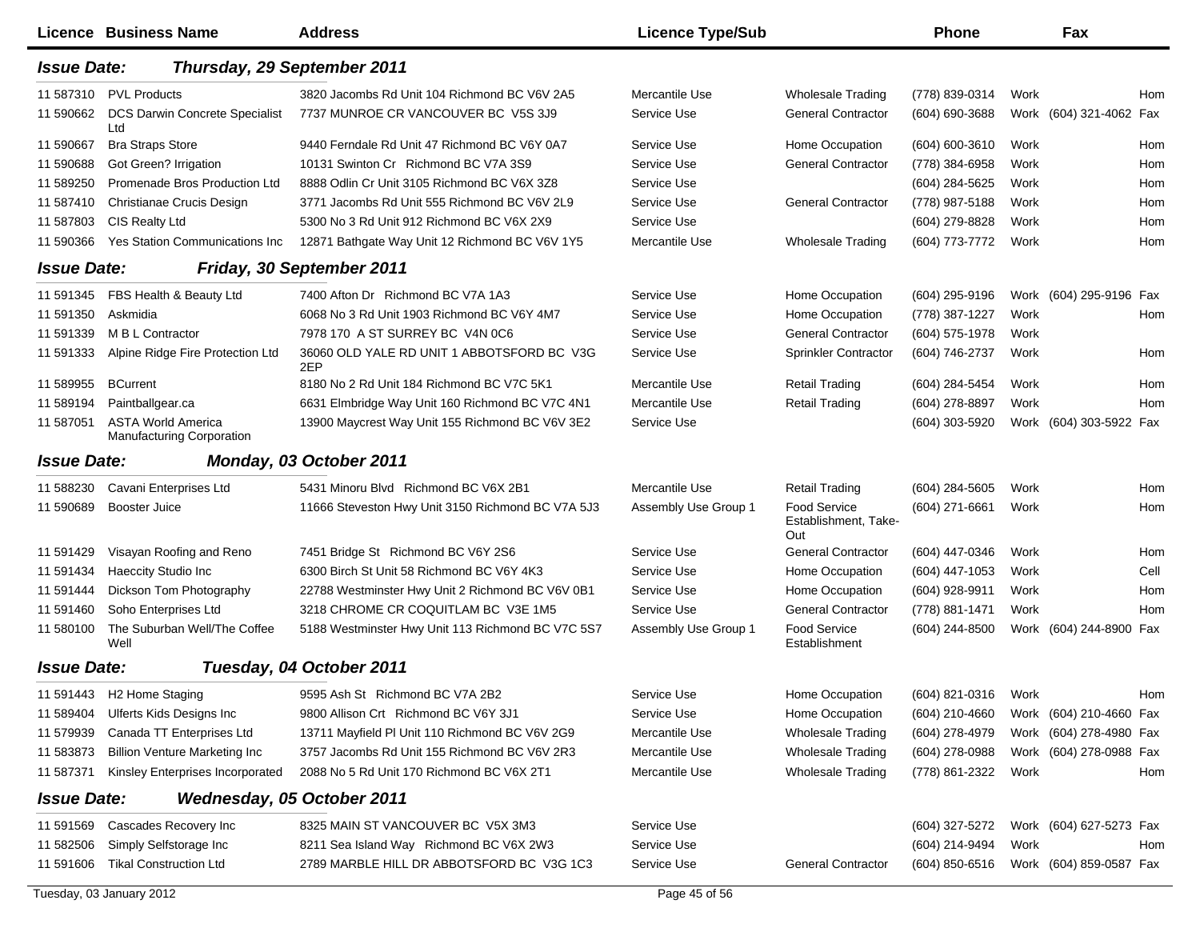| Licence | Business Name | Address | Licence Type/Sub | | Phone | | Fax | |
|---|---|---|---|---|---|---|---|---|
| ***Issue Date:*** | ***Thursday, 29 September 2011*** | | | | | | | |
| 11 587310 | PVL Products | 3820 Jacombs Rd Unit 104 Richmond BC V6V 2A5 | Mercantile Use | Wholesale Trading | (778) 839-0314 | Work | | Hom |
| 11 590662 | DCS Darwin Concrete Specialist Ltd | 7737 MUNROE CR VANCOUVER BC V5S 3J9 | Service Use | General Contractor | (604) 690-3688 | Work | (604) 321-4062 | Fax |
| 11 590667 | Bra Straps Store | 9440 Ferndale Rd Unit 47 Richmond BC V6Y 0A7 | Service Use | Home Occupation | (604) 600-3610 | Work | | Hom |
| 11 590688 | Got Green? Irrigation | 10131 Swinton Cr Richmond BC V7A 3S9 | Service Use | General Contractor | (778) 384-6958 | Work | | Hom |
| 11 589250 | Promenade Bros Production Ltd | 8888 Odlin Cr Unit 3105 Richmond BC V6X 3Z8 | Service Use | | (604) 284-5625 | Work | | Hom |
| 11 587410 | Christianae Crucis Design | 3771 Jacombs Rd Unit 555 Richmond BC V6V 2L9 | Service Use | General Contractor | (778) 987-5188 | Work | | Hom |
| 11 587803 | CIS Realty Ltd | 5300 No 3 Rd Unit 912 Richmond BC V6X 2X9 | Service Use | | (604) 279-8828 | Work | | Hom |
| 11 590366 | Yes Station Communications Inc | 12871 Bathgate Way Unit 12 Richmond BC V6V 1Y5 | Mercantile Use | Wholesale Trading | (604) 773-7772 | Work | | Hom |
| ***Issue Date:*** | ***Friday, 30 September 2011*** | | | | | | | |
| 11 591345 | FBS Health & Beauty Ltd | 7400 Afton Dr Richmond BC V7A 1A3 | Service Use | Home Occupation | (604) 295-9196 | Work | (604) 295-9196 | Fax |
| 11 591350 | Askmidia | 6068 No 3 Rd Unit 1903 Richmond BC V6Y 4M7 | Service Use | Home Occupation | (778) 387-1227 | Work | | Hom |
| 11 591339 | M B L Contractor | 7978 170 A ST SURREY BC V4N 0C6 | Service Use | General Contractor | (604) 575-1978 | Work | | |
| 11 591333 | Alpine Ridge Fire Protection Ltd | 36060 OLD YALE RD UNIT 1 ABBOTSFORD BC V3G 2EP | Service Use | Sprinkler Contractor | (604) 746-2737 | Work | | Hom |
| 11 589955 | BCurrent | 8180 No 2 Rd Unit 184 Richmond BC V7C 5K1 | Mercantile Use | Retail Trading | (604) 284-5454 | Work | | Hom |
| 11 589194 | Paintballgear.ca | 6631 Elmbridge Way Unit 160 Richmond BC V7C 4N1 | Mercantile Use | Retail Trading | (604) 278-8897 | Work | | Hom |
| 11 587051 | ASTA World America Manufacturing Corporation | 13900 Maycrest Way Unit 155 Richmond BC V6V 3E2 | Service Use | | (604) 303-5920 | Work | (604) 303-5922 | Fax |
| ***Issue Date:*** | ***Monday, 03 October 2011*** | | | | | | | |
| 11 588230 | Cavani Enterprises Ltd | 5431 Minoru Blvd Richmond BC V6X 2B1 | Mercantile Use | Retail Trading | (604) 284-5605 | Work | | Hom |
| 11 590689 | Booster Juice | 11666 Steveston Hwy Unit 3150 Richmond BC V7A 5J3 | Assembly Use Group 1 | Food Service Establishment, Take-Out | (604) 271-6661 | Work | | Hom |
| 11 591429 | Visayan Roofing and Reno | 7451 Bridge St Richmond BC V6Y 2S6 | Service Use | General Contractor | (604) 447-0346 | Work | | Hom |
| 11 591434 | Haeccity Studio Inc | 6300 Birch St Unit 58 Richmond BC V6Y 4K3 | Service Use | Home Occupation | (604) 447-1053 | Work | | Cell |
| 11 591444 | Dickson Tom Photography | 22788 Westminster Hwy Unit 2 Richmond BC V6V 0B1 | Service Use | Home Occupation | (604) 928-9911 | Work | | Hom |
| 11 591460 | Soho Enterprises Ltd | 3218 CHROME CR COQUITLAM BC V3E 1M5 | Service Use | General Contractor | (778) 881-1471 | Work | | Hom |
| 11 580100 | The Suburban Well/The Coffee Well | 5188 Westminster Hwy Unit 113 Richmond BC V7C 5S7 | Assembly Use Group 1 | Food Service Establishment | (604) 244-8500 | Work | (604) 244-8900 | Fax |
| ***Issue Date:*** | ***Tuesday, 04 October 2011*** | | | | | | | |
| 11 591443 | H2 Home Staging | 9595 Ash St Richmond BC V7A 2B2 | Service Use | Home Occupation | (604) 821-0316 | Work | | Hom |
| 11 589404 | Ulferts Kids Designs Inc | 9800 Allison Crt Richmond BC V6Y 3J1 | Service Use | Home Occupation | (604) 210-4660 | Work | (604) 210-4660 | Fax |
| 11 579939 | Canada TT Enterprises Ltd | 13711 Mayfield Pl Unit 110 Richmond BC V6V 2G9 | Mercantile Use | Wholesale Trading | (604) 278-4979 | Work | (604) 278-4980 | Fax |
| 11 583873 | Billion Venture Marketing Inc | 3757 Jacombs Rd Unit 155 Richmond BC V6V 2R3 | Mercantile Use | Wholesale Trading | (604) 278-0988 | Work | (604) 278-0988 | Fax |
| 11 587371 | Kinsley Enterprises Incorporated | 2088 No 5 Rd Unit 170 Richmond BC V6X 2T1 | Mercantile Use | Wholesale Trading | (778) 861-2322 | Work | | Hom |
| ***Issue Date:*** | ***Wednesday, 05 October 2011*** | | | | | | | |
| 11 591569 | Cascades Recovery Inc | 8325 MAIN ST VANCOUVER BC V5X 3M3 | Service Use | | (604) 327-5272 | Work | (604) 627-5273 | Fax |
| 11 582506 | Simply Selfstorage Inc | 8211 Sea Island Way Richmond BC V6X 2W3 | Service Use | | (604) 214-9494 | Work | | Hom |
| 11 591606 | Tikal Construction Ltd | 2789 MARBLE HILL DR ABBOTSFORD BC V3G 1C3 | Service Use | General Contractor | (604) 850-6516 | Work | (604) 859-0587 | Fax |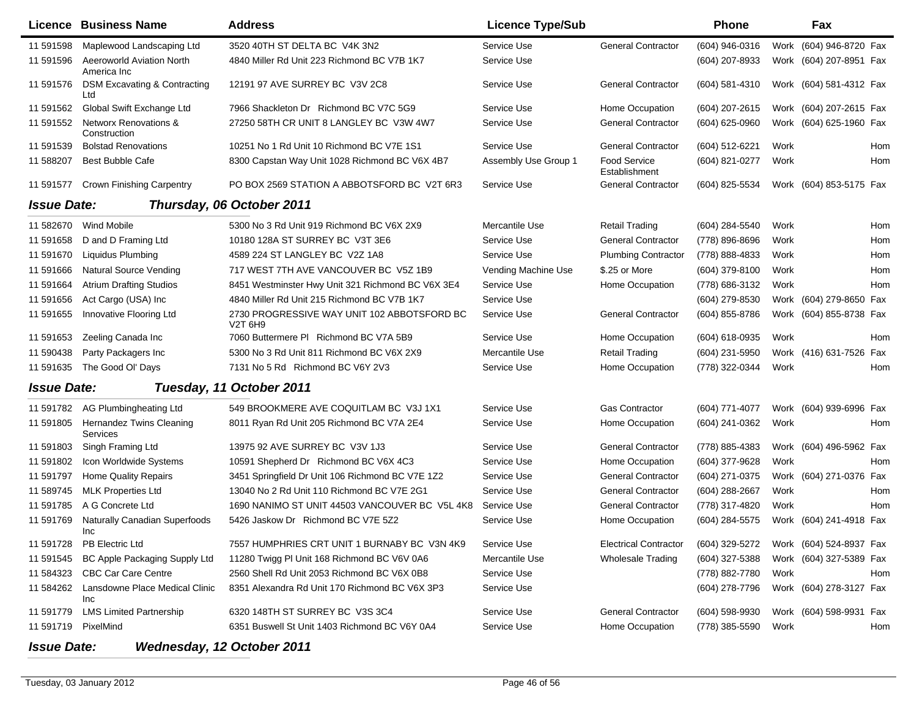| Licence | Business Name | Address | Licence Type/Sub | | Phone | | Fax | |
|---|---|---|---|---|---|---|---|---|
| 11 591598 | Maplewood Landscaping Ltd | 3520 40TH ST DELTA BC V4K 3N2 | Service Use | General Contractor | (604) 946-0316 | Work | (604) 946-8720 | Fax |
| 11 591596 | Aeeroworld Aviation North America Inc | 4840 Miller Rd Unit 223 Richmond BC V7B 1K7 | Service Use | | (604) 207-8933 | Work | (604) 207-8951 | Fax |
| 11 591576 | DSM Excavating & Contracting Ltd | 12191 97 AVE SURREY BC V3V 2C8 | Service Use | General Contractor | (604) 581-4310 | Work | (604) 581-4312 | Fax |
| 11 591562 | Global Swift Exchange Ltd | 7966 Shackleton Dr Richmond BC V7C 5G9 | Service Use | Home Occupation | (604) 207-2615 | Work | (604) 207-2615 | Fax |
| 11 591552 | Networx Renovations & Construction | 27250 58TH CR UNIT 8 LANGLEY BC V3W 4W7 | Service Use | General Contractor | (604) 625-0960 | Work | (604) 625-1960 | Fax |
| 11 591539 | Bolstad Renovations | 10251 No 1 Rd Unit 10 Richmond BC V7E 1S1 | Service Use | General Contractor | (604) 512-6221 | Work | | Hom |
| 11 588207 | Best Bubble Cafe | 8300 Capstan Way Unit 1028 Richmond BC V6X 4B7 | Assembly Use Group 1 | Food Service Establishment | (604) 821-0277 | Work | | Hom |
| 11 591577 | Crown Finishing Carpentry | PO BOX 2569 STATION A ABBOTSFORD BC V2T 6R3 | Service Use | General Contractor | (604) 825-5534 | Work | (604) 853-5175 | Fax |

***Issue Date: Thursday, 06 October 2011***

| Licence | Business Name | Address | Licence Type/Sub | | Phone | | Fax | |
|---|---|---|---|---|---|---|---|---|
| 11 582670 | Wind Mobile | 5300 No 3 Rd Unit 919 Richmond BC V6X 2X9 | Mercantile Use | Retail Trading | (604) 284-5540 | Work | | Hom |
| 11 591658 | D and D Framing Ltd | 10180 128A ST SURREY BC V3T 3E6 | Service Use | General Contractor | (778) 896-8696 | Work | | Hom |
| 11 591670 | Liquidus Plumbing | 4589 224 ST LANGLEY BC V2Z 1A8 | Service Use | Plumbing Contractor | (778) 888-4833 | Work | | Hom |
| 11 591666 | Natural Source Vending | 717 WEST 7TH AVE VANCOUVER BC V5Z 1B9 | Vending Machine Use | $.25 or More | (604) 379-8100 | Work | | Hom |
| 11 591664 | Atrium Drafting Studios | 8451 Westminster Hwy Unit 321 Richmond BC V6X 3E4 | Service Use | Home Occupation | (778) 686-3132 | Work | | Hom |
| 11 591656 | Act Cargo (USA) Inc | 4840 Miller Rd Unit 215 Richmond BC V7B 1K7 | Service Use | | (604) 279-8530 | Work | (604) 279-8650 | Fax |
| 11 591655 | Innovative Flooring Ltd | 2730 PROGRESSIVE WAY UNIT 102 ABBOTSFORD BC V2T 6H9 | Service Use | General Contractor | (604) 855-8786 | Work | (604) 855-8738 | Fax |
| 11 591653 | Zeeling Canada Inc | 7060 Buttermere Pl Richmond BC V7A 5B9 | Service Use | Home Occupation | (604) 618-0935 | Work | | Hom |
| 11 590438 | Party Packagers Inc | 5300 No 3 Rd Unit 811 Richmond BC V6X 2X9 | Mercantile Use | Retail Trading | (604) 231-5950 | Work | (416) 631-7526 | Fax |
| 11 591635 | The Good Ol' Days | 7131 No 5 Rd Richmond BC V6Y 2V3 | Service Use | Home Occupation | (778) 322-0344 | Work | | Hom |

***Issue Date: Tuesday, 11 October 2011***

| Licence | Business Name | Address | Licence Type/Sub | | Phone | | Fax | |
|---|---|---|---|---|---|---|---|---|
| 11 591782 | AG Plumbingheating Ltd | 549 BROOKMERE AVE COQUITLAM BC V3J 1X1 | Service Use | Gas Contractor | (604) 771-4077 | Work | (604) 939-6996 | Fax |
| 11 591805 | Hernandez Twins Cleaning Services | 8011 Ryan Rd Unit 205 Richmond BC V7A 2E4 | Service Use | Home Occupation | (604) 241-0362 | Work | | Hom |
| 11 591803 | Singh Framing Ltd | 13975 92 AVE SURREY BC V3V 1J3 | Service Use | General Contractor | (778) 885-4383 | Work | (604) 496-5962 | Fax |
| 11 591802 | Icon Worldwide Systems | 10591 Shepherd Dr Richmond BC V6X 4C3 | Service Use | Home Occupation | (604) 377-9628 | Work | | Hom |
| 11 591797 | Home Quality Repairs | 3451 Springfield Dr Unit 106 Richmond BC V7E 1Z2 | Service Use | General Contractor | (604) 271-0375 | Work | (604) 271-0376 | Fax |
| 11 589745 | MLK Properties Ltd | 13040 No 2 Rd Unit 110 Richmond BC V7E 2G1 | Service Use | General Contractor | (604) 288-2667 | Work | | Hom |
| 11 591785 | A G Concrete Ltd | 1690 NANIMO ST UNIT 44503 VANCOUVER BC V5L 4K8 | Service Use | General Contractor | (778) 317-4820 | Work | | Hom |
| 11 591769 | Naturally Canadian Superfoods Inc | 5426 Jaskow Dr Richmond BC V7E 5Z2 | Service Use | Home Occupation | (604) 284-5575 | Work | (604) 241-4918 | Fax |
| 11 591728 | PB Electric Ltd | 7557 HUMPHRIES CRT UNIT 1 BURNABY BC V3N 4K9 | Service Use | Electrical Contractor | (604) 329-5272 | Work | (604) 524-8937 | Fax |
| 11 591545 | BC Apple Packaging Supply Ltd | 11280 Twigg Pl Unit 168 Richmond BC V6V 0A6 | Mercantile Use | Wholesale Trading | (604) 327-5388 | Work | (604) 327-5389 | Fax |
| 11 584323 | CBC Car Care Centre | 2560 Shell Rd Unit 2053 Richmond BC V6X 0B8 | Service Use | | (778) 882-7780 | Work | | Hom |
| 11 584262 | Lansdowne Place Medical Clinic Inc | 8351 Alexandra Rd Unit 170 Richmond BC V6X 3P3 | Service Use | | (604) 278-7796 | Work | (604) 278-3127 | Fax |
| 11 591779 | LMS Limited Partnership | 6320 148TH ST SURREY BC V3S 3C4 | Service Use | General Contractor | (604) 598-9930 | Work | (604) 598-9931 | Fax |
| 11 591719 | PixelMind | 6351 Buswell St Unit 1403 Richmond BC V6Y 0A4 | Service Use | Home Occupation | (778) 385-5590 | Work | | Hom |

***Issue Date: Wednesday, 12 October 2011***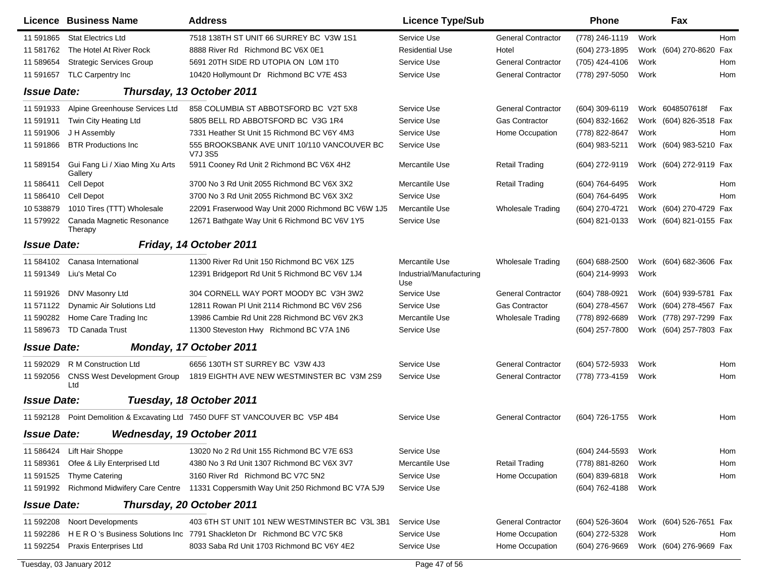| Licence | Business Name | Address | Licence Type/Sub | | Phone | | Fax | |
|---|---|---|---|---|---|---|---|---|
| 11 591865 | Stat Electrics Ltd | 7518 138TH ST UNIT 66 SURREY BC V3W 1S1 | Service Use | General Contractor | (778) 246-1119 | Work | | Hom |
| 11 581762 | The Hotel At River Rock | 8888 River Rd Richmond BC V6X 0E1 | Residential Use | Hotel | (604) 273-1895 | Work | (604) 270-8620 | Fax |
| 11 589654 | Strategic Services Group | 5691 20TH SIDE RD UTOPIA ON L0M 1T0 | Service Use | General Contractor | (705) 424-4106 | Work | | Hom |
| 11 591657 | TLC Carpentry Inc | 10420 Hollymount Dr Richmond BC V7E 4S3 | Service Use | General Contractor | (778) 297-5050 | Work | | Hom |
| **Issue Date:** | **Thursday, 13 October 2011** | | | | | | | |
| 11 591933 | Alpine Greenhouse Services Ltd | 858 COLUMBIA ST ABBOTSFORD BC V2T 5X8 | Service Use | General Contractor | (604) 309-6119 | Work | 6048507618f | Fax |
| 11 591911 | Twin City Heating Ltd | 5805 BELL RD ABBOTSFORD BC V3G 1R4 | Service Use | Gas Contractor | (604) 832-1662 | Work | (604) 826-3518 | Fax |
| 11 591906 | J H Assembly | 7331 Heather St Unit 15 Richmond BC V6Y 4M3 | Service Use | Home Occupation | (778) 822-8647 | Work | | Hom |
| 11 591866 | BTR Productions Inc | 555 BROOKSBANK AVE UNIT 10/110 VANCOUVER BC V7J 3S5 | Service Use | | (604) 983-5211 | Work | (604) 983-5210 | Fax |
| 11 589154 | Gui Fang Li / Xiao Ming Xu Arts Gallery | 5911 Cooney Rd Unit 2 Richmond BC V6X 4H2 | Mercantile Use | Retail Trading | (604) 272-9119 | Work | (604) 272-9119 | Fax |
| 11 586411 | Cell Depot | 3700 No 3 Rd Unit 2055 Richmond BC V6X 3X2 | Mercantile Use | Retail Trading | (604) 764-6495 | Work | | Hom |
| 11 586410 | Cell Depot | 3700 No 3 Rd Unit 2055 Richmond BC V6X 3X2 | Service Use | | (604) 764-6495 | Work | | Hom |
| 10 538879 | 1010 Tires (TTT) Wholesale | 22091 Fraserwood Way Unit 2000 Richmond BC V6W 1J5 | Mercantile Use | Wholesale Trading | (604) 270-4721 | Work | (604) 270-4729 | Fax |
| 11 579922 | Canada Magnetic Resonance Therapy | 12671 Bathgate Way Unit 6 Richmond BC V6V 1Y5 | Service Use | | (604) 821-0133 | Work | (604) 821-0155 | Fax |
| **Issue Date:** | **Friday, 14 October 2011** | | | | | | | |
| 11 584102 | Canasa International | 11300 River Rd Unit 150 Richmond BC V6X 1Z5 | Mercantile Use | Wholesale Trading | (604) 688-2500 | Work | (604) 682-3606 | Fax |
| 11 591349 | Liu's Metal Co | 12391 Bridgeport Rd Unit 5 Richmond BC V6V 1J4 | Industrial/Manufacturing Use | | (604) 214-9993 | Work | | |
| 11 591926 | DNV Masonry Ltd | 304 CORNELL WAY PORT MOODY BC V3H 3W2 | Service Use | General Contractor | (604) 788-0921 | Work | (604) 939-5781 | Fax |
| 11 571122 | Dynamic Air Solutions Ltd | 12811 Rowan Pl Unit 2114 Richmond BC V6V 2S6 | Service Use | Gas Contractor | (604) 278-4567 | Work | (604) 278-4567 | Fax |
| 11 590282 | Home Care Trading Inc | 13986 Cambie Rd Unit 228 Richmond BC V6V 2K3 | Mercantile Use | Wholesale Trading | (778) 892-6689 | Work | (778) 297-7299 | Fax |
| 11 589673 | TD Canada Trust | 11300 Steveston Hwy Richmond BC V7A 1N6 | Service Use | | (604) 257-7800 | Work | (604) 257-7803 | Fax |
| **Issue Date:** | **Monday, 17 October 2011** | | | | | | | |
| 11 592029 | R M Construction Ltd | 6656 130TH ST SURREY BC V3W 4J3 | Service Use | General Contractor | (604) 572-5933 | Work | | Hom |
| 11 592056 | CNSS West Development Group Ltd | 1819 EIGHTH AVE NEW WESTMINSTER BC V3M 2S9 | Service Use | General Contractor | (778) 773-4159 | Work | | Hom |
| **Issue Date:** | **Tuesday, 18 October 2011** | | | | | | | |
| 11 592128 | Point Demolition & Excavating Ltd | 7450 DUFF ST VANCOUVER BC V5P 4B4 | Service Use | General Contractor | (604) 726-1755 | Work | | Hom |
| **Issue Date:** | **Wednesday, 19 October 2011** | | | | | | | |
| 11 586424 | Lift Hair Shoppe | 13020 No 2 Rd Unit 155 Richmond BC V7E 6S3 | Service Use | | (604) 244-5593 | Work | | Hom |
| 11 589361 | Ofee & Lily Enterprised Ltd | 4380 No 3 Rd Unit 1307 Richmond BC V6X 3V7 | Mercantile Use | Retail Trading | (778) 881-8260 | Work | | Hom |
| 11 591525 | Thyme Catering | 3160 River Rd Richmond BC V7C 5N2 | Service Use | Home Occupation | (604) 839-6818 | Work | | Hom |
| 11 591992 | Richmond Midwifery Care Centre | 11331 Coppersmith Way Unit 250 Richmond BC V7A 5J9 | Service Use | | (604) 762-4188 | Work | | |
| **Issue Date:** | **Thursday, 20 October 2011** | | | | | | | |
| 11 592208 | Noort Developments | 403 6TH ST UNIT 101 NEW WESTMINSTER BC V3L 3B1 | Service Use | General Contractor | (604) 526-3604 | Work | (604) 526-7651 | Fax |
| 11 592286 | H E R O 's Business Solutions Inc | 7791 Shackleton Dr Richmond BC V7C 5K8 | Service Use | Home Occupation | (604) 272-5328 | Work | | Hom |
| 11 592254 | Praxis Enterprises Ltd | 8033 Saba Rd Unit 1703 Richmond BC V6Y 4E2 | Service Use | Home Occupation | (604) 276-9669 | Work | (604) 276-9669 | Fax |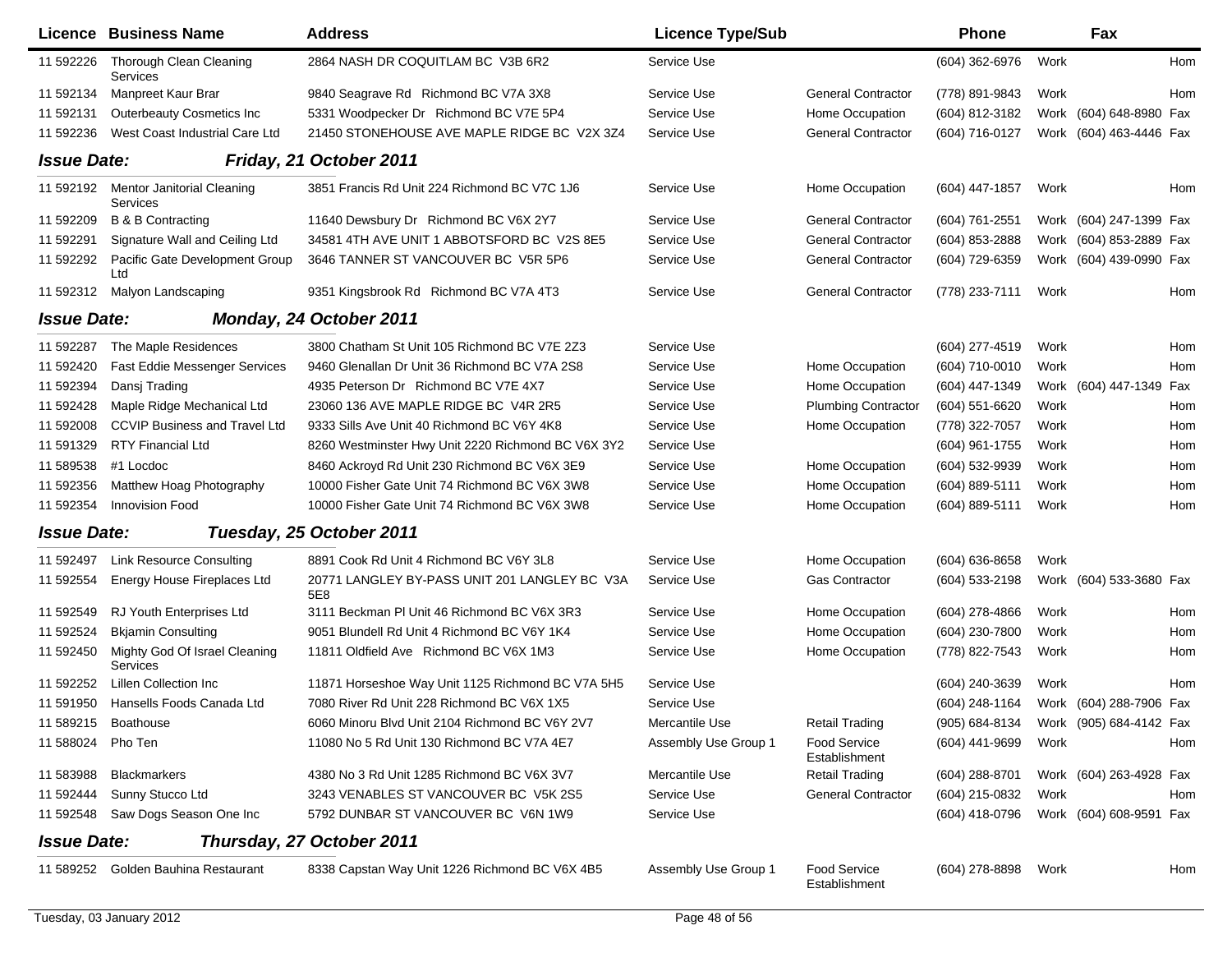| Licence | Business Name | Address | Licence Type/Sub | | Phone | | Fax | |
|---|---|---|---|---|---|---|---|---|
| 11 592226 | Thorough Clean Cleaning Services | 2864 NASH DR COQUITLAM BC V3B 6R2 | Service Use | | (604) 362-6976 | Work | | Hom |
| 11 592134 | Manpreet Kaur Brar | 9840 Seagrave Rd Richmond BC V7A 3X8 | Service Use | General Contractor | (778) 891-9843 | Work | | Hom |
| 11 592131 | Outerbeauty Cosmetics Inc | 5331 Woodpecker Dr Richmond BC V7E 5P4 | Service Use | Home Occupation | (604) 812-3182 | Work | (604) 648-8980 | Fax |
| 11 592236 | West Coast Industrial Care Ltd | 21450 STONEHOUSE AVE MAPLE RIDGE BC V2X 3Z4 | Service Use | General Contractor | (604) 716-0127 | Work | (604) 463-4446 | Fax |
| ***Issue Date:*** | ***Friday, 21 October 2011*** | | | | | | | |
| 11 592192 | Mentor Janitorial Cleaning Services | 3851 Francis Rd Unit 224 Richmond BC V7C 1J6 | Service Use | Home Occupation | (604) 447-1857 | Work | | Hom |
| 11 592209 | B & B Contracting | 11640 Dewsbury Dr Richmond BC V6X 2Y7 | Service Use | General Contractor | (604) 761-2551 | Work | (604) 247-1399 | Fax |
| 11 592291 | Signature Wall and Ceiling Ltd | 34581 4TH AVE UNIT 1 ABBOTSFORD BC V2S 8E5 | Service Use | General Contractor | (604) 853-2888 | Work | (604) 853-2889 | Fax |
| 11 592292 | Pacific Gate Development Group Ltd | 3646 TANNER ST VANCOUVER BC V5R 5P6 | Service Use | General Contractor | (604) 729-6359 | Work | (604) 439-0990 | Fax |
| 11 592312 | Malyon Landscaping | 9351 Kingsbrook Rd Richmond BC V7A 4T3 | Service Use | General Contractor | (778) 233-7111 | Work | | Hom |
| ***Issue Date:*** | ***Monday, 24 October 2011*** | | | | | | | |
| 11 592287 | The Maple Residences | 3800 Chatham St Unit 105 Richmond BC V7E 2Z3 | Service Use | | (604) 277-4519 | Work | | Hom |
| 11 592420 | Fast Eddie Messenger Services | 9460 Glenallan Dr Unit 36 Richmond BC V7A 2S8 | Service Use | Home Occupation | (604) 710-0010 | Work | | Hom |
| 11 592394 | Dansj Trading | 4935 Peterson Dr Richmond BC V7E 4X7 | Service Use | Home Occupation | (604) 447-1349 | Work | (604) 447-1349 | Fax |
| 11 592428 | Maple Ridge Mechanical Ltd | 23060 136 AVE MAPLE RIDGE BC V4R 2R5 | Service Use | Plumbing Contractor | (604) 551-6620 | Work | | Hom |
| 11 592008 | CCVIP Business and Travel Ltd | 9333 Sills Ave Unit 40 Richmond BC V6Y 4K8 | Service Use | Home Occupation | (778) 322-7057 | Work | | Hom |
| 11 591329 | RTY Financial Ltd | 8260 Westminster Hwy Unit 2220 Richmond BC V6X 3Y2 | Service Use | | (604) 961-1755 | Work | | Hom |
| 11 589538 | #1 Locdoc | 8460 Ackroyd Rd Unit 230 Richmond BC V6X 3E9 | Service Use | Home Occupation | (604) 532-9939 | Work | | Hom |
| 11 592356 | Matthew Hoag Photography | 10000 Fisher Gate Unit 74 Richmond BC V6X 3W8 | Service Use | Home Occupation | (604) 889-5111 | Work | | Hom |
| 11 592354 | Innovision Food | 10000 Fisher Gate Unit 74 Richmond BC V6X 3W8 | Service Use | Home Occupation | (604) 889-5111 | Work | | Hom |
| ***Issue Date:*** | ***Tuesday, 25 October 2011*** | | | | | | | |
| 11 592497 | Link Resource Consulting | 8891 Cook Rd Unit 4 Richmond BC V6Y 3L8 | Service Use | Home Occupation | (604) 636-8658 | Work | | |
| 11 592554 | Energy House Fireplaces Ltd | 20771 LANGLEY BY-PASS UNIT 201 LANGLEY BC V3A 5E8 | Service Use | Gas Contractor | (604) 533-2198 | Work | (604) 533-3680 | Fax |
| 11 592549 | RJ Youth Enterprises Ltd | 3111 Beckman Pl Unit 46 Richmond BC V6X 3R3 | Service Use | Home Occupation | (604) 278-4866 | Work | | Hom |
| 11 592524 | Bkjamin Consulting | 9051 Blundell Rd Unit 4 Richmond BC V6Y 1K4 | Service Use | Home Occupation | (604) 230-7800 | Work | | Hom |
| 11 592450 | Mighty God Of Israel Cleaning Services | 11811 Oldfield Ave Richmond BC V6X 1M3 | Service Use | Home Occupation | (778) 822-7543 | Work | | Hom |
| 11 592252 | Lillen Collection Inc | 11871 Horseshoe Way Unit 1125 Richmond BC V7A 5H5 | Service Use | | (604) 240-3639 | Work | | Hom |
| 11 591950 | Hansells Foods Canada Ltd | 7080 River Rd Unit 228 Richmond BC V6X 1X5 | Service Use | | (604) 248-1164 | Work | (604) 288-7906 | Fax |
| 11 589215 | Boathouse | 6060 Minoru Blvd Unit 2104 Richmond BC V6Y 2V7 | Mercantile Use | Retail Trading | (905) 684-8134 | Work | (905) 684-4142 | Fax |
| 11 588024 | Pho Ten | 11080 No 5 Rd Unit 130 Richmond BC V7A 4E7 | Assembly Use Group 1 | Food Service Establishment | (604) 441-9699 | Work | | Hom |
| 11 583988 | Blackmarkers | 4380 No 3 Rd Unit 1285 Richmond BC V6X 3V7 | Mercantile Use | Retail Trading | (604) 288-8701 | Work | (604) 263-4928 | Fax |
| 11 592444 | Sunny Stucco Ltd | 3243 VENABLES ST VANCOUVER BC V5K 2S5 | Service Use | General Contractor | (604) 215-0832 | Work | | Hom |
| 11 592548 | Saw Dogs Season One Inc | 5792 DUNBAR ST VANCOUVER BC V6N 1W9 | Service Use | | (604) 418-0796 | Work | (604) 608-9591 | Fax |
| ***Issue Date:*** | ***Thursday, 27 October 2011*** | | | | | | | |
| 11 589252 | Golden Bauhina Restaurant | 8338 Capstan Way Unit 1226 Richmond BC V6X 4B5 | Assembly Use Group 1 | Food Service Establishment | (604) 278-8898 | Work | | Hom |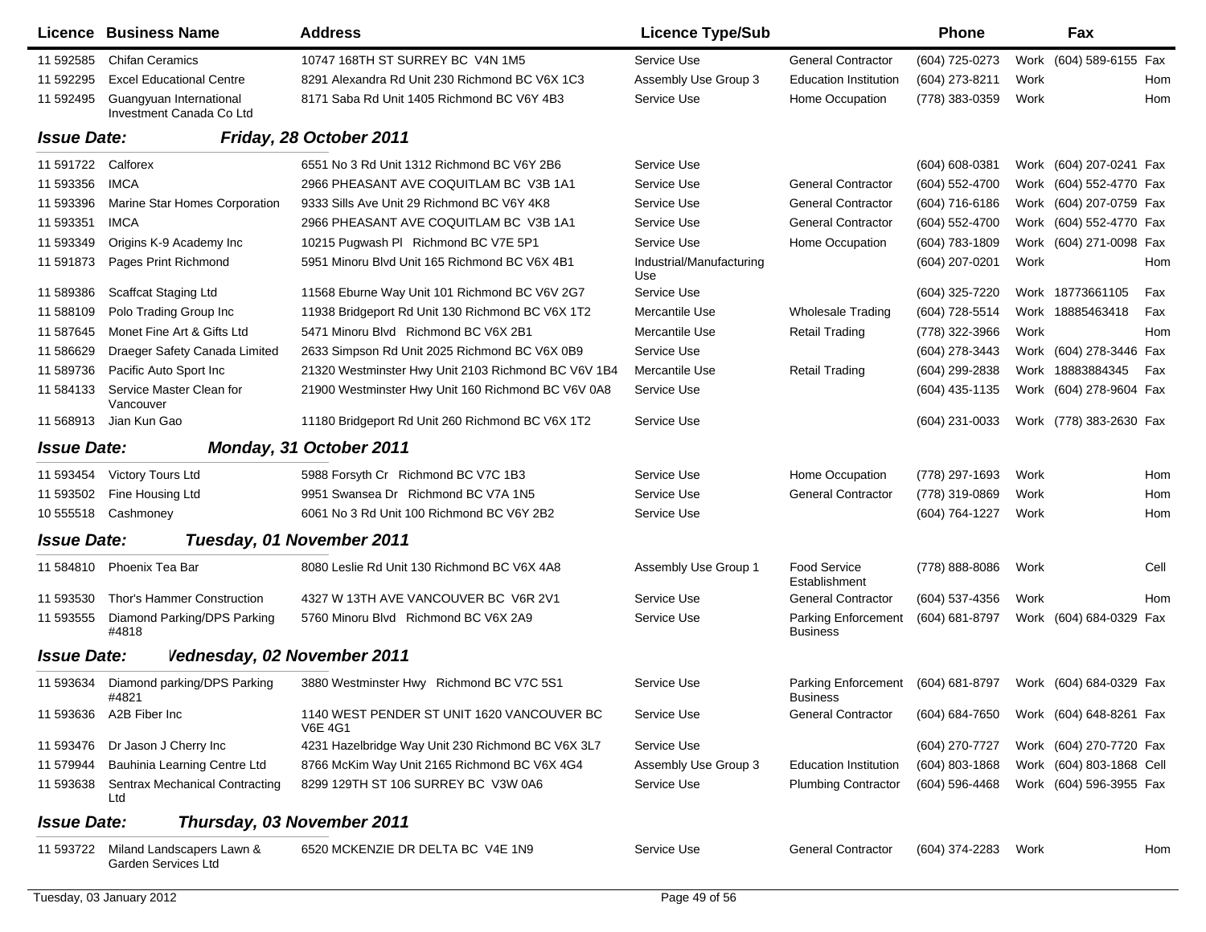| Licence | Business Name | Address | Licence Type/Sub | | Phone | | Fax | |
|---|---|---|---|---|---|---|---|---|
| 11 592585 | Chifan Ceramics | 10747 168TH ST SURREY BC V4N 1M5 | Service Use | General Contractor | (604) 725-0273 | Work | (604) 589-6155 | Fax |
| 11 592295 | Excel Educational Centre | 8291 Alexandra Rd Unit 230 Richmond BC V6X 1C3 | Assembly Use Group 3 | Education Institution | (604) 273-8211 | Work | | Hom |
| 11 592495 | Guangyuan International Investment Canada Co Ltd | 8171 Saba Rd Unit 1405 Richmond BC V6Y 4B3 | Service Use | Home Occupation | (778) 383-0359 | Work | | Hom |

**Issue Date:** ***Friday, 28 October 2011***

| Licence | Business Name | Address | Licence Type/Sub | | Phone | | Fax | |
|---|---|---|---|---|---|---|---|---|
| 11 591722 | Calforex | 6551 No 3 Rd Unit 1312 Richmond BC V6Y 2B6 | Service Use | | (604) 608-0381 | Work | (604) 207-0241 | Fax |
| 11 593356 | IMCA | 2966 PHEASANT AVE COQUITLAM BC V3B 1A1 | Service Use | General Contractor | (604) 552-4700 | Work | (604) 552-4770 | Fax |
| 11 593396 | Marine Star Homes Corporation | 9333 Sills Ave Unit 29 Richmond BC V6Y 4K8 | Service Use | General Contractor | (604) 716-6186 | Work | (604) 207-0759 | Fax |
| 11 593351 | IMCA | 2966 PHEASANT AVE COQUITLAM BC V3B 1A1 | Service Use | General Contractor | (604) 552-4700 | Work | (604) 552-4770 | Fax |
| 11 593349 | Origins K-9 Academy Inc | 10215 Pugwash Pl Richmond BC V7E 5P1 | Service Use | Home Occupation | (604) 783-1809 | Work | (604) 271-0098 | Fax |
| 11 591873 | Pages Print Richmond | 5951 Minoru Blvd Unit 165 Richmond BC V6X 4B1 | Industrial/Manufacturing Use | | (604) 207-0201 | Work | | Hom |
| 11 589386 | Scaffcat Staging Ltd | 11568 Eburne Way Unit 101 Richmond BC V6V 2G7 | Service Use | | (604) 325-7220 | Work | 18773661105 | Fax |
| 11 588109 | Polo Trading Group Inc | 11938 Bridgeport Rd Unit 130 Richmond BC V6X 1T2 | Mercantile Use | Wholesale Trading | (604) 728-5514 | Work | 18885463418 | Fax |
| 11 587645 | Monet Fine Art & Gifts Ltd | 5471 Minoru Blvd Richmond BC V6X 2B1 | Mercantile Use | Retail Trading | (778) 322-3966 | Work | | Hom |
| 11 586629 | Draeger Safety Canada Limited | 2633 Simpson Rd Unit 2025 Richmond BC V6X 0B9 | Service Use | | (604) 278-3443 | Work | (604) 278-3446 | Fax |
| 11 589736 | Pacific Auto Sport Inc | 21320 Westminster Hwy Unit 2103 Richmond BC V6V 1B4 | Mercantile Use | Retail Trading | (604) 299-2838 | Work | 18883884345 | Fax |
| 11 584133 | Service Master Clean for Vancouver | 21900 Westminster Hwy Unit 160 Richmond BC V6V 0A8 | Service Use | | (604) 435-1135 | Work | (604) 278-9604 | Fax |
| 11 568913 | Jian Kun Gao | 11180 Bridgeport Rd Unit 260 Richmond BC V6X 1T2 | Service Use | | (604) 231-0033 | Work | (778) 383-2630 | Fax |

**Issue Date:** ***Monday, 31 October 2011***

| Licence | Business Name | Address | Licence Type/Sub | | Phone | | Fax | |
|---|---|---|---|---|---|---|---|---|
| 11 593454 | Victory Tours Ltd | 5988 Forsyth Cr Richmond BC V7C 1B3 | Service Use | Home Occupation | (778) 297-1693 | Work | | Hom |
| 11 593502 | Fine Housing Ltd | 9951 Swansea Dr Richmond BC V7A 1N5 | Service Use | General Contractor | (778) 319-0869 | Work | | Hom |
| 10 555518 | Cashmoney | 6061 No 3 Rd Unit 100 Richmond BC V6Y 2B2 | Service Use | | (604) 764-1227 | Work | | Hom |

**Issue Date:** ***Tuesday, 01 November 2011***

| Licence | Business Name | Address | Licence Type/Sub | | Phone | | Fax | |
|---|---|---|---|---|---|---|---|---|
| 11 584810 | Phoenix Tea Bar | 8080 Leslie Rd Unit 130 Richmond BC V6X 4A8 | Assembly Use Group 1 | Food Service Establishment | (778) 888-8086 | Work | | Cell |
| 11 593530 | Thor's Hammer Construction | 4327 W 13TH AVE VANCOUVER BC V6R 2V1 | Service Use | General Contractor | (604) 537-4356 | Work | | Hom |
| 11 593555 | Diamond Parking/DPS Parking #4818 | 5760 Minoru Blvd Richmond BC V6X 2A9 | Service Use | Parking Enforcement Business | (604) 681-8797 | Work | (604) 684-0329 | Fax |

**Issue Date:** ***Wednesday, 02 November 2011***

| Licence | Business Name | Address | Licence Type/Sub | | Phone | | Fax | |
|---|---|---|---|---|---|---|---|---|
| 11 593634 | Diamond parking/DPS Parking #4821 | 3880 Westminster Hwy Richmond BC V7C 5S1 | Service Use | Parking Enforcement Business | (604) 681-8797 | Work | (604) 684-0329 | Fax |
| 11 593636 | A2B Fiber Inc | 1140 WEST PENDER ST UNIT 1620 VANCOUVER BC V6E 4G1 | Service Use | General Contractor | (604) 684-7650 | Work | (604) 648-8261 | Fax |
| 11 593476 | Dr Jason J Cherry Inc | 4231 Hazelbridge Way Unit 230 Richmond BC V6X 3L7 | Service Use | | (604) 270-7727 | Work | (604) 270-7720 | Fax |
| 11 579944 | Bauhinia Learning Centre Ltd | 8766 McKim Way Unit 2165 Richmond BC V6X 4G4 | Assembly Use Group 3 | Education Institution | (604) 803-1868 | Work | (604) 803-1868 | Cell |
| 11 593638 | Sentrax Mechanical Contracting Ltd | 8299 129TH ST 106 SURREY BC V3W 0A6 | Service Use | Plumbing Contractor | (604) 596-4468 | Work | (604) 596-3955 | Fax |

**Issue Date:** ***Thursday, 03 November 2011***

| Licence | Business Name | Address | Licence Type/Sub | | Phone | | Fax | |
|---|---|---|---|---|---|---|---|---|
| 11 593722 | Miland Landscapers Lawn & Garden Services Ltd | 6520 MCKENZIE DR DELTA BC V4E 1N9 | Service Use | General Contractor | (604) 374-2283 | Work | | Hom |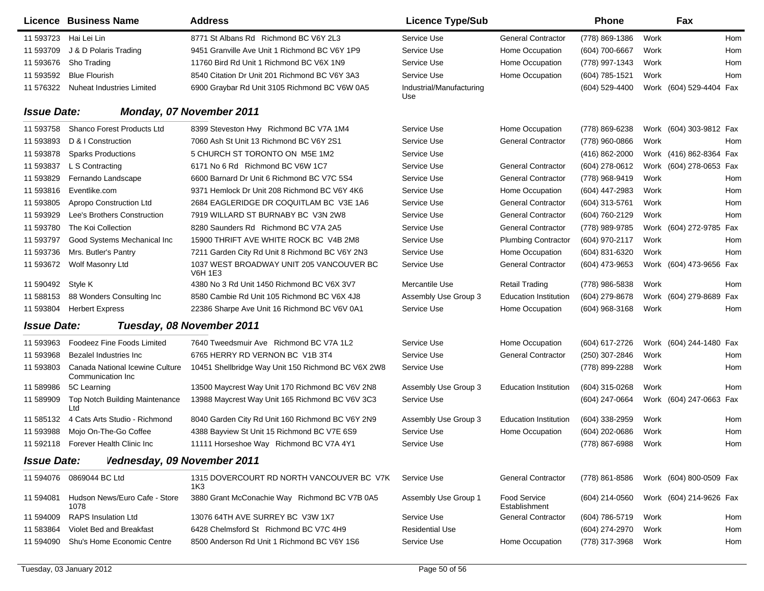| Licence | Business Name | Address | Licence Type/Sub | | Phone | | Fax | |
|---|---|---|---|---|---|---|---|---|
| 11 593723 | Hai Lei Lin | 8771 St Albans Rd Richmond BC V6Y 2L3 | Service Use | General Contractor | (778) 869-1386 | Work | | Hom |
| 11 593709 | J & D Polaris Trading | 9451 Granville Ave Unit 1 Richmond BC V6Y 1P9 | Service Use | Home Occupation | (604) 700-6667 | Work | | Hom |
| 11 593676 | Sho Trading | 11760 Bird Rd Unit 1 Richmond BC V6X 1N9 | Service Use | Home Occupation | (778) 997-1343 | Work | | Hom |
| 11 593592 | Blue Flourish | 8540 Citation Dr Unit 201 Richmond BC V6Y 3A3 | Service Use | Home Occupation | (604) 785-1521 | Work | | Hom |
| 11 576322 | Nuheat Industries Limited | 6900 Graybar Rd Unit 3105 Richmond BC V6W 0A5 | Industrial/Manufacturing Use | | (604) 529-4400 | Work | (604) 529-4404 | Fax |

**Issue Date: Monday, 07 November 2011**

| Licence | Business Name | Address | Licence Type/Sub | | Phone | | Fax | |
|---|---|---|---|---|---|---|---|---|
| 11 593758 | Shanco Forest Products Ltd | 8399 Steveston Hwy Richmond BC V7A 1M4 | Service Use | Home Occupation | (778) 869-6238 | Work | (604) 303-9812 | Fax |
| 11 593893 | D & I Construction | 7060 Ash St Unit 13 Richmond BC V6Y 2S1 | Service Use | General Contractor | (778) 960-0866 | Work | | Hom |
| 11 593878 | Sparks Productions | 5 CHURCH ST TORONTO ON M5E 1M2 | Service Use | | (416) 862-2000 | Work | (416) 862-8364 | Fax |
| 11 593837 | L S Contracting | 6171 No 6 Rd Richmond BC V6W 1C7 | Service Use | General Contractor | (604) 278-0612 | Work | (604) 278-0653 | Fax |
| 11 593829 | Fernando Landscape | 6600 Barnard Dr Unit 6 Richmond BC V7C 5S4 | Service Use | General Contractor | (778) 968-9419 | Work | | Hom |
| 11 593816 | Eventlike.com | 9371 Hemlock Dr Unit 208 Richmond BC V6Y 4K6 | Service Use | Home Occupation | (604) 447-2983 | Work | | Hom |
| 11 593805 | Apropo Construction Ltd | 2684 EAGLERIDGE DR COQUITLAM BC V3E 1A6 | Service Use | General Contractor | (604) 313-5761 | Work | | Hom |
| 11 593929 | Lee's Brothers Construction | 7919 WILLARD ST BURNABY BC V3N 2W8 | Service Use | General Contractor | (604) 760-2129 | Work | | Hom |
| 11 593780 | The Koi Collection | 8280 Saunders Rd Richmond BC V7A 2A5 | Service Use | General Contractor | (778) 989-9785 | Work | (604) 272-9785 | Fax |
| 11 593797 | Good Systems Mechanical Inc | 15900 THRIFT AVE WHITE ROCK BC V4B 2M8 | Service Use | Plumbing Contractor | (604) 970-2117 | Work | | Hom |
| 11 593736 | Mrs. Butler's Pantry | 7211 Garden City Rd Unit 8 Richmond BC V6Y 2N3 | Service Use | Home Occupation | (604) 831-6320 | Work | | Hom |
| 11 593672 | Wolf Masonry Ltd | 1037 WEST BROADWAY UNIT 205 VANCOUVER BC V6H 1E3 | Service Use | General Contractor | (604) 473-9653 | Work | (604) 473-9656 | Fax |
| 11 590492 | Style K | 4380 No 3 Rd Unit 1450 Richmond BC V6X 3V7 | Mercantile Use | Retail Trading | (778) 986-5838 | Work | | Hom |
| 11 588153 | 88 Wonders Consulting Inc | 8580 Cambie Rd Unit 105 Richmond BC V6X 4J8 | Assembly Use Group 3 | Education Institution | (604) 279-8678 | Work | (604) 279-8689 | Fax |
| 11 593804 | Herbert Express | 22386 Sharpe Ave Unit 16 Richmond BC V6V 0A1 | Service Use | Home Occupation | (604) 968-3168 | Work | | Hom |

**Issue Date: Tuesday, 08 November 2011**

| Licence | Business Name | Address | Licence Type/Sub | | Phone | | Fax | |
|---|---|---|---|---|---|---|---|---|
| 11 593963 | Foodeez Fine Foods Limited | 7640 Tweedsmuir Ave Richmond BC V7A 1L2 | Service Use | Home Occupation | (604) 617-2726 | Work | (604) 244-1480 | Fax |
| 11 593968 | Bezalel Industries Inc | 6765 HERRY RD VERNON BC V1B 3T4 | Service Use | General Contractor | (250) 307-2846 | Work | | Hom |
| 11 593803 | Canada National Icewine Culture Communication Inc | 10451 Shellbridge Way Unit 150 Richmond BC V6X 2W8 | Service Use | | (778) 899-2288 | Work | | Hom |
| 11 589986 | 5C Learning | 13500 Maycrest Way Unit 170 Richmond BC V6V 2N8 | Assembly Use Group 3 | Education Institution | (604) 315-0268 | Work | | Hom |
| 11 589909 | Top Notch Building Maintenance Ltd | 13988 Maycrest Way Unit 165 Richmond BC V6V 3C3 | Service Use | | (604) 247-0664 | Work | (604) 247-0663 | Fax |
| 11 585132 | 4 Cats Arts Studio - Richmond | 8040 Garden City Rd Unit 160 Richmond BC V6Y 2N9 | Assembly Use Group 3 | Education Institution | (604) 338-2959 | Work | | Hom |
| 11 593988 | Mojo On-The-Go Coffee | 4388 Bayview St Unit 15 Richmond BC V7E 6S9 | Service Use | Home Occupation | (604) 202-0686 | Work | | Hom |
| 11 592118 | Forever Health Clinic Inc | 11111 Horseshoe Way Richmond BC V7A 4Y1 | Service Use | | (778) 867-6988 | Work | | Hom |

**Issue Date: Wednesday, 09 November 2011**

| Licence | Business Name | Address | Licence Type/Sub | | Phone | | Fax | |
|---|---|---|---|---|---|---|---|---|
| 11 594076 | 0869044 BC Ltd | 1315 DOVERCOURT RD NORTH VANCOUVER BC V7K 1K3 | Service Use | General Contractor | (778) 861-8586 | Work | (604) 800-0509 | Fax |
| 11 594081 | Hudson News/Euro Cafe - Store 1078 | 3880 Grant McConachie Way Richmond BC V7B 0A5 | Assembly Use Group 1 | Food Service Establishment | (604) 214-0560 | Work | (604) 214-9626 | Fax |
| 11 594009 | RAPS Insulation Ltd | 13076 64TH AVE SURREY BC V3W 1X7 | Service Use | General Contractor | (604) 786-5719 | Work | | Hom |
| 11 583864 | Violet Bed and Breakfast | 6428 Chelmsford St Richmond BC V7C 4H9 | Residential Use | | (604) 274-2970 | Work | | Hom |
| 11 594090 | Shu's Home Economic Centre | 8500 Anderson Rd Unit 1 Richmond BC V6Y 1S6 | Service Use | Home Occupation | (778) 317-3968 | Work | | Hom |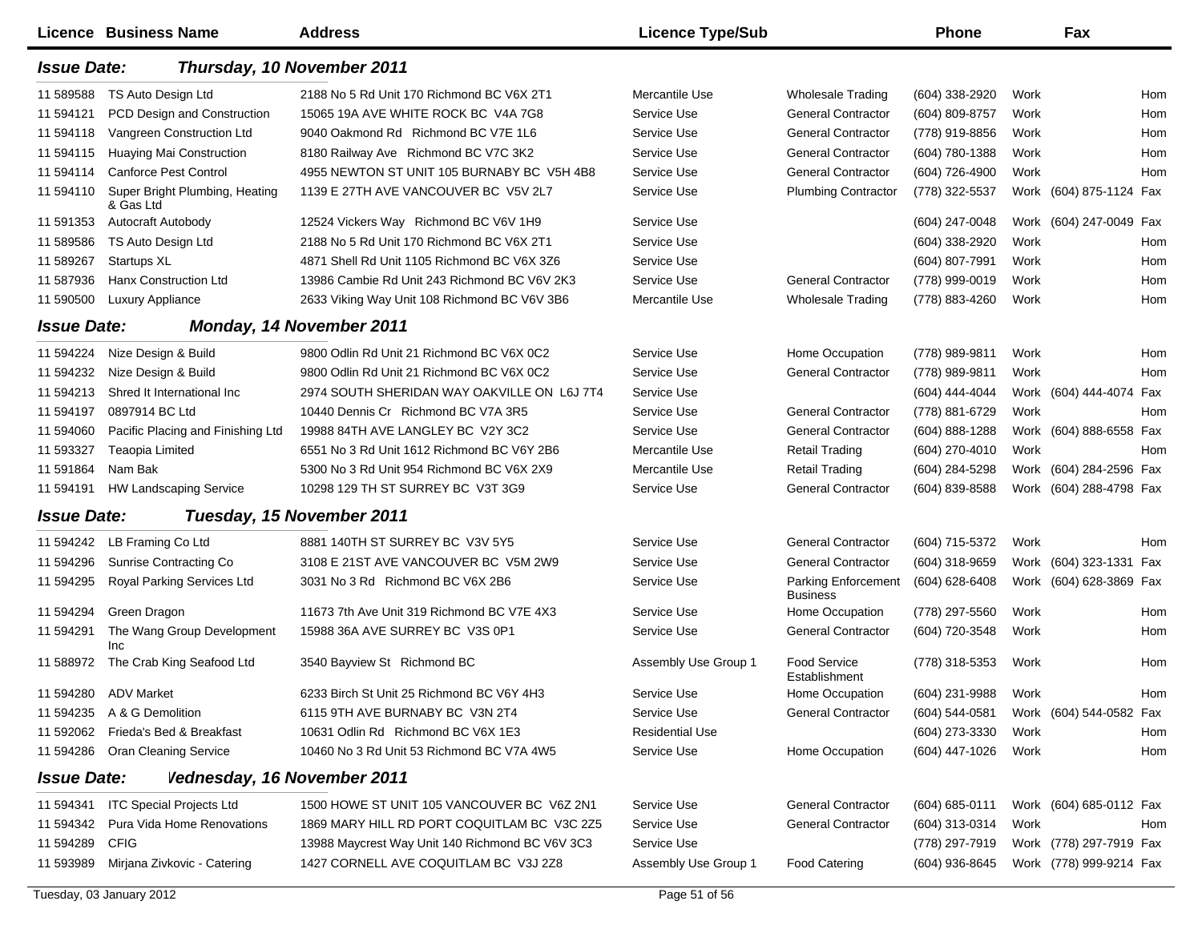| Licence | Business Name | Address | Licence Type/Sub | | Phone | | Fax | |
|---|---|---|---|---|---|---|---|---|
| ***Issue Date:*** | ***Thursday, 10 November 2011*** | | | | | | | |
| 11 589588 | TS Auto Design Ltd | 2188 No 5 Rd Unit 170 Richmond BC V6X 2T1 | Mercantile Use | Wholesale Trading | (604) 338-2920 | Work | | Hom |
| 11 594121 | PCD Design and Construction | 15065 19A AVE WHITE ROCK BC V4A 7G8 | Service Use | General Contractor | (604) 809-8757 | Work | | Hom |
| 11 594118 | Vangreen Construction Ltd | 9040 Oakmond Rd Richmond BC V7E 1L6 | Service Use | General Contractor | (778) 919-8856 | Work | | Hom |
| 11 594115 | Huaying Mai Construction | 8180 Railway Ave Richmond BC V7C 3K2 | Service Use | General Contractor | (604) 780-1388 | Work | | Hom |
| 11 594114 | Canforce Pest Control | 4955 NEWTON ST UNIT 105 BURNABY BC V5H 4B8 | Service Use | General Contractor | (604) 726-4900 | Work | | Hom |
| 11 594110 | Super Bright Plumbing, Heating & Gas Ltd | 1139 E 27TH AVE VANCOUVER BC V5V 2L7 | Service Use | Plumbing Contractor | (778) 322-5537 | Work | (604) 875-1124 | Fax |
| 11 591353 | Autocraft Autobody | 12524 Vickers Way Richmond BC V6V 1H9 | Service Use | | (604) 247-0048 | Work | (604) 247-0049 | Fax |
| 11 589586 | TS Auto Design Ltd | 2188 No 5 Rd Unit 170 Richmond BC V6X 2T1 | Service Use | | (604) 338-2920 | Work | | Hom |
| 11 589267 | Startups XL | 4871 Shell Rd Unit 1105 Richmond BC V6X 3Z6 | Service Use | | (604) 807-7991 | Work | | Hom |
| 11 587936 | Hanx Construction Ltd | 13986 Cambie Rd Unit 243 Richmond BC V6V 2K3 | Service Use | General Contractor | (778) 999-0019 | Work | | Hom |
| 11 590500 | Luxury Appliance | 2633 Viking Way Unit 108 Richmond BC V6V 3B6 | Mercantile Use | Wholesale Trading | (778) 883-4260 | Work | | Hom |
| ***Issue Date:*** | ***Monday, 14 November 2011*** | | | | | | | |
| 11 594224 | Nize Design & Build | 9800 Odlin Rd Unit 21 Richmond BC V6X 0C2 | Service Use | Home Occupation | (778) 989-9811 | Work | | Hom |
| 11 594232 | Nize Design & Build | 9800 Odlin Rd Unit 21 Richmond BC V6X 0C2 | Service Use | General Contractor | (778) 989-9811 | Work | | Hom |
| 11 594213 | Shred It International Inc | 2974 SOUTH SHERIDAN WAY OAKVILLE ON L6J 7T4 | Service Use | | (604) 444-4044 | Work | (604) 444-4074 | Fax |
| 11 594197 | 0897914 BC Ltd | 10440 Dennis Cr Richmond BC V7A 3R5 | Service Use | General Contractor | (778) 881-6729 | Work | | Hom |
| 11 594060 | Pacific Placing and Finishing Ltd | 19988 84TH AVE LANGLEY BC V2Y 3C2 | Service Use | General Contractor | (604) 888-1288 | Work | (604) 888-6558 | Fax |
| 11 593327 | Teaopia Limited | 6551 No 3 Rd Unit 1612 Richmond BC V6Y 2B6 | Mercantile Use | Retail Trading | (604) 270-4010 | Work | | Hom |
| 11 591864 | Nam Bak | 5300 No 3 Rd Unit 954 Richmond BC V6X 2X9 | Mercantile Use | Retail Trading | (604) 284-5298 | Work | (604) 284-2596 | Fax |
| 11 594191 | HW Landscaping Service | 10298 129 TH ST SURREY BC V3T 3G9 | Service Use | General Contractor | (604) 839-8588 | Work | (604) 288-4798 | Fax |
| ***Issue Date:*** | ***Tuesday, 15 November 2011*** | | | | | | | |
| 11 594242 | LB Framing Co Ltd | 8881 140TH ST SURREY BC V3V 5Y5 | Service Use | General Contractor | (604) 715-5372 | Work | | Hom |
| 11 594296 | Sunrise Contracting Co | 3108 E 21ST AVE VANCOUVER BC V5M 2W9 | Service Use | General Contractor | (604) 318-9659 | Work | (604) 323-1331 | Fax |
| 11 594295 | Royal Parking Services Ltd | 3031 No 3 Rd Richmond BC V6X 2B6 | Service Use | Parking Enforcement Business | (604) 628-6408 | Work | (604) 628-3869 | Fax |
| 11 594294 | Green Dragon | 11673 7th Ave Unit 319 Richmond BC V7E 4X3 | Service Use | Home Occupation | (778) 297-5560 | Work | | Hom |
| 11 594291 | The Wang Group Development Inc | 15988 36A AVE SURREY BC V3S 0P1 | Service Use | General Contractor | (604) 720-3548 | Work | | Hom |
| 11 588972 | The Crab King Seafood Ltd | 3540 Bayview St Richmond BC | Assembly Use Group 1 | Food Service Establishment | (778) 318-5353 | Work | | Hom |
| 11 594280 | ADV Market | 6233 Birch St Unit 25 Richmond BC V6Y 4H3 | Service Use | Home Occupation | (604) 231-9988 | Work | | Hom |
| 11 594235 | A & G Demolition | 6115 9TH AVE BURNABY BC V3N 2T4 | Service Use | General Contractor | (604) 544-0581 | Work | (604) 544-0582 | Fax |
| 11 592062 | Frieda's Bed & Breakfast | 10631 Odlin Rd Richmond BC V6X 1E3 | Residential Use | | (604) 273-3330 | Work | | Hom |
| 11 594286 | Oran Cleaning Service | 10460 No 3 Rd Unit 53 Richmond BC V7A 4W5 | Service Use | Home Occupation | (604) 447-1026 | Work | | Hom |
| ***Issue Date:*** | ***Wednesday, 16 November 2011*** | | | | | | | |
| 11 594341 | ITC Special Projects Ltd | 1500 HOWE ST UNIT 105 VANCOUVER BC V6Z 2N1 | Service Use | General Contractor | (604) 685-0111 | Work | (604) 685-0112 | Fax |
| 11 594342 | Pura Vida Home Renovations | 1869 MARY HILL RD PORT COQUITLAM BC V3C 2Z5 | Service Use | General Contractor | (604) 313-0314 | Work | | Hom |
| 11 594289 | CFIG | 13988 Maycrest Way Unit 140 Richmond BC V6V 3C3 | Service Use | | (778) 297-7919 | Work | (778) 297-7919 | Fax |
| 11 593989 | Mirjana Zivkovic - Catering | 1427 CORNELL AVE COQUITLAM BC V3J 2Z8 | Assembly Use Group 1 | Food Catering | (604) 936-8645 | Work | (778) 999-9214 | Fax |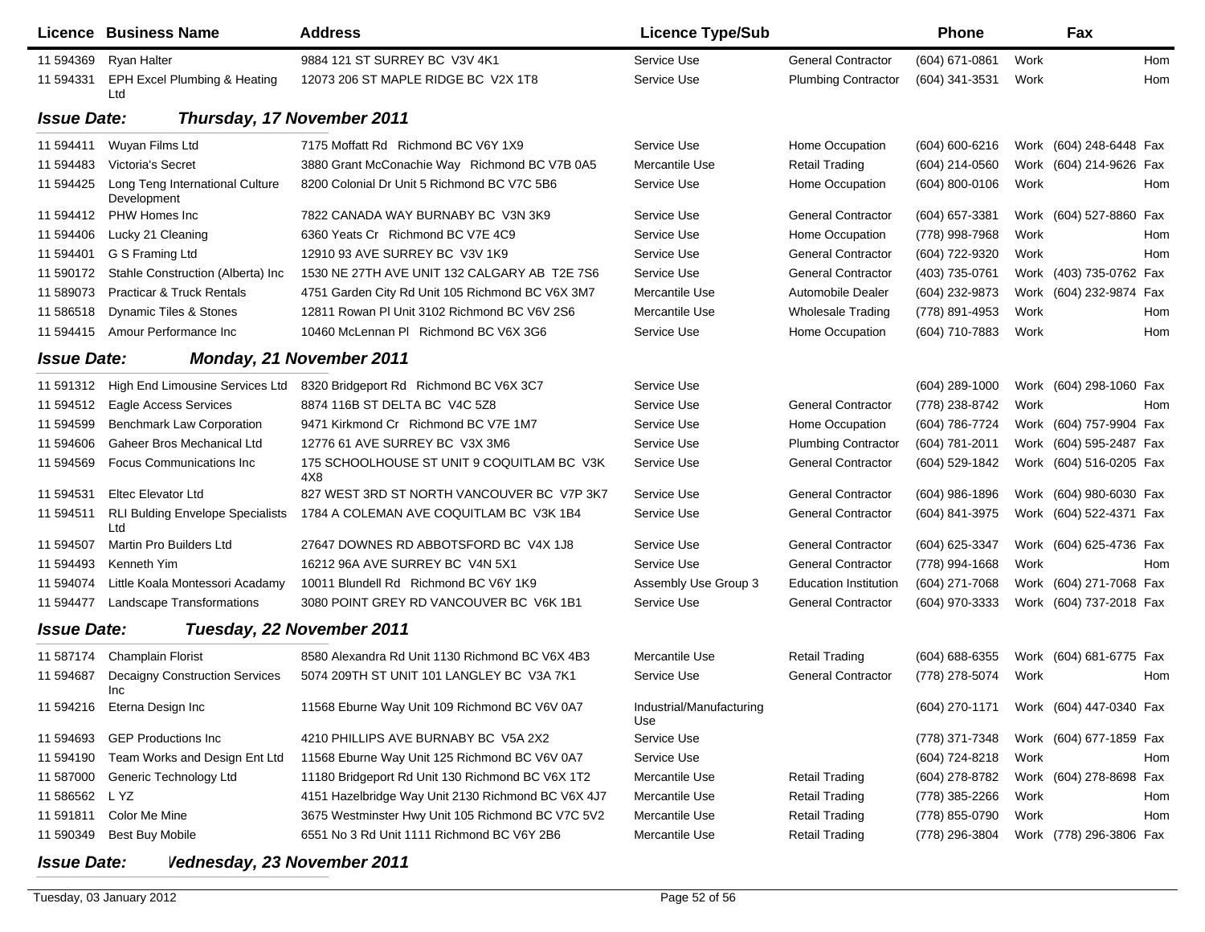| Licence | Business Name | Address | Licence Type/Sub | | Phone | | Fax | |
|---|---|---|---|---|---|---|---|---|
| 11 594369 | Ryan Halter | 9884 121 ST SURREY BC V3V 4K1 | Service Use | General Contractor | (604) 671-0861 | Work | | Hom |
| 11 594331 | EPH Excel Plumbing & Heating Ltd | 12073 206 ST MAPLE RIDGE BC V2X 1T8 | Service Use | Plumbing Contractor | (604) 341-3531 | Work | | Hom |

***Issue Date: Thursday, 17 November 2011***

| Licence | Business Name | Address | Licence Type/Sub | | Phone | | Fax | |
|---|---|---|---|---|---|---|---|---|
| 11 594411 | Wuyan Films Ltd | 7175 Moffatt Rd Richmond BC V6Y 1X9 | Service Use | Home Occupation | (604) 600-6216 | Work | (604) 248-6448 | Fax |
| 11 594483 | Victoria's Secret | 3880 Grant McConachie Way Richmond BC V7B 0A5 | Mercantile Use | Retail Trading | (604) 214-0560 | Work | (604) 214-9626 | Fax |
| 11 594425 | Long Teng International Culture Development | 8200 Colonial Dr Unit 5 Richmond BC V7C 5B6 | Service Use | Home Occupation | (604) 800-0106 | Work | | Hom |
| 11 594412 | PHW Homes Inc | 7822 CANADA WAY BURNABY BC V3N 3K9 | Service Use | General Contractor | (604) 657-3381 | Work | (604) 527-8860 | Fax |
| 11 594406 | Lucky 21 Cleaning | 6360 Yeats Cr Richmond BC V7E 4C9 | Service Use | Home Occupation | (778) 998-7968 | Work | | Hom |
| 11 594401 | G S Framing Ltd | 12910 93 AVE SURREY BC V3V 1K9 | Service Use | General Contractor | (604) 722-9320 | Work | | Hom |
| 11 590172 | Stahle Construction (Alberta) Inc | 1530 NE 27TH AVE UNIT 132 CALGARY AB T2E 7S6 | Service Use | General Contractor | (403) 735-0761 | Work | (403) 735-0762 | Fax |
| 11 589073 | Practicar & Truck Rentals | 4751 Garden City Rd Unit 105 Richmond BC V6X 3M7 | Mercantile Use | Automobile Dealer | (604) 232-9873 | Work | (604) 232-9874 | Fax |
| 11 586518 | Dynamic Tiles & Stones | 12811 Rowan Pl Unit 3102 Richmond BC V6V 2S6 | Mercantile Use | Wholesale Trading | (778) 891-4953 | Work | | Hom |
| 11 594415 | Amour Performance Inc | 10460 McLennan Pl Richmond BC V6X 3G6 | Service Use | Home Occupation | (604) 710-7883 | Work | | Hom |

***Issue Date: Monday, 21 November 2011***

| Licence | Business Name | Address | Licence Type/Sub | | Phone | | Fax | |
|---|---|---|---|---|---|---|---|---|
| 11 591312 | High End Limousine Services Ltd | 8320 Bridgeport Rd Richmond BC V6X 3C7 | Service Use | | (604) 289-1000 | Work | (604) 298-1060 | Fax |
| 11 594512 | Eagle Access Services | 8874 116B ST DELTA BC V4C 5Z8 | Service Use | General Contractor | (778) 238-8742 | Work | | Hom |
| 11 594599 | Benchmark Law Corporation | 9471 Kirkmond Cr Richmond BC V7E 1M7 | Service Use | Home Occupation | (604) 786-7724 | Work | (604) 757-9904 | Fax |
| 11 594606 | Gaheer Bros Mechanical Ltd | 12776 61 AVE SURREY BC V3X 3M6 | Service Use | Plumbing Contractor | (604) 781-2011 | Work | (604) 595-2487 | Fax |
| 11 594569 | Focus Communications Inc | 175 SCHOOLHOUSE ST UNIT 9 COQUITLAM BC V3K 4X8 | Service Use | General Contractor | (604) 529-1842 | Work | (604) 516-0205 | Fax |
| 11 594531 | Eltec Elevator Ltd | 827 WEST 3RD ST NORTH VANCOUVER BC V7P 3K7 | Service Use | General Contractor | (604) 986-1896 | Work | (604) 980-6030 | Fax |
| 11 594511 | RLI Bulding Envelope Specialists Ltd | 1784 A COLEMAN AVE COQUITLAM BC V3K 1B4 | Service Use | General Contractor | (604) 841-3975 | Work | (604) 522-4371 | Fax |
| 11 594507 | Martin Pro Builders Ltd | 27647 DOWNES RD ABBOTSFORD BC V4X 1J8 | Service Use | General Contractor | (604) 625-3347 | Work | (604) 625-4736 | Fax |
| 11 594493 | Kenneth Yim | 16212 96A AVE SURREY BC V4N 5X1 | Service Use | General Contractor | (778) 994-1668 | Work | | Hom |
| 11 594074 | Little Koala Montessori Acadamy | 10011 Blundell Rd Richmond BC V6Y 1K9 | Assembly Use Group 3 | Education Institution | (604) 271-7068 | Work | (604) 271-7068 | Fax |
| 11 594477 | Landscape Transformations | 3080 POINT GREY RD VANCOUVER BC V6K 1B1 | Service Use | General Contractor | (604) 970-3333 | Work | (604) 737-2018 | Fax |

***Issue Date: Tuesday, 22 November 2011***

| Licence | Business Name | Address | Licence Type/Sub | | Phone | | Fax | |
|---|---|---|---|---|---|---|---|---|
| 11 587174 | Champlain Florist | 8580 Alexandra Rd Unit 1130 Richmond BC V6X 4B3 | Mercantile Use | Retail Trading | (604) 688-6355 | Work | (604) 681-6775 | Fax |
| 11 594687 | Decaigny Construction Services Inc | 5074 209TH ST UNIT 101 LANGLEY BC V3A 7K1 | Service Use | General Contractor | (778) 278-5074 | Work | | Hom |
| 11 594216 | Eterna Design Inc | 11568 Eburne Way Unit 109 Richmond BC V6V 0A7 | Industrial/Manufacturing Use | | (604) 270-1171 | Work | (604) 447-0340 | Fax |
| 11 594693 | GEP Productions Inc | 4210 PHILLIPS AVE BURNABY BC V5A 2X2 | Service Use | | (778) 371-7348 | Work | (604) 677-1859 | Fax |
| 11 594190 | Team Works and Design Ent Ltd | 11568 Eburne Way Unit 125 Richmond BC V6V 0A7 | Service Use | | (604) 724-8218 | Work | | Hom |
| 11 587000 | Generic Technology Ltd | 11180 Bridgeport Rd Unit 130 Richmond BC V6X 1T2 | Mercantile Use | Retail Trading | (604) 278-8782 | Work | (604) 278-8698 | Fax |
| 11 586562 | L YZ | 4151 Hazelbridge Way Unit 2130 Richmond BC V6X 4J7 | Mercantile Use | Retail Trading | (778) 385-2266 | Work | | Hom |
| 11 591811 | Color Me Mine | 3675 Westminster Hwy Unit 105 Richmond BC V7C 5V2 | Mercantile Use | Retail Trading | (778) 855-0790 | Work | | Hom |
| 11 590349 | Best Buy Mobile | 6551 No 3 Rd Unit 1111 Richmond BC V6Y 2B6 | Mercantile Use | Retail Trading | (778) 296-3804 | Work | (778) 296-3806 | Fax |

***Issue Date: Wednesday, 23 November 2011***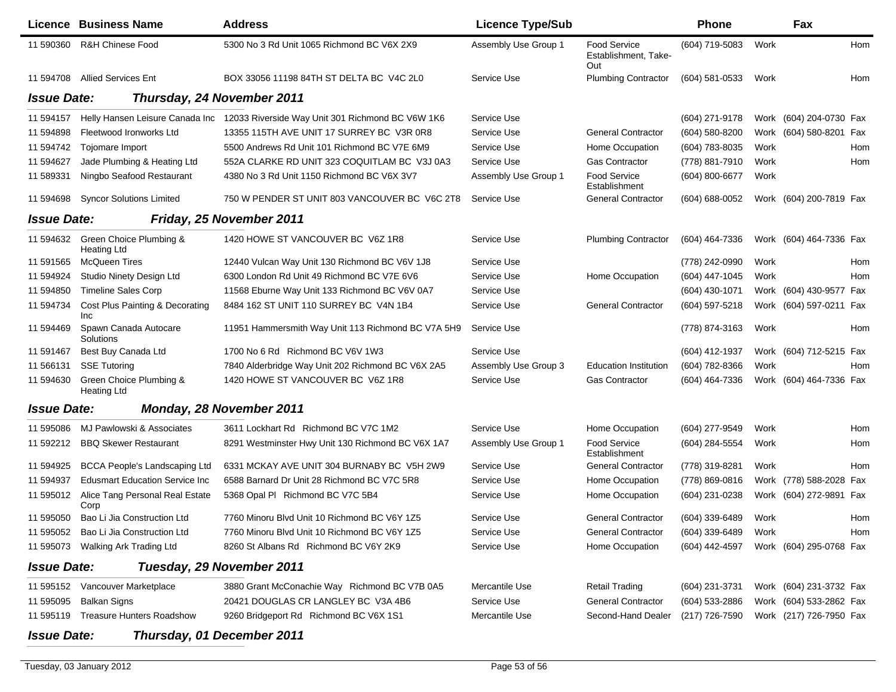| Licence | Business Name | Address | Licence Type/Sub | | Phone | | Fax | |
|---|---|---|---|---|---|---|---|---|
| 11 590360 | R&H Chinese Food | 5300 No 3 Rd Unit 1065 Richmond BC V6X 2X9 | Assembly Use Group 1 | Food Service Establishment, Take-Out | (604) 719-5083 | Work | | Hom |
| 11 594708 | Allied Services Ent | BOX 33056 11198 84TH ST DELTA BC V4C 2L0 | Service Use | Plumbing Contractor | (604) 581-0533 | Work | | Hom |

**Issue Date: *Thursday, 24 November 2011***

| Licence | Business Name | Address | Licence Type/Sub | | Phone | | Fax | |
|---|---|---|---|---|---|---|---|---|
| 11 594157 | Helly Hansen Leisure Canada Inc | 12033 Riverside Way Unit 301 Richmond BC V6W 1K6 | Service Use | | (604) 271-9178 | Work | (604) 204-0730 | Fax |
| 11 594898 | Fleetwood Ironworks Ltd | 13355 115TH AVE UNIT 17 SURREY BC V3R 0R8 | Service Use | General Contractor | (604) 580-8200 | Work | (604) 580-8201 | Fax |
| 11 594742 | Tojomare Import | 5500 Andrews Rd Unit 101 Richmond BC V7E 6M9 | Service Use | Home Occupation | (604) 783-8035 | Work | | Hom |
| 11 594627 | Jade Plumbing & Heating Ltd | 552A CLARKE RD UNIT 323 COQUITLAM BC V3J 0A3 | Service Use | Gas Contractor | (778) 881-7910 | Work | | Hom |
| 11 589331 | Ningbo Seafood Restaurant | 4380 No 3 Rd Unit 1150 Richmond BC V6X 3V7 | Assembly Use Group 1 | Food Service Establishment | (604) 800-6677 | Work | | |
| 11 594698 | Syncor Solutions Limited | 750 W PENDER ST UNIT 803 VANCOUVER BC V6C 2T8 | Service Use | General Contractor | (604) 688-0052 | Work | (604) 200-7819 | Fax |

**Issue Date: *Friday, 25 November 2011***

| Licence | Business Name | Address | Licence Type/Sub | | Phone | | Fax | |
|---|---|---|---|---|---|---|---|---|
| 11 594632 | Green Choice Plumbing & Heating Ltd | 1420 HOWE ST VANCOUVER BC V6Z 1R8 | Service Use | Plumbing Contractor | (604) 464-7336 | Work | (604) 464-7336 | Fax |
| 11 591565 | McQueen Tires | 12440 Vulcan Way Unit 130 Richmond BC V6V 1J8 | Service Use | | (778) 242-0990 | Work | | Hom |
| 11 594924 | Studio Ninety Design Ltd | 6300 London Rd Unit 49 Richmond BC V7E 6V6 | Service Use | Home Occupation | (604) 447-1045 | Work | | Hom |
| 11 594850 | Timeline Sales Corp | 11568 Eburne Way Unit 133 Richmond BC V6V 0A7 | Service Use | | (604) 430-1071 | Work | (604) 430-9577 | Fax |
| 11 594734 | Cost Plus Painting & Decorating Inc | 8484 162 ST UNIT 110 SURREY BC V4N 1B4 | Service Use | General Contractor | (604) 597-5218 | Work | (604) 597-0211 | Fax |
| 11 594469 | Spawn Canada Autocare Solutions | 11951 Hammersmith Way Unit 113 Richmond BC V7A 5H9 | Service Use | | (778) 874-3163 | Work | | Hom |
| 11 591467 | Best Buy Canada Ltd | 1700 No 6 Rd Richmond BC V6V 1W3 | Service Use | | (604) 412-1937 | Work | (604) 712-5215 | Fax |
| 11 566131 | SSE Tutoring | 7840 Alderbridge Way Unit 202 Richmond BC V6X 2A5 | Assembly Use Group 3 | Education Institution | (604) 782-8366 | Work | | Hom |
| 11 594630 | Green Choice Plumbing & Heating Ltd | 1420 HOWE ST VANCOUVER BC V6Z 1R8 | Service Use | Gas Contractor | (604) 464-7336 | Work | (604) 464-7336 | Fax |

**Issue Date: *Monday, 28 November 2011***

| Licence | Business Name | Address | Licence Type/Sub | | Phone | | Fax | |
|---|---|---|---|---|---|---|---|---|
| 11 595086 | MJ Pawlowski & Associates | 3611 Lockhart Rd Richmond BC V7C 1M2 | Service Use | Home Occupation | (604) 277-9549 | Work | | Hom |
| 11 592212 | BBQ Skewer Restaurant | 8291 Westminster Hwy Unit 130 Richmond BC V6X 1A7 | Assembly Use Group 1 | Food Service Establishment | (604) 284-5554 | Work | | Hom |
| 11 594925 | BCCA People's Landscaping Ltd | 6331 MCKAY AVE UNIT 304 BURNABY BC V5H 2W9 | Service Use | General Contractor | (778) 319-8281 | Work | | Hom |
| 11 594937 | Edusmart Education Service Inc | 6588 Barnard Dr Unit 28 Richmond BC V7C 5R8 | Service Use | Home Occupation | (778) 869-0816 | Work | (778) 588-2028 | Fax |
| 11 595012 | Alice Tang Personal Real Estate Corp | 5368 Opal Pl Richmond BC V7C 5B4 | Service Use | Home Occupation | (604) 231-0238 | Work | (604) 272-9891 | Fax |
| 11 595050 | Bao Li Jia Construction Ltd | 7760 Minoru Blvd Unit 10 Richmond BC V6Y 1Z5 | Service Use | General Contractor | (604) 339-6489 | Work | | Hom |
| 11 595052 | Bao Li Jia Construction Ltd | 7760 Minoru Blvd Unit 10 Richmond BC V6Y 1Z5 | Service Use | General Contractor | (604) 339-6489 | Work | | Hom |
| 11 595073 | Walking Ark Trading Ltd | 8260 St Albans Rd Richmond BC V6Y 2K9 | Service Use | Home Occupation | (604) 442-4597 | Work | (604) 295-0768 | Fax |

**Issue Date: *Tuesday, 29 November 2011***

| Licence | Business Name | Address | Licence Type/Sub | | Phone | | Fax | |
|---|---|---|---|---|---|---|---|---|
| 11 595152 | Vancouver Marketplace | 3880 Grant McConachie Way Richmond BC V7B 0A5 | Mercantile Use | Retail Trading | (604) 231-3731 | Work | (604) 231-3732 | Fax |
| 11 595095 | Balkan Signs | 20421 DOUGLAS CR LANGLEY BC V3A 4B6 | Service Use | General Contractor | (604) 533-2886 | Work | (604) 533-2862 | Fax |
| 11 595119 | Treasure Hunters Roadshow | 9260 Bridgeport Rd Richmond BC V6X 1S1 | Mercantile Use | Second-Hand Dealer | (217) 726-7590 | Work | (217) 726-7950 | Fax |

**Issue Date: *Thursday, 01 December 2011***

Tuesday, 03 January 2012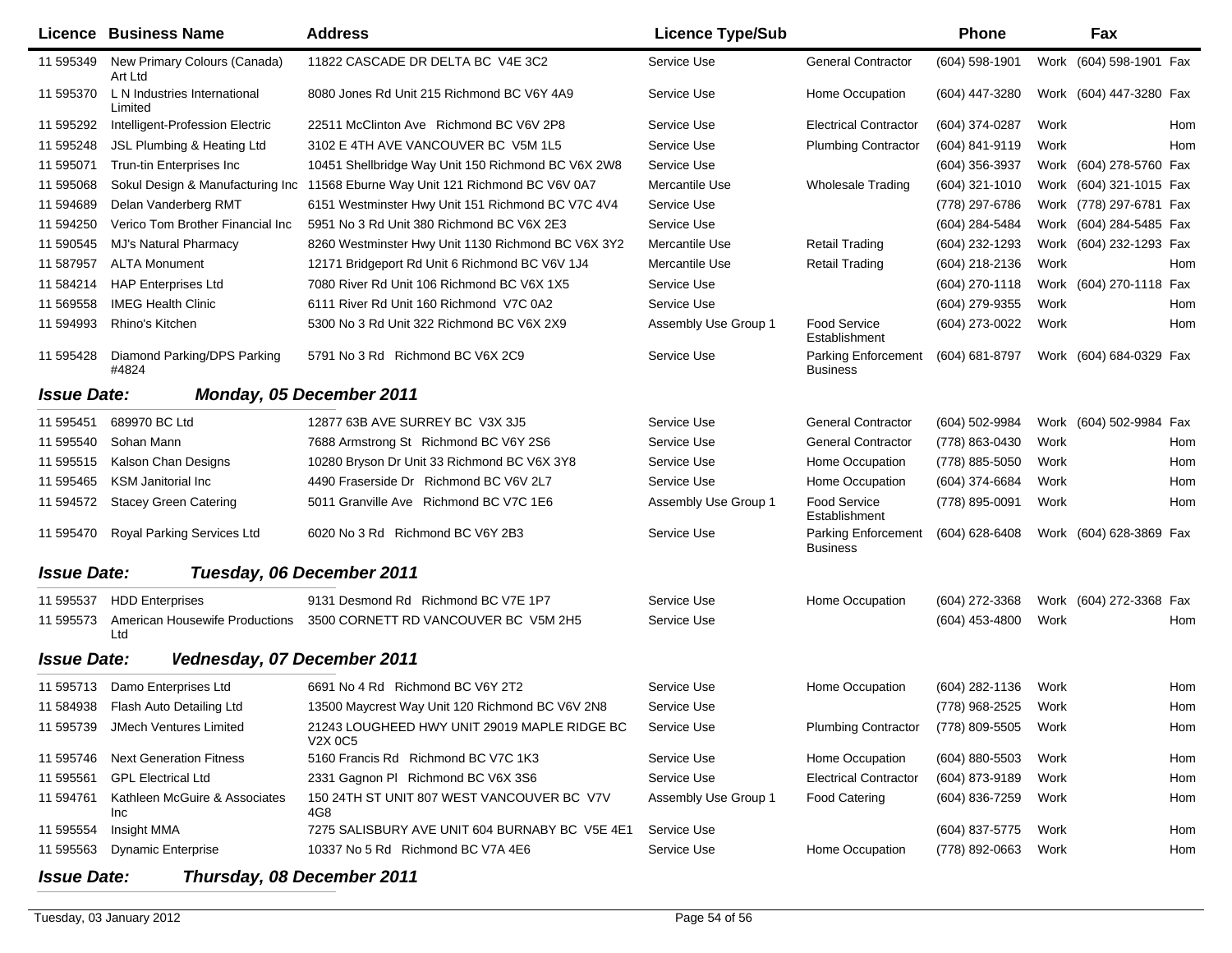| Licence | Business Name | Address | Licence Type/Sub | | Phone | | Fax | |
|---|---|---|---|---|---|---|---|---|
| 11 595349 | New Primary Colours (Canada) Art Ltd | 11822 CASCADE DR DELTA BC V4E 3C2 | Service Use | General Contractor | (604) 598-1901 | Work | (604) 598-1901 | Fax |
| 11 595370 | L N Industries International Limited | 8080 Jones Rd Unit 215 Richmond BC V6Y 4A9 | Service Use | Home Occupation | (604) 447-3280 | Work | (604) 447-3280 | Fax |
| 11 595292 | Intelligent-Profession Electric | 22511 McClinton Ave Richmond BC V6V 2P8 | Service Use | Electrical Contractor | (604) 374-0287 | Work | | Hom |
| 11 595248 | JSL Plumbing & Heating Ltd | 3102 E 4TH AVE VANCOUVER BC V5M 1L5 | Service Use | Plumbing Contractor | (604) 841-9119 | Work | | Hom |
| 11 595071 | Trun-tin Enterprises Inc | 10451 Shellbridge Way Unit 150 Richmond BC V6X 2W8 | Service Use | | (604) 356-3937 | Work | (604) 278-5760 | Fax |
| 11 595068 | Sokul Design & Manufacturing Inc | 11568 Eburne Way Unit 121 Richmond BC V6V 0A7 | Mercantile Use | Wholesale Trading | (604) 321-1010 | Work | (604) 321-1015 | Fax |
| 11 594689 | Delan Vanderberg RMT | 6151 Westminster Hwy Unit 151 Richmond BC V7C 4V4 | Service Use | | (778) 297-6786 | Work | (778) 297-6781 | Fax |
| 11 594250 | Verico Tom Brother Financial Inc | 5951 No 3 Rd Unit 380 Richmond BC V6X 2E3 | Service Use | | (604) 284-5484 | Work | (604) 284-5485 | Fax |
| 11 590545 | MJ's Natural Pharmacy | 8260 Westminster Hwy Unit 1130 Richmond BC V6X 3Y2 | Mercantile Use | Retail Trading | (604) 232-1293 | Work | (604) 232-1293 | Fax |
| 11 587957 | ALTA Monument | 12171 Bridgeport Rd Unit 6 Richmond BC V6V 1J4 | Mercantile Use | Retail Trading | (604) 218-2136 | Work | | Hom |
| 11 584214 | HAP Enterprises Ltd | 7080 River Rd Unit 106 Richmond BC V6X 1X5 | Service Use | | (604) 270-1118 | Work | (604) 270-1118 | Fax |
| 11 569558 | IMEG Health Clinic | 6111 River Rd Unit 160 Richmond V7C 0A2 | Service Use | | (604) 279-9355 | Work | | Hom |
| 11 594993 | Rhino's Kitchen | 5300 No 3 Rd Unit 322 Richmond BC V6X 2X9 | Assembly Use Group 1 | Food Service Establishment | (604) 273-0022 | Work | | Hom |
| 11 595428 | Diamond Parking/DPS Parking #4824 | 5791 No 3 Rd Richmond BC V6X 2C9 | Service Use | Parking Enforcement Business | (604) 681-8797 | Work | (604) 684-0329 | Fax |

**Issue Date: Monday, 05 December 2011**

| Licence | Business Name | Address | Licence Type/Sub | | Phone | | Fax | |
|---|---|---|---|---|---|---|---|---|
| 11 595451 | 689970 BC Ltd | 12877 63B AVE SURREY BC V3X 3J5 | Service Use | General Contractor | (604) 502-9984 | Work | (604) 502-9984 | Fax |
| 11 595540 | Sohan Mann | 7688 Armstrong St Richmond BC V6Y 2S6 | Service Use | General Contractor | (778) 863-0430 | Work | | Hom |
| 11 595515 | Kalson Chan Designs | 10280 Bryson Dr Unit 33 Richmond BC V6X 3Y8 | Service Use | Home Occupation | (778) 885-5050 | Work | | Hom |
| 11 595465 | KSM Janitorial Inc | 4490 Fraserside Dr Richmond BC V6V 2L7 | Service Use | Home Occupation | (604) 374-6684 | Work | | Hom |
| 11 594572 | Stacey Green Catering | 5011 Granville Ave Richmond BC V7C 1E6 | Assembly Use Group 1 | Food Service Establishment | (778) 895-0091 | Work | | Hom |
| 11 595470 | Royal Parking Services Ltd | 6020 No 3 Rd Richmond BC V6Y 2B3 | Service Use | Parking Enforcement Business | (604) 628-6408 | Work | (604) 628-3869 | Fax |

**Issue Date: Tuesday, 06 December 2011**

| Licence | Business Name | Address | Licence Type/Sub | | Phone | | Fax | |
|---|---|---|---|---|---|---|---|---|
| 11 595537 | HDD Enterprises | 9131 Desmond Rd Richmond BC V7E 1P7 | Service Use | Home Occupation | (604) 272-3368 | Work | (604) 272-3368 | Fax |
| 11 595573 | American Housewife Productions Ltd | 3500 CORNETT RD VANCOUVER BC V5M 2H5 | Service Use | | (604) 453-4800 | Work | | Hom |

**Issue Date: Wednesday, 07 December 2011**

| Licence | Business Name | Address | Licence Type/Sub | | Phone | | Fax | |
|---|---|---|---|---|---|---|---|---|
| 11 595713 | Damo Enterprises Ltd | 6691 No 4 Rd Richmond BC V6Y 2T2 | Service Use | Home Occupation | (604) 282-1136 | Work | | Hom |
| 11 584938 | Flash Auto Detailing Ltd | 13500 Maycrest Way Unit 120 Richmond BC V6V 2N8 | Service Use | | (778) 968-2525 | Work | | Hom |
| 11 595739 | JMech Ventures Limited | 21243 LOUGHEED HWY UNIT 29019 MAPLE RIDGE BC V2X 0C5 | Service Use | Plumbing Contractor | (778) 809-5505 | Work | | Hom |
| 11 595746 | Next Generation Fitness | 5160 Francis Rd Richmond BC V7C 1K3 | Service Use | Home Occupation | (604) 880-5503 | Work | | Hom |
| 11 595561 | GPL Electrical Ltd | 2331 Gagnon Pl Richmond BC V6X 3S6 | Service Use | Electrical Contractor | (604) 873-9189 | Work | | Hom |
| 11 594761 | Kathleen McGuire & Associates Inc | 150 24TH ST UNIT 807 WEST VANCOUVER BC V7V 4G8 | Assembly Use Group 1 | Food Catering | (604) 836-7259 | Work | | Hom |
| 11 595554 | Insight MMA | 7275 SALISBURY AVE UNIT 604 BURNABY BC V5E 4E1 | Service Use | | (604) 837-5775 | Work | | Hom |
| 11 595563 | Dynamic Enterprise | 10337 No 5 Rd Richmond BC V7A 4E6 | Service Use | Home Occupation | (778) 892-0663 | Work | | Hom |

**Issue Date: Thursday, 08 December 2011**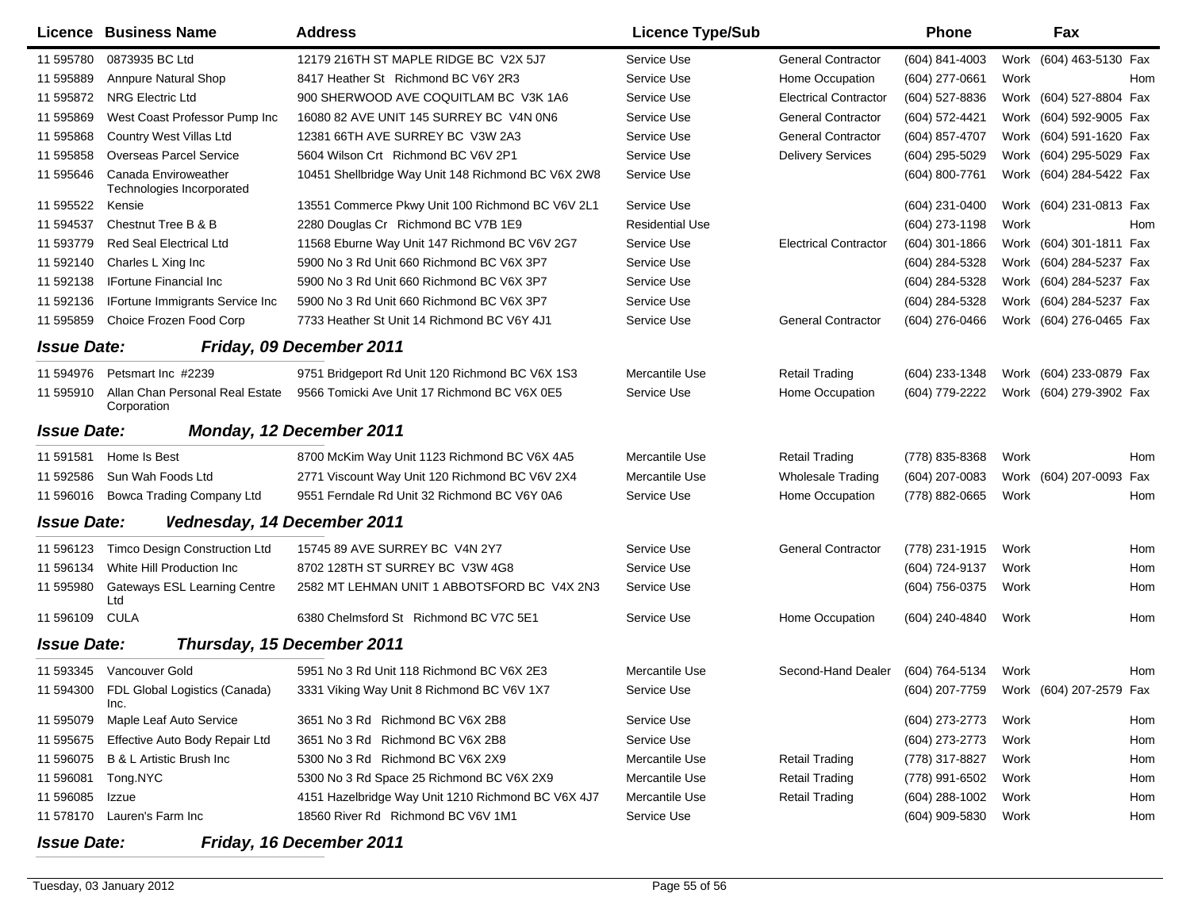| Licence | Business Name | Address | Licence Type/Sub | | Phone | | Fax | |
|---|---|---|---|---|---|---|---|---|
| 11 595780 | 0873935 BC Ltd | 12179 216TH ST MAPLE RIDGE BC V2X 5J7 | Service Use | General Contractor | (604) 841-4003 | Work | (604) 463-5130 | Fax |
| 11 595889 | Annpure Natural Shop | 8417 Heather St Richmond BC V6Y 2R3 | Service Use | Home Occupation | (604) 277-0661 | Work | | Hom |
| 11 595872 | NRG Electric Ltd | 900 SHERWOOD AVE COQUITLAM BC V3K 1A6 | Service Use | Electrical Contractor | (604) 527-8836 | Work | (604) 527-8804 | Fax |
| 11 595869 | West Coast Professor Pump Inc | 16080 82 AVE UNIT 145 SURREY BC V4N 0N6 | Service Use | General Contractor | (604) 572-4421 | Work | (604) 592-9005 | Fax |
| 11 595868 | Country West Villas Ltd | 12381 66TH AVE SURREY BC V3W 2A3 | Service Use | General Contractor | (604) 857-4707 | Work | (604) 591-1620 | Fax |
| 11 595858 | Overseas Parcel Service | 5604 Wilson Crt Richmond BC V6V 2P1 | Service Use | Delivery Services | (604) 295-5029 | Work | (604) 295-5029 | Fax |
| 11 595646 | Canada Enviroweather Technologies Incorporated | 10451 Shellbridge Way Unit 148 Richmond BC V6X 2W8 | Service Use | | (604) 800-7761 | Work | (604) 284-5422 | Fax |
| 11 595522 | Kensie | 13551 Commerce Pkwy Unit 100 Richmond BC V6V 2L1 | Service Use | | (604) 231-0400 | Work | (604) 231-0813 | Fax |
| 11 594537 | Chestnut Tree B & B | 2280 Douglas Cr Richmond BC V7B 1E9 | Residential Use | | (604) 273-1198 | Work | | Hom |
| 11 593779 | Red Seal Electrical Ltd | 11568 Eburne Way Unit 147 Richmond BC V6V 2G7 | Service Use | Electrical Contractor | (604) 301-1866 | Work | (604) 301-1811 | Fax |
| 11 592140 | Charles L Xing Inc | 5900 No 3 Rd Unit 660 Richmond BC V6X 3P7 | Service Use | | (604) 284-5328 | Work | (604) 284-5237 | Fax |
| 11 592138 | IFortune Financial Inc | 5900 No 3 Rd Unit 660 Richmond BC V6X 3P7 | Service Use | | (604) 284-5328 | Work | (604) 284-5237 | Fax |
| 11 592136 | IFortune Immigrants Service Inc | 5900 No 3 Rd Unit 660 Richmond BC V6X 3P7 | Service Use | | (604) 284-5328 | Work | (604) 284-5237 | Fax |
| 11 595859 | Choice Frozen Food Corp | 7733 Heather St Unit 14 Richmond BC V6Y 4J1 | Service Use | General Contractor | (604) 276-0466 | Work | (604) 276-0465 | Fax |
| ***Issue Date:*** | ***Friday, 09 December 2011*** | | | | | | | |
| 11 594976 | Petsmart Inc #2239 | 9751 Bridgeport Rd Unit 120 Richmond BC V6X 1S3 | Mercantile Use | Retail Trading | (604) 233-1348 | Work | (604) 233-0879 | Fax |
| 11 595910 | Allan Chan Personal Real Estate Corporation | 9566 Tomicki Ave Unit 17 Richmond BC V6X 0E5 | Service Use | Home Occupation | (604) 779-2222 | Work | (604) 279-3902 | Fax |
| ***Issue Date:*** | ***Monday, 12 December 2011*** | | | | | | | |
| 11 591581 | Home Is Best | 8700 McKim Way Unit 1123 Richmond BC V6X 4A5 | Mercantile Use | Retail Trading | (778) 835-8368 | Work | | Hom |
| 11 592586 | Sun Wah Foods Ltd | 2771 Viscount Way Unit 120 Richmond BC V6V 2X4 | Mercantile Use | Wholesale Trading | (604) 207-0083 | Work | (604) 207-0093 | Fax |
| 11 596016 | Bowca Trading Company Ltd | 9551 Ferndale Rd Unit 32 Richmond BC V6Y 0A6 | Service Use | Home Occupation | (778) 882-0665 | Work | | Hom |
| ***Issue Date:*** | ***Wednesday, 14 December 2011*** | | | | | | | |
| 11 596123 | Timco Design Construction Ltd | 15745 89 AVE SURREY BC V4N 2Y7 | Service Use | General Contractor | (778) 231-1915 | Work | | Hom |
| 11 596134 | White Hill Production Inc | 8702 128TH ST SURREY BC V3W 4G8 | Service Use | | (604) 724-9137 | Work | | Hom |
| 11 595980 | Gateways ESL Learning Centre Ltd | 2582 MT LEHMAN UNIT 1 ABBOTSFORD BC V4X 2N3 | Service Use | | (604) 756-0375 | Work | | Hom |
| 11 596109 | CULA | 6380 Chelmsford St Richmond BC V7C 5E1 | Service Use | Home Occupation | (604) 240-4840 | Work | | Hom |
| ***Issue Date:*** | ***Thursday, 15 December 2011*** | | | | | | | |
| 11 593345 | Vancouver Gold | 5951 No 3 Rd Unit 118 Richmond BC V6X 2E3 | Mercantile Use | Second-Hand Dealer | (604) 764-5134 | Work | | Hom |
| 11 594300 | FDL Global Logistics (Canada) Inc. | 3331 Viking Way Unit 8 Richmond BC V6V 1X7 | Service Use | | (604) 207-7759 | Work | (604) 207-2579 | Fax |
| 11 595079 | Maple Leaf Auto Service | 3651 No 3 Rd Richmond BC V6X 2B8 | Service Use | | (604) 273-2773 | Work | | Hom |
| 11 595675 | Effective Auto Body Repair Ltd | 3651 No 3 Rd Richmond BC V6X 2B8 | Service Use | | (604) 273-2773 | Work | | Hom |
| 11 596075 | B & L Artistic Brush Inc | 5300 No 3 Rd Richmond BC V6X 2X9 | Mercantile Use | Retail Trading | (778) 317-8827 | Work | | Hom |
| 11 596081 | Tong.NYC | 5300 No 3 Rd Space 25 Richmond BC V6X 2X9 | Mercantile Use | Retail Trading | (778) 991-6502 | Work | | Hom |
| 11 596085 | Izzue | 4151 Hazelbridge Way Unit 1210 Richmond BC V6X 4J7 | Mercantile Use | Retail Trading | (604) 288-1002 | Work | | Hom |
| 11 578170 | Lauren's Farm Inc | 18560 River Rd Richmond BC V6V 1M1 | Service Use | | (604) 909-5830 | Work | | Hom |

***Issue Date:*** ***Friday, 16 December 2011***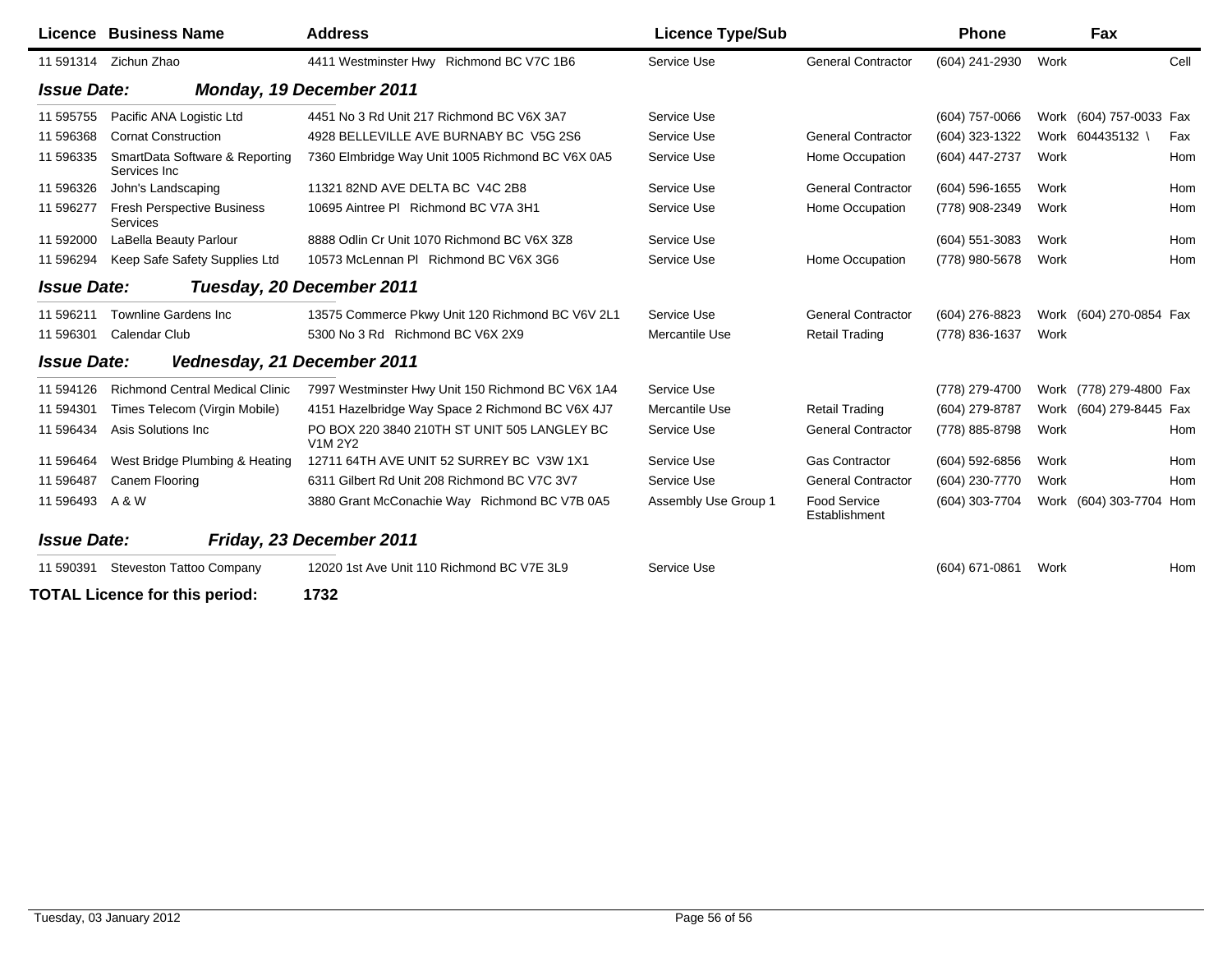| Licence | Business Name | Address | Licence Type/Sub | | Phone | | Fax | |
|---|---|---|---|---|---|---|---|---|
| 11 591314 | Zichun Zhao | 4411 Westminster Hwy Richmond BC V7C 1B6 | Service Use | General Contractor | (604) 241-2930 | Work | | Cell |
| ***Issue Date:*** | ***Monday, 19 December 2011*** | | | | | | | |
| 11 595755 | Pacific ANA Logistic Ltd | 4451 No 3 Rd Unit 217 Richmond BC V6X 3A7 | Service Use | | (604) 757-0066 | Work | (604) 757-0033 | Fax |
| 11 596368 | Cornat Construction | 4928 BELLEVILLE AVE BURNABY BC V5G 2S6 | Service Use | General Contractor | (604) 323-1322 | Work | 604435132 \ | Fax |
| 11 596335 | SmartData Software & Reporting Services Inc | 7360 Elmbridge Way Unit 1005 Richmond BC V6X 0A5 | Service Use | Home Occupation | (604) 447-2737 | Work | | Hom |
| 11 596326 | John's Landscaping | 11321 82ND AVE DELTA BC V4C 2B8 | Service Use | General Contractor | (604) 596-1655 | Work | | Hom |
| 11 596277 | Fresh Perspective Business Services | 10695 Aintree Pl Richmond BC V7A 3H1 | Service Use | Home Occupation | (778) 908-2349 | Work | | Hom |
| 11 592000 | LaBella Beauty Parlour | 8888 Odlin Cr Unit 1070 Richmond BC V6X 3Z8 | Service Use | | (604) 551-3083 | Work | | Hom |
| 11 596294 | Keep Safe Safety Supplies Ltd | 10573 McLennan Pl Richmond BC V6X 3G6 | Service Use | Home Occupation | (778) 980-5678 | Work | | Hom |
| ***Issue Date:*** | ***Tuesday, 20 December 2011*** | | | | | | | |
| 11 596211 | Townline Gardens Inc | 13575 Commerce Pkwy Unit 120 Richmond BC V6V 2L1 | Service Use | General Contractor | (604) 276-8823 | Work | (604) 270-0854 | Fax |
| 11 596301 | Calendar Club | 5300 No 3 Rd Richmond BC V6X 2X9 | Mercantile Use | Retail Trading | (778) 836-1637 | Work | | |
| ***Issue Date:*** | ***Vednesday, 21 December 2011*** | | | | | | | |
| 11 594126 | Richmond Central Medical Clinic | 7997 Westminster Hwy Unit 150 Richmond BC V6X 1A4 | Service Use | | (778) 279-4700 | Work | (778) 279-4800 | Fax |
| 11 594301 | Times Telecom (Virgin Mobile) | 4151 Hazelbridge Way Space 2 Richmond BC V6X 4J7 | Mercantile Use | Retail Trading | (604) 279-8787 | Work | (604) 279-8445 | Fax |
| 11 596434 | Asis Solutions Inc | PO BOX 220 3840 210TH ST UNIT 505 LANGLEY BC V1M 2Y2 | Service Use | General Contractor | (778) 885-8798 | Work | | Hom |
| 11 596464 | West Bridge Plumbing & Heating | 12711 64TH AVE UNIT 52 SURREY BC V3W 1X1 | Service Use | Gas Contractor | (604) 592-6856 | Work | | Hom |
| 11 596487 | Canem Flooring | 6311 Gilbert Rd Unit 208 Richmond BC V7C 3V7 | Service Use | General Contractor | (604) 230-7770 | Work | | Hom |
| 11 596493 | A & W | 3880 Grant McConachie Way Richmond BC V7B 0A5 | Assembly Use Group 1 | Food Service Establishment | (604) 303-7704 | Work | (604) 303-7704 | Hom |
| ***Issue Date:*** | ***Friday, 23 December 2011*** | | | | | | | |
| 11 590391 | Steveston Tattoo Company | 12020 1st Ave Unit 110 Richmond BC V7E 3L9 | Service Use | | (604) 671-0861 | Work | | Hom |

**TOTAL Licence for this period: 1732**